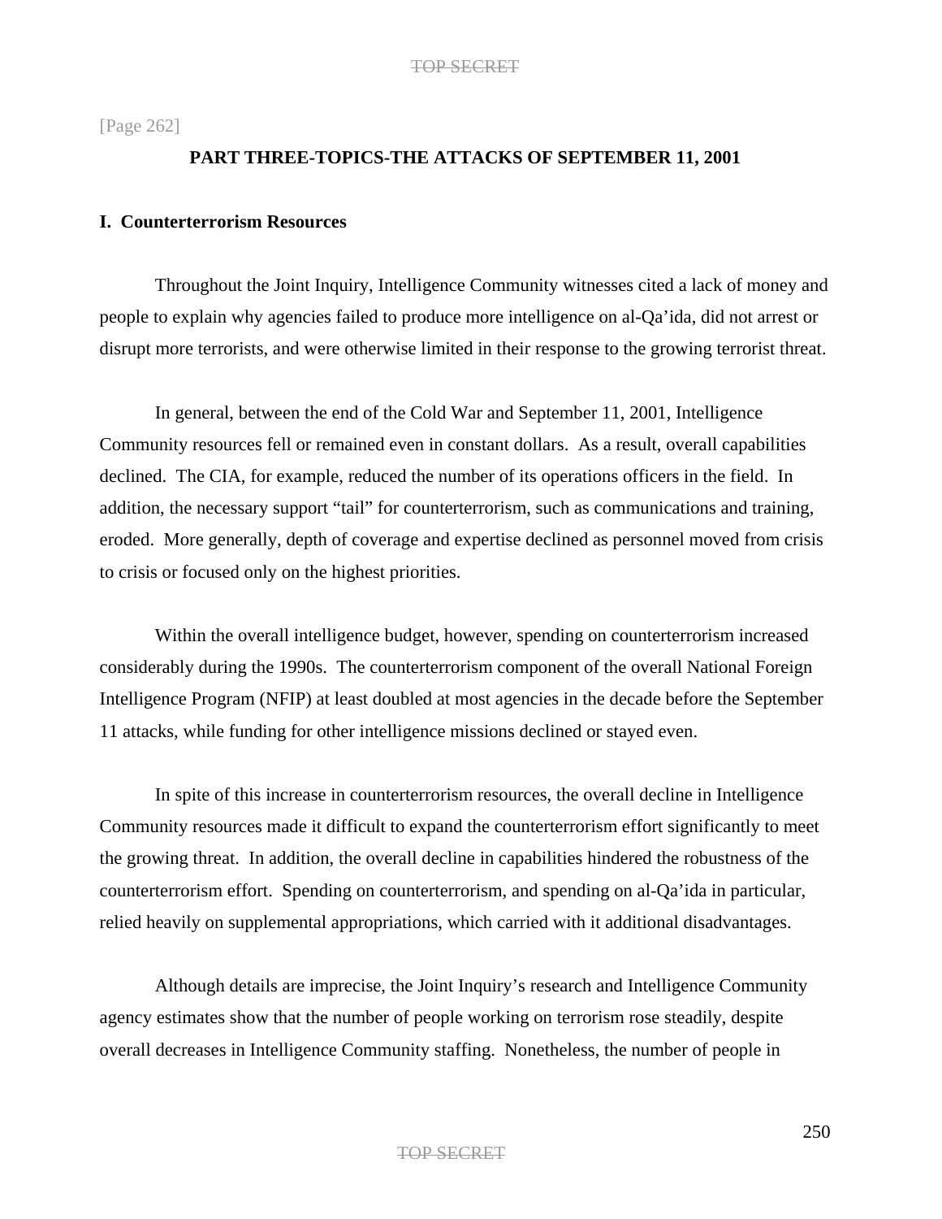[Page 262]

## PART THREE-TOPICS-THE ATTACKS OF SEPTEMBER 11, 2001

### I. Counterterrorism Resources

Throughout the Joint Inquiry, Intelligence Community witnesses cited a lack of money and people to explain why agencies failed to produce more intelligence on al-Qa'ida, did not arrest or disrupt more terrorists, and were otherwise limited in their response to the growing terrorist threat.

In general, between the end of the Cold War and September 11, 2001, Intelligence Community resources fell or remained even in constant dollars. As a result, overall capabilities declined. The CIA, for example, reduced the number of its operations officers in the field. In addition, the necessary support "tail" for counterterrorism, such as communications and training, eroded. More generally, depth of coverage and expertise declined as personnel moved from crisis to crisis or focused only on the highest priorities.

Within the overall intelligence budget, however, spending on counterterrorism increased considerably during the 1990s. The counterterrorism component of the overall National Foreign Intelligence Program (NFIP) at least doubled at most agencies in the decade before the September 11 attacks, while funding for other intelligence missions declined or stayed even.

In spite of this increase in counterterrorism resources, the overall decline in Intelligence Community resources made it difficult to expand the counterterrorism effort significantly to meet the growing threat. In addition, the overall decline in capabilities hindered the robustness of the counterterrorism effort. Spending on counterterrorism, and spending on al-Qa'ida in particular, relied heavily on supplemental appropriations, which carried with it additional disadvantages.

Although details are imprecise, the Joint Inquiry's research and Intelligence Community agency estimates show that the number of people working on terrorism rose steadily, despite overall decreases in Intelligence Community staffing. Nonetheless, the number of people in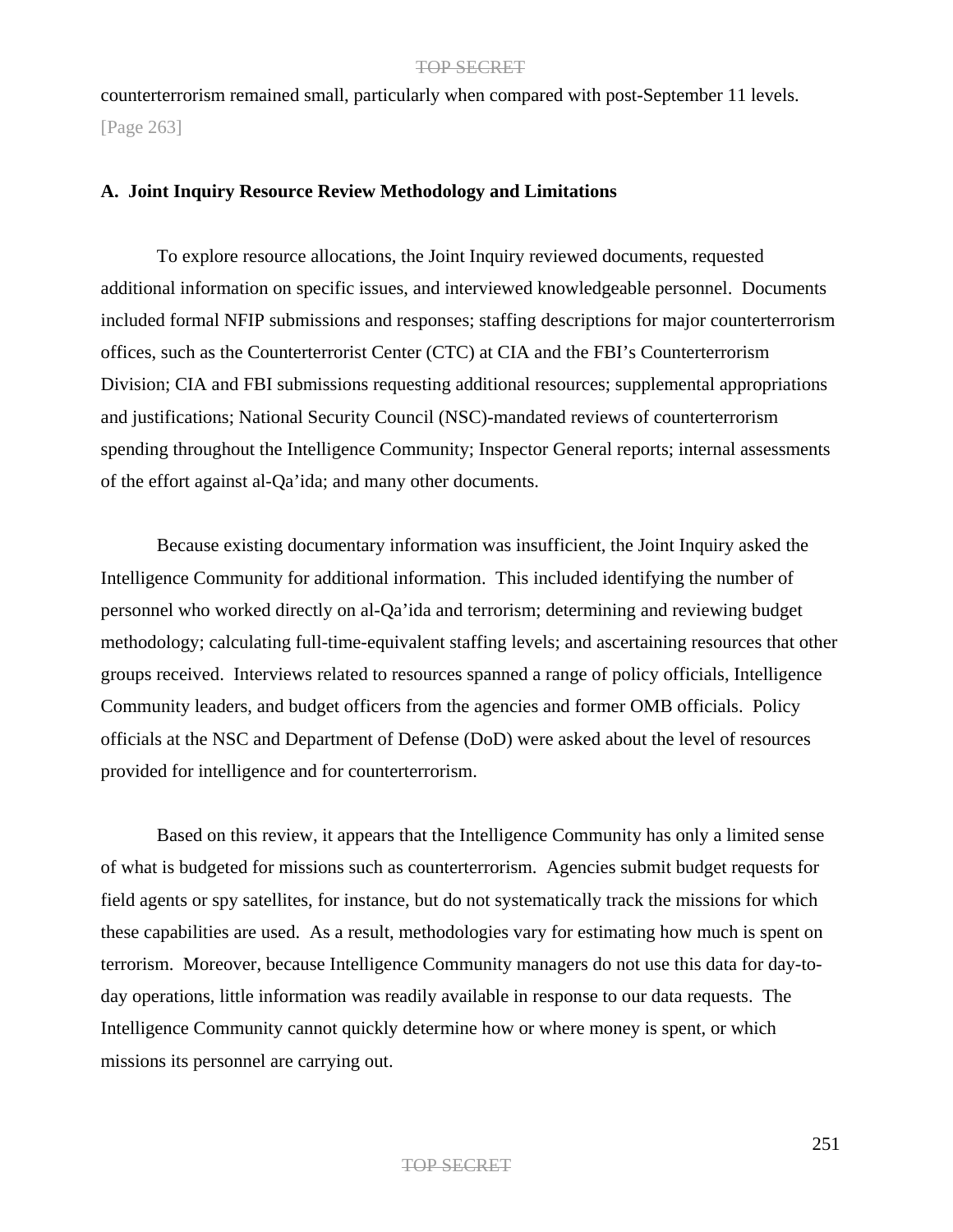counterterrorism remained small, particularly when compared with post-September 11 levels. [Page 263]

**A. Joint Inquiry Resource Review Methodology and Limitations**

To explore resource allocations, the Joint Inquiry reviewed documents, requested additional information on specific issues, and interviewed knowledgeable personnel. Documents included formal NFIP submissions and responses; staffing descriptions for major counterterrorism offices, such as the Counterterrorist Center (CTC) at CIA and the FBI's Counterterrorism Division; CIA and FBI submissions requesting additional resources; supplemental appropriations and justifications; National Security Council (NSC)-mandated reviews of counterterrorism spending throughout the Intelligence Community; Inspector General reports; internal assessments of the effort against al-Qa'ida; and many other documents.

Because existing documentary information was insufficient, the Joint Inquiry asked the Intelligence Community for additional information. This included identifying the number of personnel who worked directly on al-Qa'ida and terrorism; determining and reviewing budget methodology; calculating full-time-equivalent staffing levels; and ascertaining resources that other groups received. Interviews related to resources spanned a range of policy officials, Intelligence Community leaders, and budget officers from the agencies and former OMB officials. Policy officials at the NSC and Department of Defense (DoD) were asked about the level of resources provided for intelligence and for counterterrorism.

Based on this review, it appears that the Intelligence Community has only a limited sense of what is budgeted for missions such as counterterrorism. Agencies submit budget requests for field agents or spy satellites, for instance, but do not systematically track the missions for which these capabilities are used. As a result, methodologies vary for estimating how much is spent on terrorism. Moreover, because Intelligence Community managers do not use this data for day-to-day operations, little information was readily available in response to our data requests. The Intelligence Community cannot quickly determine how or where money is spent, or which missions its personnel are carrying out.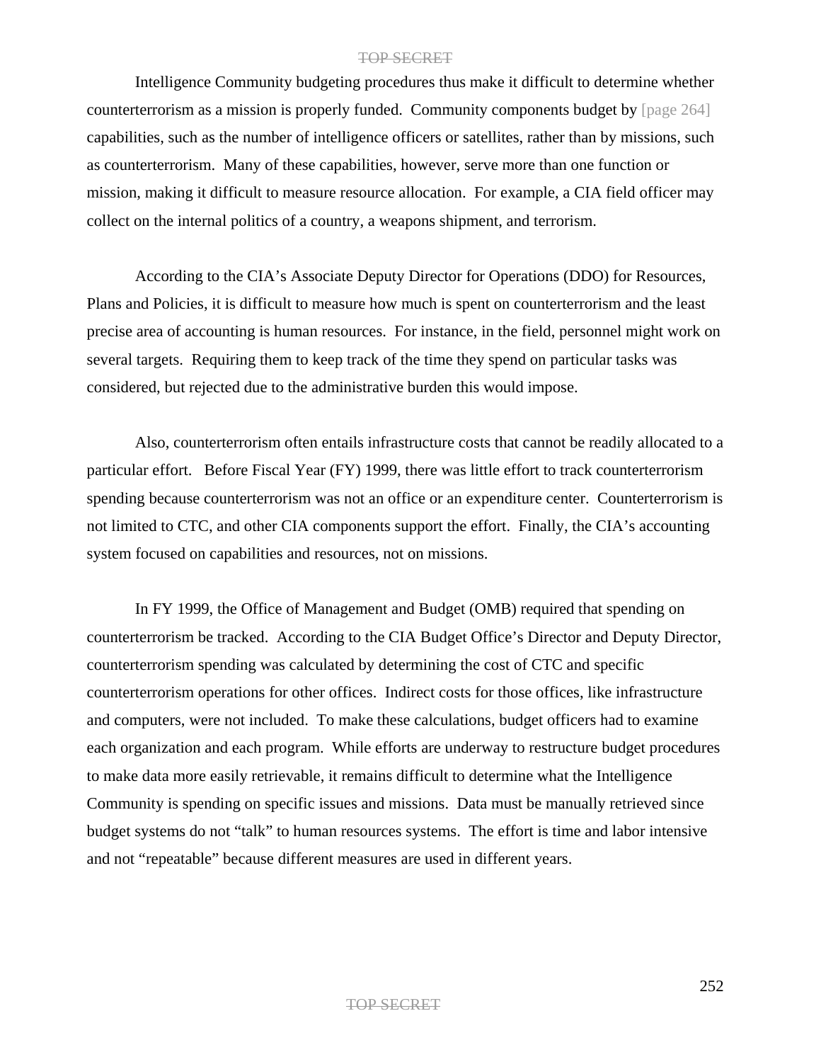Intelligence Community budgeting procedures thus make it difficult to determine whether counterterrorism as a mission is properly funded. Community components budget by [page 264] capabilities, such as the number of intelligence officers or satellites, rather than by missions, such as counterterrorism. Many of these capabilities, however, serve more than one function or mission, making it difficult to measure resource allocation. For example, a CIA field officer may collect on the internal politics of a country, a weapons shipment, and terrorism.

According to the CIA's Associate Deputy Director for Operations (DDO) for Resources, Plans and Policies, it is difficult to measure how much is spent on counterterrorism and the least precise area of accounting is human resources. For instance, in the field, personnel might work on several targets. Requiring them to keep track of the time they spend on particular tasks was considered, but rejected due to the administrative burden this would impose.

Also, counterterrorism often entails infrastructure costs that cannot be readily allocated to a particular effort. Before Fiscal Year (FY) 1999, there was little effort to track counterterrorism spending because counterterrorism was not an office or an expenditure center. Counterterrorism is not limited to CTC, and other CIA components support the effort. Finally, the CIA's accounting system focused on capabilities and resources, not on missions.

In FY 1999, the Office of Management and Budget (OMB) required that spending on counterterrorism be tracked. According to the CIA Budget Office's Director and Deputy Director, counterterrorism spending was calculated by determining the cost of CTC and specific counterterrorism operations for other offices. Indirect costs for those offices, like infrastructure and computers, were not included. To make these calculations, budget officers had to examine each organization and each program. While efforts are underway to restructure budget procedures to make data more easily retrievable, it remains difficult to determine what the Intelligence Community is spending on specific issues and missions. Data must be manually retrieved since budget systems do not "talk" to human resources systems. The effort is time and labor intensive and not "repeatable" because different measures are used in different years.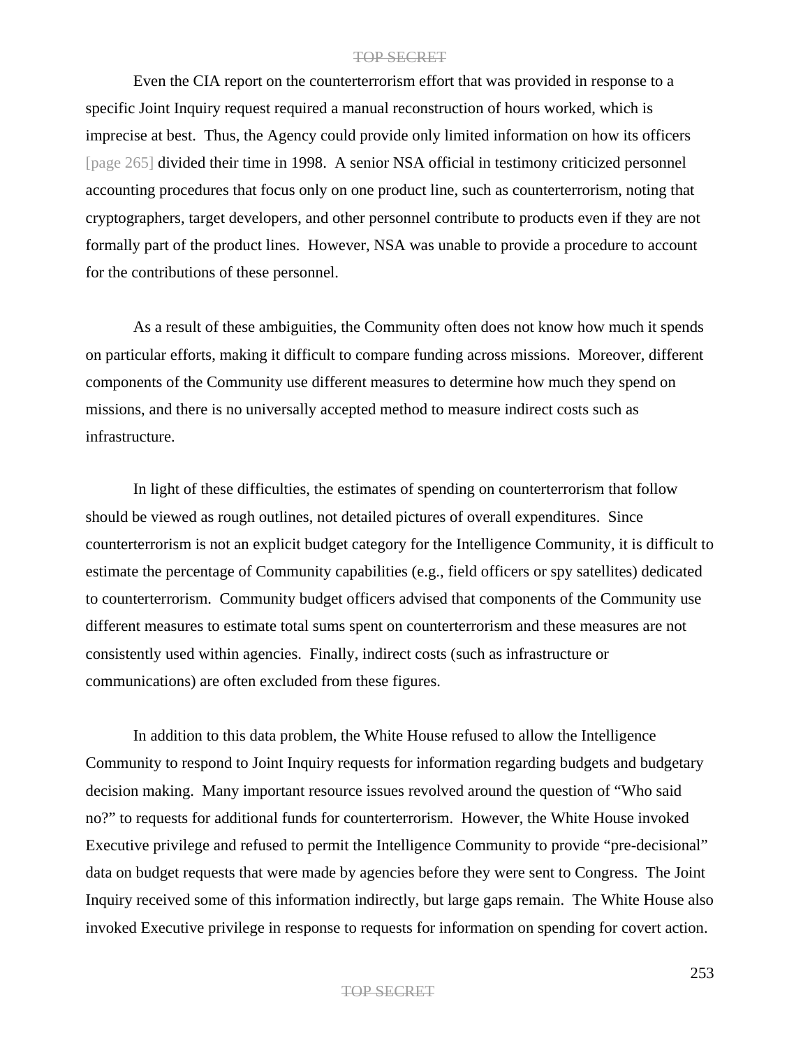Even the CIA report on the counterterrorism effort that was provided in response to a specific Joint Inquiry request required a manual reconstruction of hours worked, which is imprecise at best. Thus, the Agency could provide only limited information on how its officers [page 265] divided their time in 1998. A senior NSA official in testimony criticized personnel accounting procedures that focus only on one product line, such as counterterrorism, noting that cryptographers, target developers, and other personnel contribute to products even if they are not formally part of the product lines. However, NSA was unable to provide a procedure to account for the contributions of these personnel.

As a result of these ambiguities, the Community often does not know how much it spends on particular efforts, making it difficult to compare funding across missions. Moreover, different components of the Community use different measures to determine how much they spend on missions, and there is no universally accepted method to measure indirect costs such as infrastructure.

In light of these difficulties, the estimates of spending on counterterrorism that follow should be viewed as rough outlines, not detailed pictures of overall expenditures. Since counterterrorism is not an explicit budget category for the Intelligence Community, it is difficult to estimate the percentage of Community capabilities (e.g., field officers or spy satellites) dedicated to counterterrorism. Community budget officers advised that components of the Community use different measures to estimate total sums spent on counterterrorism and these measures are not consistently used within agencies. Finally, indirect costs (such as infrastructure or communications) are often excluded from these figures.

In addition to this data problem, the White House refused to allow the Intelligence Community to respond to Joint Inquiry requests for information regarding budgets and budgetary decision making. Many important resource issues revolved around the question of "Who said no?" to requests for additional funds for counterterrorism. However, the White House invoked Executive privilege and refused to permit the Intelligence Community to provide "pre-decisional" data on budget requests that were made by agencies before they were sent to Congress. The Joint Inquiry received some of this information indirectly, but large gaps remain. The White House also invoked Executive privilege in response to requests for information on spending for covert action.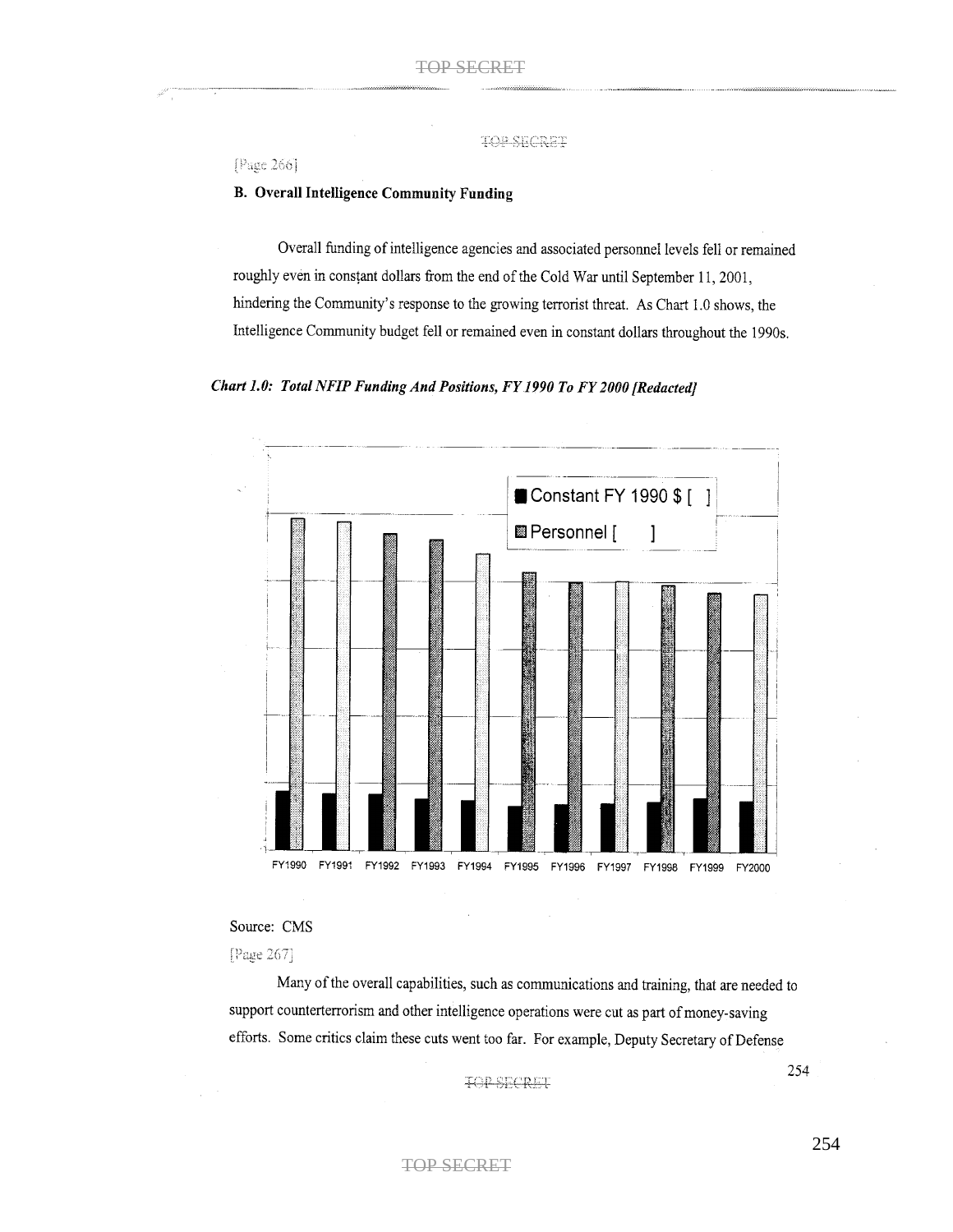[Page 266]

## B. Overall Intelligence Community Funding

Overall funding of intelligence agencies and associated personnel levels fell or remained roughly even in constant dollars from the end of the Cold War until September 11, 2001, hindering the Community's response to the growing terrorist threat. As Chart 1.0 shows, the Intelligence Community budget fell or remained even in constant dollars throughout the 1990s.

***Chart 1.0: Total NFIP Funding And Positions, FY 1990 To FY 2000 [Redacted]***

Constant FY 1990 $ [ ]

Personnel [ ]

FY1990 FY1991 FY1992 FY1993 FY1994 FY1995 FY1996 FY1997 FY1998 FY1999 FY2000

Source: CMS

[Page 267]

Many of the overall capabilities, such as communications and training, that are needed to support counterterrorism and other intelligence operations were cut as part of money-saving efforts. Some critics claim these cuts went too far. For example, Deputy Secretary of Defense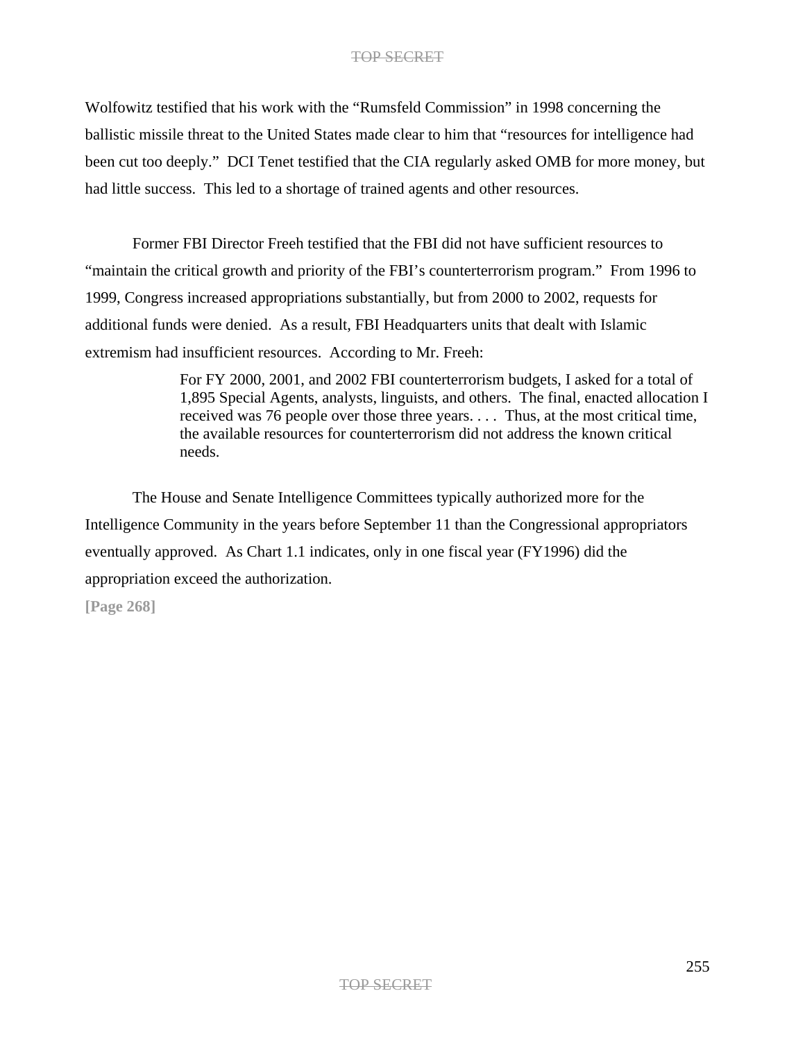Wolfowitz testified that his work with the "Rumsfeld Commission" in 1998 concerning the ballistic missile threat to the United States made clear to him that "resources for intelligence had been cut too deeply." DCI Tenet testified that the CIA regularly asked OMB for more money, but had little success. This led to a shortage of trained agents and other resources.

Former FBI Director Freeh testified that the FBI did not have sufficient resources to "maintain the critical growth and priority of the FBI's counterterrorism program." From 1996 to 1999, Congress increased appropriations substantially, but from 2000 to 2002, requests for additional funds were denied. As a result, FBI Headquarters units that dealt with Islamic extremism had insufficient resources. According to Mr. Freeh:

> For FY 2000, 2001, and 2002 FBI counterterrorism budgets, I asked for a total of 1,895 Special Agents, analysts, linguists, and others. The final, enacted allocation I received was 76 people over those three years. . . . Thus, at the most critical time, the available resources for counterterrorism did not address the known critical needs.

The House and Senate Intelligence Committees typically authorized more for the Intelligence Community in the years before September 11 than the Congressional appropriators eventually approved. As Chart 1.1 indicates, only in one fiscal year (FY1996) did the appropriation exceed the authorization.

**[Page 268]**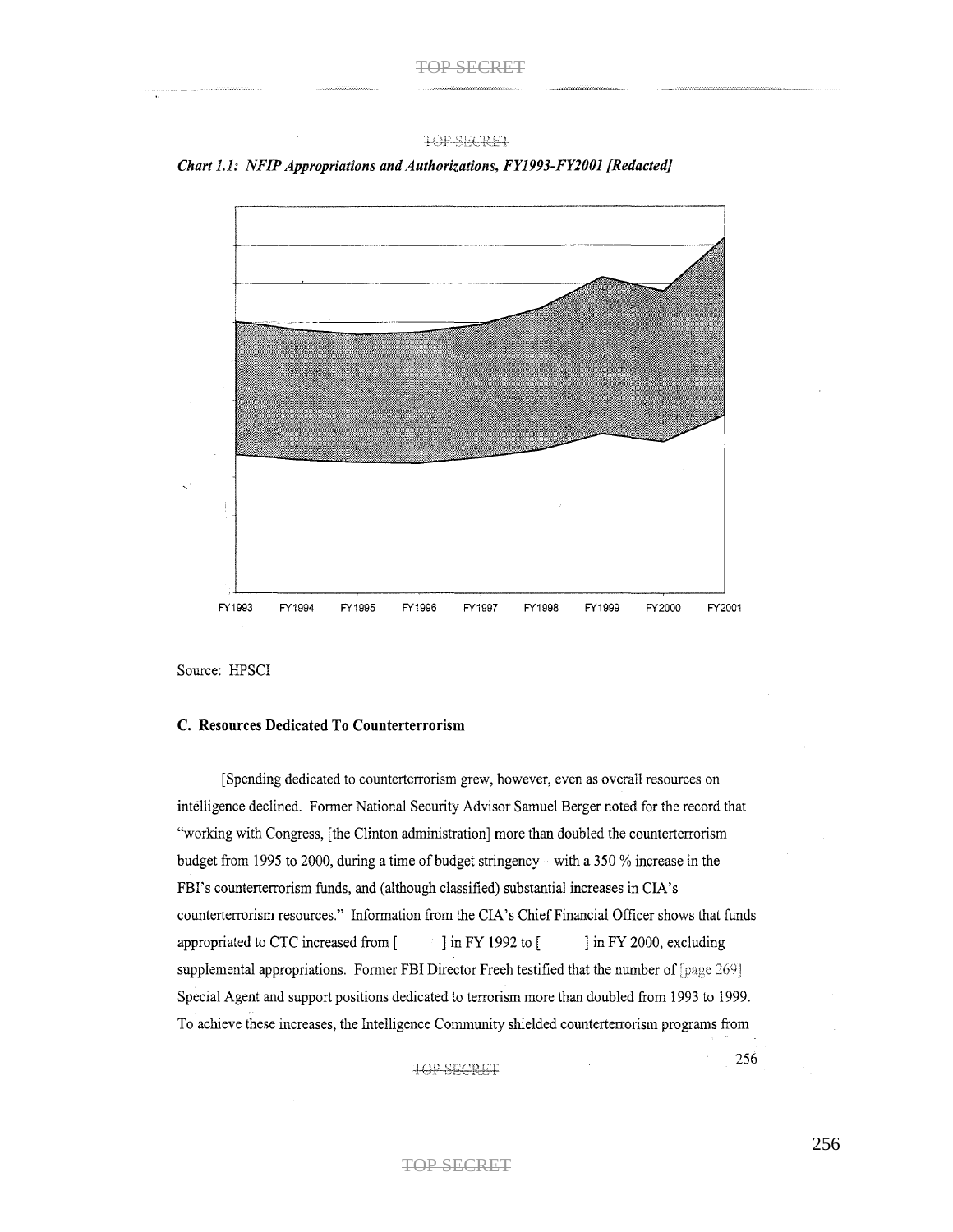*Chart 1.1: NFIP Appropriations and Authorizations, FY1993-FY2001 [Redacted]*

FY1993 FY1994 FY1995 FY1996 FY1997 FY1998 FY1999 FY2000 FY2001

Source: HPSCI

**C. Resources Dedicated To Counterterrorism**

[Spending dedicated to counterterrorism grew, however, even as overall resources on intelligence declined. Former National Security Advisor Samuel Berger noted for the record that "working with Congress, [the Clinton administration] more than doubled the counterterrorism budget from 1995 to 2000, during a time of budget stringency – with a 350 % increase in the FBI's counterterrorism funds, and (although classified) substantial increases in CIA's counterterrorism resources." Information from the CIA's Chief Financial Officer shows that funds appropriated to CTC increased from [ ] in FY 1992 to [ ] in FY 2000, excluding supplemental appropriations. Former FBI Director Freeh testified that the number of [page 269] Special Agent and support positions dedicated to terrorism more than doubled from 1993 to 1999. To achieve these increases, the Intelligence Community shielded counterterrorism programs from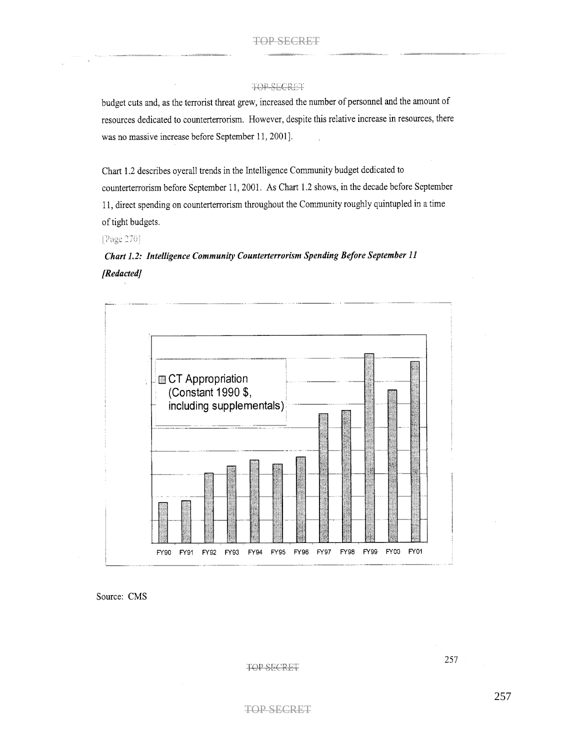budget cuts and, as the terrorist threat grew, increased the number of personnel and the amount of resources dedicated to counterterrorism. However, despite this relative increase in resources, there was no massive increase before September 11, 2001].

Chart 1.2 describes overall trends in the Intelligence Community budget dedicated to counterterrorism before September 11, 2001. As Chart 1.2 shows, in the decade before September 11, direct spending on counterterrorism throughout the Community roughly quintupled in a time of tight budgets.

[Page 270]

***Chart 1.2: Intelligence Community Counterterrorism Spending Before September 11 [Redacted]***

CT Appropriation (Constant 1990 $, including supplementals)

FY90 FY91 FY92 FY93 FY94 FY95 FY96 FY97 FY98 FY99 FY00 FY01

Source: CMS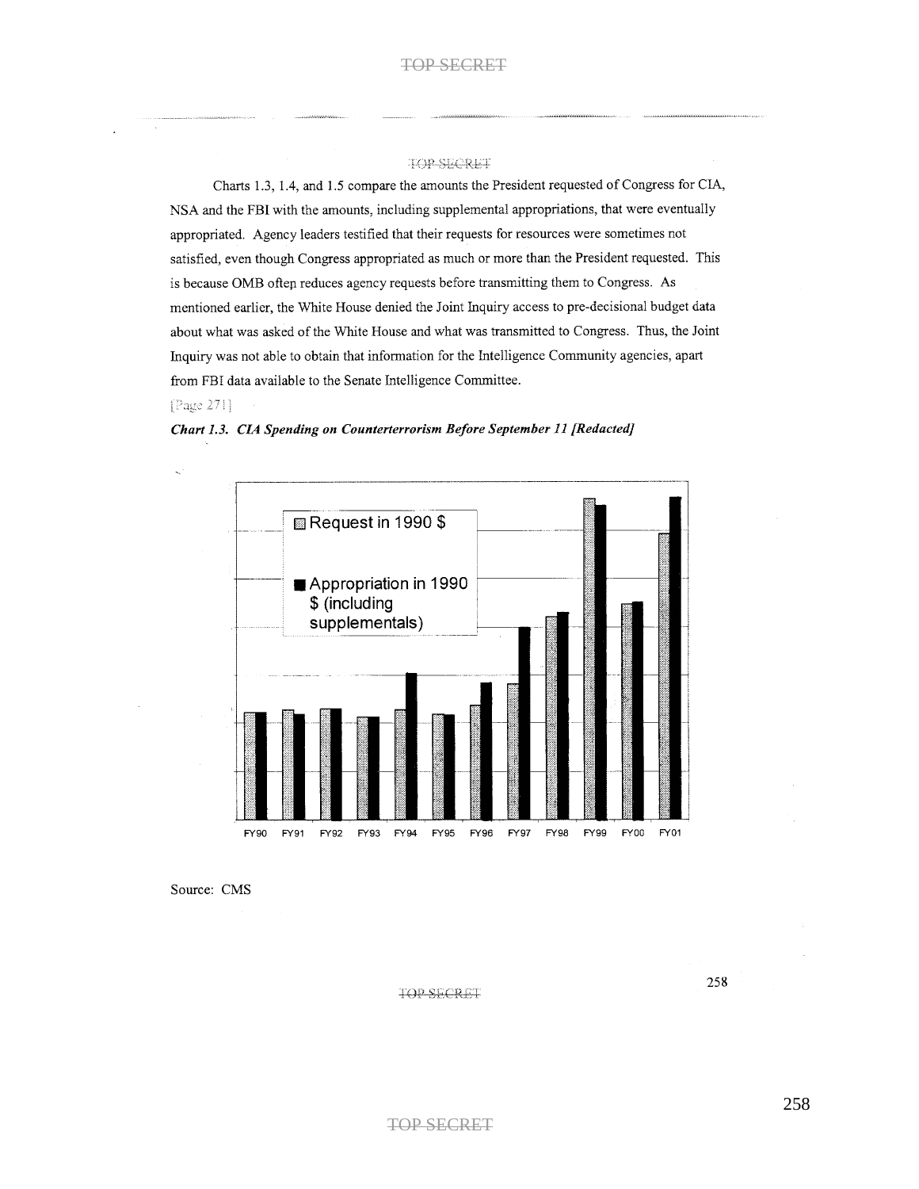Charts 1.3, 1.4, and 1.5 compare the amounts the President requested of Congress for CIA, NSA and the FBI with the amounts, including supplemental appropriations, that were eventually appropriated. Agency leaders testified that their requests for resources were sometimes not satisfied, even though Congress appropriated as much or more than the President requested. This is because OMB often reduces agency requests before transmitting them to Congress. As mentioned earlier, the White House denied the Joint Inquiry access to pre-decisional budget data about what was asked of the White House and what was transmitted to Congress. Thus, the Joint Inquiry was not able to obtain that information for the Intelligence Community agencies, apart from FBI data available to the Senate Intelligence Committee.

[Page 271]

***Chart 1.3. CIA Spending on Counterterrorism Before September 11 [Redacted]***

Request in 1990 $

Appropriation in 1990 $ (including supplementals)

FY90 FY91 FY92 FY93 FY94 FY95 FY96 FY97 FY98 FY99 FY00 FY01

Source: CMS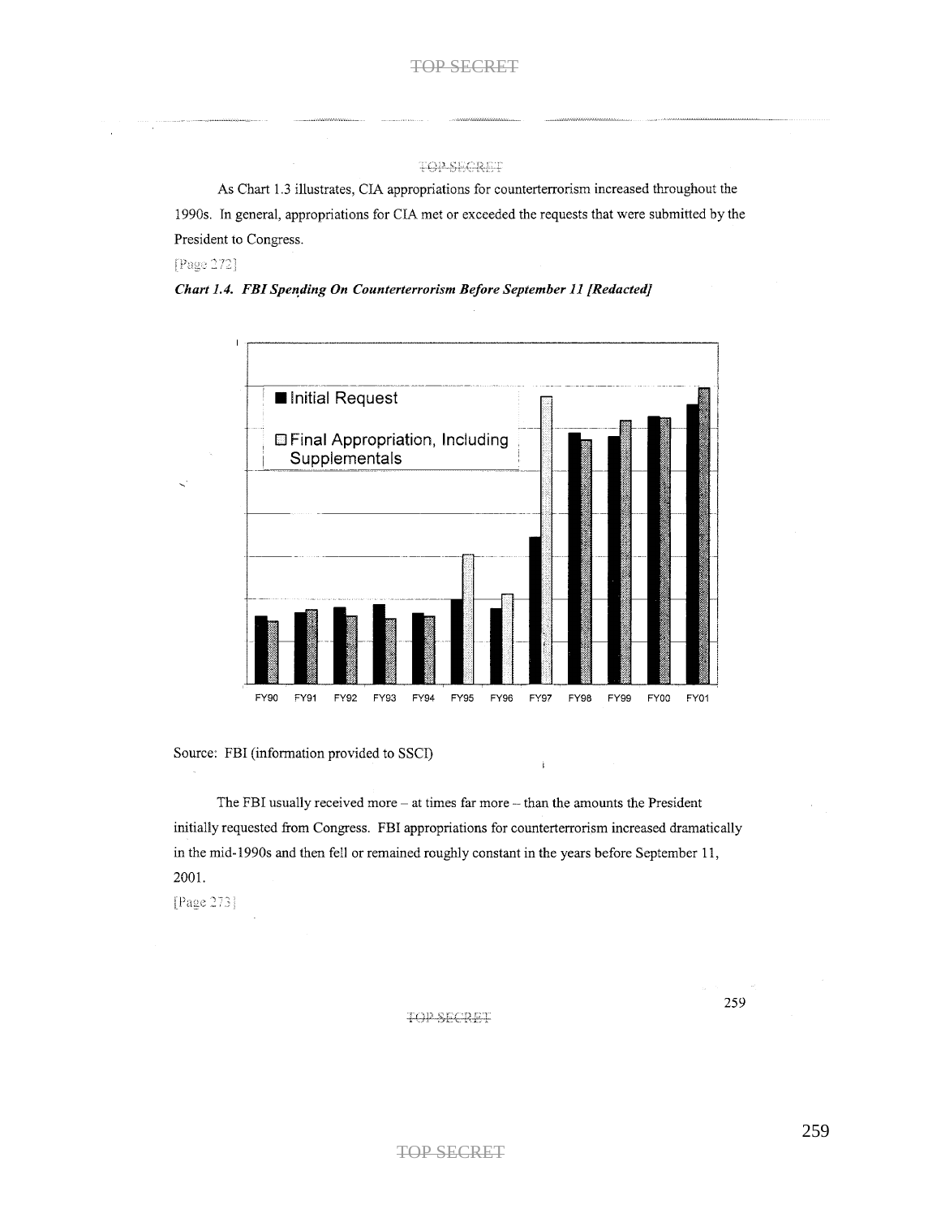As Chart 1.3 illustrates, CIA appropriations for counterterrorism increased throughout the 1990s. In general, appropriations for CIA met or exceeded the requests that were submitted by the President to Congress.

[Page 272]

***Chart 1.4. FBI Spending On Counterterrorism Before September 11 [Redacted]***

■ Initial Request

□ Final Appropriation, Including Supplementals

FY90 FY91 FY92 FY93 FY94 FY95 FY96 FY97 FY98 FY99 FY00 FY01

Source: FBI (information provided to SSCI)

The FBI usually received more – at times far more – than the amounts the President initially requested from Congress. FBI appropriations for counterterrorism increased dramatically in the mid-1990s and then fell or remained roughly constant in the years before September 11, 2001.

[Page 273]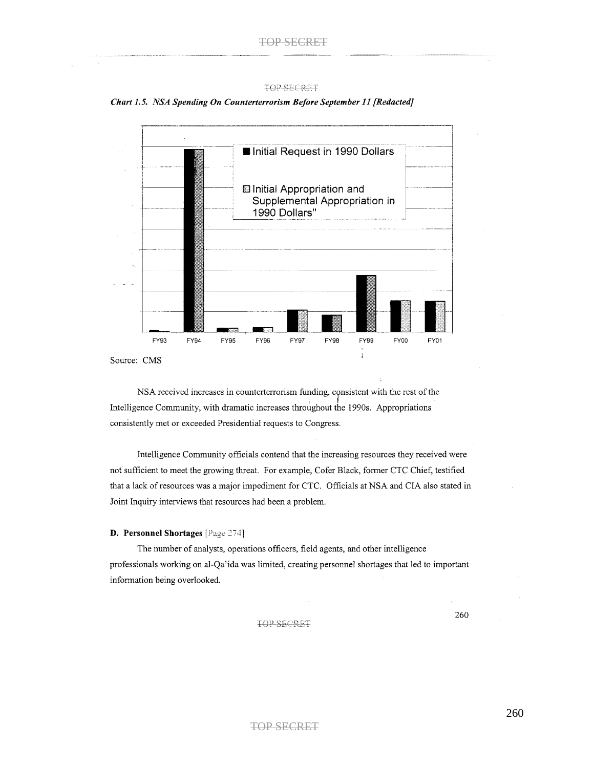*Chart 1.5. NSA Spending On Counterterrorism Before September 11 [Redacted]*

■ Initial Request in 1990 Dollars

▨ Initial Appropriation and Supplemental Appropriation in 1990 Dollars"

FY93 FY94 FY95 FY96 FY97 FY98 FY99 FY00 FY01

Source: CMS

NSA received increases in counterterrorism funding, consistent with the rest of the Intelligence Community, with dramatic increases throughout the 1990s. Appropriations consistently met or exceeded Presidential requests to Congress.

Intelligence Community officials contend that the increasing resources they received were not sufficient to meet the growing threat. For example, Cofer Black, former CTC Chief, testified that a lack of resources was a major impediment for CTC. Officials at NSA and CIA also stated in Joint Inquiry interviews that resources had been a problem.

**D. Personnel Shortages** [Page 274]

The number of analysts, operations officers, field agents, and other intelligence professionals working on al-Qa'ida was limited, creating personnel shortages that led to important information being overlooked.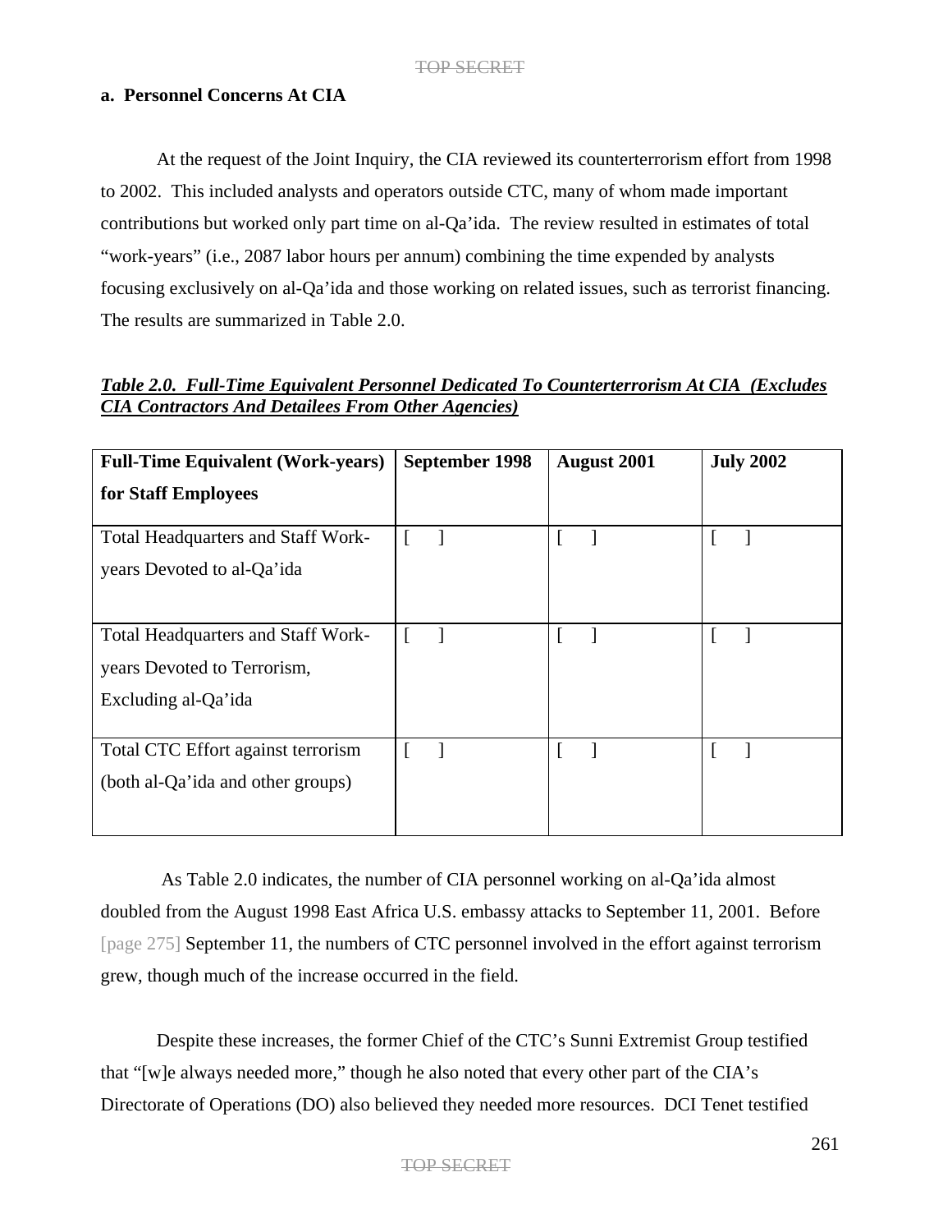**a. Personnel Concerns At CIA**

At the request of the Joint Inquiry, the CIA reviewed its counterterrorism effort from 1998 to 2002. This included analysts and operators outside CTC, many of whom made important contributions but worked only part time on al-Qa'ida. The review resulted in estimates of total "work-years" (i.e., 2087 labor hours per annum) combining the time expended by analysts focusing exclusively on al-Qa'ida and those working on related issues, such as terrorist financing. The results are summarized in Table 2.0.

***Table 2.0. Full-Time Equivalent Personnel Dedicated To Counterterrorism At CIA (Excludes CIA Contractors And Detailees From Other Agencies)***

| Full-Time Equivalent (Work-years) for Staff Employees | September 1998 | August 2001 | July 2002 |
|---|---|---|---|
| Total Headquarters and Staff Work-years Devoted to al-Qa'ida | [ ] | [ ] | [ ] |
| Total Headquarters and Staff Work-years Devoted to Terrorism, Excluding al-Qa'ida | [ ] | [ ] | [ ] |
| Total CTC Effort against terrorism (both al-Qa'ida and other groups) | [ ] | [ ] | [ ] |

As Table 2.0 indicates, the number of CIA personnel working on al-Qa'ida almost doubled from the August 1998 East Africa U.S. embassy attacks to September 11, 2001. Before [page 275] September 11, the numbers of CTC personnel involved in the effort against terrorism grew, though much of the increase occurred in the field.

Despite these increases, the former Chief of the CTC's Sunni Extremist Group testified that "[w]e always needed more," though he also noted that every other part of the CIA's Directorate of Operations (DO) also believed they needed more resources. DCI Tenet testified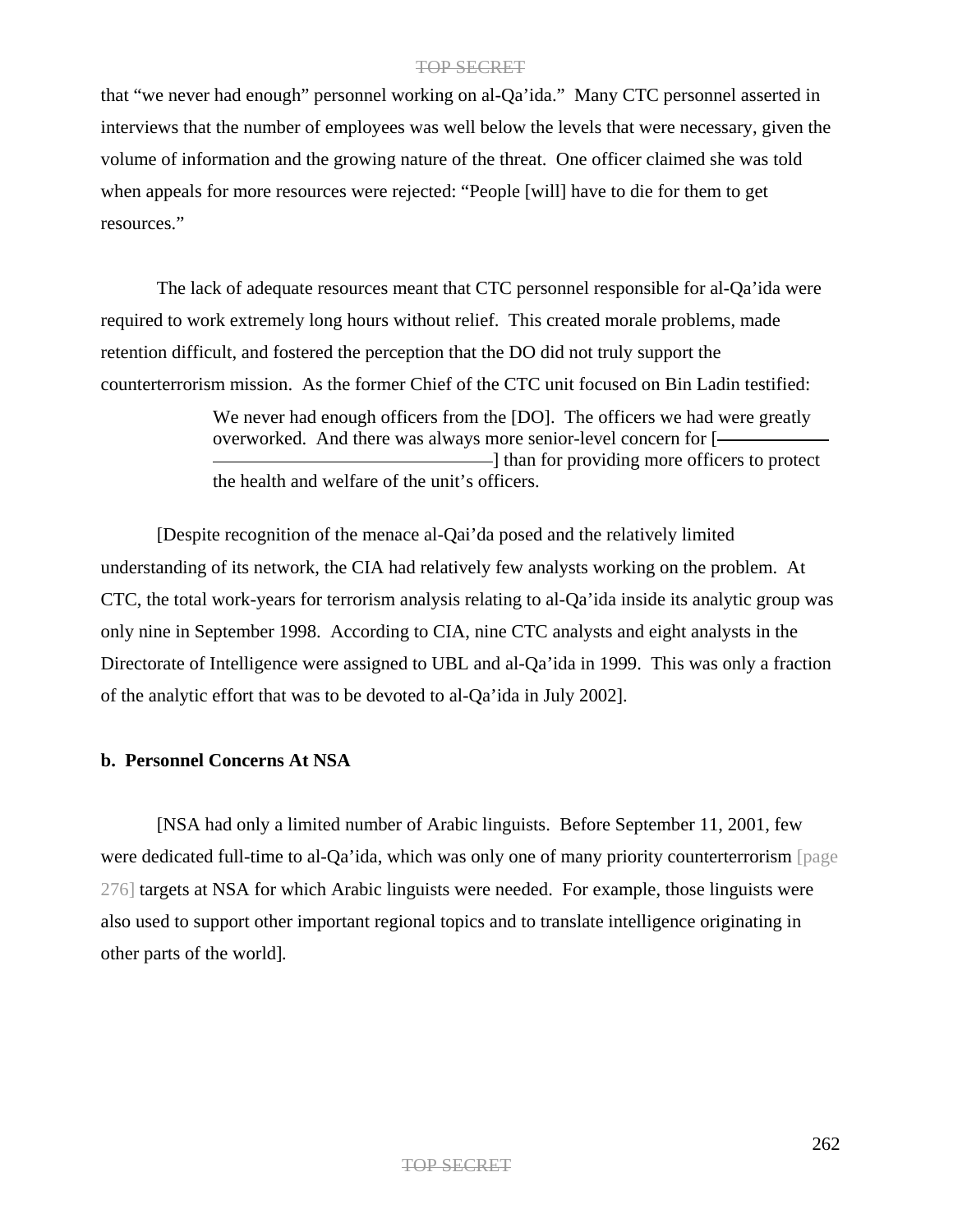that "we never had enough" personnel working on al-Qa'ida." Many CTC personnel asserted in interviews that the number of employees was well below the levels that were necessary, given the volume of information and the growing nature of the threat. One officer claimed she was told when appeals for more resources were rejected: "People [will] have to die for them to get resources."

The lack of adequate resources meant that CTC personnel responsible for al-Qa'ida were required to work extremely long hours without relief. This created morale problems, made retention difficult, and fostered the perception that the DO did not truly support the counterterrorism mission. As the former Chief of the CTC unit focused on Bin Ladin testified:

> We never had enough officers from the [DO]. The officers we had were greatly overworked. And there was always more senior-level concern for [——————————————] than for providing more officers to protect the health and welfare of the unit's officers.

[Despite recognition of the menace al-Qai'da posed and the relatively limited understanding of its network, the CIA had relatively few analysts working on the problem. At CTC, the total work-years for terrorism analysis relating to al-Qa'ida inside its analytic group was only nine in September 1998. According to CIA, nine CTC analysts and eight analysts in the Directorate of Intelligence were assigned to UBL and al-Qa'ida in 1999. This was only a fraction of the analytic effort that was to be devoted to al-Qa'ida in July 2002].

**b. Personnel Concerns At NSA**

[NSA had only a limited number of Arabic linguists. Before September 11, 2001, few were dedicated full-time to al-Qa'ida, which was only one of many priority counterterrorism [page 276] targets at NSA for which Arabic linguists were needed. For example, those linguists were also used to support other important regional topics and to translate intelligence originating in other parts of the world].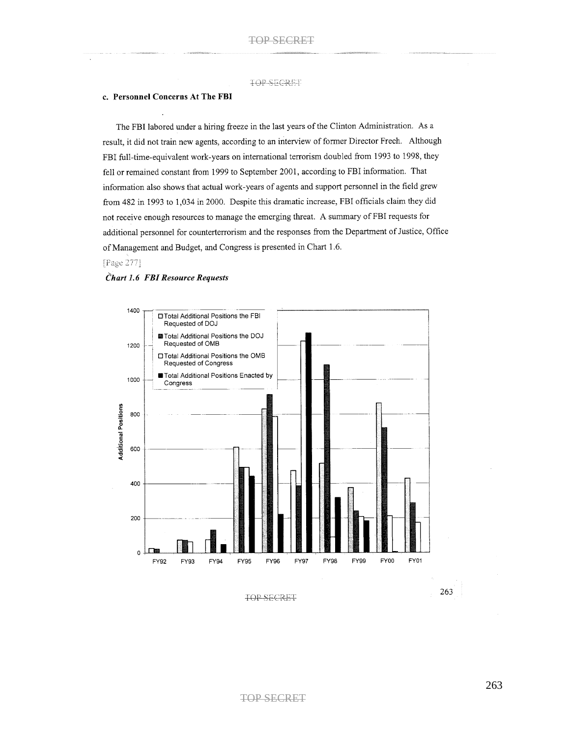### c. Personnel Concerns At The FBI

The FBI labored under a hiring freeze in the last years of the Clinton Administration. As a result, it did not train new agents, according to an interview of former Director Freeh. Although FBI full-time-equivalent work-years on international terrorism doubled from 1993 to 1998, they fell or remained constant from 1999 to September 2001, according to FBI information. That information also shows that actual work-years of agents and support personnel in the field grew from 482 in 1993 to 1,034 in 2000. Despite this dramatic increase, FBI officials claim they did not receive enough resources to manage the emerging threat. A summary of FBI requests for additional personnel for counterterrorism and the responses from the Department of Justice, Office of Management and Budget, and Congress is presented in Chart 1.6.

[Page 277]

*Chart 1.6 FBI Resource Requests*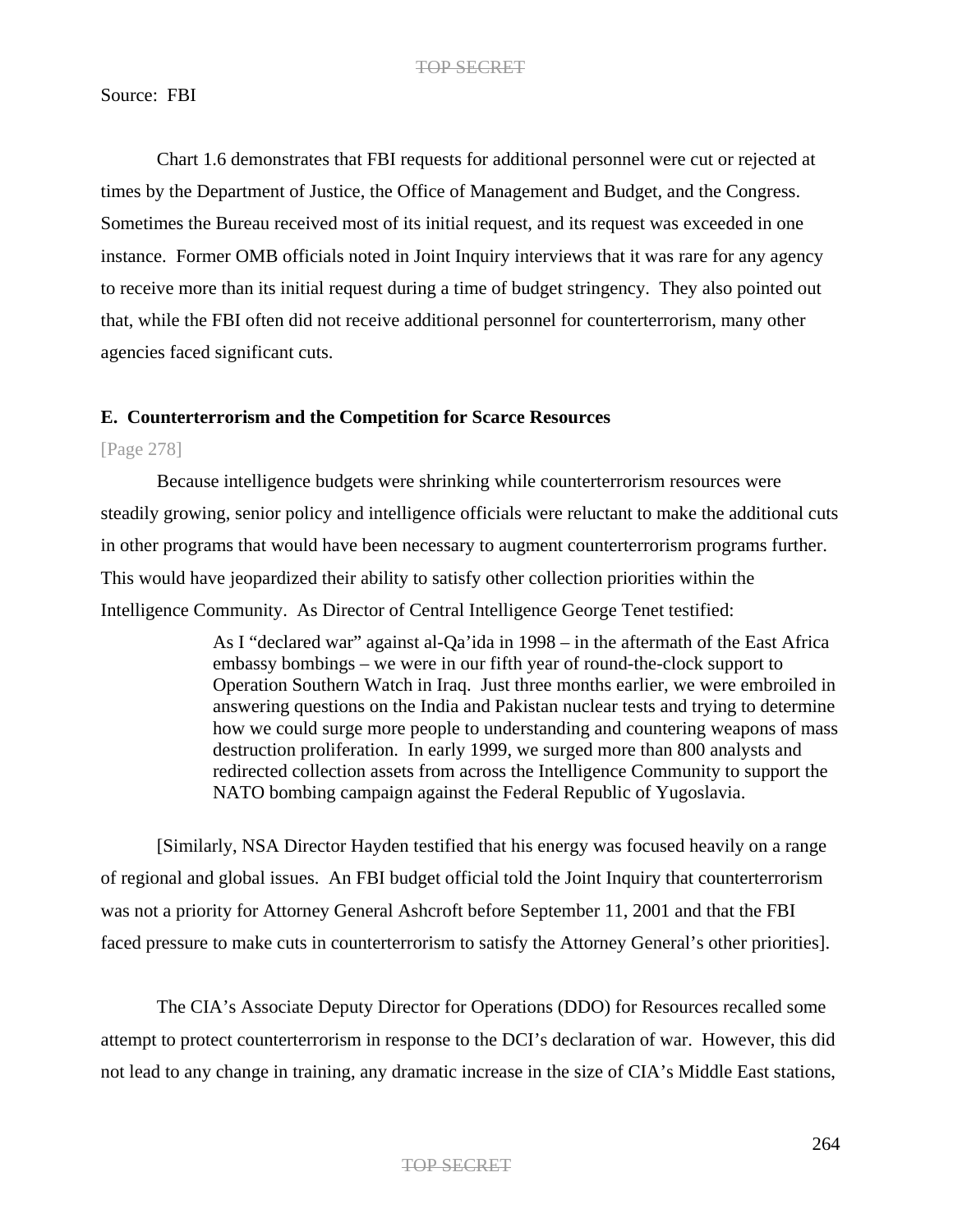Source: FBI

Chart 1.6 demonstrates that FBI requests for additional personnel were cut or rejected at times by the Department of Justice, the Office of Management and Budget, and the Congress. Sometimes the Bureau received most of its initial request, and its request was exceeded in one instance. Former OMB officials noted in Joint Inquiry interviews that it was rare for any agency to receive more than its initial request during a time of budget stringency. They also pointed out that, while the FBI often did not receive additional personnel for counterterrorism, many other agencies faced significant cuts.

### E. Counterterrorism and the Competition for Scarce Resources

[Page 278]

Because intelligence budgets were shrinking while counterterrorism resources were steadily growing, senior policy and intelligence officials were reluctant to make the additional cuts in other programs that would have been necessary to augment counterterrorism programs further. This would have jeopardized their ability to satisfy other collection priorities within the Intelligence Community. As Director of Central Intelligence George Tenet testified:

> As I "declared war" against al-Qa'ida in 1998 – in the aftermath of the East Africa embassy bombings – we were in our fifth year of round-the-clock support to Operation Southern Watch in Iraq. Just three months earlier, we were embroiled in answering questions on the India and Pakistan nuclear tests and trying to determine how we could surge more people to understanding and countering weapons of mass destruction proliferation. In early 1999, we surged more than 800 analysts and redirected collection assets from across the Intelligence Community to support the NATO bombing campaign against the Federal Republic of Yugoslavia.

[Similarly, NSA Director Hayden testified that his energy was focused heavily on a range of regional and global issues. An FBI budget official told the Joint Inquiry that counterterrorism was not a priority for Attorney General Ashcroft before September 11, 2001 and that the FBI faced pressure to make cuts in counterterrorism to satisfy the Attorney General's other priorities].

The CIA's Associate Deputy Director for Operations (DDO) for Resources recalled some attempt to protect counterterrorism in response to the DCI's declaration of war. However, this did not lead to any change in training, any dramatic increase in the size of CIA's Middle East stations,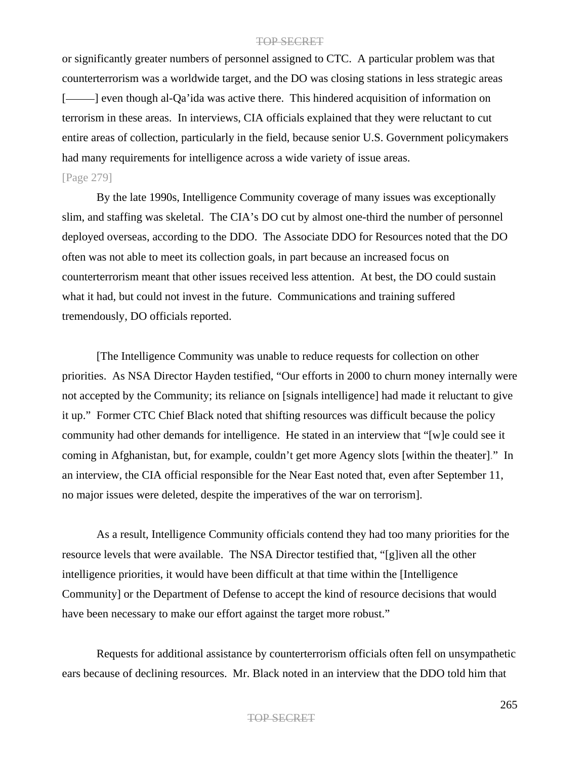or significantly greater numbers of personnel assigned to CTC. A particular problem was that counterterrorism was a worldwide target, and the DO was closing stations in less strategic areas [———] even though al-Qa'ida was active there. This hindered acquisition of information on terrorism in these areas. In interviews, CIA officials explained that they were reluctant to cut entire areas of collection, particularly in the field, because senior U.S. Government policymakers had many requirements for intelligence across a wide variety of issue areas.

[Page 279]

By the late 1990s, Intelligence Community coverage of many issues was exceptionally slim, and staffing was skeletal. The CIA's DO cut by almost one-third the number of personnel deployed overseas, according to the DDO. The Associate DDO for Resources noted that the DO often was not able to meet its collection goals, in part because an increased focus on counterterrorism meant that other issues received less attention. At best, the DO could sustain what it had, but could not invest in the future. Communications and training suffered tremendously, DO officials reported.

[The Intelligence Community was unable to reduce requests for collection on other priorities. As NSA Director Hayden testified, "Our efforts in 2000 to churn money internally were not accepted by the Community; its reliance on [signals intelligence] had made it reluctant to give it up." Former CTC Chief Black noted that shifting resources was difficult because the policy community had other demands for intelligence. He stated in an interview that "[w]e could see it coming in Afghanistan, but, for example, couldn't get more Agency slots [within the theater]." In an interview, the CIA official responsible for the Near East noted that, even after September 11, no major issues were deleted, despite the imperatives of the war on terrorism].

As a result, Intelligence Community officials contend they had too many priorities for the resource levels that were available. The NSA Director testified that, "[g]iven all the other intelligence priorities, it would have been difficult at that time within the [Intelligence Community] or the Department of Defense to accept the kind of resource decisions that would have been necessary to make our effort against the target more robust."

Requests for additional assistance by counterterrorism officials often fell on unsympathetic ears because of declining resources. Mr. Black noted in an interview that the DDO told him that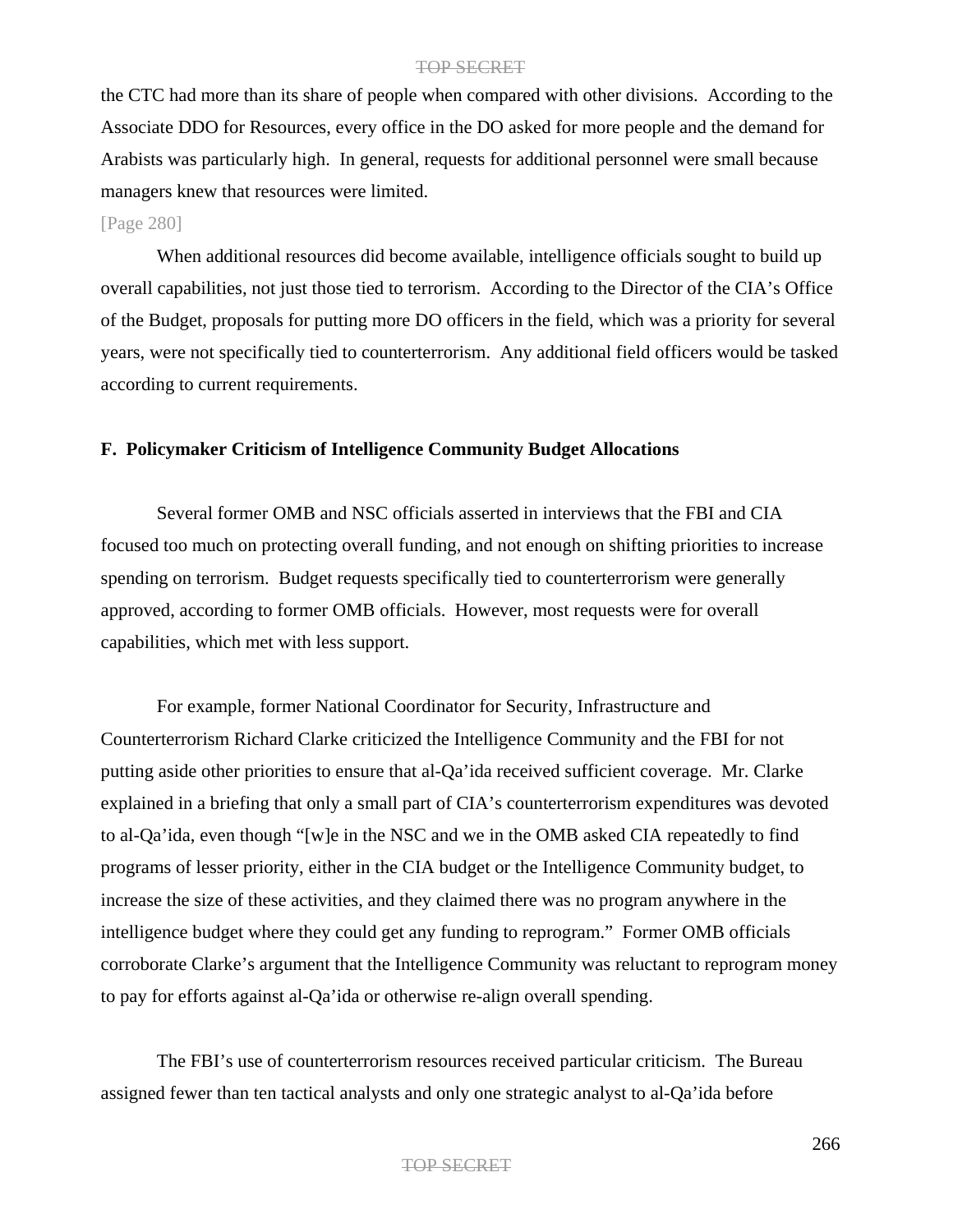the CTC had more than its share of people when compared with other divisions. According to the Associate DDO for Resources, every office in the DO asked for more people and the demand for Arabists was particularly high. In general, requests for additional personnel were small because managers knew that resources were limited.

[Page 280]

When additional resources did become available, intelligence officials sought to build up overall capabilities, not just those tied to terrorism. According to the Director of the CIA's Office of the Budget, proposals for putting more DO officers in the field, which was a priority for several years, were not specifically tied to counterterrorism. Any additional field officers would be tasked according to current requirements.

### F. Policymaker Criticism of Intelligence Community Budget Allocations

Several former OMB and NSC officials asserted in interviews that the FBI and CIA focused too much on protecting overall funding, and not enough on shifting priorities to increase spending on terrorism. Budget requests specifically tied to counterterrorism were generally approved, according to former OMB officials. However, most requests were for overall capabilities, which met with less support.

For example, former National Coordinator for Security, Infrastructure and Counterterrorism Richard Clarke criticized the Intelligence Community and the FBI for not putting aside other priorities to ensure that al-Qa'ida received sufficient coverage. Mr. Clarke explained in a briefing that only a small part of CIA's counterterrorism expenditures was devoted to al-Qa'ida, even though "[w]e in the NSC and we in the OMB asked CIA repeatedly to find programs of lesser priority, either in the CIA budget or the Intelligence Community budget, to increase the size of these activities, and they claimed there was no program anywhere in the intelligence budget where they could get any funding to reprogram." Former OMB officials corroborate Clarke's argument that the Intelligence Community was reluctant to reprogram money to pay for efforts against al-Qa'ida or otherwise re-align overall spending.

The FBI's use of counterterrorism resources received particular criticism. The Bureau assigned fewer than ten tactical analysts and only one strategic analyst to al-Qa'ida before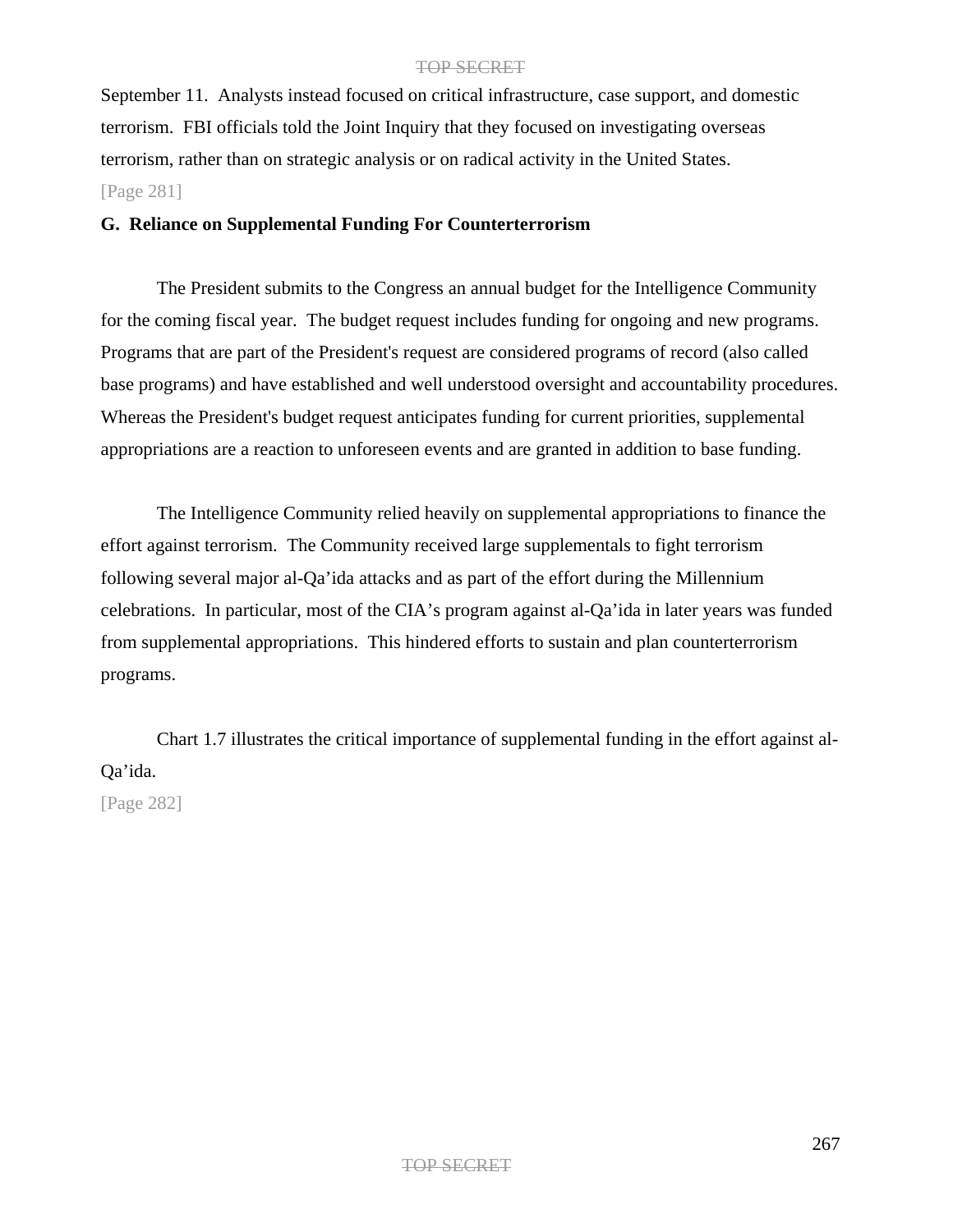September 11. Analysts instead focused on critical infrastructure, case support, and domestic terrorism. FBI officials told the Joint Inquiry that they focused on investigating overseas terrorism, rather than on strategic analysis or on radical activity in the United States.

[Page 281]

**G. Reliance on Supplemental Funding For Counterterrorism**

The President submits to the Congress an annual budget for the Intelligence Community for the coming fiscal year. The budget request includes funding for ongoing and new programs. Programs that are part of the President's request are considered programs of record (also called base programs) and have established and well understood oversight and accountability procedures. Whereas the President's budget request anticipates funding for current priorities, supplemental appropriations are a reaction to unforeseen events and are granted in addition to base funding.

The Intelligence Community relied heavily on supplemental appropriations to finance the effort against terrorism. The Community received large supplementals to fight terrorism following several major al-Qa'ida attacks and as part of the effort during the Millennium celebrations. In particular, most of the CIA's program against al-Qa'ida in later years was funded from supplemental appropriations. This hindered efforts to sustain and plan counterterrorism programs.

Chart 1.7 illustrates the critical importance of supplemental funding in the effort against al-Qa'ida.

[Page 282]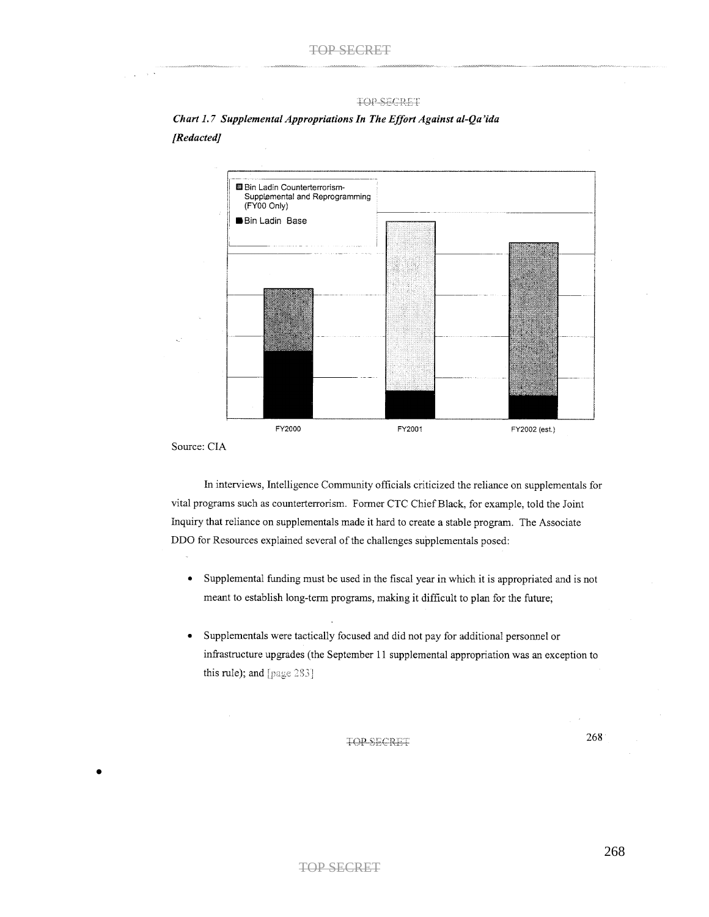TOP SECRET

*Chart 1.7 Supplemental Appropriations In The Effort Against al-Qa'ida*
*[Redacted]*

Bin Ladin Counterterrorism-Supplemental and Reprogramming (FY00 Only)

Bin Ladin Base

FY2000 FY2001 FY2002 (est.)

Source: CIA

In interviews, Intelligence Community officials criticized the reliance on supplementals for vital programs such as counterterrorism. Former CTC Chief Black, for example, told the Joint Inquiry that reliance on supplementals made it hard to create a stable program. The Associate DDO for Resources explained several of the challenges supplementals posed:

- Supplemental funding must be used in the fiscal year in which it is appropriated and is not meant to establish long-term programs, making it difficult to plan for the future;
- Supplementals were tactically focused and did not pay for additional personnel or infrastructure upgrades (the September 11 supplemental appropriation was an exception to this rule); and [page 283]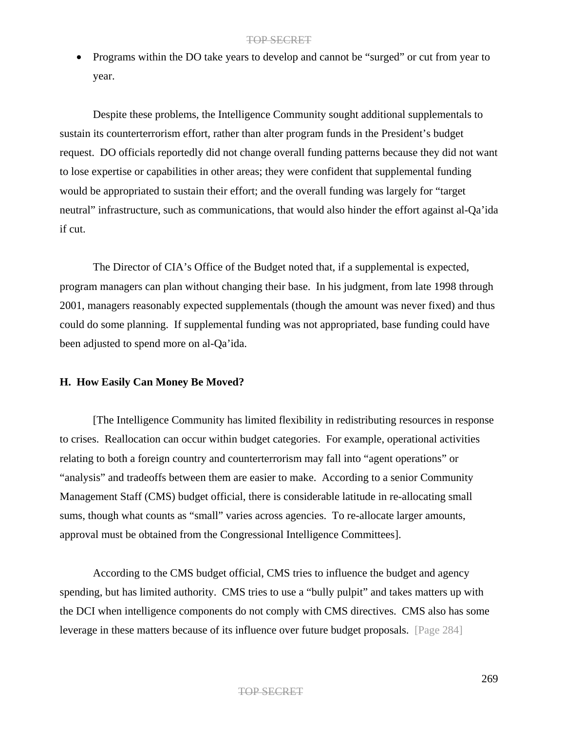- Programs within the DO take years to develop and cannot be "surged" or cut from year to year.

Despite these problems, the Intelligence Community sought additional supplementals to sustain its counterterrorism effort, rather than alter program funds in the President's budget request. DO officials reportedly did not change overall funding patterns because they did not want to lose expertise or capabilities in other areas; they were confident that supplemental funding would be appropriated to sustain their effort; and the overall funding was largely for "target neutral" infrastructure, such as communications, that would also hinder the effort against al-Qa'ida if cut.

The Director of CIA's Office of the Budget noted that, if a supplemental is expected, program managers can plan without changing their base. In his judgment, from late 1998 through 2001, managers reasonably expected supplementals (though the amount was never fixed) and thus could do some planning. If supplemental funding was not appropriated, base funding could have been adjusted to spend more on al-Qa'ida.

### H. How Easily Can Money Be Moved?

[The Intelligence Community has limited flexibility in redistributing resources in response to crises. Reallocation can occur within budget categories. For example, operational activities relating to both a foreign country and counterterrorism may fall into "agent operations" or "analysis" and tradeoffs between them are easier to make. According to a senior Community Management Staff (CMS) budget official, there is considerable latitude in re-allocating small sums, though what counts as "small" varies across agencies. To re-allocate larger amounts, approval must be obtained from the Congressional Intelligence Committees].

According to the CMS budget official, CMS tries to influence the budget and agency spending, but has limited authority. CMS tries to use a "bully pulpit" and takes matters up with the DCI when intelligence components do not comply with CMS directives. CMS also has some leverage in these matters because of its influence over future budget proposals. [Page 284]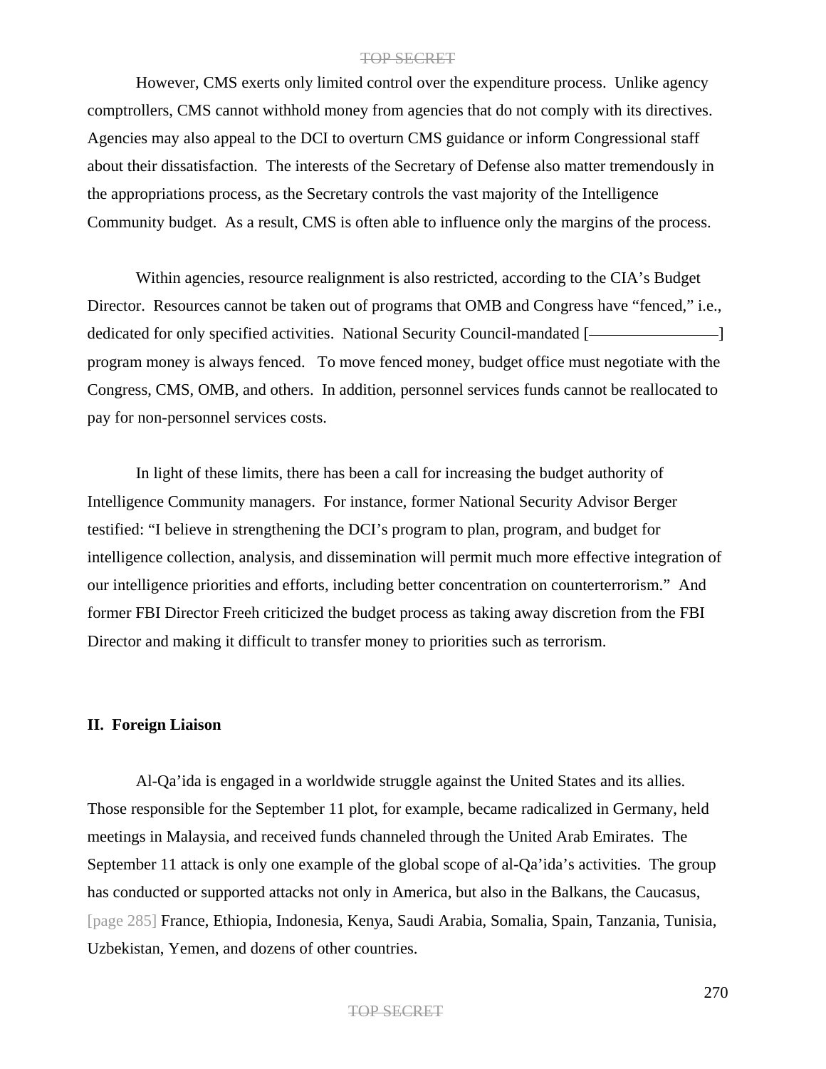However, CMS exerts only limited control over the expenditure process. Unlike agency comptrollers, CMS cannot withhold money from agencies that do not comply with its directives. Agencies may also appeal to the DCI to overturn CMS guidance or inform Congressional staff about their dissatisfaction. The interests of the Secretary of Defense also matter tremendously in the appropriations process, as the Secretary controls the vast majority of the Intelligence Community budget. As a result, CMS is often able to influence only the margins of the process.

Within agencies, resource realignment is also restricted, according to the CIA's Budget Director. Resources cannot be taken out of programs that OMB and Congress have "fenced," i.e., dedicated for only specified activities. National Security Council-mandated [—————————] program money is always fenced. To move fenced money, budget office must negotiate with the Congress, CMS, OMB, and others. In addition, personnel services funds cannot be reallocated to pay for non-personnel services costs.

In light of these limits, there has been a call for increasing the budget authority of Intelligence Community managers. For instance, former National Security Advisor Berger testified: "I believe in strengthening the DCI's program to plan, program, and budget for intelligence collection, analysis, and dissemination will permit much more effective integration of our intelligence priorities and efforts, including better concentration on counterterrorism." And former FBI Director Freeh criticized the budget process as taking away discretion from the FBI Director and making it difficult to transfer money to priorities such as terrorism.

## II. Foreign Liaison

Al-Qa'ida is engaged in a worldwide struggle against the United States and its allies. Those responsible for the September 11 plot, for example, became radicalized in Germany, held meetings in Malaysia, and received funds channeled through the United Arab Emirates. The September 11 attack is only one example of the global scope of al-Qa'ida's activities. The group has conducted or supported attacks not only in America, but also in the Balkans, the Caucasus, [page 285] France, Ethiopia, Indonesia, Kenya, Saudi Arabia, Somalia, Spain, Tanzania, Tunisia, Uzbekistan, Yemen, and dozens of other countries.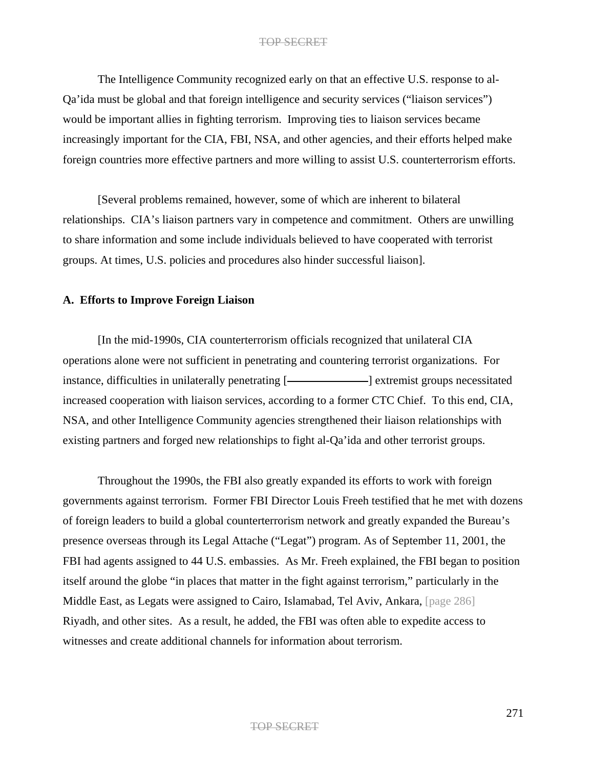The Intelligence Community recognized early on that an effective U.S. response to al-Qa'ida must be global and that foreign intelligence and security services ("liaison services") would be important allies in fighting terrorism. Improving ties to liaison services became increasingly important for the CIA, FBI, NSA, and other agencies, and their efforts helped make foreign countries more effective partners and more willing to assist U.S. counterterrorism efforts.

[Several problems remained, however, some of which are inherent to bilateral relationships. CIA's liaison partners vary in competence and commitment. Others are unwilling to share information and some include individuals believed to have cooperated with terrorist groups. At times, U.S. policies and procedures also hinder successful liaison].

**A. Efforts to Improve Foreign Liaison**

[In the mid-1990s, CIA counterterrorism officials recognized that unilateral CIA operations alone were not sufficient in penetrating and countering terrorist organizations. For instance, difficulties in unilaterally penetrating [—————] extremist groups necessitated increased cooperation with liaison services, according to a former CTC Chief. To this end, CIA, NSA, and other Intelligence Community agencies strengthened their liaison relationships with existing partners and forged new relationships to fight al-Qa'ida and other terrorist groups.

Throughout the 1990s, the FBI also greatly expanded its efforts to work with foreign governments against terrorism. Former FBI Director Louis Freeh testified that he met with dozens of foreign leaders to build a global counterterrorism network and greatly expanded the Bureau's presence overseas through its Legal Attache ("Legat") program. As of September 11, 2001, the FBI had agents assigned to 44 U.S. embassies. As Mr. Freeh explained, the FBI began to position itself around the globe "in places that matter in the fight against terrorism," particularly in the Middle East, as Legats were assigned to Cairo, Islamabad, Tel Aviv, Ankara, [page 286] Riyadh, and other sites. As a result, he added, the FBI was often able to expedite access to witnesses and create additional channels for information about terrorism.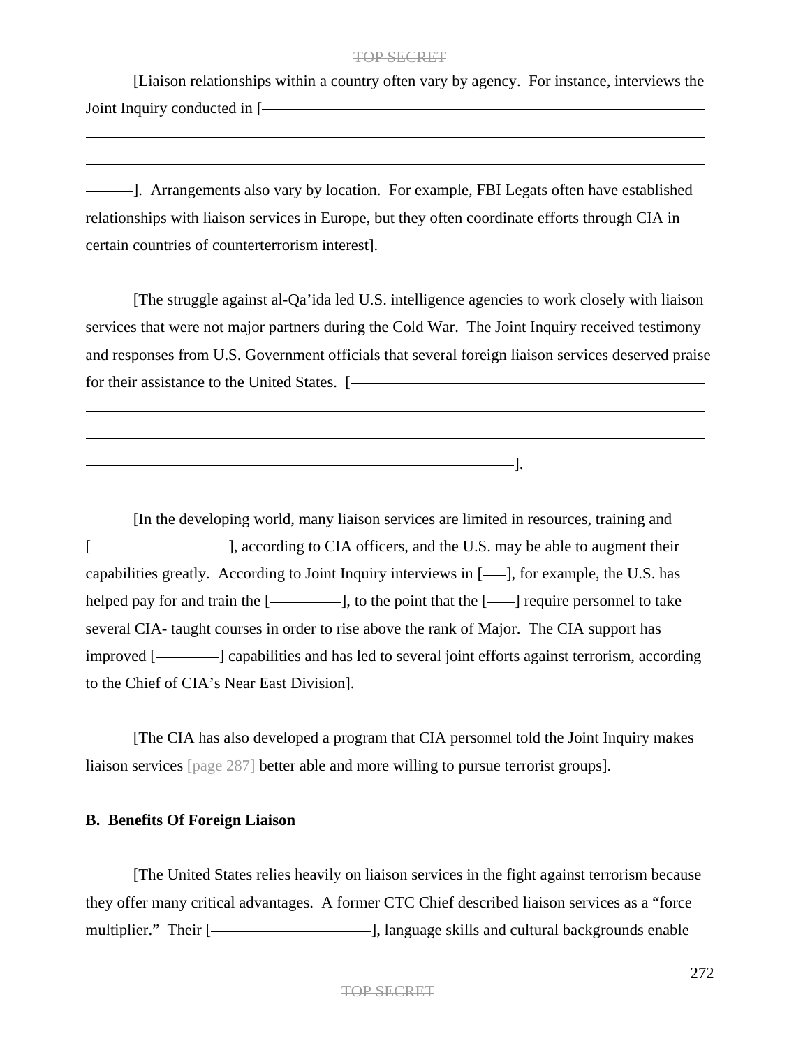[Liaison relationships within a country often vary by agency. For instance, interviews the Joint Inquiry conducted in [———————————————————————————

———————————————————————————————————

———————————————————————————————————

———]. Arrangements also vary by location. For example, FBI Legats often have established relationships with liaison services in Europe, but they often coordinate efforts through CIA in certain countries of counterterrorism interest].

[The struggle against al-Qa'ida led U.S. intelligence agencies to work closely with liaison services that were not major partners during the Cold War. The Joint Inquiry received testimony and responses from U.S. Government officials that several foreign liaison services deserved praise for their assistance to the United States. [——————————————————————

———————————————————————————————————

———————————————————————————————————

——————————————————————————].

[In the developing world, many liaison services are limited in resources, training and [————————], according to CIA officers, and the U.S. may be able to augment their capabilities greatly. According to Joint Inquiry interviews in [——], for example, the U.S. has helped pay for and train the [—————], to the point that the [——] require personnel to take several CIA- taught courses in order to rise above the rank of Major. The CIA support has improved [————] capabilities and has led to several joint efforts against terrorism, according to the Chief of CIA's Near East Division].

[The CIA has also developed a program that CIA personnel told the Joint Inquiry makes liaison services [page 287] better able and more willing to pursue terrorist groups].

**B. Benefits Of Foreign Liaison**

[The United States relies heavily on liaison services in the fight against terrorism because they offer many critical advantages. A former CTC Chief described liaison services as a "force multiplier." Their [——————————], language skills and cultural backgrounds enable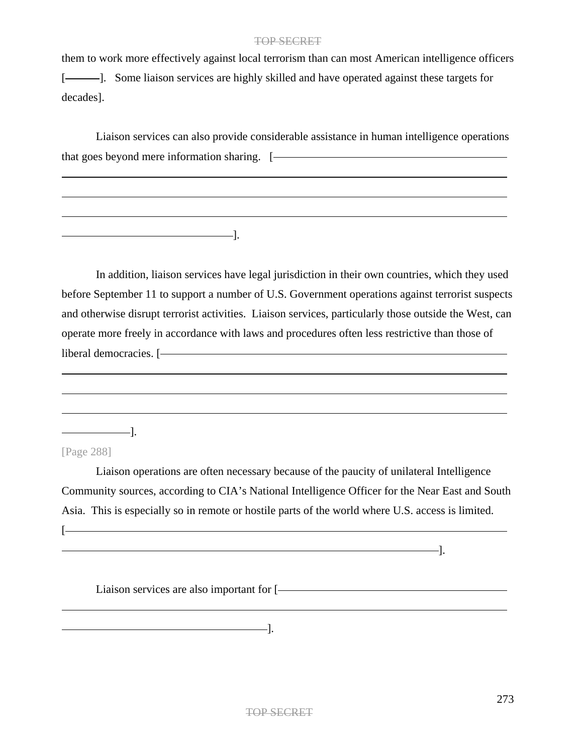them to work more effectively against local terrorism than can most American intelligence officers [———]. Some liaison services are highly skilled and have operated against these targets for decades].

Liaison services can also provide considerable assistance in human intelligence operations that goes beyond mere information sharing. [——————————————————————————————————————————————————————————————————————————————————————————].

In addition, liaison services have legal jurisdiction in their own countries, which they used before September 11 to support a number of U.S. Government operations against terrorist suspects and otherwise disrupt terrorist activities. Liaison services, particularly those outside the West, can operate more freely in accordance with laws and procedures often less restrictive than those of liberal democracies. [——————————————————————————————————————————————————————————————————————————————————————————].

[Page 288]

Liaison operations are often necessary because of the paucity of unilateral Intelligence Community sources, according to CIA's National Intelligence Officer for the Near East and South Asia. This is especially so in remote or hostile parts of the world where U.S. access is limited. [——————————————————————————————————————————].

Liaison services are also important for [——————————————————————————————————————————].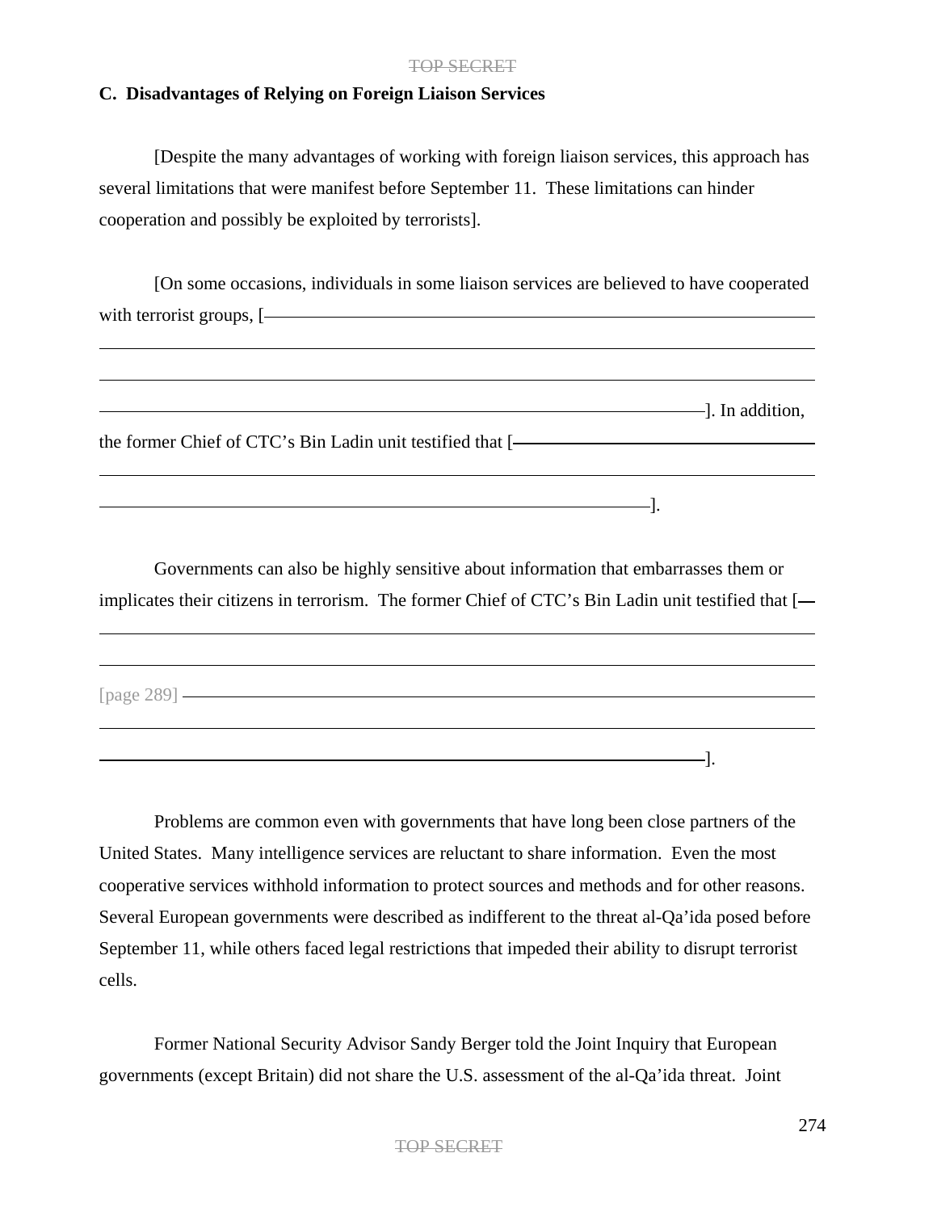### C. Disadvantages of Relying on Foreign Liaison Services

[Despite the many advantages of working with foreign liaison services, this approach has several limitations that were manifest before September 11. These limitations can hinder cooperation and possibly be exploited by terrorists].

[On some occasions, individuals in some liaison services are believed to have cooperated with terrorist groups, [———]. In addition, the former Chief of CTC's Bin Ladin unit testified that [———].

Governments can also be highly sensitive about information that embarrasses them or implicates their citizens in terrorism. The former Chief of CTC's Bin Ladin unit testified that [——— [page 289] ———].

Problems are common even with governments that have long been close partners of the United States. Many intelligence services are reluctant to share information. Even the most cooperative services withhold information to protect sources and methods and for other reasons. Several European governments were described as indifferent to the threat al-Qa'ida posed before September 11, while others faced legal restrictions that impeded their ability to disrupt terrorist cells.

Former National Security Advisor Sandy Berger told the Joint Inquiry that European governments (except Britain) did not share the U.S. assessment of the al-Qa'ida threat. Joint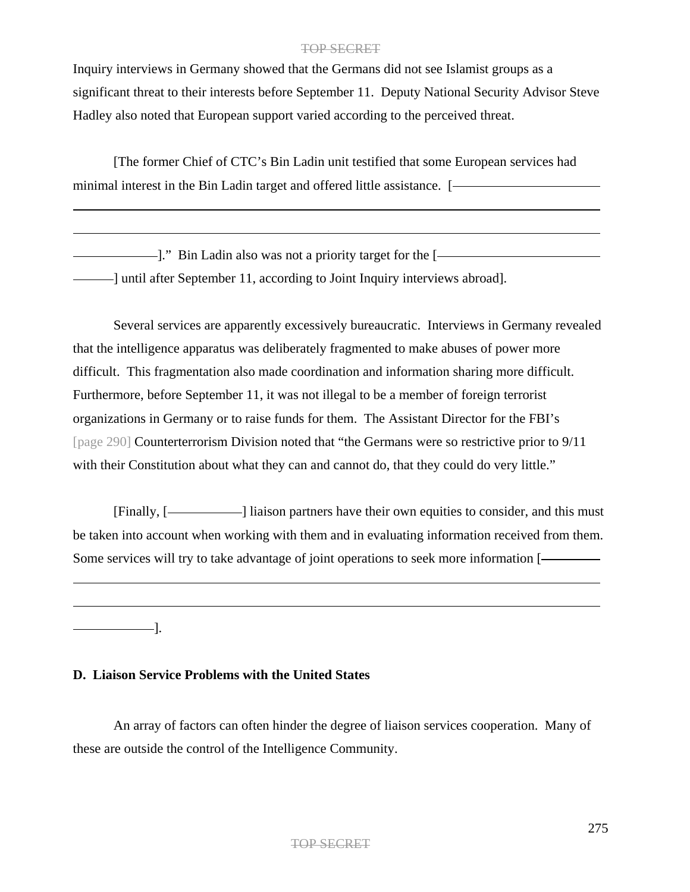Inquiry interviews in Germany showed that the Germans did not see Islamist groups as a significant threat to their interests before September 11. Deputy National Security Advisor Steve Hadley also noted that European support varied according to the perceived threat.

[The former Chief of CTC's Bin Ladin unit testified that some European services had minimal interest in the Bin Ladin target and offered little assistance. [——————————————————————————————————————————————————————————————————————]." Bin Ladin also was not a priority target for the [————————————————] until after September 11, according to Joint Inquiry interviews abroad].

Several services are apparently excessively bureaucratic. Interviews in Germany revealed that the intelligence apparatus was deliberately fragmented to make abuses of power more difficult. This fragmentation also made coordination and information sharing more difficult. Furthermore, before September 11, it was not illegal to be a member of foreign terrorist organizations in Germany or to raise funds for them. The Assistant Director for the FBI's [page 290] Counterterrorism Division noted that "the Germans were so restrictive prior to 9/11 with their Constitution about what they can and cannot do, that they could do very little."

[Finally, [————————] liaison partners have their own equities to consider, and this must be taken into account when working with them and in evaluating information received from them. Some services will try to take advantage of joint operations to seek more information [——————————————————————————————————————————————————————————].

**D. Liaison Service Problems with the United States**

An array of factors can often hinder the degree of liaison services cooperation. Many of these are outside the control of the Intelligence Community.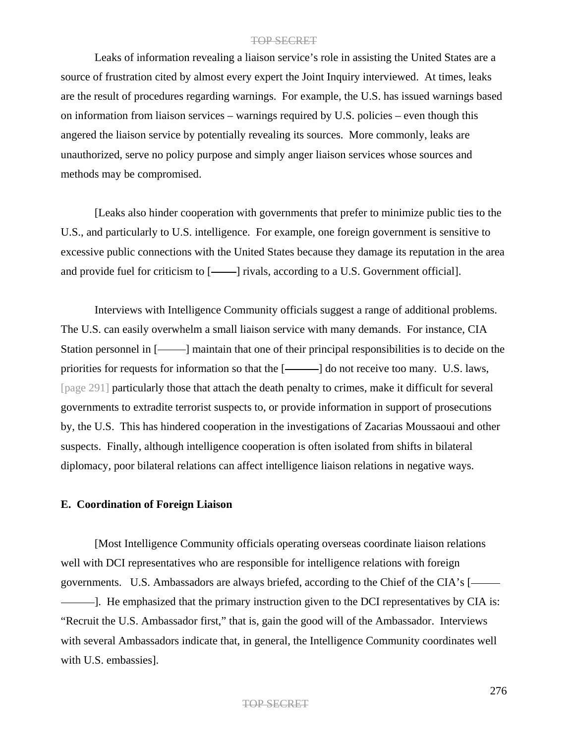Leaks of information revealing a liaison service's role in assisting the United States are a source of frustration cited by almost every expert the Joint Inquiry interviewed. At times, leaks are the result of procedures regarding warnings. For example, the U.S. has issued warnings based on information from liaison services – warnings required by U.S. policies – even though this angered the liaison service by potentially revealing its sources. More commonly, leaks are unauthorized, serve no policy purpose and simply anger liaison services whose sources and methods may be compromised.

[Leaks also hinder cooperation with governments that prefer to minimize public ties to the U.S., and particularly to U.S. intelligence. For example, one foreign government is sensitive to excessive public connections with the United States because they damage its reputation in the area and provide fuel for criticism to [——] rivals, according to a U.S. Government official].

Interviews with Intelligence Community officials suggest a range of additional problems. The U.S. can easily overwhelm a small liaison service with many demands. For instance, CIA Station personnel in [——] maintain that one of their principal responsibilities is to decide on the priorities for requests for information so that the [——] do not receive too many. U.S. laws, [page 291] particularly those that attach the death penalty to crimes, make it difficult for several governments to extradite terrorist suspects to, or provide information in support of prosecutions by, the U.S. This has hindered cooperation in the investigations of Zacarias Moussaoui and other suspects. Finally, although intelligence cooperation is often isolated from shifts in bilateral diplomacy, poor bilateral relations can affect intelligence liaison relations in negative ways.

**E. Coordination of Foreign Liaison**

[Most Intelligence Community officials operating overseas coordinate liaison relations well with DCI representatives who are responsible for intelligence relations with foreign governments. U.S. Ambassadors are always briefed, according to the Chief of the CIA's [—— ——]. He emphasized that the primary instruction given to the DCI representatives by CIA is: "Recruit the U.S. Ambassador first," that is, gain the good will of the Ambassador. Interviews with several Ambassadors indicate that, in general, the Intelligence Community coordinates well with U.S. embassies].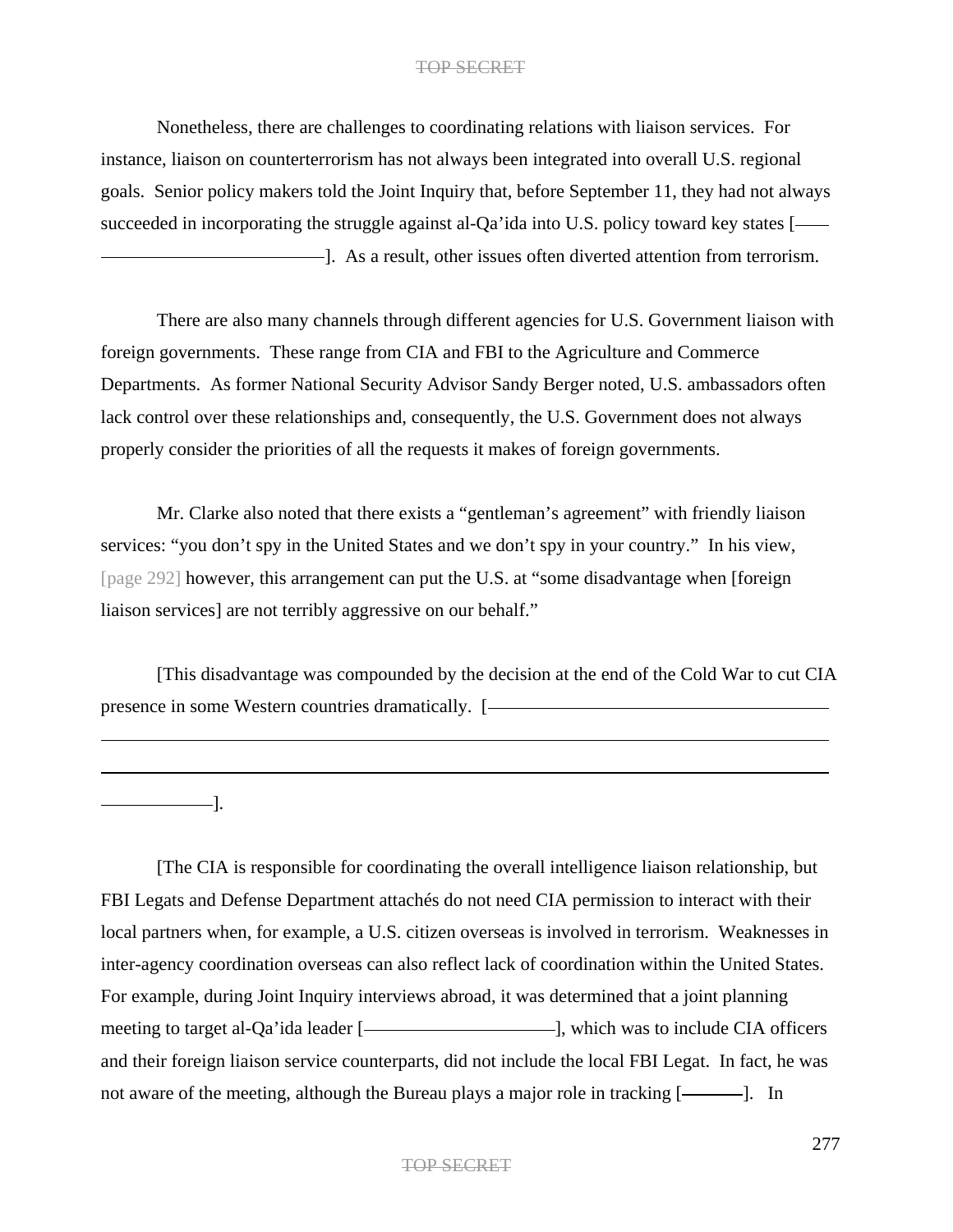Nonetheless, there are challenges to coordinating relations with liaison services. For instance, liaison on counterterrorism has not always been integrated into overall U.S. regional goals. Senior policy makers told the Joint Inquiry that, before September 11, they had not always succeeded in incorporating the struggle against al-Qa'ida into U.S. policy toward key states [——————————]. As a result, other issues often diverted attention from terrorism.

There are also many channels through different agencies for U.S. Government liaison with foreign governments. These range from CIA and FBI to the Agriculture and Commerce Departments. As former National Security Advisor Sandy Berger noted, U.S. ambassadors often lack control over these relationships and, consequently, the U.S. Government does not always properly consider the priorities of all the requests it makes of foreign governments.

Mr. Clarke also noted that there exists a "gentleman's agreement" with friendly liaison services: "you don't spy in the United States and we don't spy in your country." In his view, [page 292] however, this arrangement can put the U.S. at "some disadvantage when [foreign liaison services] are not terribly aggressive on our behalf."

[This disadvantage was compounded by the decision at the end of the Cold War to cut CIA presence in some Western countries dramatically. [——————————————————————————————].

[The CIA is responsible for coordinating the overall intelligence liaison relationship, but FBI Legats and Defense Department attachés do not need CIA permission to interact with their local partners when, for example, a U.S. citizen overseas is involved in terrorism. Weaknesses in inter-agency coordination overseas can also reflect lack of coordination within the United States. For example, during Joint Inquiry interviews abroad, it was determined that a joint planning meeting to target al-Qa'ida leader [——————————], which was to include CIA officers and their foreign liaison service counterparts, did not include the local FBI Legat. In fact, he was not aware of the meeting, although the Bureau plays a major role in tracking [————]. In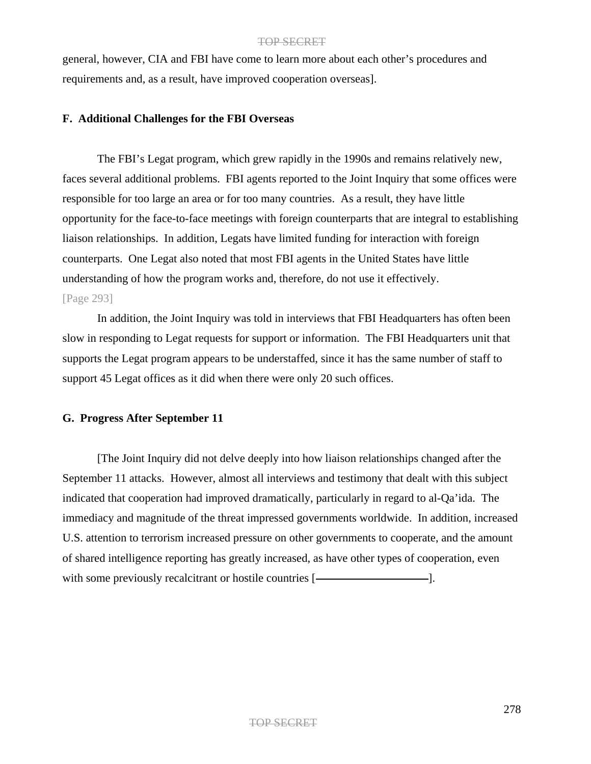general, however, CIA and FBI have come to learn more about each other's procedures and requirements and, as a result, have improved cooperation overseas].

**F. Additional Challenges for the FBI Overseas**

The FBI's Legat program, which grew rapidly in the 1990s and remains relatively new, faces several additional problems. FBI agents reported to the Joint Inquiry that some offices were responsible for too large an area or for too many countries. As a result, they have little opportunity for the face-to-face meetings with foreign counterparts that are integral to establishing liaison relationships. In addition, Legats have limited funding for interaction with foreign counterparts. One Legat also noted that most FBI agents in the United States have little understanding of how the program works and, therefore, do not use it effectively.

[Page 293]

In addition, the Joint Inquiry was told in interviews that FBI Headquarters has often been slow in responding to Legat requests for support or information. The FBI Headquarters unit that supports the Legat program appears to be understaffed, since it has the same number of staff to support 45 Legat offices as it did when there were only 20 such offices.

**G. Progress After September 11**

[The Joint Inquiry did not delve deeply into how liaison relationships changed after the September 11 attacks. However, almost all interviews and testimony that dealt with this subject indicated that cooperation had improved dramatically, particularly in regard to al-Qa'ida. The immediacy and magnitude of the threat impressed governments worldwide. In addition, increased U.S. attention to terrorism increased pressure on other governments to cooperate, and the amount of shared intelligence reporting has greatly increased, as have other types of cooperation, even with some previously recalcitrant or hostile countries [——————].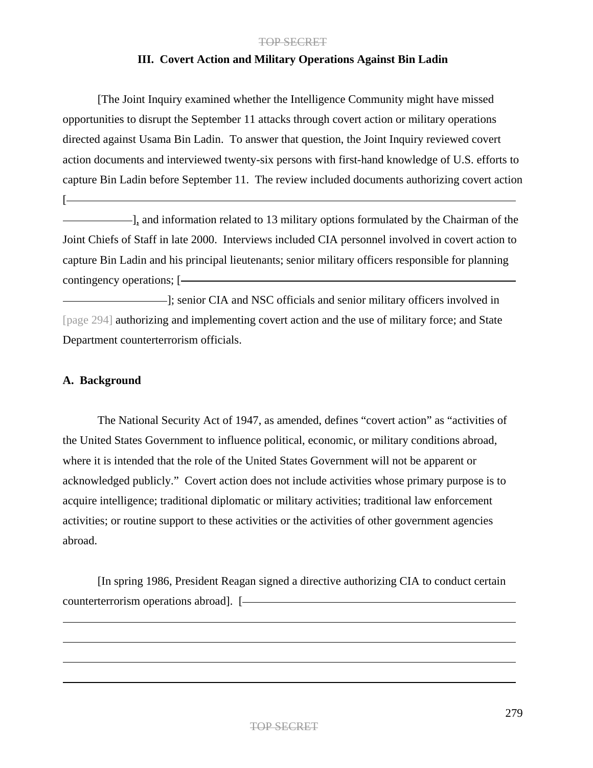## III. Covert Action and Military Operations Against Bin Ladin

[The Joint Inquiry examined whether the Intelligence Community might have missed opportunities to disrupt the September 11 attacks through covert action or military operations directed against Usama Bin Ladin. To answer that question, the Joint Inquiry reviewed covert action documents and interviewed twenty-six persons with first-hand knowledge of U.S. efforts to capture Bin Ladin before September 11. The review included documents authorizing covert action [———————————————————————], and information related to 13 military options formulated by the Chairman of the Joint Chiefs of Staff in late 2000. Interviews included CIA personnel involved in covert action to capture Bin Ladin and his principal lieutenants; senior military officers responsible for planning contingency operations; [———————————————————————]; senior CIA and NSC officials and senior military officers involved in [page 294] authorizing and implementing covert action and the use of military force; and State Department counterterrorism officials.

### A. Background

The National Security Act of 1947, as amended, defines "covert action" as "activities of the United States Government to influence political, economic, or military conditions abroad, where it is intended that the role of the United States Government will not be apparent or acknowledged publicly." Covert action does not include activities whose primary purpose is to acquire intelligence; traditional diplomatic or military activities; traditional law enforcement activities; or routine support to these activities or the activities of other government agencies abroad.

[In spring 1986, President Reagan signed a directive authorizing CIA to conduct certain counterterrorism operations abroad]. [———————————————————————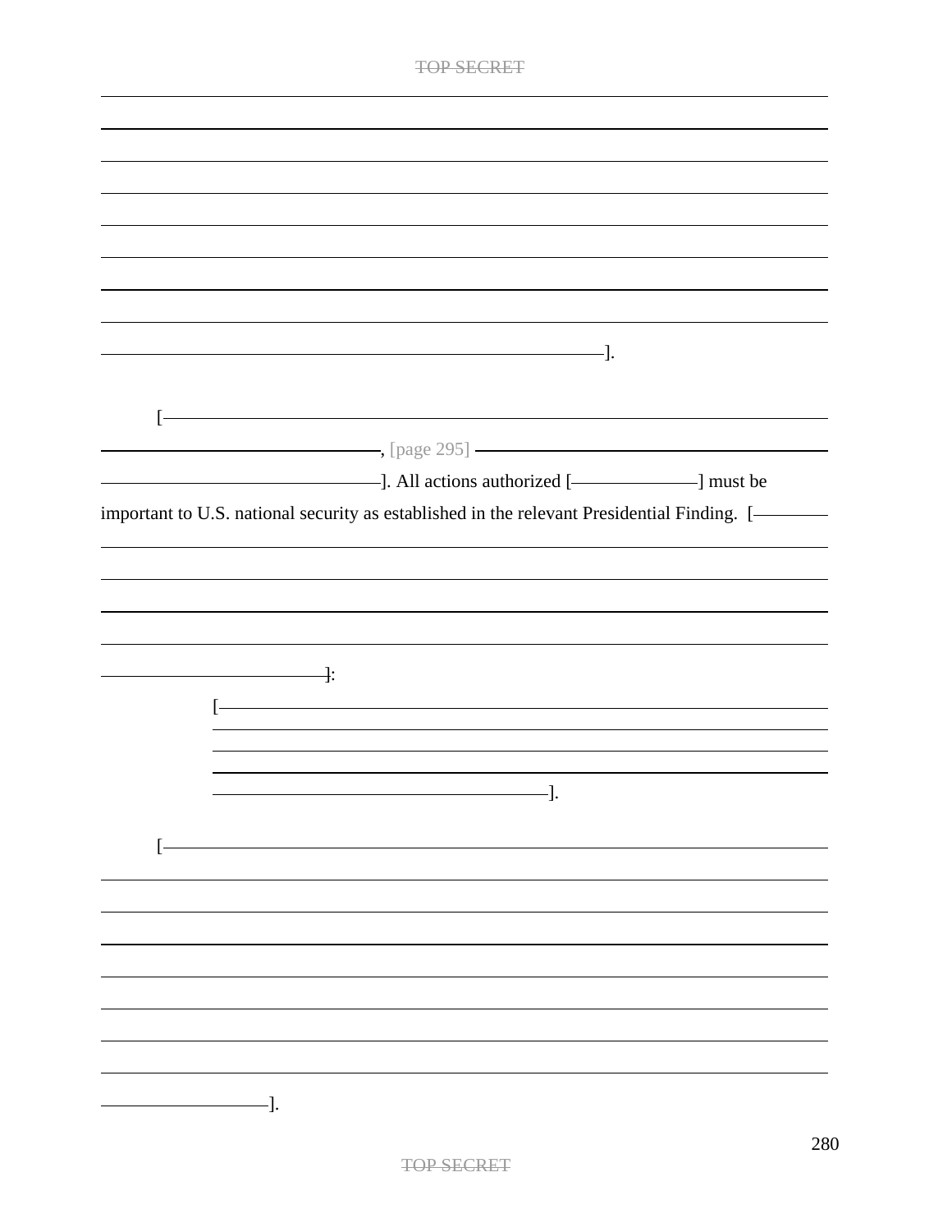].

[ , [page 295] ]. All actions authorized [ ] must be important to U.S. national security as established in the relevant Presidential Finding. [ ]:

> [ ].

[ ].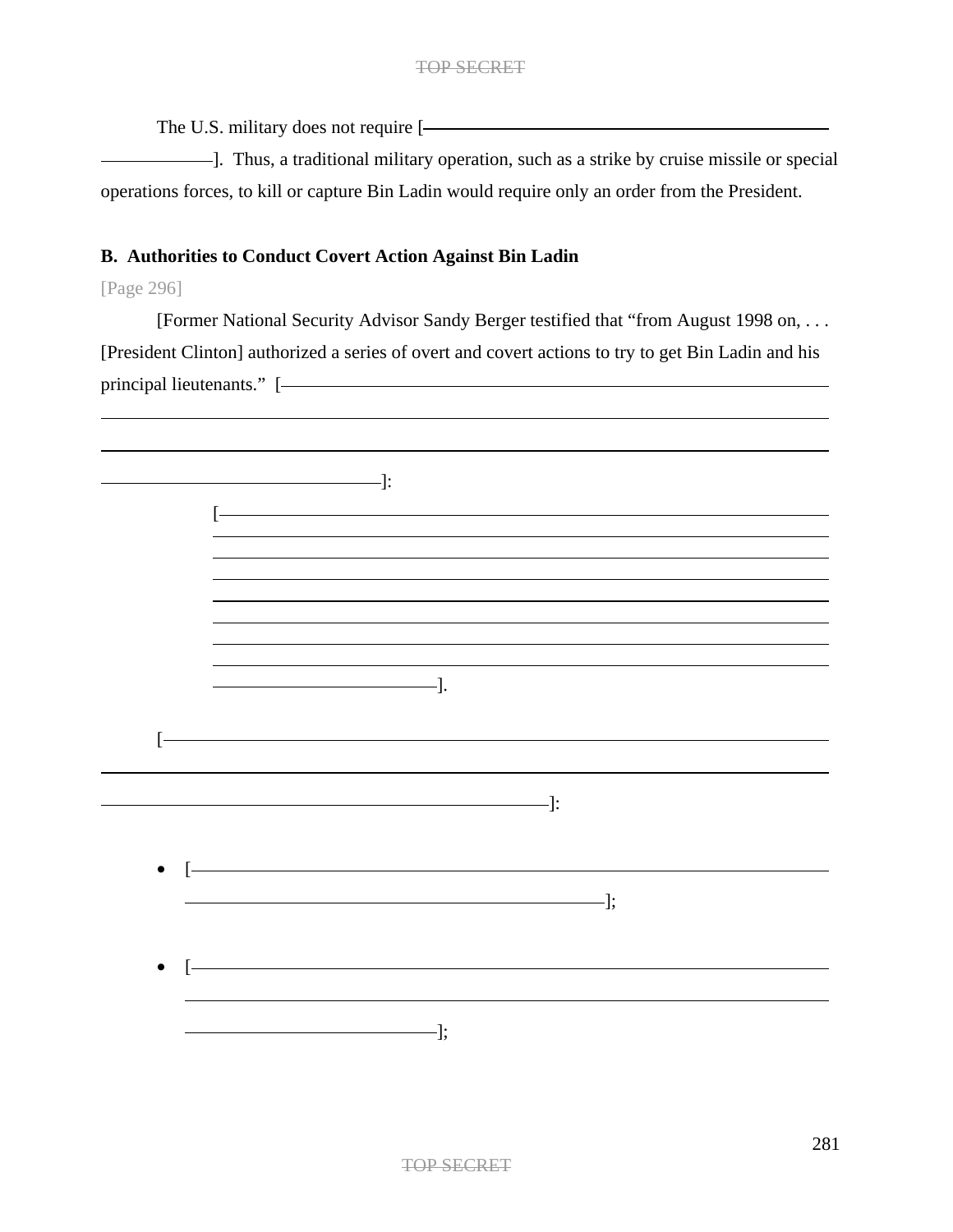The U.S. military does not require [\_\_\_\_\_\_\_\_\_\_\_\_\_\_\_\_\_\_\_\_\_\_\_\_\_\_\_\_\_\_\_\_\_\_\_\_\_\_\_\_\_\_\_\_\_\_\_\_\_\_\_\_\_\_\_\_]. Thus, a traditional military operation, such as a strike by cruise missile or special operations forces, to kill or capture Bin Ladin would require only an order from the President.

**B. Authorities to Conduct Covert Action Against Bin Ladin**

[Page 296]

[Former National Security Advisor Sandy Berger testified that "from August 1998 on, . . . [President Clinton] authorized a series of overt and covert actions to try to get Bin Ladin and his principal lieutenants." [\_\_\_\_\_\_\_\_\_\_\_\_\_\_\_\_\_\_\_\_\_\_\_\_\_\_\_\_\_\_\_\_\_\_\_\_\_\_\_\_\_\_\_\_\_\_\_\_\_\_\_\_\_\_\_\_\_\_\_\_\_\_\_\_\_\_\_\_\_\_\_\_\_\_\_\_\_\_\_\_\_\_\_\_\_\_\_\_\_\_\_\_\_\_\_\_\_\_]:

> [\_\_\_\_\_\_\_\_\_\_\_\_\_\_\_\_\_\_\_\_\_\_\_\_\_\_\_\_\_\_\_\_\_\_\_\_\_\_\_\_\_\_\_\_\_\_\_\_\_\_\_\_\_\_\_\_\_\_\_\_\_\_\_\_\_\_\_\_\_\_\_\_\_\_\_\_\_\_\_\_\_\_\_\_\_\_\_\_\_\_\_\_\_\_\_\_\_\_\_\_\_\_\_\_\_\_\_\_\_\_\_\_\_\_\_\_\_\_\_\_\_\_\_\_\_\_\_\_\_\_\_\_\_\_\_\_\_\_\_\_\_\_\_\_\_\_\_\_\_\_\_\_\_\_\_\_\_\_\_\_\_\_\_\_\_\_\_\_\_\_\_\_\_\_\_\_\_\_\_\_\_\_\_\_\_\_\_\_\_\_\_\_\_\_\_\_\_\_\_\_\_\_\_\_\_\_\_\_\_\_\_\_\_\_\_\_\_\_\_\_\_].

[\_\_\_\_\_\_\_\_\_\_\_\_\_\_\_\_\_\_\_\_\_\_\_\_\_\_\_\_\_\_\_\_\_\_\_\_\_\_\_\_\_\_\_\_\_\_\_\_\_\_\_\_\_\_\_\_\_\_\_\_\_\_\_\_\_\_\_\_\_\_\_\_\_\_\_\_\_\_\_\_\_\_\_\_\_\_\_\_\_\_\_\_\_\_\_\_\_\_\_\_\_\_\_\_\_\_\_\_\_\_\_\_\_\_\_\_\_\_\_\_\_\_\_\_\_\_\_\_\_\_\_\_\_\_\_]:

- [\_\_\_\_\_\_\_\_\_\_\_\_\_\_\_\_\_\_\_\_\_\_\_\_\_\_\_\_\_\_\_\_\_\_\_\_\_\_\_\_\_\_\_\_\_\_\_\_\_\_\_\_\_\_\_\_\_\_\_\_\_\_\_\_\_\_\_\_\_\_\_\_\_\_\_\_\_\_\_\_\_\_\_\_\_\_\_\_\_\_];

- [\_\_\_\_\_\_\_\_\_\_\_\_\_\_\_\_\_\_\_\_\_\_\_\_\_\_\_\_\_\_\_\_\_\_\_\_\_\_\_\_\_\_\_\_\_\_\_\_\_\_\_\_\_\_\_\_\_\_\_\_\_\_\_\_\_\_\_\_\_\_\_\_\_\_\_\_\_\_\_\_\_\_\_\_\_\_\_\_\_\_\_\_\_\_\_\_\_\_\_\_\_\_\_\_\_\_\_\_\_\_\_\_\_\_\_\_\_\_\_\_\_\_\_\_\_\_\_\_\_];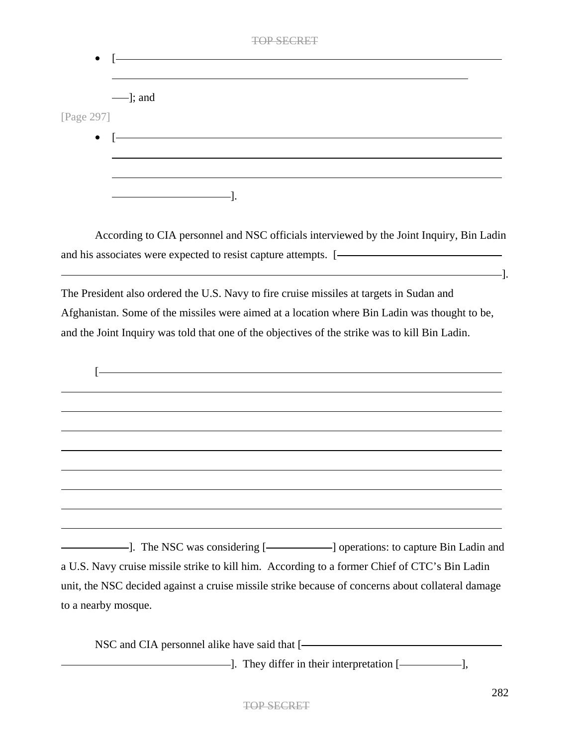- [———————————————————————————————— ———————————————————————————— ——]; and

[Page 297]

- [———————————————————————————————— ———————————————————————————————— ———————————————————————————————— ——————————].

According to CIA personnel and NSC officials interviewed by the Joint Inquiry, Bin Ladin and his associates were expected to resist capture attempts. [—————————————— ————————————————————————————————————]. The President also ordered the U.S. Navy to fire cruise missiles at targets in Sudan and Afghanistan. Some of the missiles were aimed at a location where Bin Ladin was thought to be, and the Joint Inquiry was told that one of the objectives of the strike was to kill Bin Ladin.

[———————————————————————————————— ———————————————————————————————————— ———————————————————————————————————— ———————————————————————————————————— ———————————————————————————————————— ———————————————————————————————————— ———————————————————————————————————— ———————————————————————————————————— ———————————————————————————————————— ——————]. The NSC was considering [——————] operations: to capture Bin Ladin and a U.S. Navy cruise missile strike to kill him. According to a former Chief of CTC's Bin Ladin unit, the NSC decided against a cruise missile strike because of concerns about collateral damage to a nearby mosque.

NSC and CIA personnel alike have said that [—————————————————— ——————————————]. They differ in their interpretation [—————],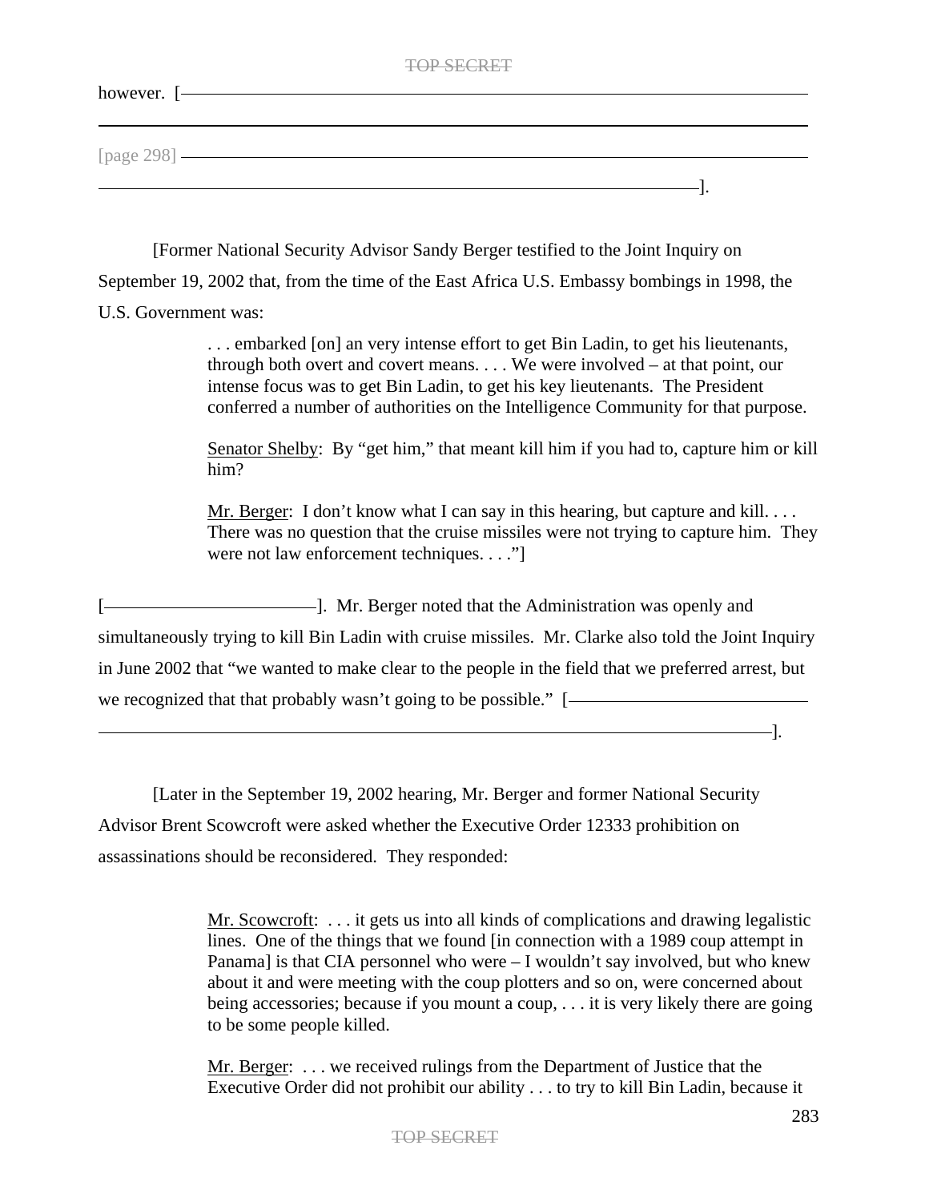however. [――――――――――――――――――――――――――――――――――――

――――――――――――――――――――――――――――――――――――――――――

[page 298] ――――――――――――――――――――――――――――――――――――

――――――――――――――――――――――――――――――――――――――].

[Former National Security Advisor Sandy Berger testified to the Joint Inquiry on September 19, 2002 that, from the time of the East Africa U.S. Embassy bombings in 1998, the U.S. Government was:

> . . . embarked [on] an very intense effort to get Bin Ladin, to get his lieutenants, through both overt and covert means. . . . We were involved – at that point, our intense focus was to get Bin Ladin, to get his key lieutenants. The President conferred a number of authorities on the Intelligence Community for that purpose.
>
> Senator Shelby: By "get him," that meant kill him if you had to, capture him or kill him?
>
> Mr. Berger: I don't know what I can say in this hearing, but capture and kill. . . . There was no question that the cruise missiles were not trying to capture him. They were not law enforcement techniques. . . ."]

[――――――――――――]. Mr. Berger noted that the Administration was openly and simultaneously trying to kill Bin Ladin with cruise missiles. Mr. Clarke also told the Joint Inquiry in June 2002 that "we wanted to make clear to the people in the field that we preferred arrest, but we recognized that that probably wasn't going to be possible." [――――――――――――――

――――――――――――――――――――――――――――――――――――――――].

[Later in the September 19, 2002 hearing, Mr. Berger and former National Security Advisor Brent Scowcroft were asked whether the Executive Order 12333 prohibition on assassinations should be reconsidered. They responded:

> Mr. Scowcroft: . . . it gets us into all kinds of complications and drawing legalistic lines. One of the things that we found [in connection with a 1989 coup attempt in Panama] is that CIA personnel who were – I wouldn't say involved, but who knew about it and were meeting with the coup plotters and so on, were concerned about being accessories; because if you mount a coup, . . . it is very likely there are going to be some people killed.
>
> Mr. Berger: . . . we received rulings from the Department of Justice that the Executive Order did not prohibit our ability . . . to try to kill Bin Ladin, because it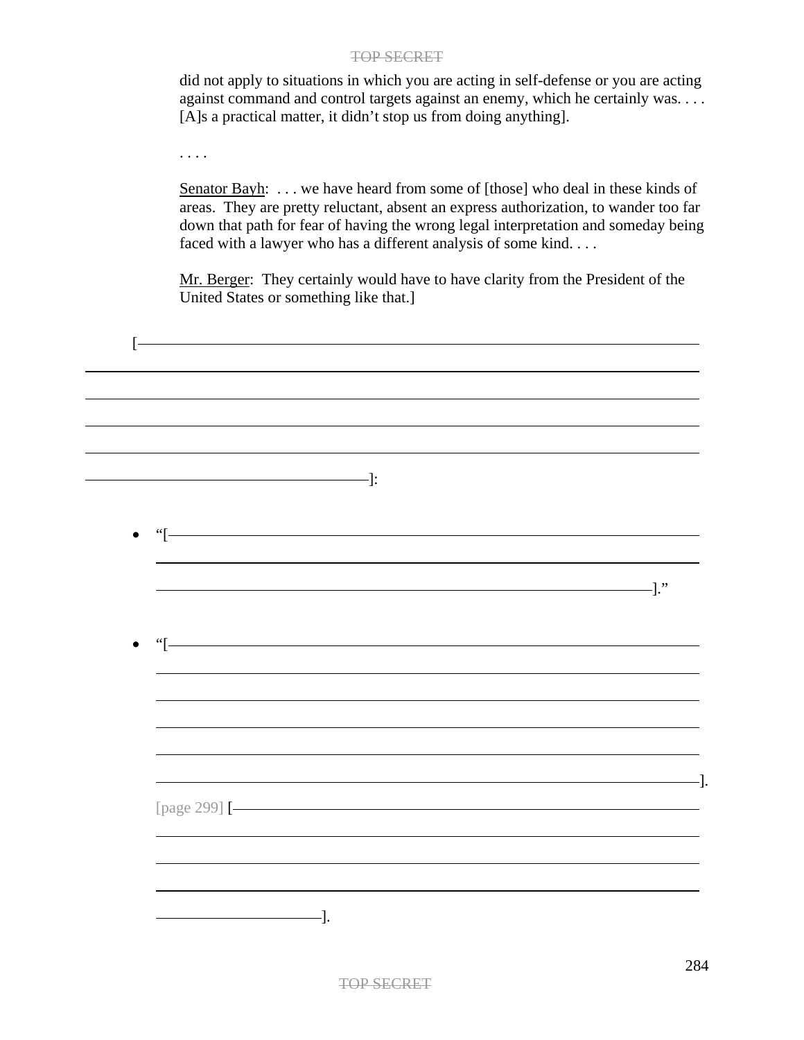did not apply to situations in which you are acting in self-defense or you are acting against command and control targets against an enemy, which he certainly was. . . . [A]s a practical matter, it didn't stop us from doing anything].

. . . .

Senator Bayh: . . . we have heard from some of [those] who deal in these kinds of areas. They are pretty reluctant, absent an express authorization, to wander too far down that path for fear of having the wrong legal interpretation and someday being faced with a lawyer who has a different analysis of some kind. . . .

Mr. Berger: They certainly would have to have clarity from the President of the United States or something like that.]

[———————————————————————————————————————————————————————————————————————————————————————————————]:

- "[————————————————————————————————————————————————]."

- "[————————————————————————————————————————————————————————————————————————]. [page 299] [————————————————————————————————————————————]."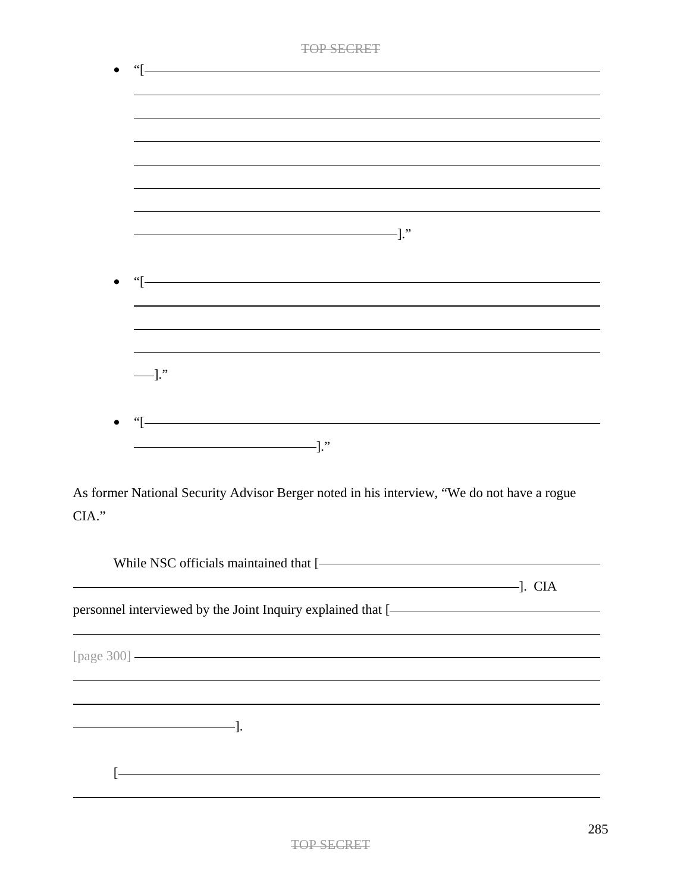- "[———————————————————————————————————————————————————————————————————————————————————————————]."

- "[———————————————————————————————————————————————————————]."

- "[——————————————————————————————]."

As former National Security Advisor Berger noted in his interview, "We do not have a rogue CIA."

While NSC officials maintained that [———————————————————————————————]. CIA personnel interviewed by the Joint Inquiry explained that [——————————————————————————————

[page 300] ————————————————————————————————————————————————].

[————————————————————————————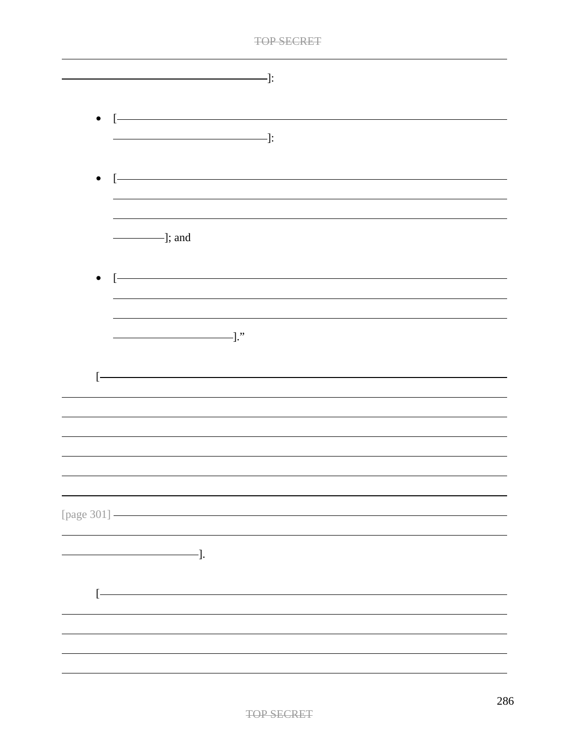]:

- [
]:

- [
]; and

- [
]."

[

[page 301]

].

[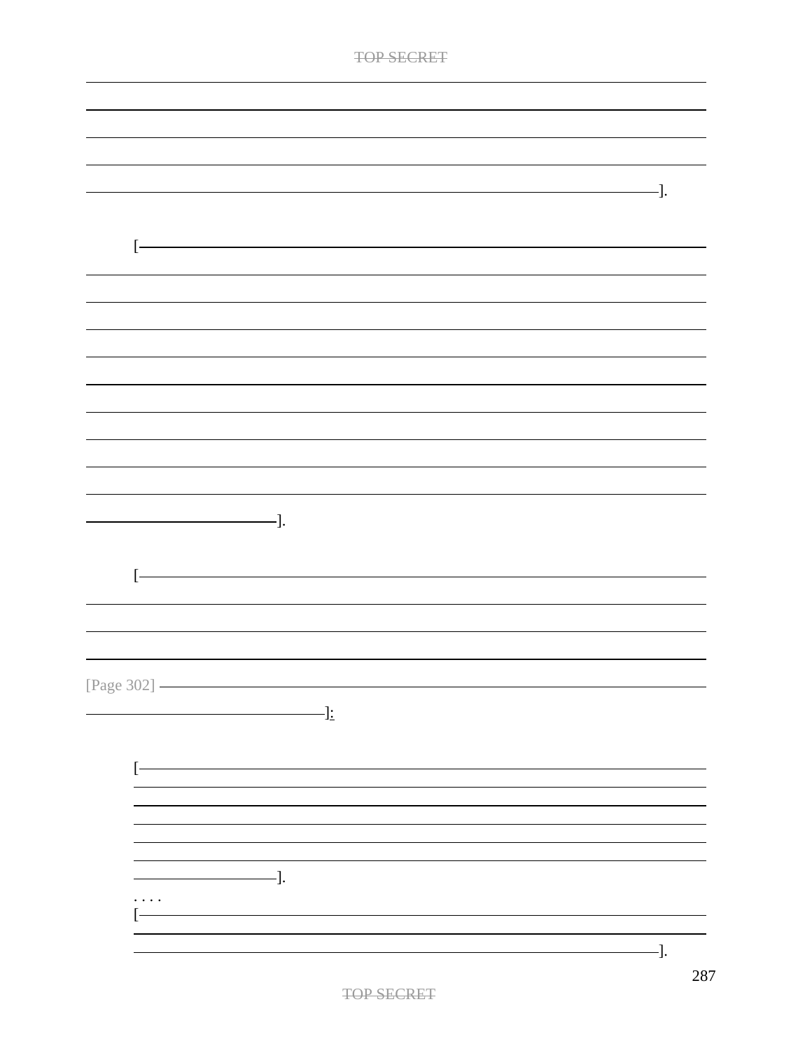].

[

].

[

[Page 302]

]:

[

].

. . . .

[

].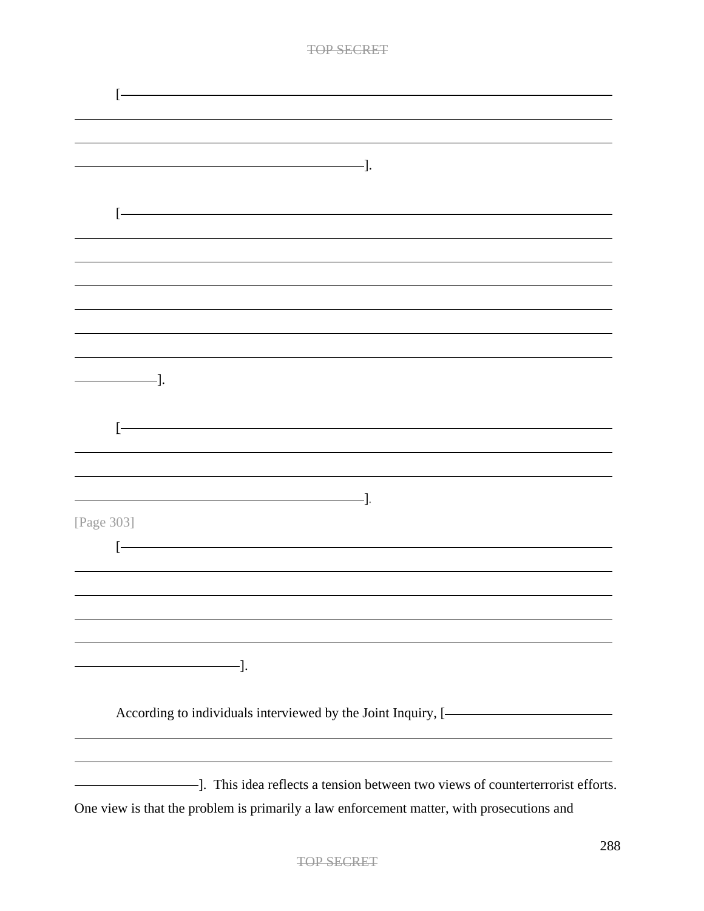[———————————————————————————————————————————————————————————————————————————————————————————————————————————————————————————————————].

[———————————————————————————————————————————————————————————————————————————————————————————————————————————————————————————————————————————————————————————————————————————————————].

[———————————————————————————————————————————————————————————————————————————————————————————————].

[Page 303]

[——————————————————————————————————————————————————————————————————————————————————————————————————————————————————————————————].

According to individuals interviewed by the Joint Inquiry, [———————————————————————————————————————————]. This idea reflects a tension between two views of counterterrorist efforts. One view is that the problem is primarily a law enforcement matter, with prosecutions and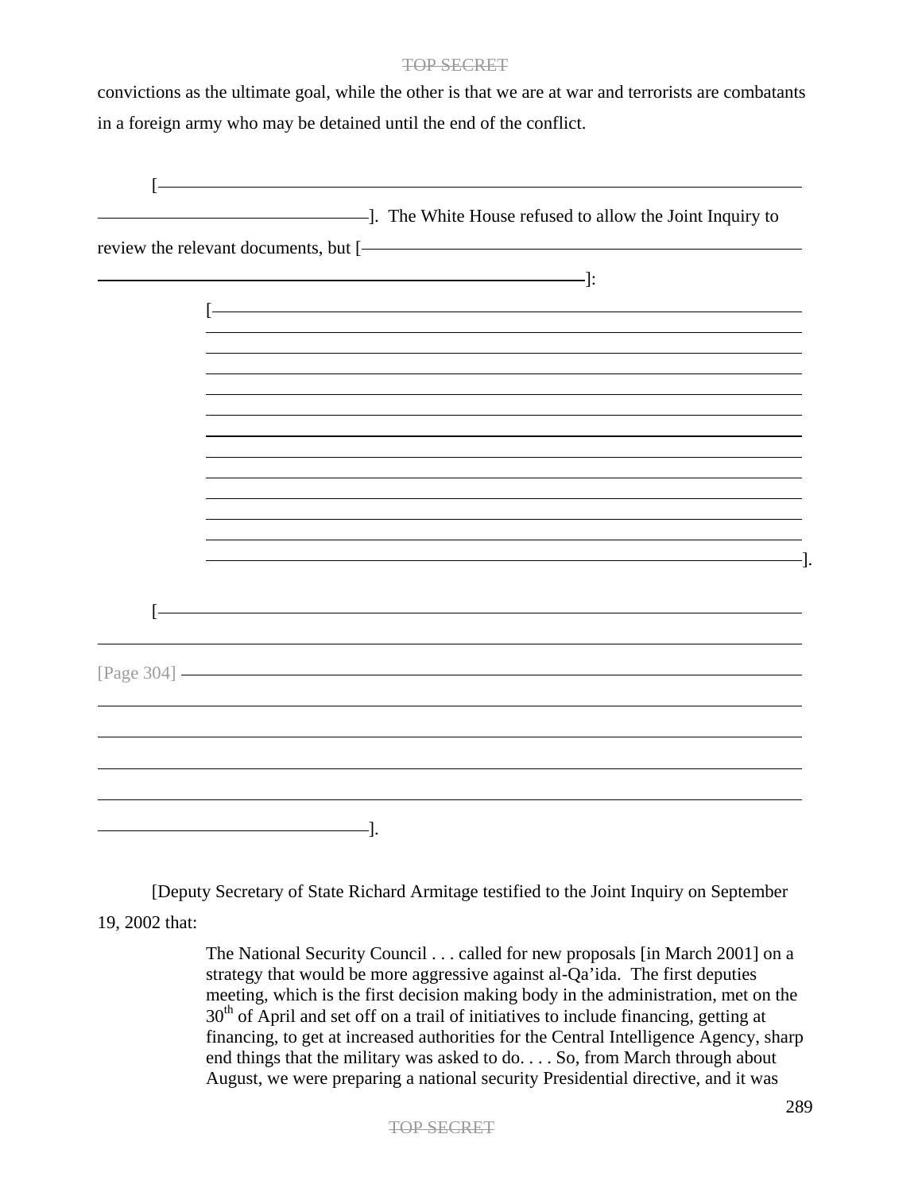convictions as the ultimate goal, while the other is that we are at war and terrorists are combatants in a foreign army who may be detained until the end of the conflict.

[——————————————————————————————]. The White House refused to allow the Joint Inquiry to review the relevant documents, but [——————————————————————————————]:

> [——————————————————————————————
> ——————————————————————————————
> ——————————————————————————————].

[——————————————————————————————

[Page 304] ——————————————————————————————

——————————————————————————————].

[Deputy Secretary of State Richard Armitage testified to the Joint Inquiry on September 19, 2002 that:

> The National Security Council . . . called for new proposals [in March 2001] on a strategy that would be more aggressive against al-Qa'ida. The first deputies meeting, which is the first decision making body in the administration, met on the 30th of April and set off on a trail of initiatives to include financing, getting at financing, to get at increased authorities for the Central Intelligence Agency, sharp end things that the military was asked to do. . . . So, from March through about August, we were preparing a national security Presidential directive, and it was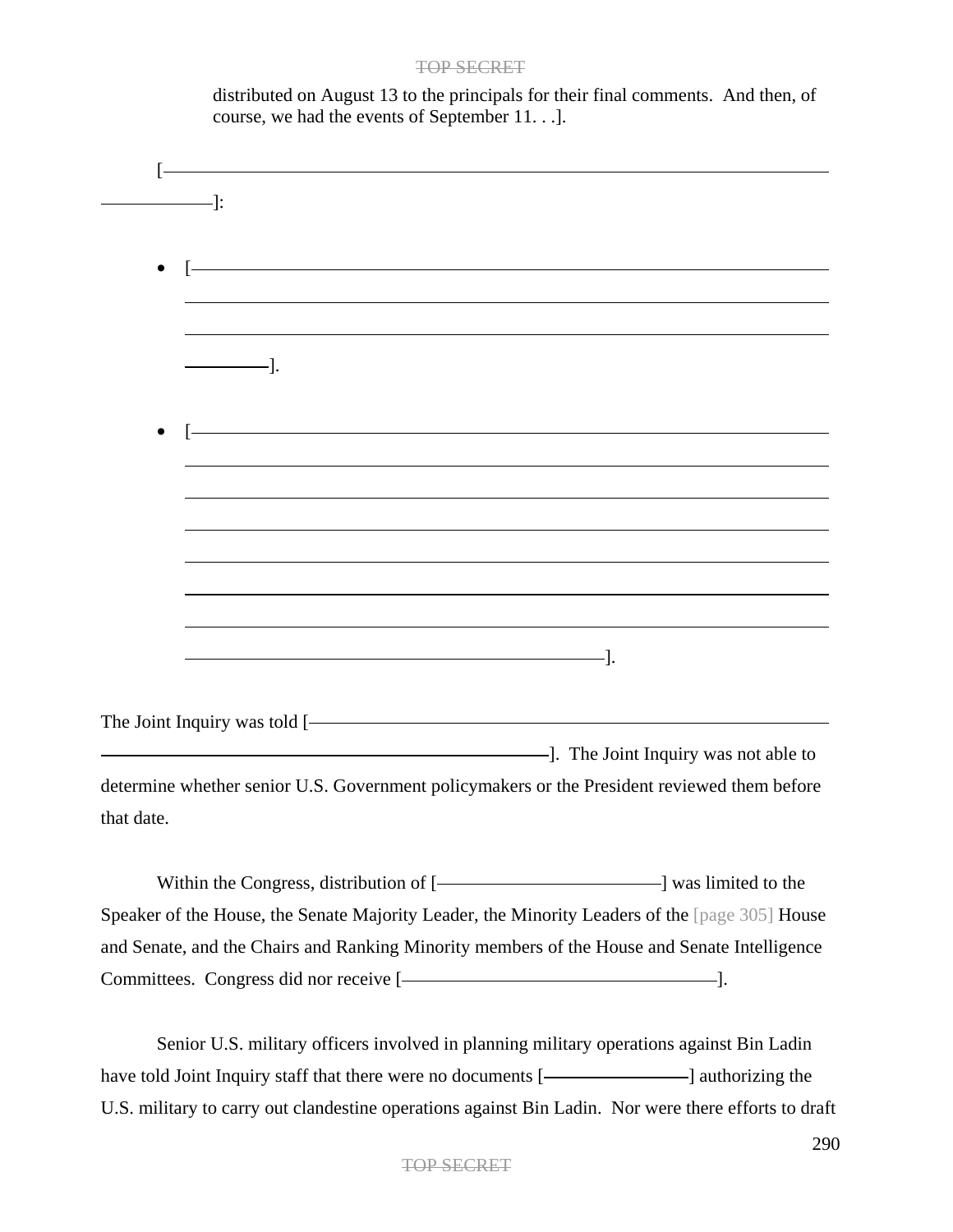distributed on August 13 to the principals for their final comments. And then, of course, we had the events of September 11. . .].

[———————————————————————————————————————————]:

- [———————————————————————————————————————————].

- [———————————————————————————————————————————].

The Joint Inquiry was told [———————————————————————————]. The Joint Inquiry was not able to determine whether senior U.S. Government policymakers or the President reviewed them before that date.

Within the Congress, distribution of [———————————] was limited to the Speaker of the House, the Senate Majority Leader, the Minority Leaders of the [page 305] House and Senate, and the Chairs and Ranking Minority members of the House and Senate Intelligence Committees. Congress did nor receive [———————————].

Senior U.S. military officers involved in planning military operations against Bin Ladin have told Joint Inquiry staff that there were no documents [———————] authorizing the U.S. military to carry out clandestine operations against Bin Ladin. Nor were there efforts to draft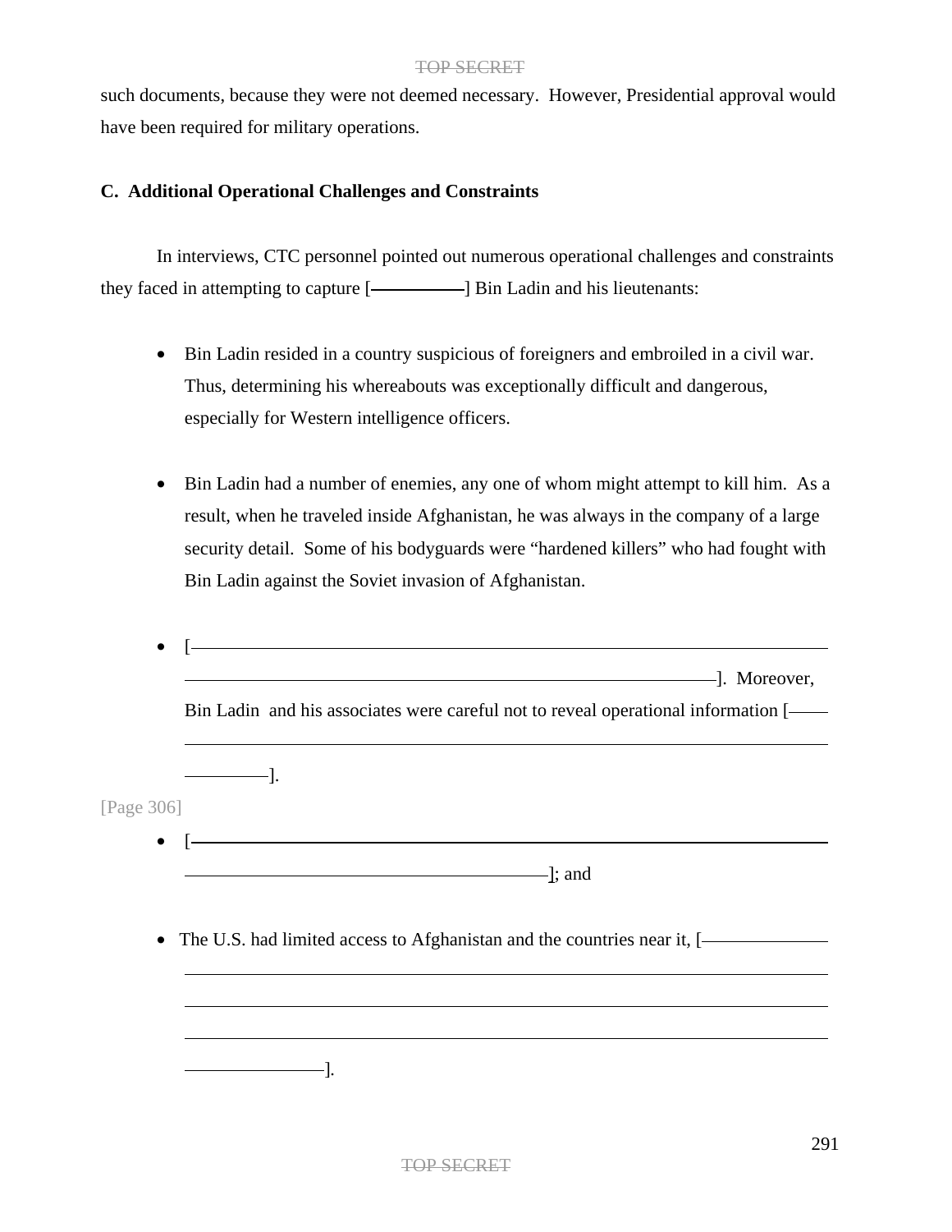such documents, because they were not deemed necessary. However, Presidential approval would have been required for military operations.

### C. Additional Operational Challenges and Constraints

In interviews, CTC personnel pointed out numerous operational challenges and constraints they faced in attempting to capture [__________] Bin Ladin and his lieutenants:

- Bin Ladin resided in a country suspicious of foreigners and embroiled in a civil war. Thus, determining his whereabouts was exceptionally difficult and dangerous, especially for Western intelligence officers.

- Bin Ladin had a number of enemies, any one of whom might attempt to kill him. As a result, when he traveled inside Afghanistan, he was always in the company of a large security detail. Some of his bodyguards were "hardened killers" who had fought with Bin Ladin against the Soviet invasion of Afghanistan.

- [__________]. Moreover, Bin Ladin and his associates were careful not to reveal operational information [__________].

[Page 306]

- [__________]; and

- The U.S. had limited access to Afghanistan and the countries near it, [__________].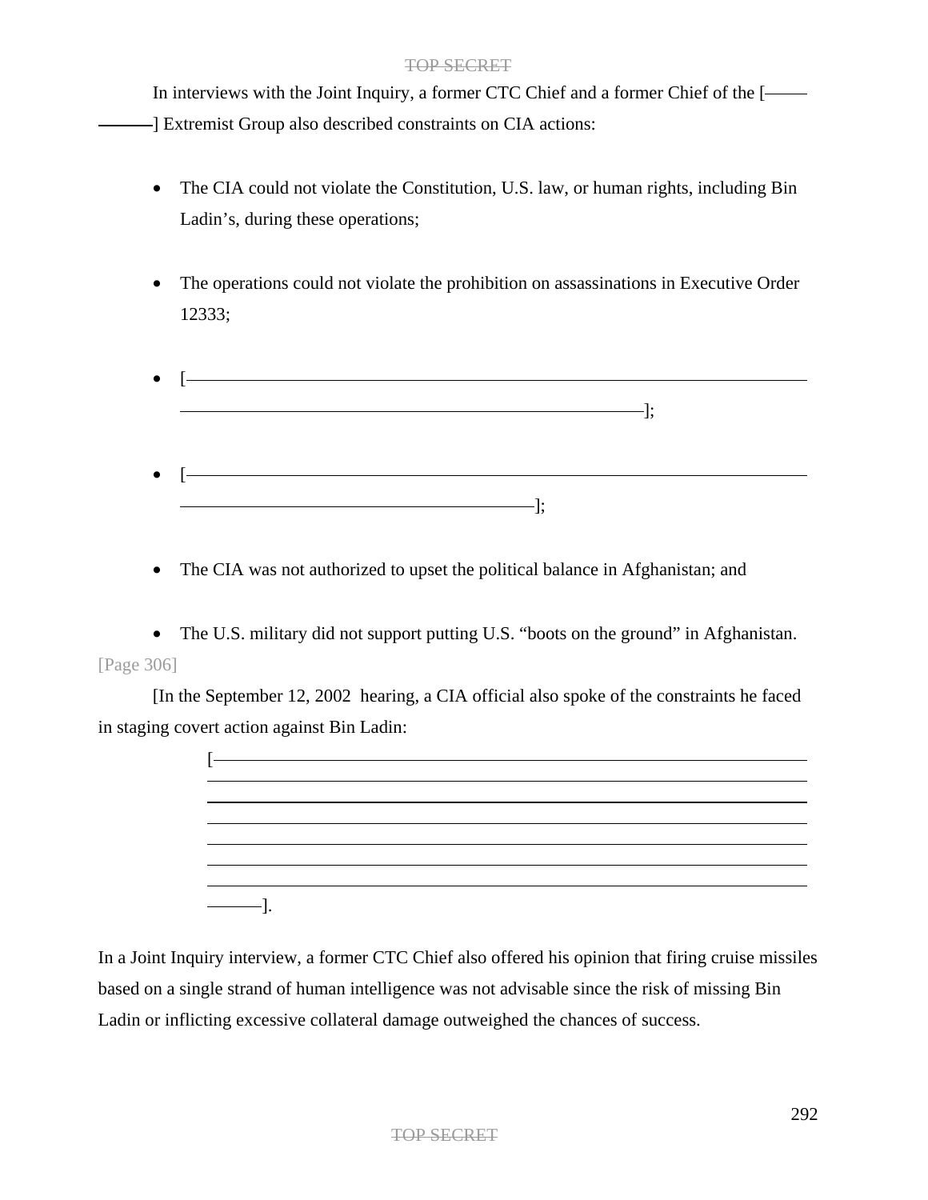In interviews with the Joint Inquiry, a former CTC Chief and a former Chief of the [———————] Extremist Group also described constraints on CIA actions:

- The CIA could not violate the Constitution, U.S. law, or human rights, including Bin Ladin's, during these operations;
- The operations could not violate the prohibition on assassinations in Executive Order 12333;
- [————————————————————————————————];
- [————————————————————————————];
- The CIA was not authorized to upset the political balance in Afghanistan; and
- The U.S. military did not support putting U.S. "boots on the ground" in Afghanistan.

[Page 306]

[In the September 12, 2002 hearing, a CIA official also spoke of the constraints he faced in staging covert action against Bin Ladin:

> [————————————————————————————————————————————————————————————————————————————————————].

In a Joint Inquiry interview, a former CTC Chief also offered his opinion that firing cruise missiles based on a single strand of human intelligence was not advisable since the risk of missing Bin Ladin or inflicting excessive collateral damage outweighed the chances of success.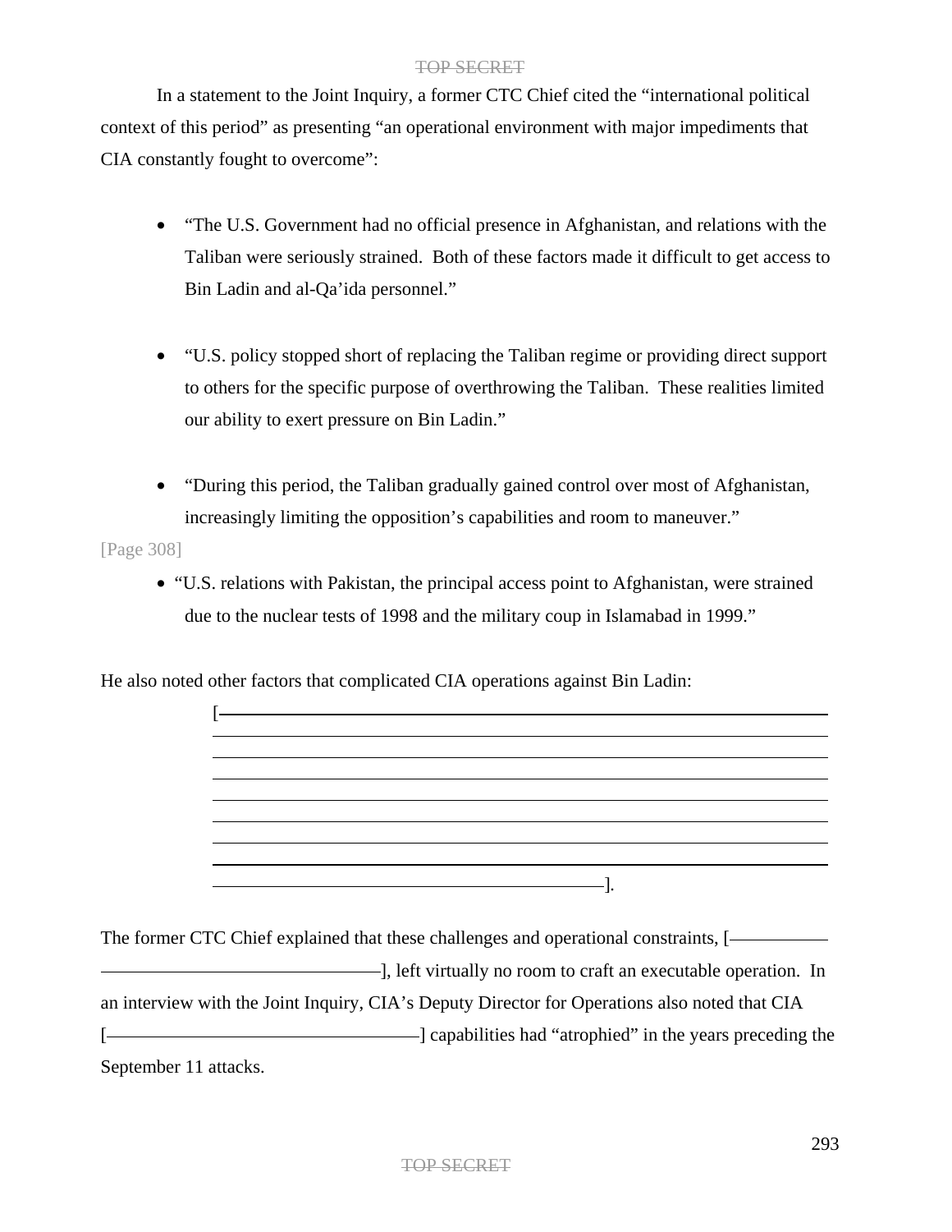In a statement to the Joint Inquiry, a former CTC Chief cited the "international political context of this period" as presenting "an operational environment with major impediments that CIA constantly fought to overcome":

- "The U.S. Government had no official presence in Afghanistan, and relations with the Taliban were seriously strained. Both of these factors made it difficult to get access to Bin Ladin and al-Qa'ida personnel."

- "U.S. policy stopped short of replacing the Taliban regime or providing direct support to others for the specific purpose of overthrowing the Taliban. These realities limited our ability to exert pressure on Bin Ladin."

- "During this period, the Taliban gradually gained control over most of Afghanistan, increasingly limiting the opposition's capabilities and room to maneuver."

[Page 308]

- "U.S. relations with Pakistan, the principal access point to Afghanistan, were strained due to the nuclear tests of 1998 and the military coup in Islamabad in 1999."

He also noted other factors that complicated CIA operations against Bin Ladin:

[———————————————————————————————————————————————————————————————————————————————————————————————————————————————————————————————].

The former CTC Chief explained that these challenges and operational constraints, [———————————————————————], left virtually no room to craft an executable operation. In an interview with the Joint Inquiry, CIA's Deputy Director for Operations also noted that CIA [———————————————] capabilities had "atrophied" in the years preceding the September 11 attacks.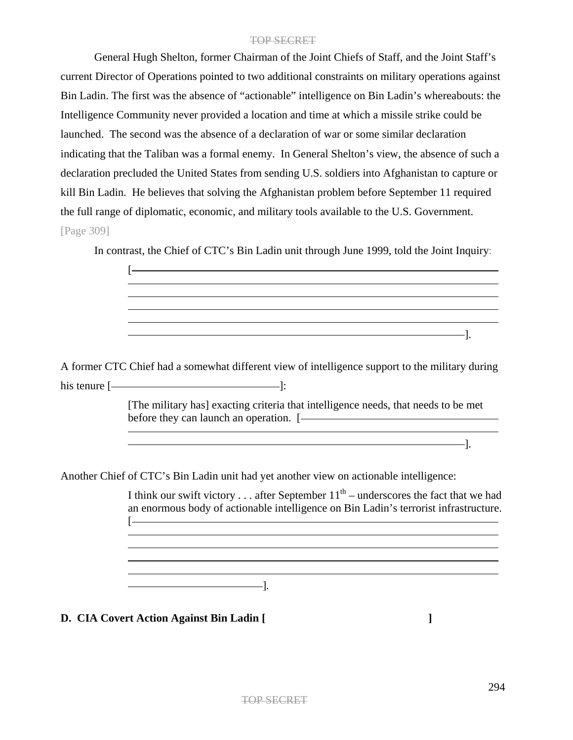General Hugh Shelton, former Chairman of the Joint Chiefs of Staff, and the Joint Staff's current Director of Operations pointed to two additional constraints on military operations against Bin Ladin. The first was the absence of "actionable" intelligence on Bin Ladin's whereabouts: the Intelligence Community never provided a location and time at which a missile strike could be launched. The second was the absence of a declaration of war or some similar declaration indicating that the Taliban was a formal enemy. In General Shelton's view, the absence of such a declaration precluded the United States from sending U.S. soldiers into Afghanistan to capture or kill Bin Ladin. He believes that solving the Afghanistan problem before September 11 required the full range of diplomatic, economic, and military tools available to the U.S. Government.

[Page 309]

In contrast, the Chief of CTC's Bin Ladin unit through June 1999, told the Joint Inquiry:

> [\_\_\_\_\_\_\_\_\_\_\_\_\_\_\_\_\_\_\_\_\_\_\_\_\_\_\_\_\_\_\_\_\_\_\_\_\_\_\_\_\_\_\_\_\_\_\_\_\_\_\_\_\_\_\_\_].

A former CTC Chief had a somewhat different view of intelligence support to the military during his tenure [\_\_\_\_\_\_\_\_\_\_\_\_\_\_\_\_\_\_\_\_]:

> [The military has] exacting criteria that intelligence needs, that needs to be met before they can launch an operation. [\_\_\_\_\_\_\_\_\_\_\_\_\_\_\_\_\_\_\_\_\_\_\_\_\_\_\_\_\_\_\_\_\_\_\_\_\_\_\_\_].

Another Chief of CTC's Bin Ladin unit had yet another view on actionable intelligence:

> I think our swift victory . . . after September 11th – underscores the fact that we had an enormous body of actionable intelligence on Bin Ladin's terrorist infrastructure. [\_\_\_\_\_\_\_\_\_\_\_\_\_\_\_\_\_\_\_\_\_\_\_\_\_\_\_\_\_\_\_\_\_\_\_\_\_\_\_\_\_\_\_\_\_\_\_\_\_\_\_\_\_\_\_\_].

**D. CIA Covert Action Against Bin Ladin [ ]**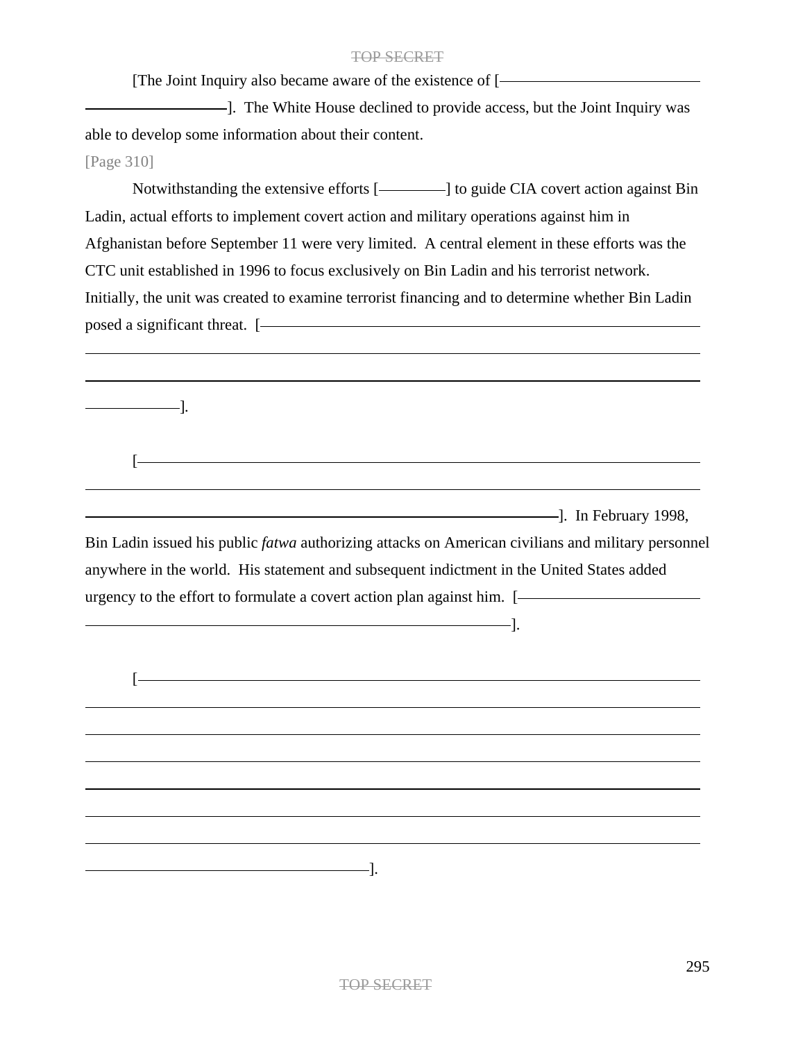[The Joint Inquiry also became aware of the existence of [\_\_\_\_\_\_\_\_\_\_\_\_\_\_\_\_\_\_\_\_\_\_\_\_\_\_\_\_\_\_\_\_\_\_\_\_\_\_\_\_\_\_\_\_\_\_\_\_\_\_\_\_]. The White House declined to provide access, but the Joint Inquiry was able to develop some information about their content.

[Page 310]

Notwithstanding the extensive efforts [\_\_\_\_\_\_\_\_] to guide CIA covert action against Bin Ladin, actual efforts to implement covert action and military operations against him in Afghanistan before September 11 were very limited. A central element in these efforts was the CTC unit established in 1996 to focus exclusively on Bin Ladin and his terrorist network. Initially, the unit was created to examine terrorist financing and to determine whether Bin Ladin posed a significant threat. [\_\_\_\_\_\_\_\_\_\_\_\_\_\_\_\_\_\_\_\_\_\_\_\_\_\_\_\_\_\_\_\_\_\_\_\_\_\_\_\_\_\_\_\_\_\_\_\_\_\_\_\_\_\_\_\_\_\_\_\_\_\_\_\_\_\_\_\_\_\_\_\_\_\_\_\_\_\_\_\_\_\_\_\_\_\_\_\_\_\_\_\_\_\_\_\_\_\_\_\_\_\_\_\_\_\_\_\_\_\_\_\_\_\_\_\_\_\_\_\_\_\_\_\_\_\_\_\_\_\_\_\_\_\_\_\_\_\_\_\_\_\_\_\_\_\_\_\_\_\_\_\_\_\_\_\_\_\_\_\_\_\_\_\_\_\_\_\_\_\_\_\_\_\_\_\_\_\_].

[\_\_\_\_\_\_\_\_\_\_\_\_\_\_\_\_\_\_\_\_\_\_\_\_\_\_\_\_\_\_\_\_\_\_\_\_\_\_\_\_\_\_\_\_\_\_\_\_\_\_\_\_\_\_\_\_\_\_\_\_\_\_\_\_\_\_\_\_\_\_\_\_\_\_\_\_\_\_\_\_\_\_\_\_\_\_\_\_\_\_\_\_\_\_\_\_\_\_\_\_\_\_\_\_\_\_\_\_\_\_\_\_\_\_\_\_\_\_\_\_\_\_\_\_\_\_\_\_\_\_\_\_\_\_\_\_\_\_\_\_\_\_\_\_\_\_\_\_\_\_\_\_\_\_\_\_\_\_\_\_\_\_\_\_\_\_\_\_\_\_\_\_\_\_\_\_\_\_\_\_\_\_\_\_\_\_\_\_\_\_\_\_\_\_\_\_\_\_\_\_\_\_\_\_\_\_\_\_\_\_\_\_\_\_\_\_\_\_\_\_\_\_\_\_\_\_\_\_\_\_\_\_\_\_\_\_\_\_\_\_\_]. In February 1998, Bin Ladin issued his public *fatwa* authorizing attacks on American civilians and military personnel anywhere in the world. His statement and subsequent indictment in the United States added urgency to the effort to formulate a covert action plan against him. [\_\_\_\_\_\_\_\_\_\_\_\_\_\_\_\_\_\_\_\_\_\_\_\_\_\_\_\_\_\_\_\_\_\_\_\_\_\_\_\_\_\_\_\_\_\_\_\_\_\_\_\_\_\_\_\_\_\_\_\_\_\_\_\_\_\_\_\_\_\_\_\_\_\_\_\_\_\_\_\_\_\_\_\_\_\_\_\_\_\_\_\_\_\_\_\_\_\_\_].

[\_\_\_\_\_\_\_\_\_\_\_\_\_\_\_\_\_\_\_\_\_\_\_\_\_\_\_\_\_\_\_\_\_\_\_\_\_\_\_\_\_\_\_\_\_\_\_\_\_\_\_\_\_\_\_\_\_\_\_\_\_\_\_\_\_\_\_\_\_\_\_\_\_\_\_\_\_\_\_\_\_\_\_\_\_\_\_\_\_\_\_\_\_\_\_\_\_\_\_\_\_\_\_\_\_\_\_\_\_\_\_\_\_\_\_\_\_\_\_\_\_\_\_\_\_\_\_\_\_\_\_\_\_\_\_\_\_\_\_\_\_\_\_\_\_\_\_\_\_\_\_\_\_\_\_\_\_\_\_\_\_\_\_\_\_\_\_\_\_\_\_\_\_\_\_\_\_\_\_\_\_\_\_\_\_\_\_\_\_\_\_\_\_\_\_\_\_\_\_\_\_\_\_\_\_\_\_\_\_\_\_\_\_\_\_\_\_\_\_\_\_\_\_\_\_\_\_\_\_\_\_\_\_\_\_\_\_\_\_\_\_\_\_\_\_\_\_\_\_\_\_\_\_\_\_\_\_\_\_\_\_\_\_\_\_\_\_\_\_\_\_\_\_\_\_\_\_\_\_\_\_\_\_\_\_\_\_\_\_\_\_\_\_\_\_\_\_\_\_\_\_\_\_\_\_\_\_\_\_\_\_\_\_\_\_\_\_\_\_\_\_\_\_\_\_\_\_\_\_\_\_\_\_\_\_\_\_\_\_\_\_\_\_\_\_\_\_\_\_\_\_\_\_\_\_\_\_\_\_\_\_\_\_\_\_\_\_\_\_\_\_\_\_\_\_\_\_\_\_\_\_\_\_\_\_\_\_\_\_\_\_\_\_\_\_\_\_\_\_\_\_\_\_\_\_\_\_\_\_\_\_\_\_\_\_\_\_\_\_\_\_\_\_\_\_\_\_\_\_\_\_\_\_\_\_\_].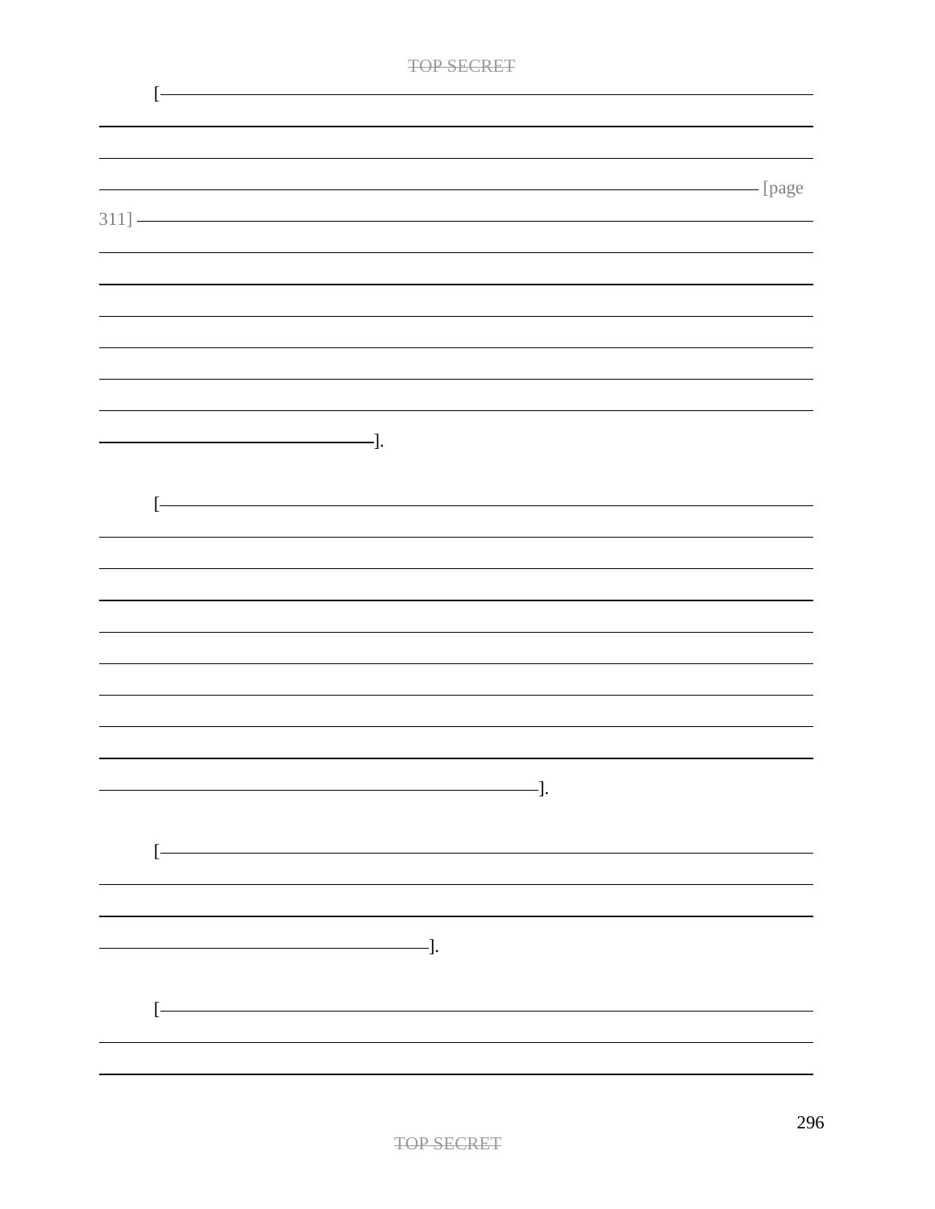[——————————————————————————————————————————————————————————————————————————————————————————————————————— [page 311] ——————————————————————————————————————————————————————————————————————————————————————————————————————————].

[——————————————————————————————————————————————————————————————————————————————————————————————————————————————————————].

[——————————————————————————————————————————].

[——————————————————————————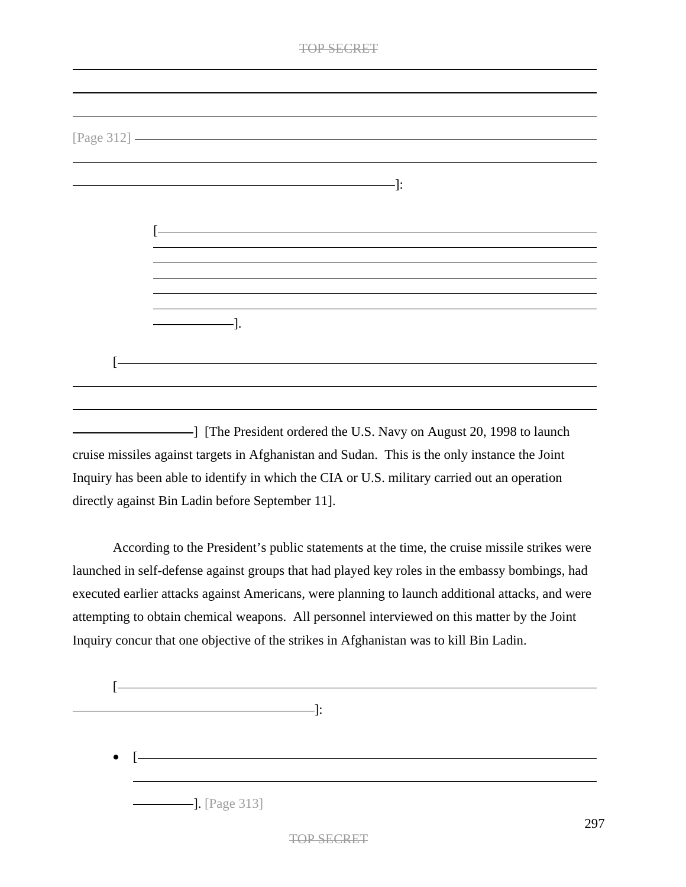[Page 312] ______________________________________________________________

______________________________________________________________]:

> [______________________________________________________________
> ______________________________________________________________
> ______________________________________________________________].

[______________________________________________________________
______________________________________________________________] [The President ordered the U.S. Navy on August 20, 1998 to launch cruise missiles against targets in Afghanistan and Sudan. This is the only instance the Joint Inquiry has been able to identify in which the CIA or U.S. military carried out an operation directly against Bin Ladin before September 11].

According to the President's public statements at the time, the cruise missile strikes were launched in self-defense against groups that had played key roles in the embassy bombings, had executed earlier attacks against Americans, were planning to launch additional attacks, and were attempting to obtain chemical weapons. All personnel interviewed on this matter by the Joint Inquiry concur that one objective of the strikes in Afghanistan was to kill Bin Ladin.

[______________________________________________________________
______________________________]:

- [______________________________________________________________
  ______________________________________________________________]. [Page 313]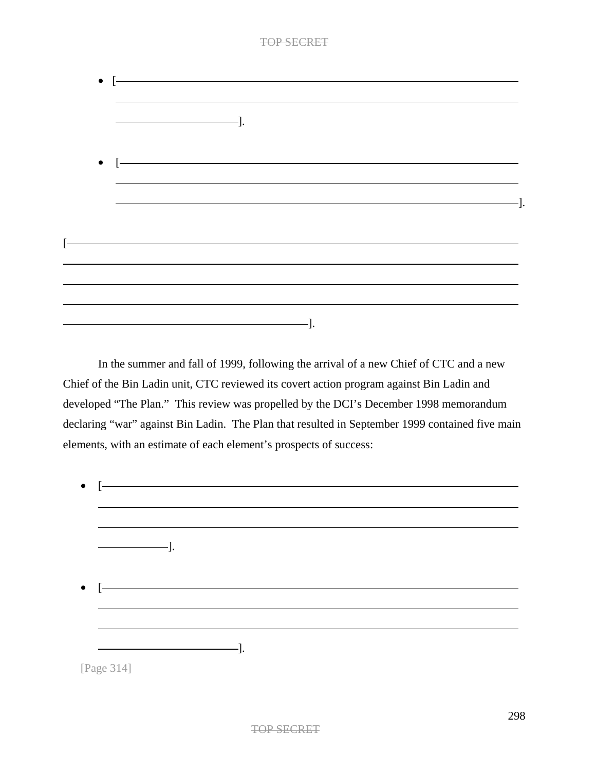- [\_\_\_\_\_\_\_\_\_\_\_\_\_\_\_\_\_\_\_\_\_\_\_\_\_\_\_\_\_\_\_\_\_\_\_\_\_\_\_\_].

- [\_\_\_\_\_\_\_\_\_\_\_\_\_\_\_\_\_\_\_\_\_\_\_\_\_\_\_\_\_\_\_\_\_\_\_\_\_\_\_\_].

[\_\_\_\_\_\_\_\_\_\_\_\_\_\_\_\_\_\_\_\_\_\_\_\_\_\_\_\_\_\_\_\_\_\_\_\_\_\_\_\_].

In the summer and fall of 1999, following the arrival of a new Chief of CTC and a new Chief of the Bin Ladin unit, CTC reviewed its covert action program against Bin Ladin and developed "The Plan." This review was propelled by the DCI's December 1998 memorandum declaring "war" against Bin Ladin. The Plan that resulted in September 1999 contained five main elements, with an estimate of each element's prospects of success:

- [\_\_\_\_\_\_\_\_\_\_\_\_\_\_\_\_\_\_\_\_\_\_\_\_\_\_\_\_\_\_\_\_\_\_\_\_\_\_\_\_].

- [\_\_\_\_\_\_\_\_\_\_\_\_\_\_\_\_\_\_\_\_\_\_\_\_\_\_\_\_\_\_\_\_\_\_\_\_\_\_\_\_].

[Page 314]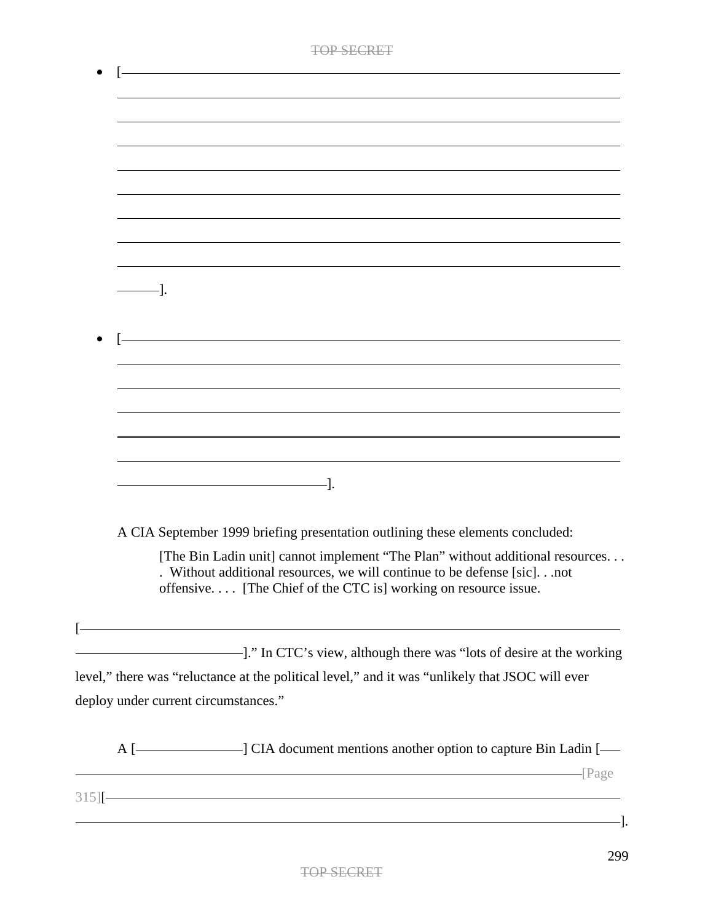- [\_\_\_\_\_\_\_\_\_\_\_\_\_\_\_\_\_\_\_\_\_\_\_\_\_\_\_\_\_\_\_\_\_\_\_\_\_\_\_\_\_\_\_\_\_\_\_\_\_\_\_\_\_\_\_\_\_\_\_\_\_\_\_\_\_\_\_\_\_\_\_\_\_\_\_\_\_\_].

- [\_\_\_\_\_\_\_\_\_\_\_\_\_\_\_\_\_\_\_\_\_\_\_\_\_\_\_\_\_\_\_\_\_\_\_\_\_\_\_\_\_\_\_\_\_\_\_\_\_\_\_\_\_\_\_\_\_\_\_\_\_\_\_\_\_\_\_\_\_\_\_\_\_\_\_\_\_\_].

A CIA September 1999 briefing presentation outlining these elements concluded:

> [The Bin Ladin unit] cannot implement "The Plan" without additional resources. . . . Without additional resources, we will continue to be defense [sic]. . .not offensive. . . . [The Chief of the CTC is] working on resource issue.

[\_\_\_\_\_\_\_\_\_\_\_\_\_\_\_\_\_\_\_\_\_\_\_\_\_\_\_\_\_\_\_\_\_\_\_\_\_\_\_\_\_\_\_\_\_\_\_\_\_\_\_\_\_\_\_\_\_\_\_\_\_\_\_\_\_\_\_\_\_\_\_\_\_\_\_\_\_\_]." In CTC's view, although there was "lots of desire at the working level," there was "reluctance at the political level," and it was "unlikely that JSOC will ever deploy under current circumstances."

A [\_\_\_\_\_\_\_\_\_\_\_\_\_\_\_\_] CIA document mentions another option to capture Bin Ladin [\_\_\_\_\_\_\_\_\_\_\_\_\_\_\_\_\_\_\_\_\_\_\_\_\_\_\_\_\_\_\_\_\_\_\_\_\_\_\_\_\_\_\_\_\_\_\_\_\_\_\_\_\_\_\_\_\_\_\_\_\_\_\_\_\_\_\_\_\_\_\_\_[Page 315][\_\_\_\_\_\_\_\_\_\_\_\_\_\_\_\_\_\_\_\_\_\_\_\_\_\_\_\_\_\_\_\_\_\_\_\_\_\_\_\_\_\_\_\_\_\_\_\_\_\_\_\_\_\_\_\_\_\_\_\_\_\_\_\_\_\_\_\_\_\_\_\_\_\_\_\_\_\_].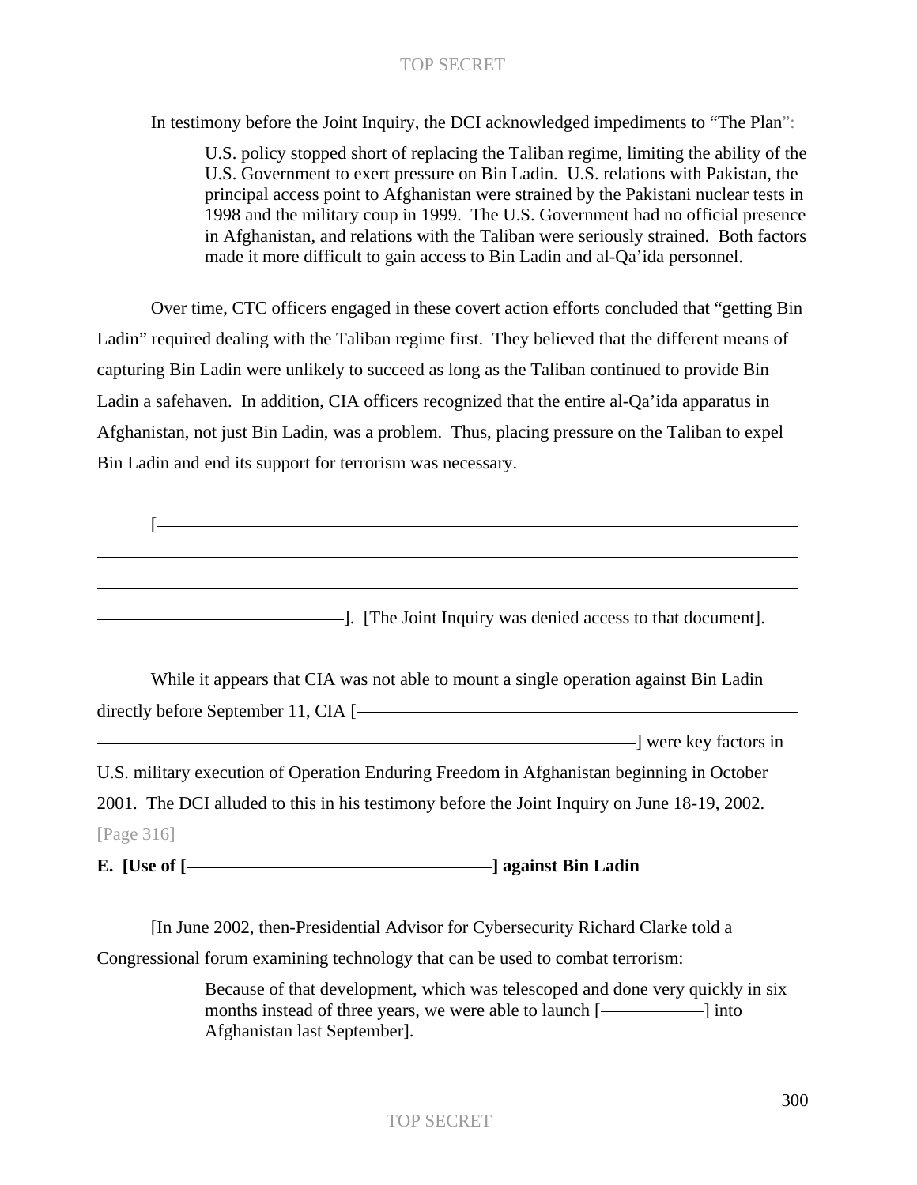In testimony before the Joint Inquiry, the DCI acknowledged impediments to "The Plan":

> U.S. policy stopped short of replacing the Taliban regime, limiting the ability of the U.S. Government to exert pressure on Bin Ladin. U.S. relations with Pakistan, the principal access point to Afghanistan were strained by the Pakistani nuclear tests in 1998 and the military coup in 1999. The U.S. Government had no official presence in Afghanistan, and relations with the Taliban were seriously strained. Both factors made it more difficult to gain access to Bin Ladin and al-Qa'ida personnel.

Over time, CTC officers engaged in these covert action efforts concluded that "getting Bin Ladin" required dealing with the Taliban regime first. They believed that the different means of capturing Bin Ladin were unlikely to succeed as long as the Taliban continued to provide Bin Ladin a safehaven. In addition, CIA officers recognized that the entire al-Qa'ida apparatus in Afghanistan, not just Bin Ladin, was a problem. Thus, placing pressure on the Taliban to expel Bin Ladin and end its support for terrorism was necessary.

[———]. [The Joint Inquiry was denied access to that document].

While it appears that CIA was not able to mount a single operation against Bin Ladin directly before September 11, CIA [———] were key factors in U.S. military execution of Operation Enduring Freedom in Afghanistan beginning in October 2001. The DCI alluded to this in his testimony before the Joint Inquiry on June 18-19, 2002.

[Page 316]

**E. [Use of [———] against Bin Ladin**

[In June 2002, then-Presidential Advisor for Cybersecurity Richard Clarke told a Congressional forum examining technology that can be used to combat terrorism:

> Because of that development, which was telescoped and done very quickly in six months instead of three years, we were able to launch [———] into Afghanistan last September].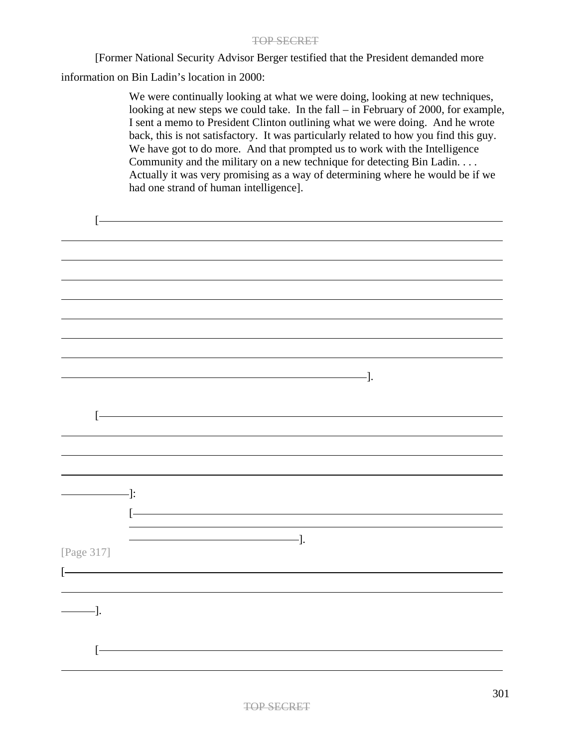[Former National Security Advisor Berger testified that the President demanded more information on Bin Ladin's location in 2000:

> We were continually looking at what we were doing, looking at new techniques, looking at new steps we could take. In the fall – in February of 2000, for example, I sent a memo to President Clinton outlining what we were doing. And he wrote back, this is not satisfactory. It was particularly related to how you find this guy. We have got to do more. And that prompted us to work with the Intelligence Community and the military on a new technique for detecting Bin Ladin. . . . Actually it was very promising as a way of determining where he would be if we had one strand of human intelligence].

[————————————————————————————————————————————————————————————————————————————————————————————————————————————————————————————————————————————————————————————].

[————————————————————————————————————————————————————————————]:

> [————————————————————————————————].

[Page 317]

[————————————————————————————].

[————————————————————————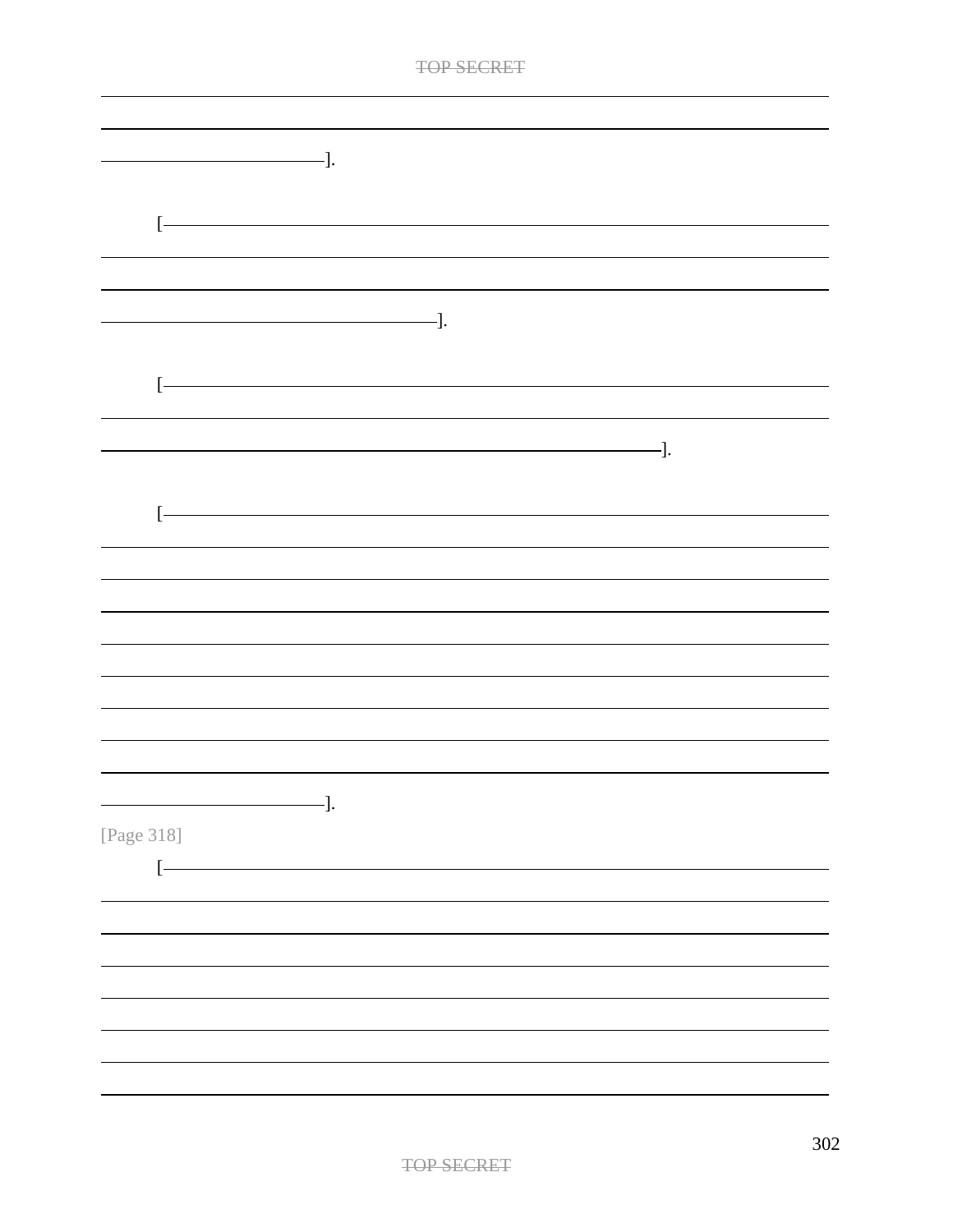].

[

].

[

].

[

].

[Page 318]

[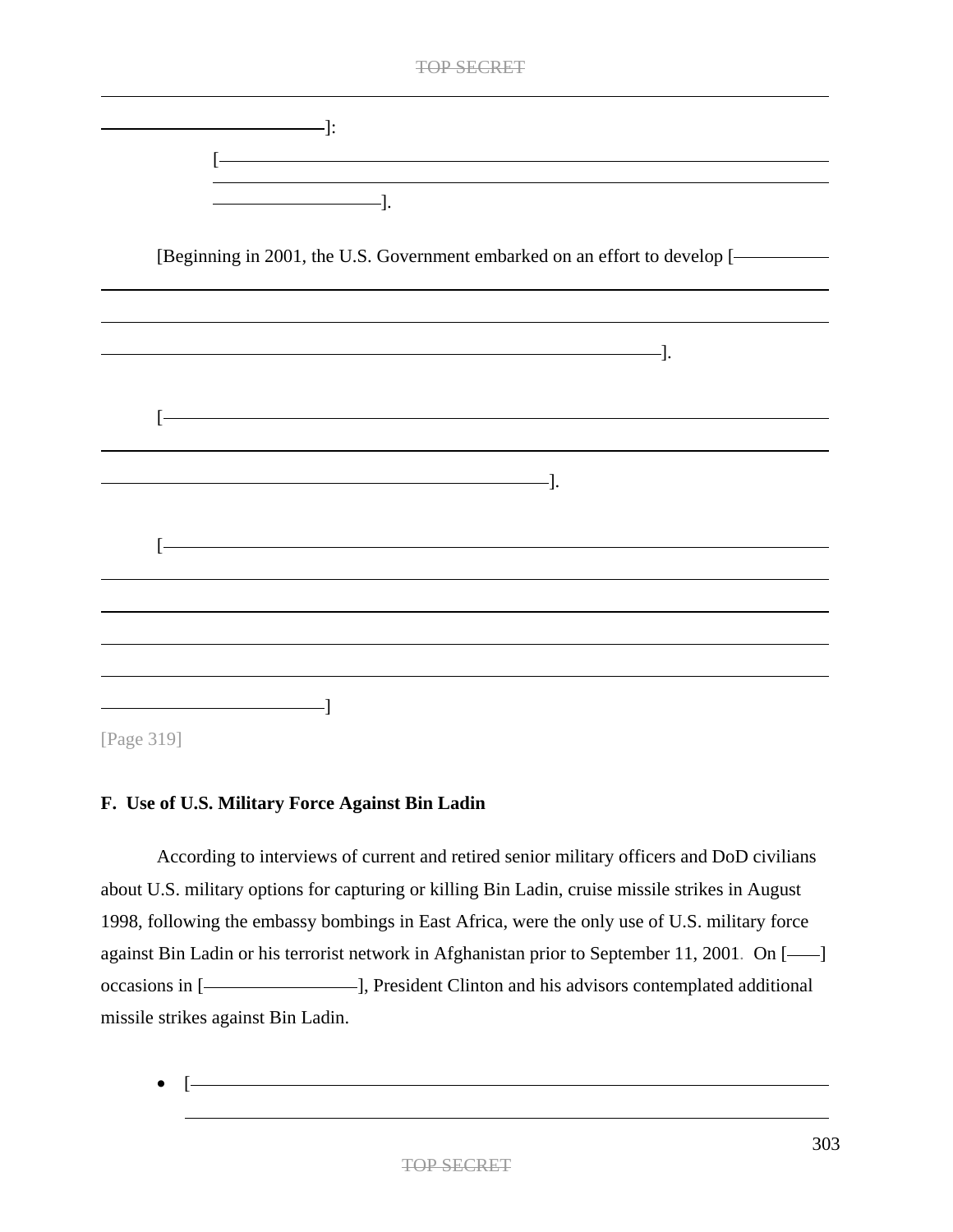[———]:

[———]

[Beginning in 2001, the U.S. Government embarked on an effort to develop [———].

[———].

[———]

[Page 319]

**F. Use of U.S. Military Force Against Bin Ladin**

According to interviews of current and retired senior military officers and DoD civilians about U.S. military options for capturing or killing Bin Ladin, cruise missile strikes in August 1998, following the embassy bombings in East Africa, were the only use of U.S. military force against Bin Ladin or his terrorist network in Afghanistan prior to September 11, 2001. On [——] occasions in [———], President Clinton and his advisors contemplated additional missile strikes against Bin Ladin.

- [———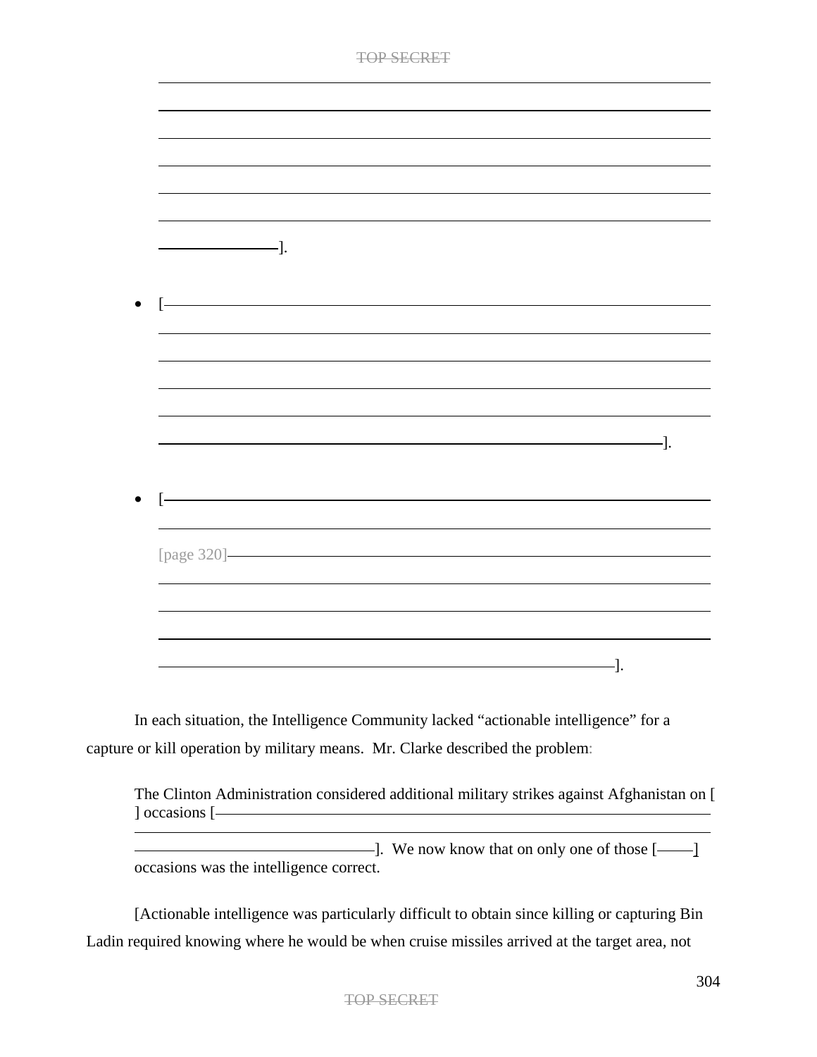].

- [ ].

- [ [page 320] ].

In each situation, the Intelligence Community lacked “actionable intelligence” for a capture or kill operation by military means. Mr. Clarke described the problem:

> The Clinton Administration considered additional military strikes against Afghanistan on [ ] occasions [ ]. We now know that on only one of those [ ] occasions was the intelligence correct.

[Actionable intelligence was particularly difficult to obtain since killing or capturing Bin Ladin required knowing where he would be when cruise missiles arrived at the target area, not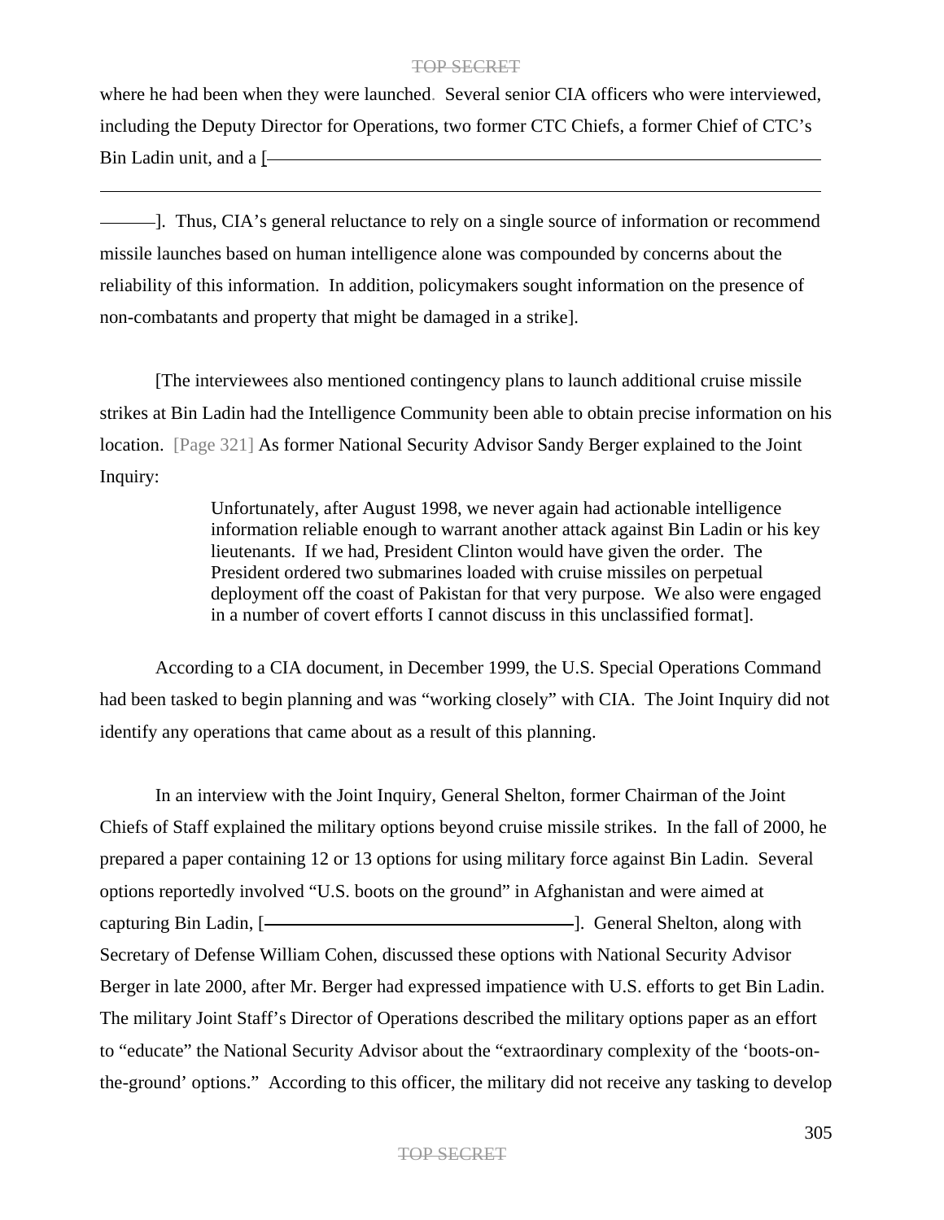where he had been when they were launched. Several senior CIA officers who were interviewed, including the Deputy Director for Operations, two former CTC Chiefs, a former Chief of CTC's Bin Ladin unit, and a [\_\_\_\_\_\_\_\_\_\_\_\_\_\_\_\_\_\_\_\_\_\_\_\_\_\_\_\_\_\_\_\_\_\_\_\_\_\_\_\_\_\_\_\_\_\_\_\_\_\_\_\_

\_\_\_\_\_\_\_\_\_\_\_\_\_\_\_\_\_\_\_\_\_\_\_\_\_\_\_\_\_\_\_\_\_\_\_\_\_\_\_\_\_\_\_\_\_\_\_\_\_\_\_\_\_\_\_\_\_\_\_\_\_\_\_\_\_\_\_\_\_\_\_\_\_

\_\_\_\_\_]. Thus, CIA's general reluctance to rely on a single source of information or recommend missile launches based on human intelligence alone was compounded by concerns about the reliability of this information. In addition, policymakers sought information on the presence of non-combatants and property that might be damaged in a strike].

[The interviewees also mentioned contingency plans to launch additional cruise missile strikes at Bin Ladin had the Intelligence Community been able to obtain precise information on his location. [Page 321] As former National Security Advisor Sandy Berger explained to the Joint Inquiry:

> Unfortunately, after August 1998, we never again had actionable intelligence information reliable enough to warrant another attack against Bin Ladin or his key lieutenants. If we had, President Clinton would have given the order. The President ordered two submarines loaded with cruise missiles on perpetual deployment off the coast of Pakistan for that very purpose. We also were engaged in a number of covert efforts I cannot discuss in this unclassified format].

According to a CIA document, in December 1999, the U.S. Special Operations Command had been tasked to begin planning and was "working closely" with CIA. The Joint Inquiry did not identify any operations that came about as a result of this planning.

In an interview with the Joint Inquiry, General Shelton, former Chairman of the Joint Chiefs of Staff explained the military options beyond cruise missile strikes. In the fall of 2000, he prepared a paper containing 12 or 13 options for using military force against Bin Ladin. Several options reportedly involved "U.S. boots on the ground" in Afghanistan and were aimed at capturing Bin Ladin, [\_\_\_\_\_\_\_\_\_\_\_\_\_\_\_\_\_\_\_\_\_\_\_\_\_\_\_\_\_\_\_\_\_\_\_\_]. General Shelton, along with Secretary of Defense William Cohen, discussed these options with National Security Advisor Berger in late 2000, after Mr. Berger had expressed impatience with U.S. efforts to get Bin Ladin. The military Joint Staff's Director of Operations described the military options paper as an effort to "educate" the National Security Advisor about the "extraordinary complexity of the 'boots-on-the-ground' options." According to this officer, the military did not receive any tasking to develop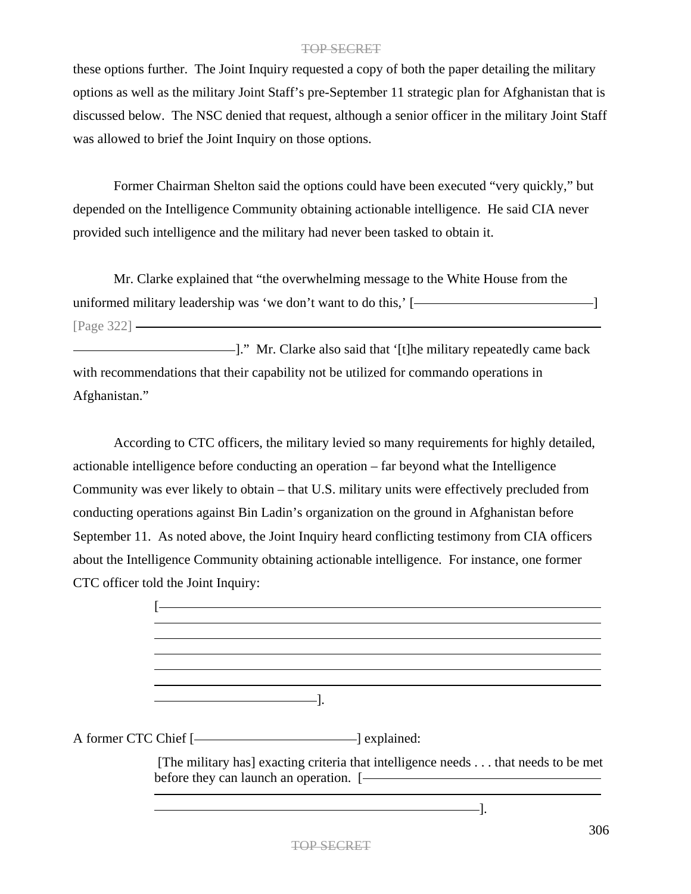these options further. The Joint Inquiry requested a copy of both the paper detailing the military options as well as the military Joint Staff's pre-September 11 strategic plan for Afghanistan that is discussed below. The NSC denied that request, although a senior officer in the military Joint Staff was allowed to brief the Joint Inquiry on those options.

Former Chairman Shelton said the options could have been executed "very quickly," but depended on the Intelligence Community obtaining actionable intelligence. He said CIA never provided such intelligence and the military had never been tasked to obtain it.

Mr. Clarke explained that "the overwhelming message to the White House from the uniformed military leadership was 'we don't want to do this,' [―――――――――――――――] [Page 322] ――――――――――――――――――――――――――――――――――――――――――――――――――――――――――――――――
――――――――――――――――]." Mr. Clarke also said that '[t]he military repeatedly came back with recommendations that their capability not be utilized for commando operations in Afghanistan."

According to CTC officers, the military levied so many requirements for highly detailed, actionable intelligence before conducting an operation – far beyond what the Intelligence Community was ever likely to obtain – that U.S. military units were effectively precluded from conducting operations against Bin Ladin's organization on the ground in Afghanistan before September 11. As noted above, the Joint Inquiry heard conflicting testimony from CIA officers about the Intelligence Community obtaining actionable intelligence. For instance, one former CTC officer told the Joint Inquiry:

> [――――――――――――――――――――――――――――――――――――――――――――――――――――――――――――――――
> ――――――――――――――――――――――――――――――――――――――――――――――――――――――――――――――――
> ――――――――――――――――――――――――――――――――――――――――――――――――――――――――――――――――
> ――――――――――――――――――――――――――――――――――――――――――――――――――――――――――――――――
> ――――――――――――――――――――――――――――――――――――――――――――――――――――――――――――――――
> ――――――――――――――――――――――――――――――――――――――――――――――――――――――――――――――――
> ――――――――――――――――].

A former CTC Chief [――――――――――――――――] explained:

> [The military has] exacting criteria that intelligence needs . . . that needs to be met before they can launch an operation. [――――――――――――――――――――――――
> ――――――――――――――――――――――――――――――――――――――――――――――――――――――――――――――――
> ――――――――――――――――――――――――――――――――――].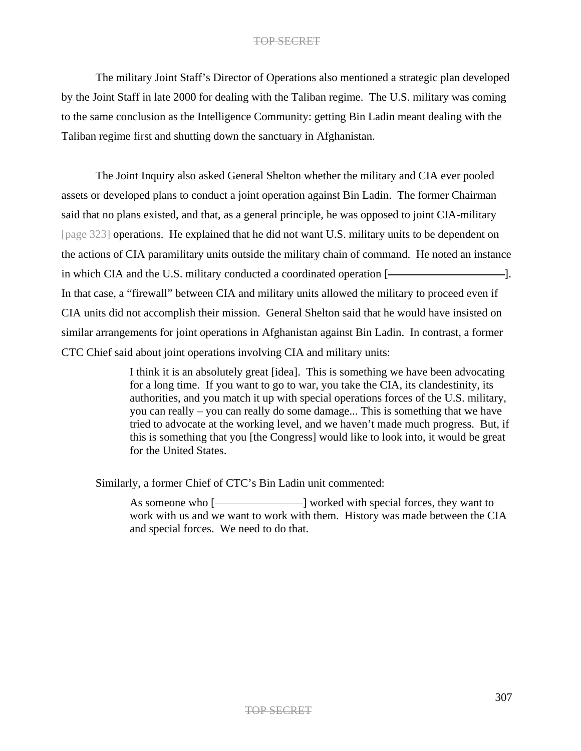The military Joint Staff's Director of Operations also mentioned a strategic plan developed by the Joint Staff in late 2000 for dealing with the Taliban regime. The U.S. military was coming to the same conclusion as the Intelligence Community: getting Bin Ladin meant dealing with the Taliban regime first and shutting down the sanctuary in Afghanistan.

The Joint Inquiry also asked General Shelton whether the military and CIA ever pooled assets or developed plans to conduct a joint operation against Bin Ladin. The former Chairman said that no plans existed, and that, as a general principle, he was opposed to joint CIA-military [page 323] operations. He explained that he did not want U.S. military units to be dependent on the actions of CIA paramilitary units outside the military chain of command. He noted an instance in which CIA and the U.S. military conducted a coordinated operation [——————————]. In that case, a "firewall" between CIA and military units allowed the military to proceed even if CIA units did not accomplish their mission. General Shelton said that he would have insisted on similar arrangements for joint operations in Afghanistan against Bin Ladin. In contrast, a former CTC Chief said about joint operations involving CIA and military units:

> I think it is an absolutely great [idea]. This is something we have been advocating for a long time. If you want to go to war, you take the CIA, its clandestinity, its authorities, and you match it up with special operations forces of the U.S. military, you can really – you can really do some damage... This is something that we have tried to advocate at the working level, and we haven't made much progress. But, if this is something that you [the Congress] would like to look into, it would be great for the United States.

Similarly, a former Chief of CTC's Bin Ladin unit commented:

> As someone who [——————] worked with special forces, they want to work with us and we want to work with them. History was made between the CIA and special forces. We need to do that.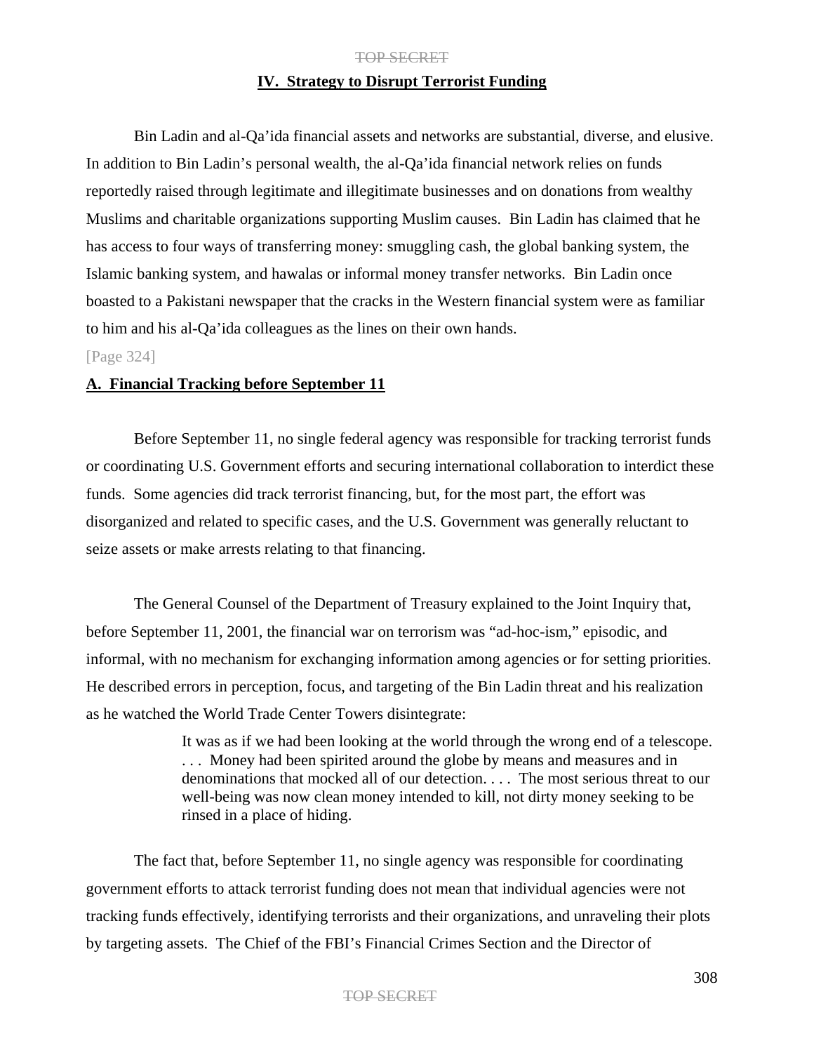## IV. Strategy to Disrupt Terrorist Funding

Bin Ladin and al-Qa'ida financial assets and networks are substantial, diverse, and elusive. In addition to Bin Ladin's personal wealth, the al-Qa'ida financial network relies on funds reportedly raised through legitimate and illegitimate businesses and on donations from wealthy Muslims and charitable organizations supporting Muslim causes. Bin Ladin has claimed that he has access to four ways of transferring money: smuggling cash, the global banking system, the Islamic banking system, and hawalas or informal money transfer networks. Bin Ladin once boasted to a Pakistani newspaper that the cracks in the Western financial system were as familiar to him and his al-Qa'ida colleagues as the lines on their own hands.

[Page 324]

### A. Financial Tracking before September 11

Before September 11, no single federal agency was responsible for tracking terrorist funds or coordinating U.S. Government efforts and securing international collaboration to interdict these funds. Some agencies did track terrorist financing, but, for the most part, the effort was disorganized and related to specific cases, and the U.S. Government was generally reluctant to seize assets or make arrests relating to that financing.

The General Counsel of the Department of Treasury explained to the Joint Inquiry that, before September 11, 2001, the financial war on terrorism was "ad-hoc-ism," episodic, and informal, with no mechanism for exchanging information among agencies or for setting priorities. He described errors in perception, focus, and targeting of the Bin Ladin threat and his realization as he watched the World Trade Center Towers disintegrate:

> It was as if we had been looking at the world through the wrong end of a telescope. . . . Money had been spirited around the globe by means and measures and in denominations that mocked all of our detection. . . . The most serious threat to our well-being was now clean money intended to kill, not dirty money seeking to be rinsed in a place of hiding.

The fact that, before September 11, no single agency was responsible for coordinating government efforts to attack terrorist funding does not mean that individual agencies were not tracking funds effectively, identifying terrorists and their organizations, and unraveling their plots by targeting assets. The Chief of the FBI's Financial Crimes Section and the Director of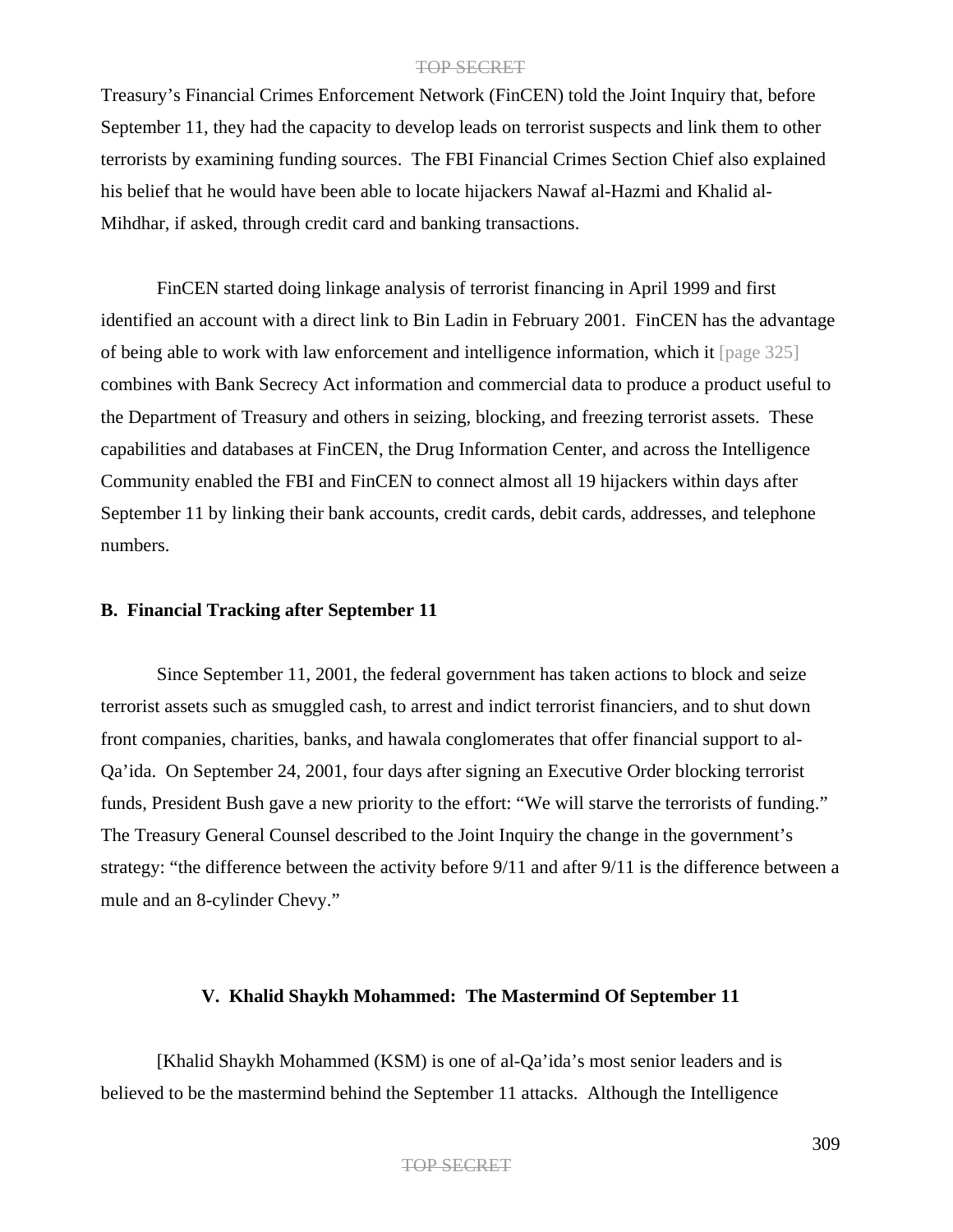Treasury's Financial Crimes Enforcement Network (FinCEN) told the Joint Inquiry that, before September 11, they had the capacity to develop leads on terrorist suspects and link them to other terrorists by examining funding sources. The FBI Financial Crimes Section Chief also explained his belief that he would have been able to locate hijackers Nawaf al-Hazmi and Khalid al-Mihdhar, if asked, through credit card and banking transactions.

FinCEN started doing linkage analysis of terrorist financing in April 1999 and first identified an account with a direct link to Bin Ladin in February 2001. FinCEN has the advantage of being able to work with law enforcement and intelligence information, which it [page 325] combines with Bank Secrecy Act information and commercial data to produce a product useful to the Department of Treasury and others in seizing, blocking, and freezing terrorist assets. These capabilities and databases at FinCEN, the Drug Information Center, and across the Intelligence Community enabled the FBI and FinCEN to connect almost all 19 hijackers within days after September 11 by linking their bank accounts, credit cards, debit cards, addresses, and telephone numbers.

### B. Financial Tracking after September 11

Since September 11, 2001, the federal government has taken actions to block and seize terrorist assets such as smuggled cash, to arrest and indict terrorist financiers, and to shut down front companies, charities, banks, and hawala conglomerates that offer financial support to al-Qa'ida. On September 24, 2001, four days after signing an Executive Order blocking terrorist funds, President Bush gave a new priority to the effort: "We will starve the terrorists of funding." The Treasury General Counsel described to the Joint Inquiry the change in the government's strategy: "the difference between the activity before 9/11 and after 9/11 is the difference between a mule and an 8-cylinder Chevy."

## V. Khalid Shaykh Mohammed: The Mastermind Of September 11

[Khalid Shaykh Mohammed (KSM) is one of al-Qa'ida's most senior leaders and is believed to be the mastermind behind the September 11 attacks. Although the Intelligence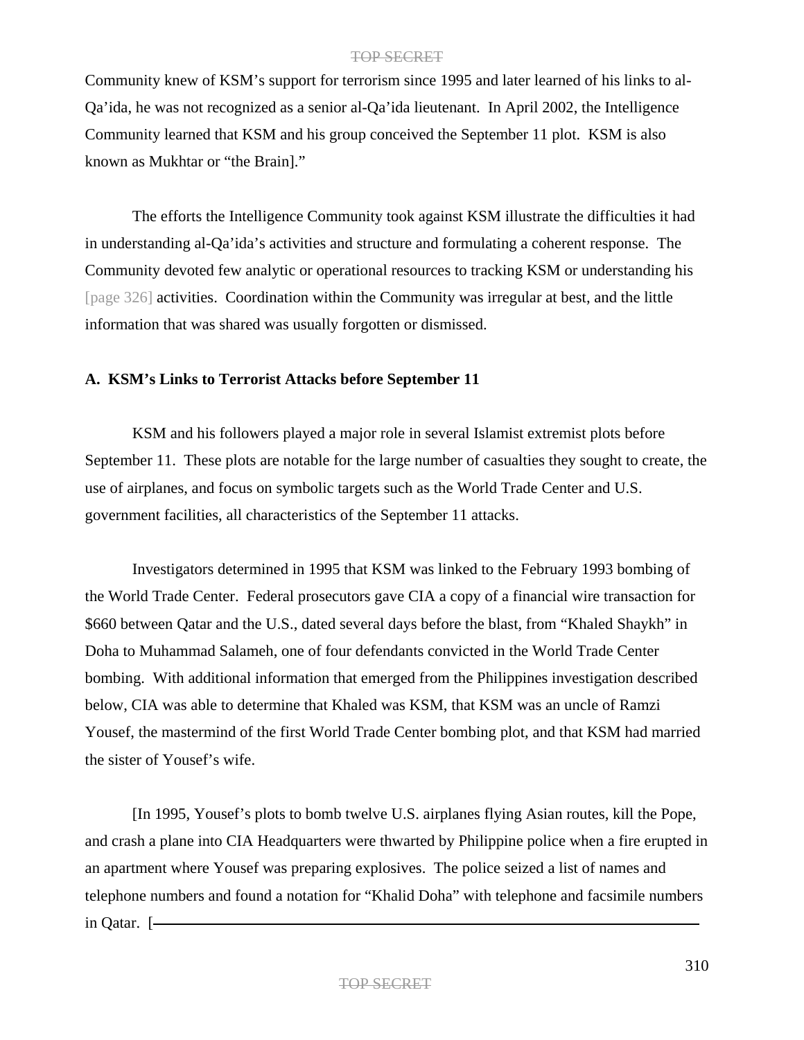Community knew of KSM's support for terrorism since 1995 and later learned of his links to al-Qa'ida, he was not recognized as a senior al-Qa'ida lieutenant. In April 2002, the Intelligence Community learned that KSM and his group conceived the September 11 plot. KSM is also known as Mukhtar or "the Brain]."

The efforts the Intelligence Community took against KSM illustrate the difficulties it had in understanding al-Qa'ida's activities and structure and formulating a coherent response. The Community devoted few analytic or operational resources to tracking KSM or understanding his [page 326] activities. Coordination within the Community was irregular at best, and the little information that was shared was usually forgotten or dismissed.

### A. KSM's Links to Terrorist Attacks before September 11

KSM and his followers played a major role in several Islamist extremist plots before September 11. These plots are notable for the large number of casualties they sought to create, the use of airplanes, and focus on symbolic targets such as the World Trade Center and U.S. government facilities, all characteristics of the September 11 attacks.

Investigators determined in 1995 that KSM was linked to the February 1993 bombing of the World Trade Center. Federal prosecutors gave CIA a copy of a financial wire transaction for $660 between Qatar and the U.S., dated several days before the blast, from "Khaled Shaykh" in Doha to Muhammad Salameh, one of four defendants convicted in the World Trade Center bombing. With additional information that emerged from the Philippines investigation described below, CIA was able to determine that Khaled was KSM, that KSM was an uncle of Ramzi Yousef, the mastermind of the first World Trade Center bombing plot, and that KSM had married the sister of Yousef's wife.

[In 1995, Yousef's plots to bomb twelve U.S. airplanes flying Asian routes, kill the Pope, and crash a plane into CIA Headquarters were thwarted by Philippine police when a fire erupted in an apartment where Yousef was preparing explosives. The police seized a list of names and telephone numbers and found a notation for "Khalid Doha" with telephone and facsimile numbers in Qatar. [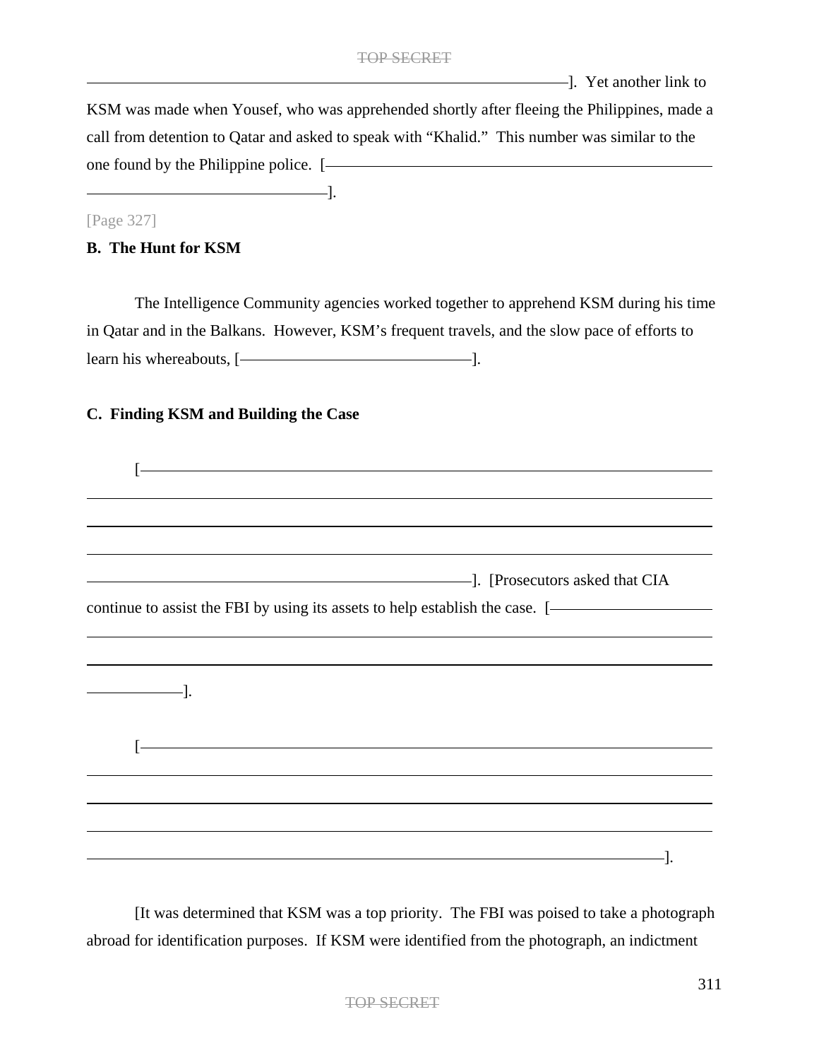]. Yet another link to KSM was made when Yousef, who was apprehended shortly after fleeing the Philippines, made a call from detention to Qatar and asked to speak with "Khalid." This number was similar to the one found by the Philippine police. [ ].

[Page 327]

**B. The Hunt for KSM**

The Intelligence Community agencies worked together to apprehend KSM during his time in Qatar and in the Balkans. However, KSM's frequent travels, and the slow pace of efforts to learn his whereabouts, [ ].

**C. Finding KSM and Building the Case**

[ ]. [Prosecutors asked that CIA continue to assist the FBI by using its assets to help establish the case. [ ].

[ ].

[It was determined that KSM was a top priority. The FBI was poised to take a photograph abroad for identification purposes. If KSM were identified from the photograph, an indictment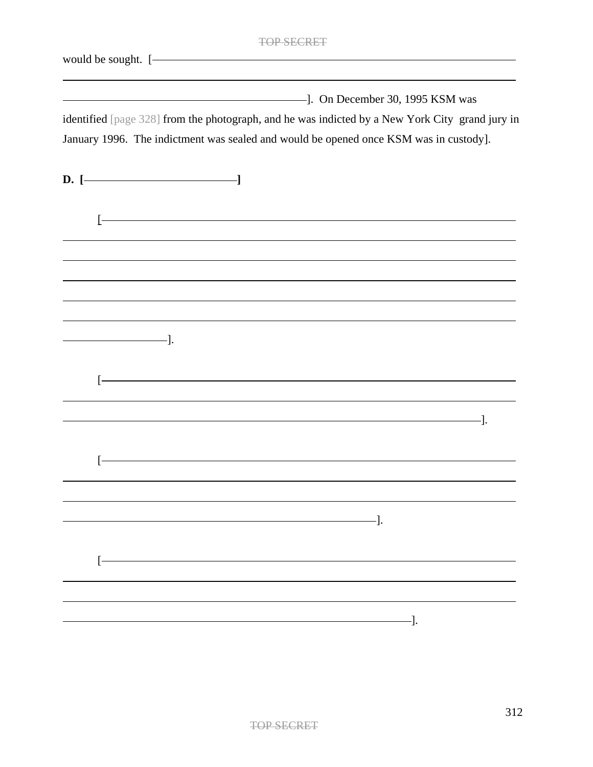would be sought. [——————————————————————————

——————————————————————————

——————————————]. On December 30, 1995 KSM was identified [page 328] from the photograph, and he was indicted by a New York City grand jury in January 1996. The indictment was sealed and would be opened once KSM was in custody].

**D. [——————————]**

[——————————————————————————

——————————————————————————

——————————————————————————

——————————————————————————

——————————————————————————

——————————————————————————

——————].

[——————————————————————————

——————————————————————————

——————————————————————].

[——————————————————————————

——————————————————————————

——————————————————————————

————————————————————].

[——————————————————————————

——————————————————————————

——————————————————————————

——————————————————————].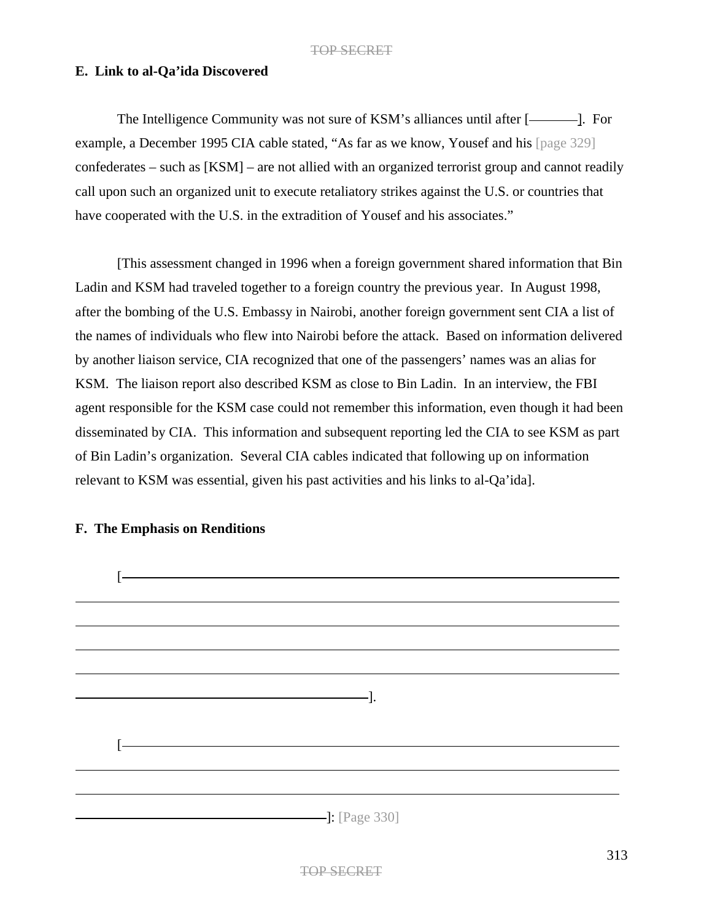### E. Link to al-Qa'ida Discovered

The Intelligence Community was not sure of KSM's alliances until after [———]. For example, a December 1995 CIA cable stated, "As far as we know, Yousef and his [page 329] confederates – such as [KSM] – are not allied with an organized terrorist group and cannot readily call upon such an organized unit to execute retaliatory strikes against the U.S. or countries that have cooperated with the U.S. in the extradition of Yousef and his associates."

[This assessment changed in 1996 when a foreign government shared information that Bin Ladin and KSM had traveled together to a foreign country the previous year. In August 1998, after the bombing of the U.S. Embassy in Nairobi, another foreign government sent CIA a list of the names of individuals who flew into Nairobi before the attack. Based on information delivered by another liaison service, CIA recognized that one of the passengers' names was an alias for KSM. The liaison report also described KSM as close to Bin Ladin. In an interview, the FBI agent responsible for the KSM case could not remember this information, even though it had been disseminated by CIA. This information and subsequent reporting led the CIA to see KSM as part of Bin Ladin's organization. Several CIA cables indicated that following up on information relevant to KSM was essential, given his past activities and his links to al-Qa'ida].

### F. The Emphasis on Renditions

[———].

[———]: [Page 330]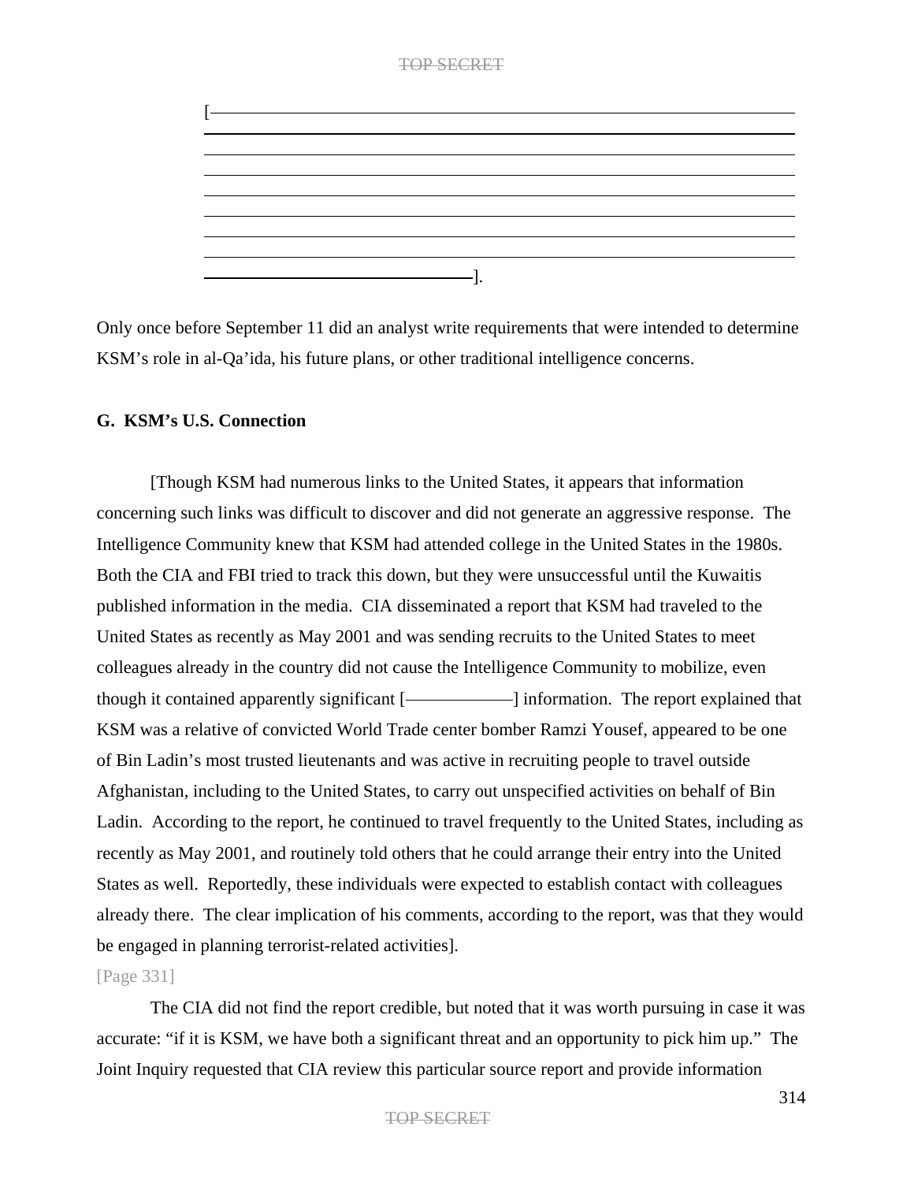[—————————————————————————————————————————————————————————————————————————————————————————————————].

Only once before September 11 did an analyst write requirements that were intended to determine KSM's role in al-Qa'ida, his future plans, or other traditional intelligence concerns.

**G. KSM's U.S. Connection**

[Though KSM had numerous links to the United States, it appears that information concerning such links was difficult to discover and did not generate an aggressive response. The Intelligence Community knew that KSM had attended college in the United States in the 1980s. Both the CIA and FBI tried to track this down, but they were unsuccessful until the Kuwaitis published information in the media. CIA disseminated a report that KSM had traveled to the United States as recently as May 2001 and was sending recruits to the United States to meet colleagues already in the country did not cause the Intelligence Community to mobilize, even though it contained apparently significant [————] information. The report explained that KSM was a relative of convicted World Trade center bomber Ramzi Yousef, appeared to be one of Bin Ladin's most trusted lieutenants and was active in recruiting people to travel outside Afghanistan, including to the United States, to carry out unspecified activities on behalf of Bin Ladin. According to the report, he continued to travel frequently to the United States, including as recently as May 2001, and routinely told others that he could arrange their entry into the United States as well. Reportedly, these individuals were expected to establish contact with colleagues already there. The clear implication of his comments, according to the report, was that they would be engaged in planning terrorist-related activities].

[Page 331]

The CIA did not find the report credible, but noted that it was worth pursuing in case it was accurate: "if it is KSM, we have both a significant threat and an opportunity to pick him up." The Joint Inquiry requested that CIA review this particular source report and provide information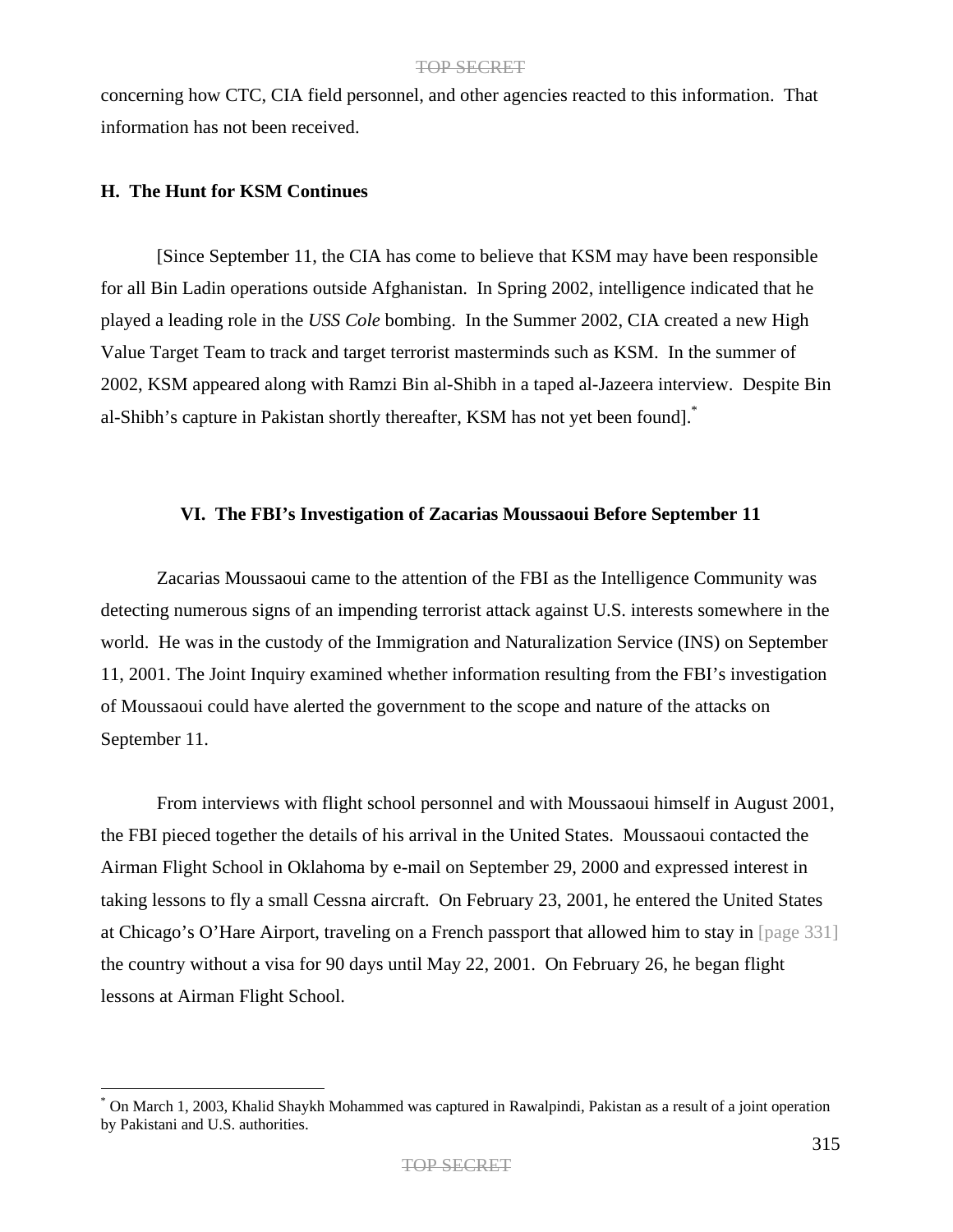concerning how CTC, CIA field personnel, and other agencies reacted to this information. That information has not been received.

### H. The Hunt for KSM Continues

[Since September 11, the CIA has come to believe that KSM may have been responsible for all Bin Ladin operations outside Afghanistan. In Spring 2002, intelligence indicated that he played a leading role in the *USS Cole* bombing. In the Summer 2002, CIA created a new High Value Target Team to track and target terrorist masterminds such as KSM. In the summer of 2002, KSM appeared along with Ramzi Bin al-Shibh in a taped al-Jazeera interview. Despite Bin al-Shibh's capture in Pakistan shortly thereafter, KSM has not yet been found].*

## VI. The FBI's Investigation of Zacarias Moussaoui Before September 11

Zacarias Moussaoui came to the attention of the FBI as the Intelligence Community was detecting numerous signs of an impending terrorist attack against U.S. interests somewhere in the world. He was in the custody of the Immigration and Naturalization Service (INS) on September 11, 2001. The Joint Inquiry examined whether information resulting from the FBI's investigation of Moussaoui could have alerted the government to the scope and nature of the attacks on September 11.

From interviews with flight school personnel and with Moussaoui himself in August 2001, the FBI pieced together the details of his arrival in the United States. Moussaoui contacted the Airman Flight School in Oklahoma by e-mail on September 29, 2000 and expressed interest in taking lessons to fly a small Cessna aircraft. On February 23, 2001, he entered the United States at Chicago's O'Hare Airport, traveling on a French passport that allowed him to stay in [page 331] the country without a visa for 90 days until May 22, 2001. On February 26, he began flight lessons at Airman Flight School.

---

* On March 1, 2003, Khalid Shaykh Mohammed was captured in Rawalpindi, Pakistan as a result of a joint operation by Pakistani and U.S. authorities.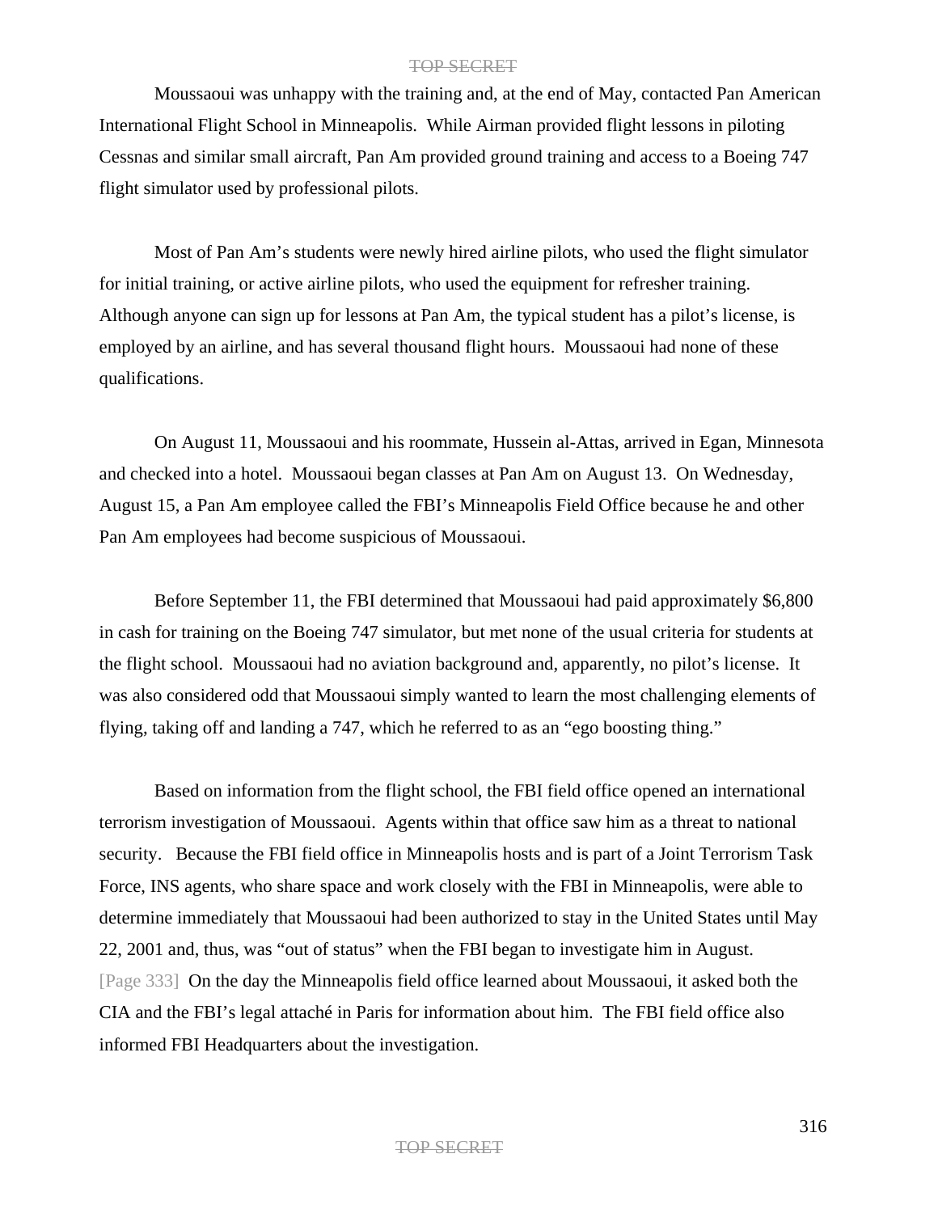Moussaoui was unhappy with the training and, at the end of May, contacted Pan American International Flight School in Minneapolis. While Airman provided flight lessons in piloting Cessnas and similar small aircraft, Pan Am provided ground training and access to a Boeing 747 flight simulator used by professional pilots.

Most of Pan Am's students were newly hired airline pilots, who used the flight simulator for initial training, or active airline pilots, who used the equipment for refresher training. Although anyone can sign up for lessons at Pan Am, the typical student has a pilot's license, is employed by an airline, and has several thousand flight hours. Moussaoui had none of these qualifications.

On August 11, Moussaoui and his roommate, Hussein al-Attas, arrived in Egan, Minnesota and checked into a hotel. Moussaoui began classes at Pan Am on August 13. On Wednesday, August 15, a Pan Am employee called the FBI's Minneapolis Field Office because he and other Pan Am employees had become suspicious of Moussaoui.

Before September 11, the FBI determined that Moussaoui had paid approximately $6,800 in cash for training on the Boeing 747 simulator, but met none of the usual criteria for students at the flight school. Moussaoui had no aviation background and, apparently, no pilot's license. It was also considered odd that Moussaoui simply wanted to learn the most challenging elements of flying, taking off and landing a 747, which he referred to as an "ego boosting thing."

Based on information from the flight school, the FBI field office opened an international terrorism investigation of Moussaoui. Agents within that office saw him as a threat to national security. Because the FBI field office in Minneapolis hosts and is part of a Joint Terrorism Task Force, INS agents, who share space and work closely with the FBI in Minneapolis, were able to determine immediately that Moussaoui had been authorized to stay in the United States until May 22, 2001 and, thus, was "out of status" when the FBI began to investigate him in August. [Page 333] On the day the Minneapolis field office learned about Moussaoui, it asked both the CIA and the FBI's legal attaché in Paris for information about him. The FBI field office also informed FBI Headquarters about the investigation.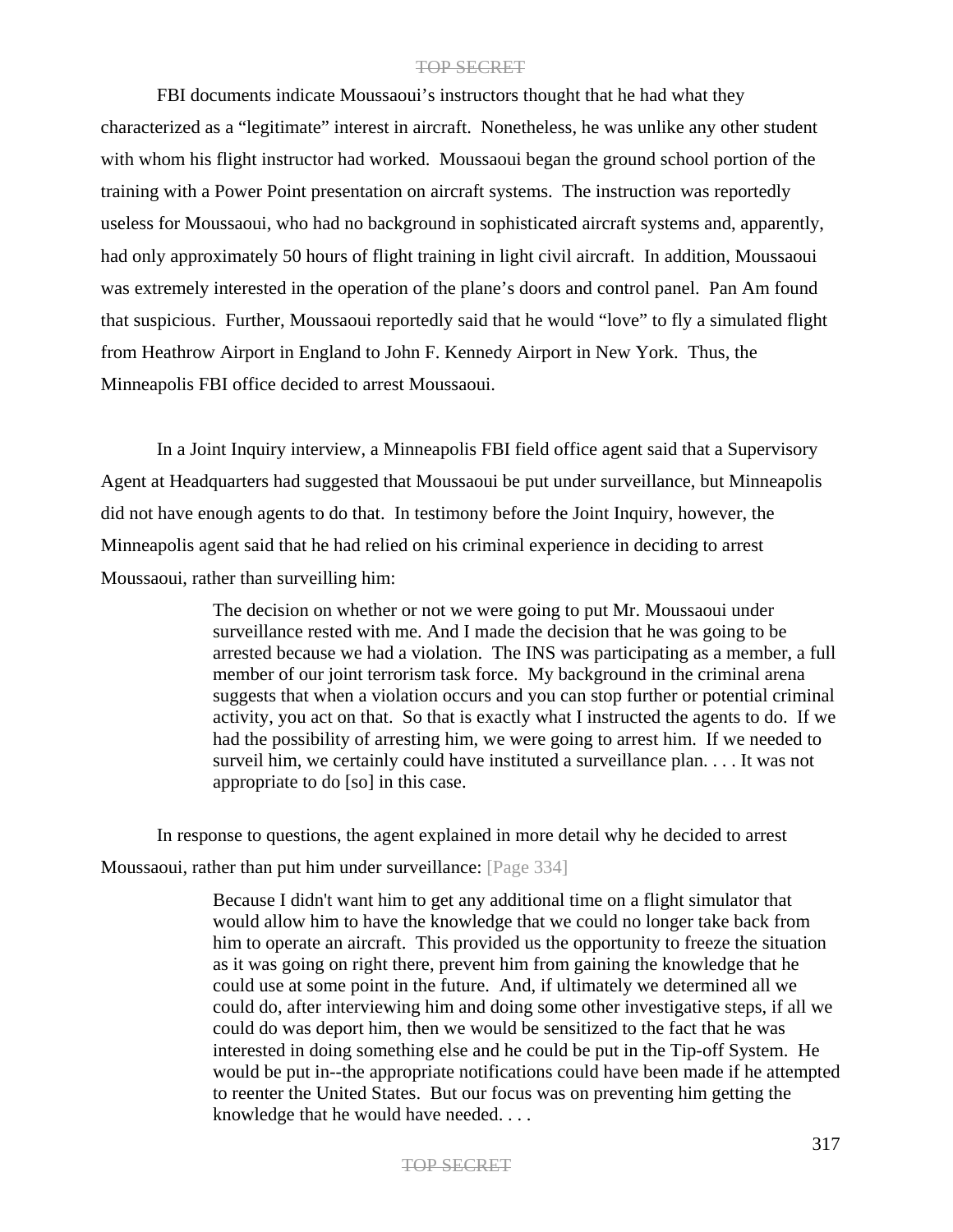FBI documents indicate Moussaoui's instructors thought that he had what they characterized as a "legitimate" interest in aircraft. Nonetheless, he was unlike any other student with whom his flight instructor had worked. Moussaoui began the ground school portion of the training with a Power Point presentation on aircraft systems. The instruction was reportedly useless for Moussaoui, who had no background in sophisticated aircraft systems and, apparently, had only approximately 50 hours of flight training in light civil aircraft. In addition, Moussaoui was extremely interested in the operation of the plane's doors and control panel. Pan Am found that suspicious. Further, Moussaoui reportedly said that he would "love" to fly a simulated flight from Heathrow Airport in England to John F. Kennedy Airport in New York. Thus, the Minneapolis FBI office decided to arrest Moussaoui.

In a Joint Inquiry interview, a Minneapolis FBI field office agent said that a Supervisory Agent at Headquarters had suggested that Moussaoui be put under surveillance, but Minneapolis did not have enough agents to do that. In testimony before the Joint Inquiry, however, the Minneapolis agent said that he had relied on his criminal experience in deciding to arrest Moussaoui, rather than surveilling him:

> The decision on whether or not we were going to put Mr. Moussaoui under surveillance rested with me. And I made the decision that he was going to be arrested because we had a violation. The INS was participating as a member, a full member of our joint terrorism task force. My background in the criminal arena suggests that when a violation occurs and you can stop further or potential criminal activity, you act on that. So that is exactly what I instructed the agents to do. If we had the possibility of arresting him, we were going to arrest him. If we needed to surveil him, we certainly could have instituted a surveillance plan. . . . It was not appropriate to do [so] in this case.

In response to questions, the agent explained in more detail why he decided to arrest Moussaoui, rather than put him under surveillance: [Page 334]

> Because I didn't want him to get any additional time on a flight simulator that would allow him to have the knowledge that we could no longer take back from him to operate an aircraft. This provided us the opportunity to freeze the situation as it was going on right there, prevent him from gaining the knowledge that he could use at some point in the future. And, if ultimately we determined all we could do, after interviewing him and doing some other investigative steps, if all we could do was deport him, then we would be sensitized to the fact that he was interested in doing something else and he could be put in the Tip-off System. He would be put in--the appropriate notifications could have been made if he attempted to reenter the United States. But our focus was on preventing him getting the knowledge that he would have needed. . . .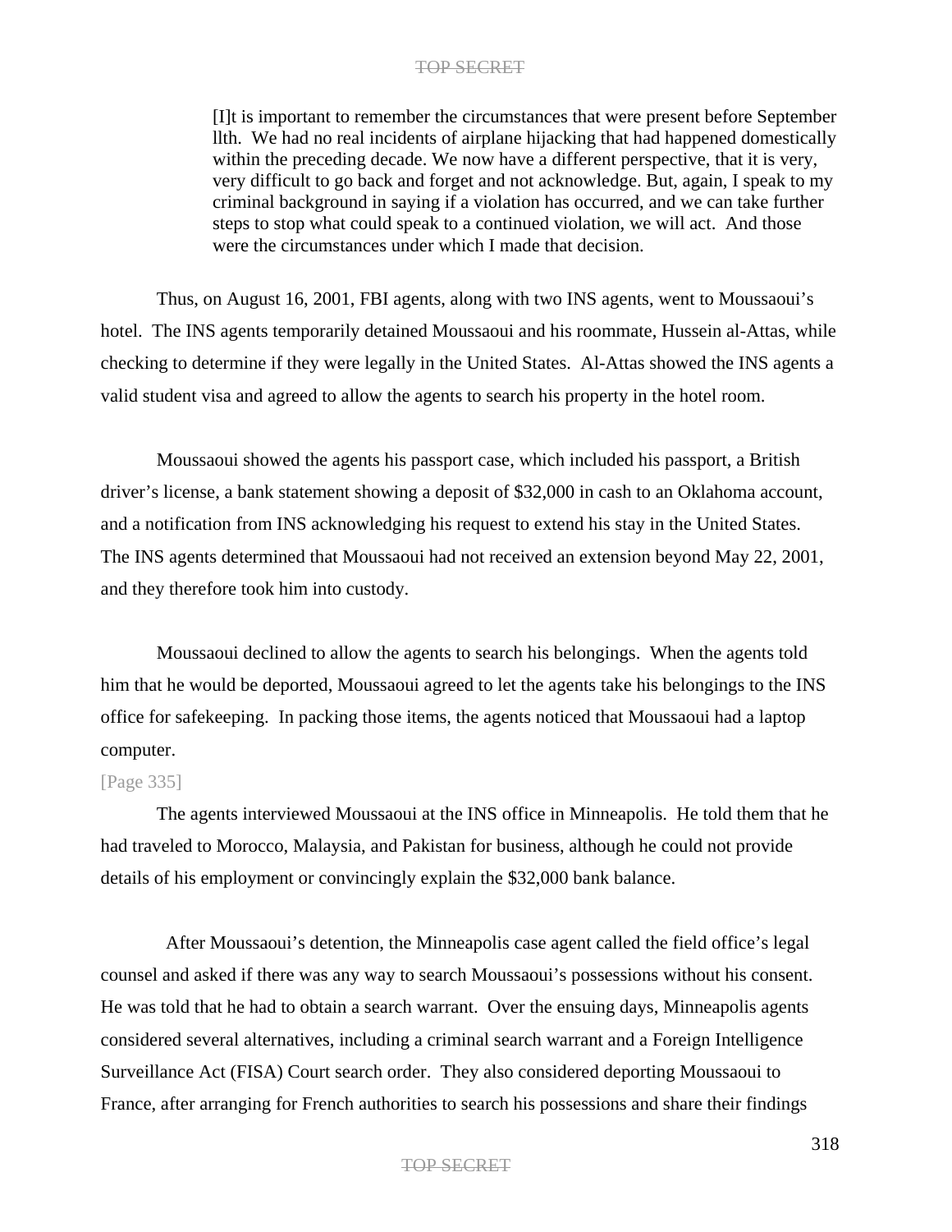> [I]t is important to remember the circumstances that were present before September llth. We had no real incidents of airplane hijacking that had happened domestically within the preceding decade. We now have a different perspective, that it is very, very difficult to go back and forget and not acknowledge. But, again, I speak to my criminal background in saying if a violation has occurred, and we can take further steps to stop what could speak to a continued violation, we will act. And those were the circumstances under which I made that decision.

Thus, on August 16, 2001, FBI agents, along with two INS agents, went to Moussaoui's hotel. The INS agents temporarily detained Moussaoui and his roommate, Hussein al-Attas, while checking to determine if they were legally in the United States. Al-Attas showed the INS agents a valid student visa and agreed to allow the agents to search his property in the hotel room.

Moussaoui showed the agents his passport case, which included his passport, a British driver's license, a bank statement showing a deposit of $32,000 in cash to an Oklahoma account, and a notification from INS acknowledging his request to extend his stay in the United States. The INS agents determined that Moussaoui had not received an extension beyond May 22, 2001, and they therefore took him into custody.

Moussaoui declined to allow the agents to search his belongings. When the agents told him that he would be deported, Moussaoui agreed to let the agents take his belongings to the INS office for safekeeping. In packing those items, the agents noticed that Moussaoui had a laptop computer.

[Page 335]

The agents interviewed Moussaoui at the INS office in Minneapolis. He told them that he had traveled to Morocco, Malaysia, and Pakistan for business, although he could not provide details of his employment or convincingly explain the $32,000 bank balance.

After Moussaoui's detention, the Minneapolis case agent called the field office's legal counsel and asked if there was any way to search Moussaoui's possessions without his consent. He was told that he had to obtain a search warrant. Over the ensuing days, Minneapolis agents considered several alternatives, including a criminal search warrant and a Foreign Intelligence Surveillance Act (FISA) Court search order. They also considered deporting Moussaoui to France, after arranging for French authorities to search his possessions and share their findings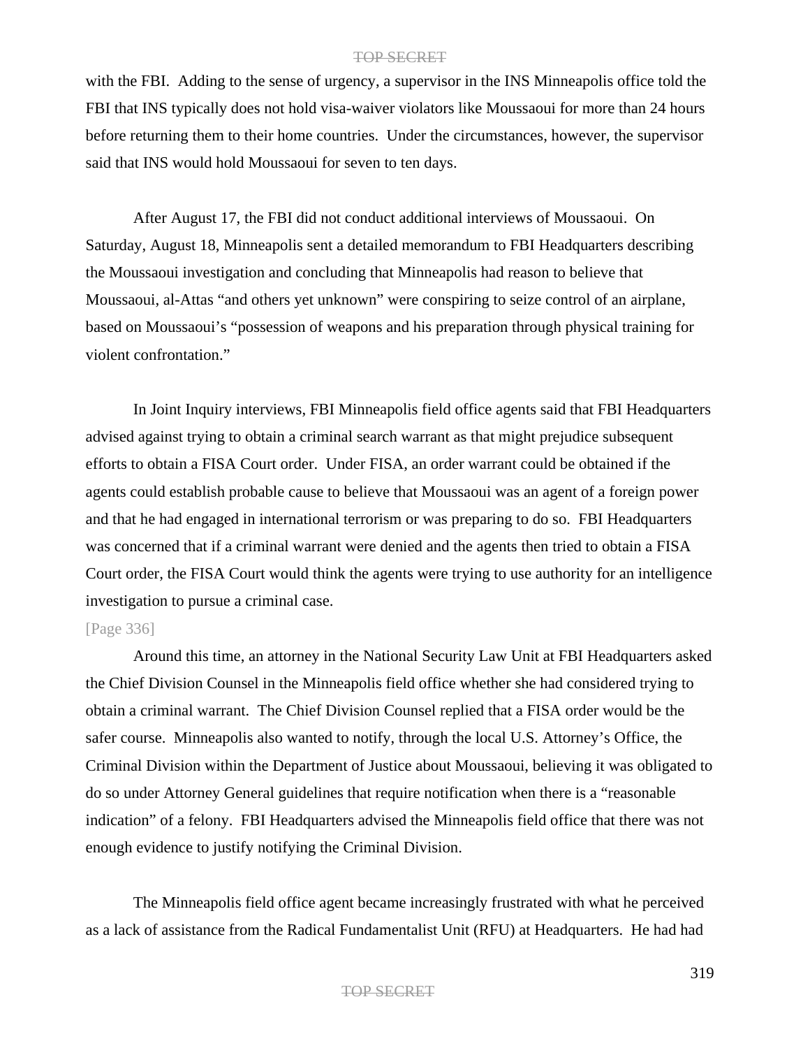with the FBI. Adding to the sense of urgency, a supervisor in the INS Minneapolis office told the FBI that INS typically does not hold visa-waiver violators like Moussaoui for more than 24 hours before returning them to their home countries. Under the circumstances, however, the supervisor said that INS would hold Moussaoui for seven to ten days.

After August 17, the FBI did not conduct additional interviews of Moussaoui. On Saturday, August 18, Minneapolis sent a detailed memorandum to FBI Headquarters describing the Moussaoui investigation and concluding that Minneapolis had reason to believe that Moussaoui, al-Attas "and others yet unknown" were conspiring to seize control of an airplane, based on Moussaoui's "possession of weapons and his preparation through physical training for violent confrontation."

In Joint Inquiry interviews, FBI Minneapolis field office agents said that FBI Headquarters advised against trying to obtain a criminal search warrant as that might prejudice subsequent efforts to obtain a FISA Court order. Under FISA, an order warrant could be obtained if the agents could establish probable cause to believe that Moussaoui was an agent of a foreign power and that he had engaged in international terrorism or was preparing to do so. FBI Headquarters was concerned that if a criminal warrant were denied and the agents then tried to obtain a FISA Court order, the FISA Court would think the agents were trying to use authority for an intelligence investigation to pursue a criminal case.

[Page 336]

Around this time, an attorney in the National Security Law Unit at FBI Headquarters asked the Chief Division Counsel in the Minneapolis field office whether she had considered trying to obtain a criminal warrant. The Chief Division Counsel replied that a FISA order would be the safer course. Minneapolis also wanted to notify, through the local U.S. Attorney's Office, the Criminal Division within the Department of Justice about Moussaoui, believing it was obligated to do so under Attorney General guidelines that require notification when there is a "reasonable indication" of a felony. FBI Headquarters advised the Minneapolis field office that there was not enough evidence to justify notifying the Criminal Division.

The Minneapolis field office agent became increasingly frustrated with what he perceived as a lack of assistance from the Radical Fundamentalist Unit (RFU) at Headquarters. He had had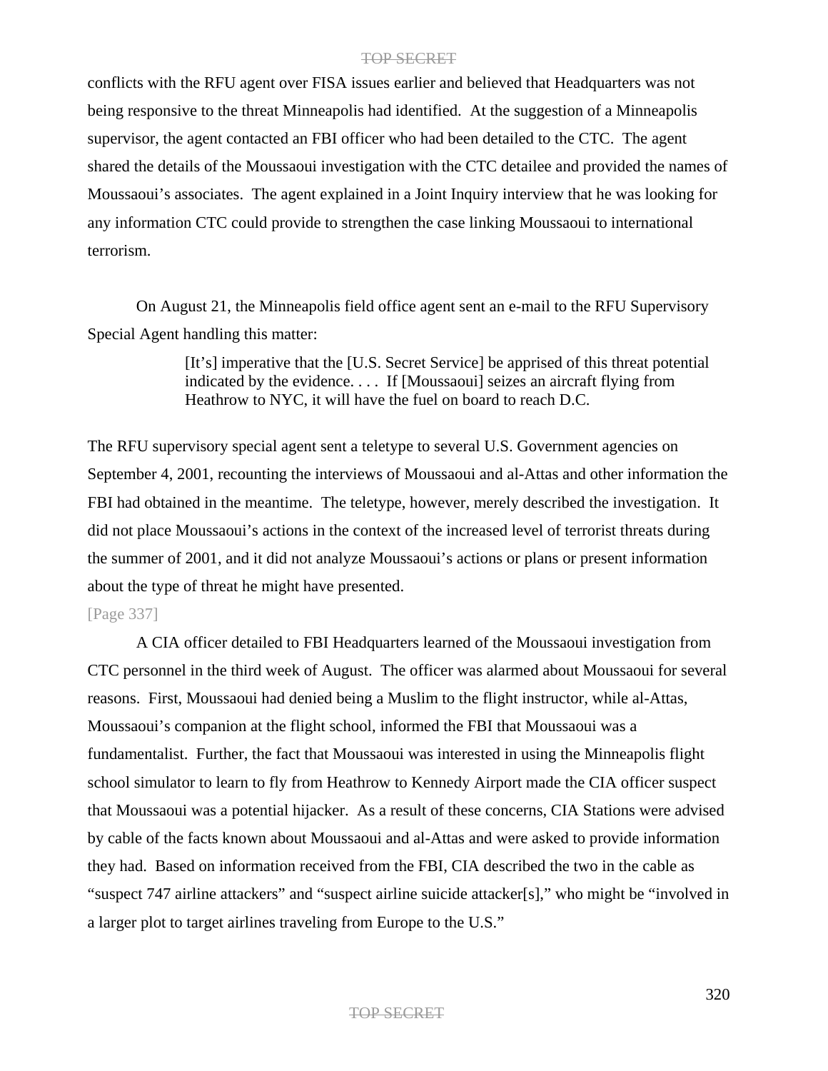conflicts with the RFU agent over FISA issues earlier and believed that Headquarters was not being responsive to the threat Minneapolis had identified. At the suggestion of a Minneapolis supervisor, the agent contacted an FBI officer who had been detailed to the CTC. The agent shared the details of the Moussaoui investigation with the CTC detailee and provided the names of Moussaoui's associates. The agent explained in a Joint Inquiry interview that he was looking for any information CTC could provide to strengthen the case linking Moussaoui to international terrorism.

On August 21, the Minneapolis field office agent sent an e-mail to the RFU Supervisory Special Agent handling this matter:

> [It's] imperative that the [U.S. Secret Service] be apprised of this threat potential indicated by the evidence. . . . If [Moussaoui] seizes an aircraft flying from Heathrow to NYC, it will have the fuel on board to reach D.C.

The RFU supervisory special agent sent a teletype to several U.S. Government agencies on September 4, 2001, recounting the interviews of Moussaoui and al-Attas and other information the FBI had obtained in the meantime. The teletype, however, merely described the investigation. It did not place Moussaoui's actions in the context of the increased level of terrorist threats during the summer of 2001, and it did not analyze Moussaoui's actions or plans or present information about the type of threat he might have presented.

[Page 337]

A CIA officer detailed to FBI Headquarters learned of the Moussaoui investigation from CTC personnel in the third week of August. The officer was alarmed about Moussaoui for several reasons. First, Moussaoui had denied being a Muslim to the flight instructor, while al-Attas, Moussaoui's companion at the flight school, informed the FBI that Moussaoui was a fundamentalist. Further, the fact that Moussaoui was interested in using the Minneapolis flight school simulator to learn to fly from Heathrow to Kennedy Airport made the CIA officer suspect that Moussaoui was a potential hijacker. As a result of these concerns, CIA Stations were advised by cable of the facts known about Moussaoui and al-Attas and were asked to provide information they had. Based on information received from the FBI, CIA described the two in the cable as "suspect 747 airline attackers" and "suspect airline suicide attacker[s]," who might be "involved in a larger plot to target airlines traveling from Europe to the U.S."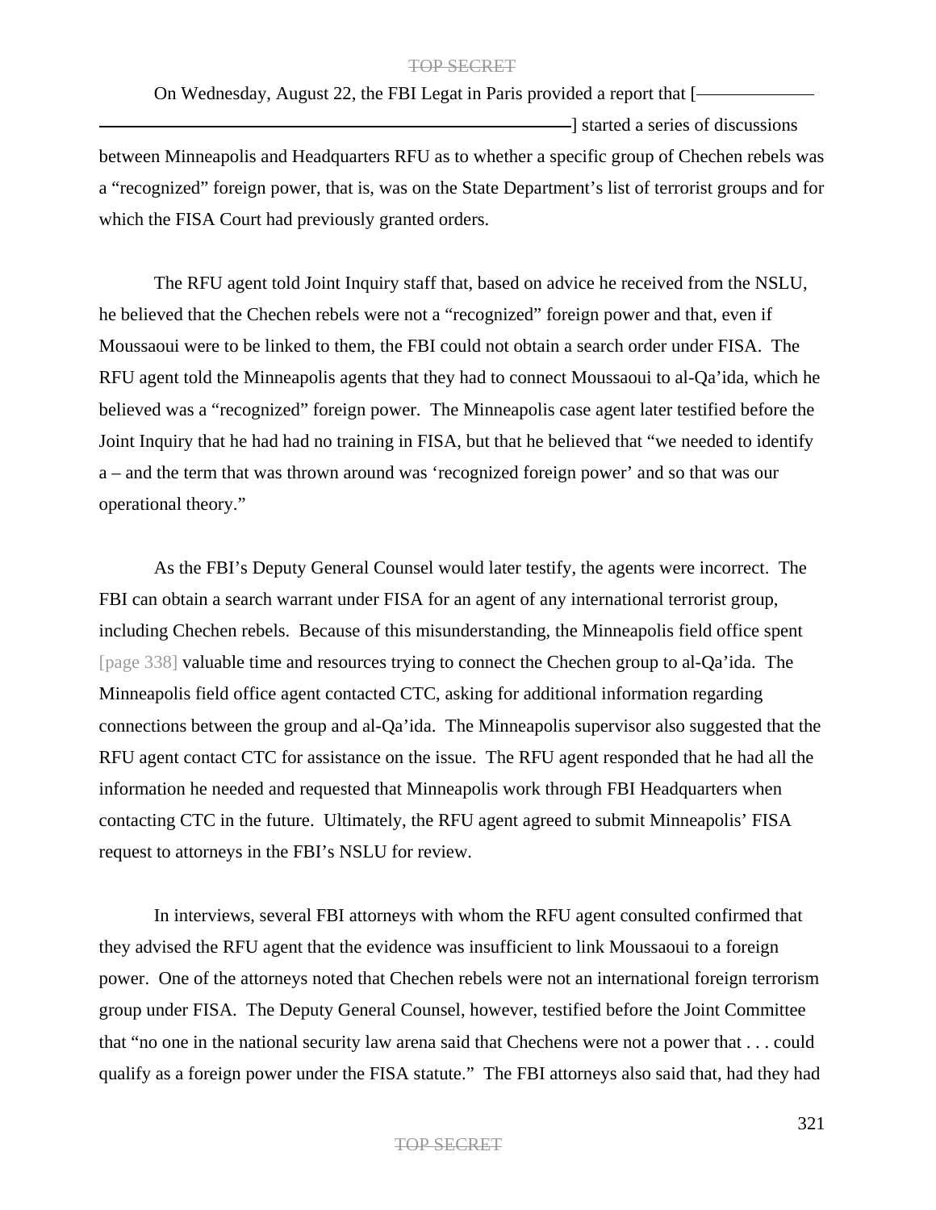On Wednesday, August 22, the FBI Legat in Paris provided a report that [——————————————————————————] started a series of discussions between Minneapolis and Headquarters RFU as to whether a specific group of Chechen rebels was a "recognized" foreign power, that is, was on the State Department's list of terrorist groups and for which the FISA Court had previously granted orders.

The RFU agent told Joint Inquiry staff that, based on advice he received from the NSLU, he believed that the Chechen rebels were not a "recognized" foreign power and that, even if Moussaoui were to be linked to them, the FBI could not obtain a search order under FISA. The RFU agent told the Minneapolis agents that they had to connect Moussaoui to al-Qa'ida, which he believed was a "recognized" foreign power. The Minneapolis case agent later testified before the Joint Inquiry that he had had no training in FISA, but that he believed that "we needed to identify a – and the term that was thrown around was 'recognized foreign power' and so that was our operational theory."

As the FBI's Deputy General Counsel would later testify, the agents were incorrect. The FBI can obtain a search warrant under FISA for an agent of any international terrorist group, including Chechen rebels. Because of this misunderstanding, the Minneapolis field office spent [page 338] valuable time and resources trying to connect the Chechen group to al-Qa'ida. The Minneapolis field office agent contacted CTC, asking for additional information regarding connections between the group and al-Qa'ida. The Minneapolis supervisor also suggested that the RFU agent contact CTC for assistance on the issue. The RFU agent responded that he had all the information he needed and requested that Minneapolis work through FBI Headquarters when contacting CTC in the future. Ultimately, the RFU agent agreed to submit Minneapolis' FISA request to attorneys in the FBI's NSLU for review.

In interviews, several FBI attorneys with whom the RFU agent consulted confirmed that they advised the RFU agent that the evidence was insufficient to link Moussaoui to a foreign power. One of the attorneys noted that Chechen rebels were not an international foreign terrorism group under FISA. The Deputy General Counsel, however, testified before the Joint Committee that "no one in the national security law arena said that Chechens were not a power that . . . could qualify as a foreign power under the FISA statute." The FBI attorneys also said that, had they had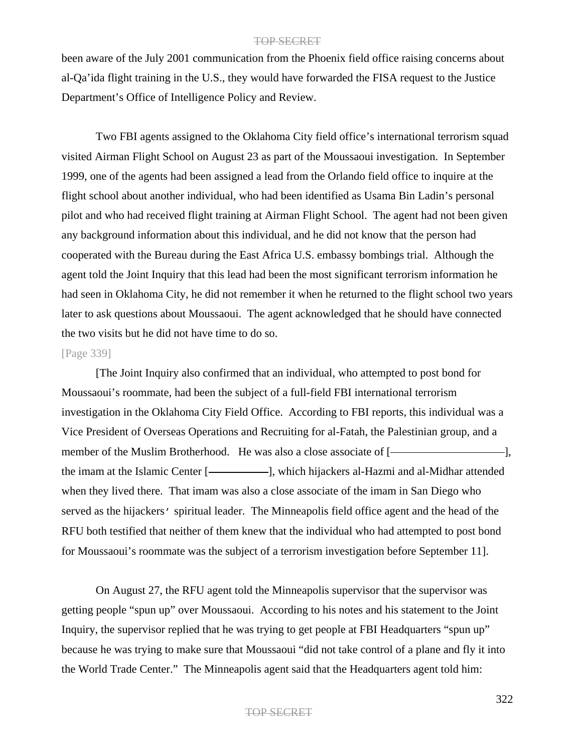been aware of the July 2001 communication from the Phoenix field office raising concerns about al-Qa'ida flight training in the U.S., they would have forwarded the FISA request to the Justice Department's Office of Intelligence Policy and Review.

Two FBI agents assigned to the Oklahoma City field office's international terrorism squad visited Airman Flight School on August 23 as part of the Moussaoui investigation. In September 1999, one of the agents had been assigned a lead from the Orlando field office to inquire at the flight school about another individual, who had been identified as Usama Bin Ladin's personal pilot and who had received flight training at Airman Flight School. The agent had not been given any background information about this individual, and he did not know that the person had cooperated with the Bureau during the East Africa U.S. embassy bombings trial. Although the agent told the Joint Inquiry that this lead had been the most significant terrorism information he had seen in Oklahoma City, he did not remember it when he returned to the flight school two years later to ask questions about Moussaoui. The agent acknowledged that he should have connected the two visits but he did not have time to do so.

[Page 339]

[The Joint Inquiry also confirmed that an individual, who attempted to post bond for Moussaoui's roommate, had been the subject of a full-field FBI international terrorism investigation in the Oklahoma City Field Office. According to FBI reports, this individual was a Vice President of Overseas Operations and Recruiting for al-Fatah, the Palestinian group, and a member of the Muslim Brotherhood. He was also a close associate of [——————————], the imam at the Islamic Center [——————], which hijackers al-Hazmi and al-Midhar attended when they lived there. That imam was also a close associate of the imam in San Diego who served as the hijackers' spiritual leader. The Minneapolis field office agent and the head of the RFU both testified that neither of them knew that the individual who had attempted to post bond for Moussaoui's roommate was the subject of a terrorism investigation before September 11].

On August 27, the RFU agent told the Minneapolis supervisor that the supervisor was getting people "spun up" over Moussaoui. According to his notes and his statement to the Joint Inquiry, the supervisor replied that he was trying to get people at FBI Headquarters "spun up" because he was trying to make sure that Moussaoui "did not take control of a plane and fly it into the World Trade Center." The Minneapolis agent said that the Headquarters agent told him: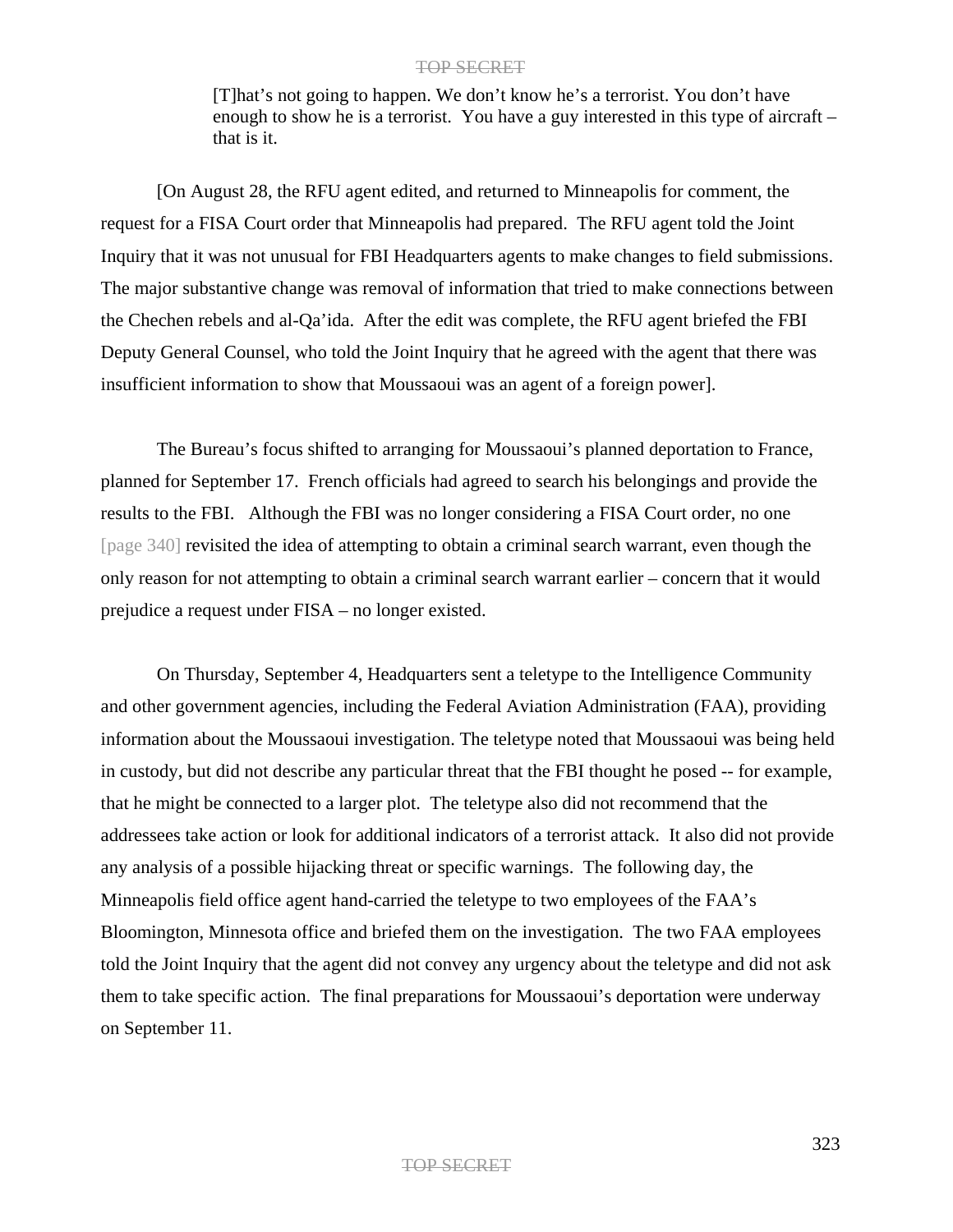> [T]hat's not going to happen. We don't know he's a terrorist. You don't have enough to show he is a terrorist. You have a guy interested in this type of aircraft – that is it.

[On August 28, the RFU agent edited, and returned to Minneapolis for comment, the request for a FISA Court order that Minneapolis had prepared. The RFU agent told the Joint Inquiry that it was not unusual for FBI Headquarters agents to make changes to field submissions. The major substantive change was removal of information that tried to make connections between the Chechen rebels and al-Qa'ida. After the edit was complete, the RFU agent briefed the FBI Deputy General Counsel, who told the Joint Inquiry that he agreed with the agent that there was insufficient information to show that Moussaoui was an agent of a foreign power].

The Bureau's focus shifted to arranging for Moussaoui's planned deportation to France, planned for September 17. French officials had agreed to search his belongings and provide the results to the FBI. Although the FBI was no longer considering a FISA Court order, no one [page 340] revisited the idea of attempting to obtain a criminal search warrant, even though the only reason for not attempting to obtain a criminal search warrant earlier – concern that it would prejudice a request under FISA – no longer existed.

On Thursday, September 4, Headquarters sent a teletype to the Intelligence Community and other government agencies, including the Federal Aviation Administration (FAA), providing information about the Moussaoui investigation. The teletype noted that Moussaoui was being held in custody, but did not describe any particular threat that the FBI thought he posed -- for example, that he might be connected to a larger plot. The teletype also did not recommend that the addressees take action or look for additional indicators of a terrorist attack. It also did not provide any analysis of a possible hijacking threat or specific warnings. The following day, the Minneapolis field office agent hand-carried the teletype to two employees of the FAA's Bloomington, Minnesota office and briefed them on the investigation. The two FAA employees told the Joint Inquiry that the agent did not convey any urgency about the teletype and did not ask them to take specific action. The final preparations for Moussaoui's deportation were underway on September 11.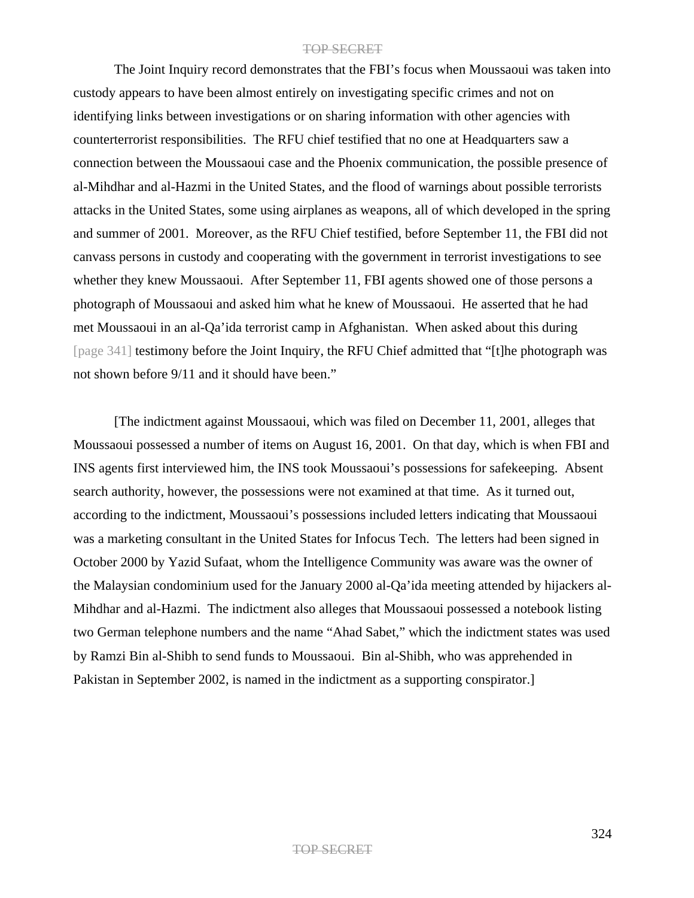The Joint Inquiry record demonstrates that the FBI's focus when Moussaoui was taken into custody appears to have been almost entirely on investigating specific crimes and not on identifying links between investigations or on sharing information with other agencies with counterterrorist responsibilities. The RFU chief testified that no one at Headquarters saw a connection between the Moussaoui case and the Phoenix communication, the possible presence of al-Mihdhar and al-Hazmi in the United States, and the flood of warnings about possible terrorists attacks in the United States, some using airplanes as weapons, all of which developed in the spring and summer of 2001. Moreover, as the RFU Chief testified, before September 11, the FBI did not canvass persons in custody and cooperating with the government in terrorist investigations to see whether they knew Moussaoui. After September 11, FBI agents showed one of those persons a photograph of Moussaoui and asked him what he knew of Moussaoui. He asserted that he had met Moussaoui in an al-Qa'ida terrorist camp in Afghanistan. When asked about this during [page 341] testimony before the Joint Inquiry, the RFU Chief admitted that "[t]he photograph was not shown before 9/11 and it should have been."

[The indictment against Moussaoui, which was filed on December 11, 2001, alleges that Moussaoui possessed a number of items on August 16, 2001. On that day, which is when FBI and INS agents first interviewed him, the INS took Moussaoui's possessions for safekeeping. Absent search authority, however, the possessions were not examined at that time. As it turned out, according to the indictment, Moussaoui's possessions included letters indicating that Moussaoui was a marketing consultant in the United States for Infocus Tech. The letters had been signed in October 2000 by Yazid Sufaat, whom the Intelligence Community was aware was the owner of the Malaysian condominium used for the January 2000 al-Qa'ida meeting attended by hijackers al-Mihdhar and al-Hazmi. The indictment also alleges that Moussaoui possessed a notebook listing two German telephone numbers and the name "Ahad Sabet," which the indictment states was used by Ramzi Bin al-Shibh to send funds to Moussaoui. Bin al-Shibh, who was apprehended in Pakistan in September 2002, is named in the indictment as a supporting conspirator.]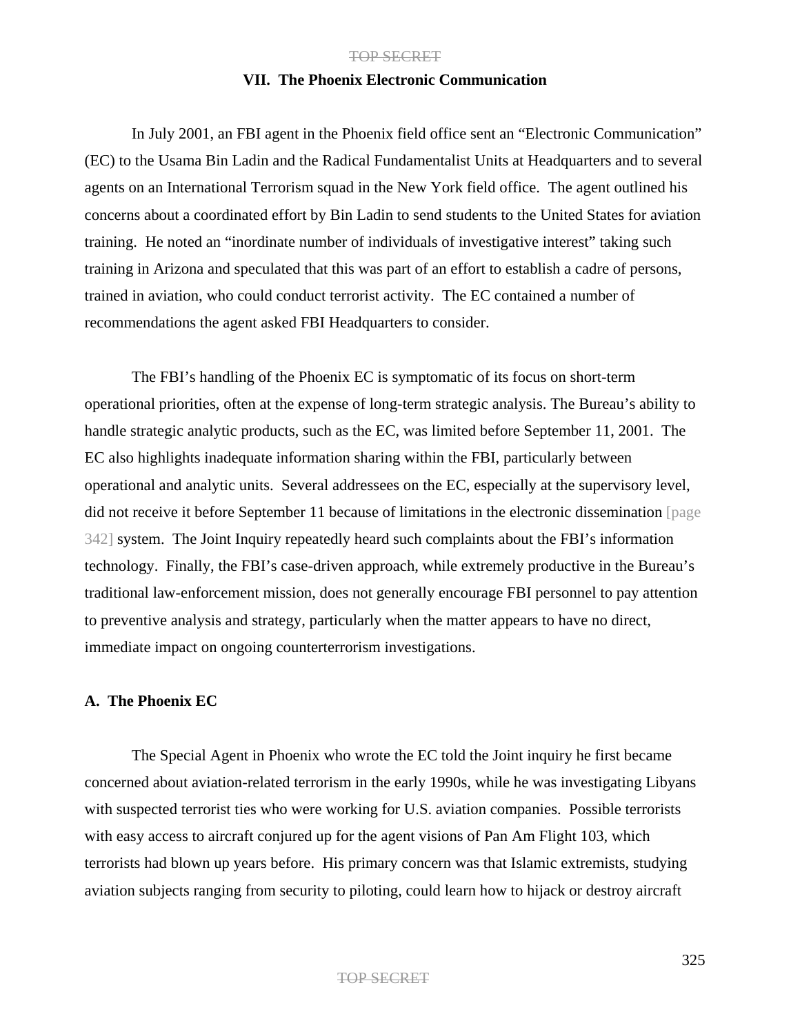## VII. The Phoenix Electronic Communication

In July 2001, an FBI agent in the Phoenix field office sent an "Electronic Communication" (EC) to the Usama Bin Ladin and the Radical Fundamentalist Units at Headquarters and to several agents on an International Terrorism squad in the New York field office. The agent outlined his concerns about a coordinated effort by Bin Ladin to send students to the United States for aviation training. He noted an "inordinate number of individuals of investigative interest" taking such training in Arizona and speculated that this was part of an effort to establish a cadre of persons, trained in aviation, who could conduct terrorist activity. The EC contained a number of recommendations the agent asked FBI Headquarters to consider.

The FBI's handling of the Phoenix EC is symptomatic of its focus on short-term operational priorities, often at the expense of long-term strategic analysis. The Bureau's ability to handle strategic analytic products, such as the EC, was limited before September 11, 2001. The EC also highlights inadequate information sharing within the FBI, particularly between operational and analytic units. Several addressees on the EC, especially at the supervisory level, did not receive it before September 11 because of limitations in the electronic dissemination [page 342] system. The Joint Inquiry repeatedly heard such complaints about the FBI's information technology. Finally, the FBI's case-driven approach, while extremely productive in the Bureau's traditional law-enforcement mission, does not generally encourage FBI personnel to pay attention to preventive analysis and strategy, particularly when the matter appears to have no direct, immediate impact on ongoing counterterrorism investigations.

### A. The Phoenix EC

The Special Agent in Phoenix who wrote the EC told the Joint inquiry he first became concerned about aviation-related terrorism in the early 1990s, while he was investigating Libyans with suspected terrorist ties who were working for U.S. aviation companies. Possible terrorists with easy access to aircraft conjured up for the agent visions of Pan Am Flight 103, which terrorists had blown up years before. His primary concern was that Islamic extremists, studying aviation subjects ranging from security to piloting, could learn how to hijack or destroy aircraft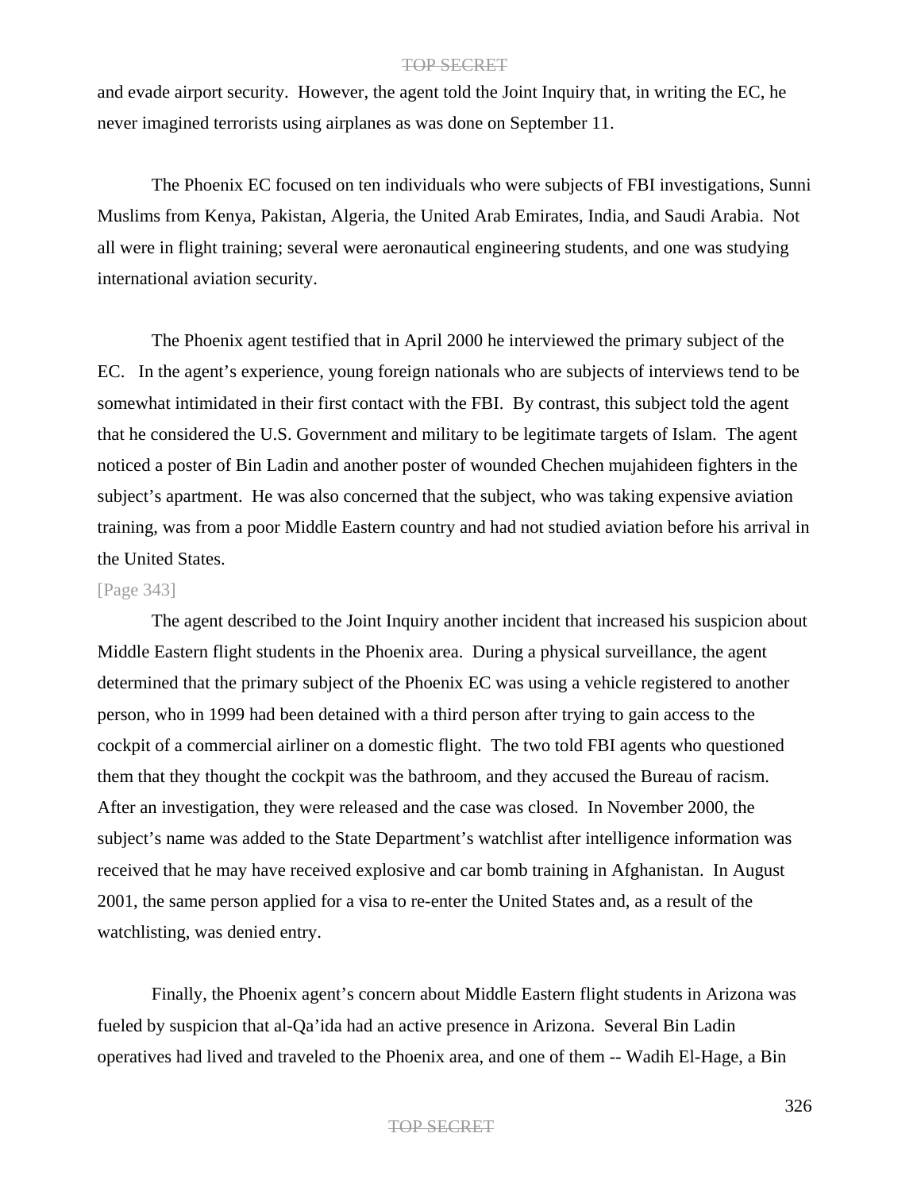and evade airport security. However, the agent told the Joint Inquiry that, in writing the EC, he never imagined terrorists using airplanes as was done on September 11.

The Phoenix EC focused on ten individuals who were subjects of FBI investigations, Sunni Muslims from Kenya, Pakistan, Algeria, the United Arab Emirates, India, and Saudi Arabia. Not all were in flight training; several were aeronautical engineering students, and one was studying international aviation security.

The Phoenix agent testified that in April 2000 he interviewed the primary subject of the EC. In the agent's experience, young foreign nationals who are subjects of interviews tend to be somewhat intimidated in their first contact with the FBI. By contrast, this subject told the agent that he considered the U.S. Government and military to be legitimate targets of Islam. The agent noticed a poster of Bin Ladin and another poster of wounded Chechen mujahideen fighters in the subject's apartment. He was also concerned that the subject, who was taking expensive aviation training, was from a poor Middle Eastern country and had not studied aviation before his arrival in the United States.

[Page 343]

The agent described to the Joint Inquiry another incident that increased his suspicion about Middle Eastern flight students in the Phoenix area. During a physical surveillance, the agent determined that the primary subject of the Phoenix EC was using a vehicle registered to another person, who in 1999 had been detained with a third person after trying to gain access to the cockpit of a commercial airliner on a domestic flight. The two told FBI agents who questioned them that they thought the cockpit was the bathroom, and they accused the Bureau of racism. After an investigation, they were released and the case was closed. In November 2000, the subject's name was added to the State Department's watchlist after intelligence information was received that he may have received explosive and car bomb training in Afghanistan. In August 2001, the same person applied for a visa to re-enter the United States and, as a result of the watchlisting, was denied entry.

Finally, the Phoenix agent's concern about Middle Eastern flight students in Arizona was fueled by suspicion that al-Qa'ida had an active presence in Arizona. Several Bin Ladin operatives had lived and traveled to the Phoenix area, and one of them -- Wadih El-Hage, a Bin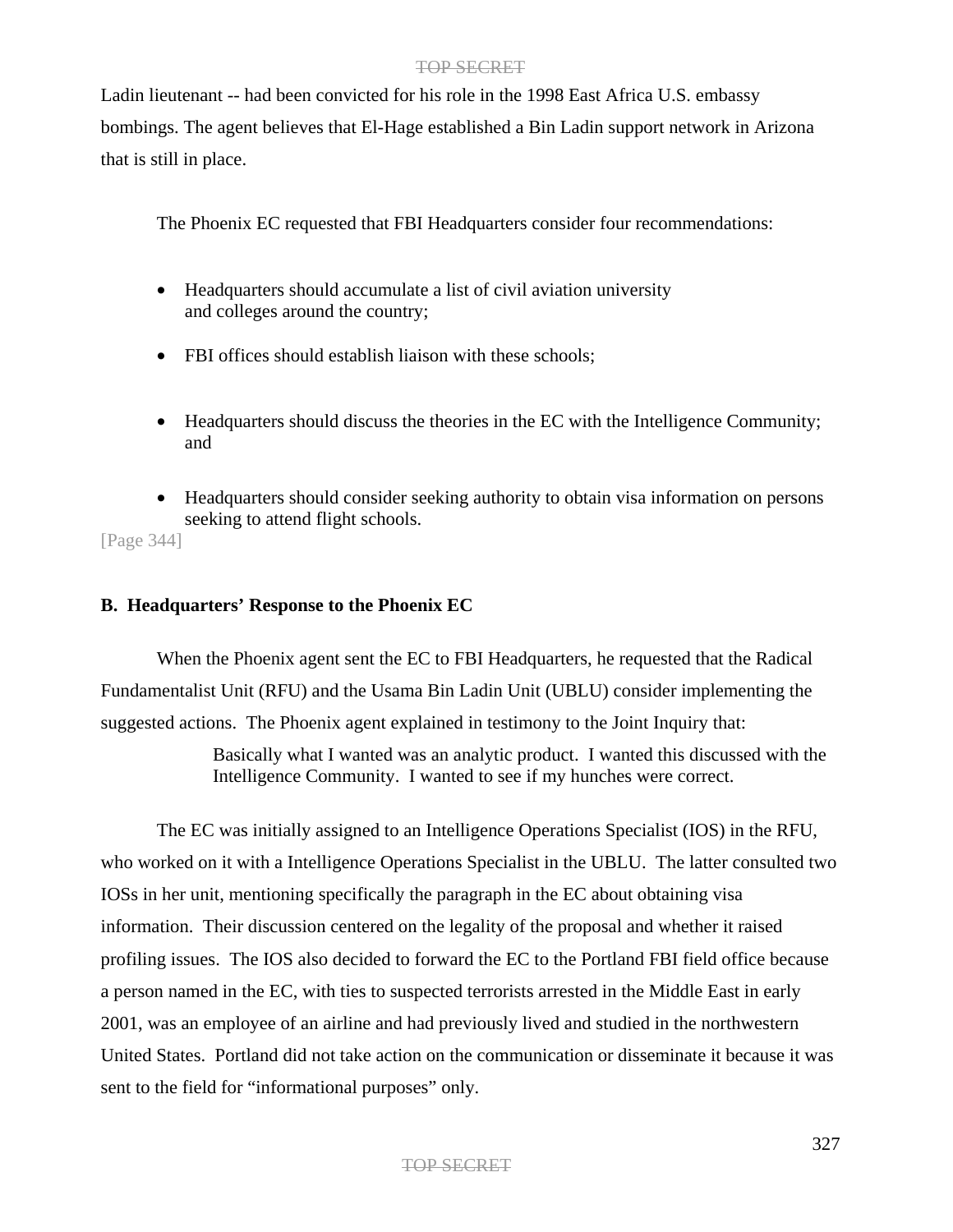Ladin lieutenant -- had been convicted for his role in the 1998 East Africa U.S. embassy bombings. The agent believes that El-Hage established a Bin Ladin support network in Arizona that is still in place.

The Phoenix EC requested that FBI Headquarters consider four recommendations:

- Headquarters should accumulate a list of civil aviation university and colleges around the country;
- FBI offices should establish liaison with these schools;
- Headquarters should discuss the theories in the EC with the Intelligence Community; and
- Headquarters should consider seeking authority to obtain visa information on persons seeking to attend flight schools.

[Page 344]

### B. Headquarters' Response to the Phoenix EC

When the Phoenix agent sent the EC to FBI Headquarters, he requested that the Radical Fundamentalist Unit (RFU) and the Usama Bin Ladin Unit (UBLU) consider implementing the suggested actions. The Phoenix agent explained in testimony to the Joint Inquiry that:

> Basically what I wanted was an analytic product. I wanted this discussed with the Intelligence Community. I wanted to see if my hunches were correct.

The EC was initially assigned to an Intelligence Operations Specialist (IOS) in the RFU, who worked on it with a Intelligence Operations Specialist in the UBLU. The latter consulted two IOSs in her unit, mentioning specifically the paragraph in the EC about obtaining visa information. Their discussion centered on the legality of the proposal and whether it raised profiling issues. The IOS also decided to forward the EC to the Portland FBI field office because a person named in the EC, with ties to suspected terrorists arrested in the Middle East in early 2001, was an employee of an airline and had previously lived and studied in the northwestern United States. Portland did not take action on the communication or disseminate it because it was sent to the field for "informational purposes" only.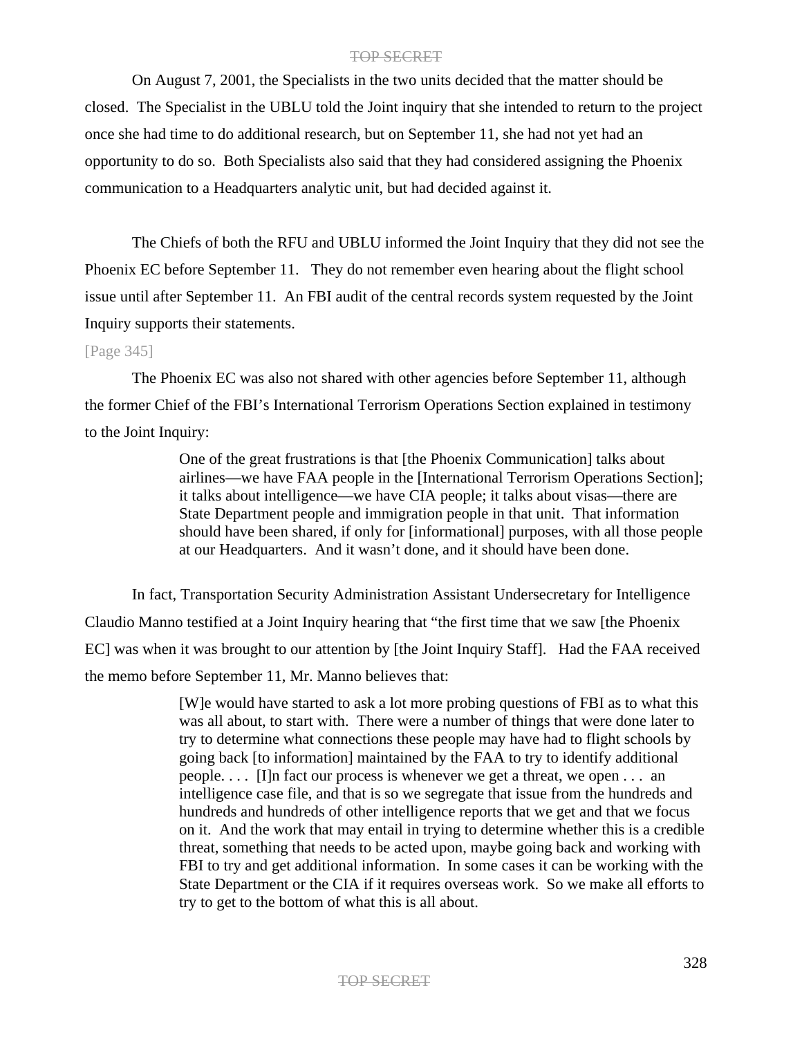On August 7, 2001, the Specialists in the two units decided that the matter should be closed. The Specialist in the UBLU told the Joint inquiry that she intended to return to the project once she had time to do additional research, but on September 11, she had not yet had an opportunity to do so. Both Specialists also said that they had considered assigning the Phoenix communication to a Headquarters analytic unit, but had decided against it.

The Chiefs of both the RFU and UBLU informed the Joint Inquiry that they did not see the Phoenix EC before September 11. They do not remember even hearing about the flight school issue until after September 11. An FBI audit of the central records system requested by the Joint Inquiry supports their statements.

[Page 345]

The Phoenix EC was also not shared with other agencies before September 11, although the former Chief of the FBI's International Terrorism Operations Section explained in testimony to the Joint Inquiry:

> One of the great frustrations is that [the Phoenix Communication] talks about airlines—we have FAA people in the [International Terrorism Operations Section]; it talks about intelligence—we have CIA people; it talks about visas—there are State Department people and immigration people in that unit. That information should have been shared, if only for [informational] purposes, with all those people at our Headquarters. And it wasn't done, and it should have been done.

In fact, Transportation Security Administration Assistant Undersecretary for Intelligence Claudio Manno testified at a Joint Inquiry hearing that "the first time that we saw [the Phoenix EC] was when it was brought to our attention by [the Joint Inquiry Staff]. Had the FAA received the memo before September 11, Mr. Manno believes that:

> [W]e would have started to ask a lot more probing questions of FBI as to what this was all about, to start with. There were a number of things that were done later to try to determine what connections these people may have had to flight schools by going back [to information] maintained by the FAA to try to identify additional people. . . . [I]n fact our process is whenever we get a threat, we open . . . an intelligence case file, and that is so we segregate that issue from the hundreds and hundreds and hundreds of other intelligence reports that we get and that we focus on it. And the work that may entail in trying to determine whether this is a credible threat, something that needs to be acted upon, maybe going back and working with FBI to try and get additional information. In some cases it can be working with the State Department or the CIA if it requires overseas work. So we make all efforts to try to get to the bottom of what this is all about.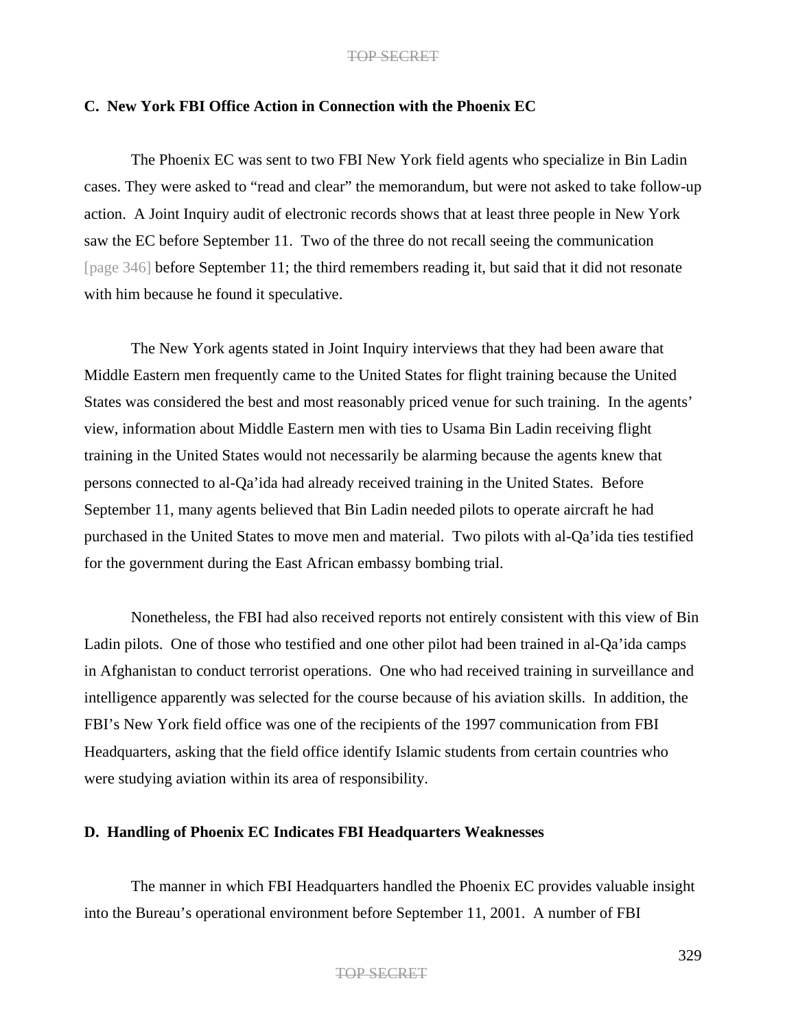### C. New York FBI Office Action in Connection with the Phoenix EC

The Phoenix EC was sent to two FBI New York field agents who specialize in Bin Ladin cases. They were asked to "read and clear" the memorandum, but were not asked to take follow-up action. A Joint Inquiry audit of electronic records shows that at least three people in New York saw the EC before September 11. Two of the three do not recall seeing the communication [page 346] before September 11; the third remembers reading it, but said that it did not resonate with him because he found it speculative.

The New York agents stated in Joint Inquiry interviews that they had been aware that Middle Eastern men frequently came to the United States for flight training because the United States was considered the best and most reasonably priced venue for such training. In the agents' view, information about Middle Eastern men with ties to Usama Bin Ladin receiving flight training in the United States would not necessarily be alarming because the agents knew that persons connected to al-Qa'ida had already received training in the United States. Before September 11, many agents believed that Bin Ladin needed pilots to operate aircraft he had purchased in the United States to move men and material. Two pilots with al-Qa'ida ties testified for the government during the East African embassy bombing trial.

Nonetheless, the FBI had also received reports not entirely consistent with this view of Bin Ladin pilots. One of those who testified and one other pilot had been trained in al-Qa'ida camps in Afghanistan to conduct terrorist operations. One who had received training in surveillance and intelligence apparently was selected for the course because of his aviation skills. In addition, the FBI's New York field office was one of the recipients of the 1997 communication from FBI Headquarters, asking that the field office identify Islamic students from certain countries who were studying aviation within its area of responsibility.

### D. Handling of Phoenix EC Indicates FBI Headquarters Weaknesses

The manner in which FBI Headquarters handled the Phoenix EC provides valuable insight into the Bureau's operational environment before September 11, 2001. A number of FBI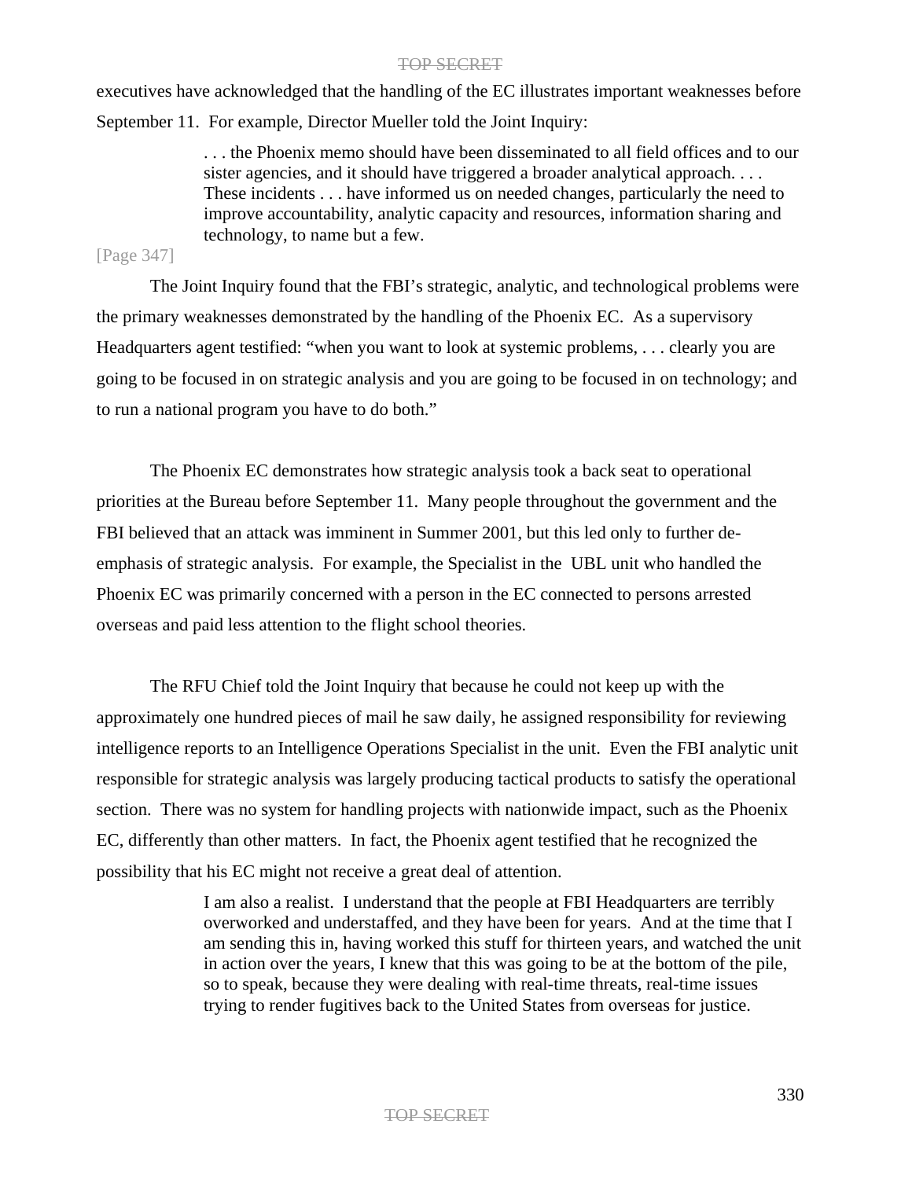executives have acknowledged that the handling of the EC illustrates important weaknesses before September 11. For example, Director Mueller told the Joint Inquiry:

> . . . the Phoenix memo should have been disseminated to all field offices and to our sister agencies, and it should have triggered a broader analytical approach. . . . These incidents . . . have informed us on needed changes, particularly the need to improve accountability, analytic capacity and resources, information sharing and technology, to name but a few.

[Page 347]

The Joint Inquiry found that the FBI's strategic, analytic, and technological problems were the primary weaknesses demonstrated by the handling of the Phoenix EC. As a supervisory Headquarters agent testified: "when you want to look at systemic problems, . . . clearly you are going to be focused in on strategic analysis and you are going to be focused in on technology; and to run a national program you have to do both."

The Phoenix EC demonstrates how strategic analysis took a back seat to operational priorities at the Bureau before September 11. Many people throughout the government and the FBI believed that an attack was imminent in Summer 2001, but this led only to further de-emphasis of strategic analysis. For example, the Specialist in the UBL unit who handled the Phoenix EC was primarily concerned with a person in the EC connected to persons arrested overseas and paid less attention to the flight school theories.

The RFU Chief told the Joint Inquiry that because he could not keep up with the approximately one hundred pieces of mail he saw daily, he assigned responsibility for reviewing intelligence reports to an Intelligence Operations Specialist in the unit. Even the FBI analytic unit responsible for strategic analysis was largely producing tactical products to satisfy the operational section. There was no system for handling projects with nationwide impact, such as the Phoenix EC, differently than other matters. In fact, the Phoenix agent testified that he recognized the possibility that his EC might not receive a great deal of attention.

> I am also a realist. I understand that the people at FBI Headquarters are terribly overworked and understaffed, and they have been for years. And at the time that I am sending this in, having worked this stuff for thirteen years, and watched the unit in action over the years, I knew that this was going to be at the bottom of the pile, so to speak, because they were dealing with real-time threats, real-time issues trying to render fugitives back to the United States from overseas for justice.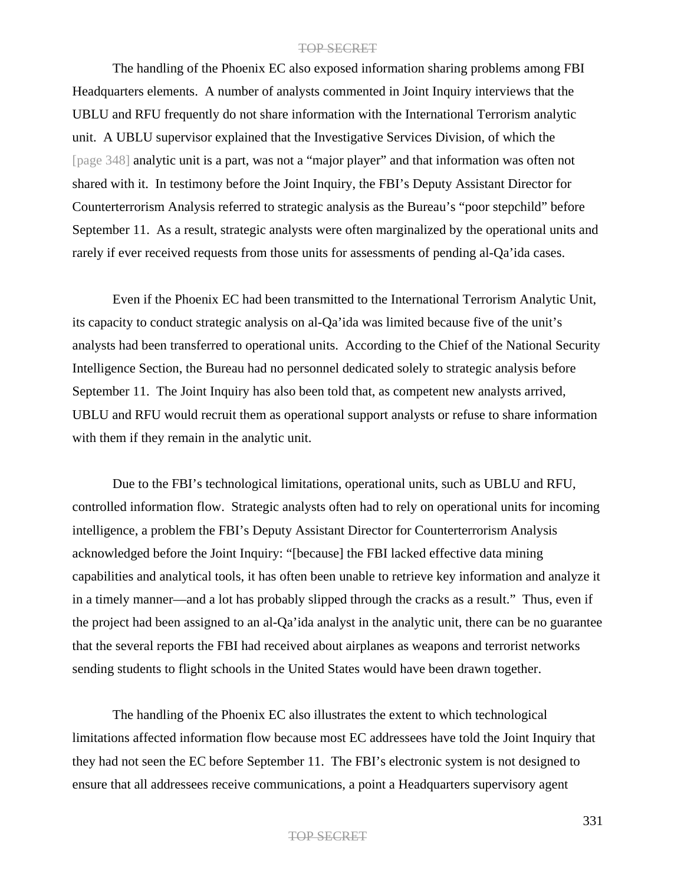The handling of the Phoenix EC also exposed information sharing problems among FBI Headquarters elements. A number of analysts commented in Joint Inquiry interviews that the UBLU and RFU frequently do not share information with the International Terrorism analytic unit. A UBLU supervisor explained that the Investigative Services Division, of which the [page 348] analytic unit is a part, was not a "major player" and that information was often not shared with it. In testimony before the Joint Inquiry, the FBI's Deputy Assistant Director for Counterterrorism Analysis referred to strategic analysis as the Bureau's "poor stepchild" before September 11. As a result, strategic analysts were often marginalized by the operational units and rarely if ever received requests from those units for assessments of pending al-Qa'ida cases.

Even if the Phoenix EC had been transmitted to the International Terrorism Analytic Unit, its capacity to conduct strategic analysis on al-Qa'ida was limited because five of the unit's analysts had been transferred to operational units. According to the Chief of the National Security Intelligence Section, the Bureau had no personnel dedicated solely to strategic analysis before September 11. The Joint Inquiry has also been told that, as competent new analysts arrived, UBLU and RFU would recruit them as operational support analysts or refuse to share information with them if they remain in the analytic unit.

Due to the FBI's technological limitations, operational units, such as UBLU and RFU, controlled information flow. Strategic analysts often had to rely on operational units for incoming intelligence, a problem the FBI's Deputy Assistant Director for Counterterrorism Analysis acknowledged before the Joint Inquiry: "[because] the FBI lacked effective data mining capabilities and analytical tools, it has often been unable to retrieve key information and analyze it in a timely manner—and a lot has probably slipped through the cracks as a result." Thus, even if the project had been assigned to an al-Qa'ida analyst in the analytic unit, there can be no guarantee that the several reports the FBI had received about airplanes as weapons and terrorist networks sending students to flight schools in the United States would have been drawn together.

The handling of the Phoenix EC also illustrates the extent to which technological limitations affected information flow because most EC addressees have told the Joint Inquiry that they had not seen the EC before September 11. The FBI's electronic system is not designed to ensure that all addressees receive communications, a point a Headquarters supervisory agent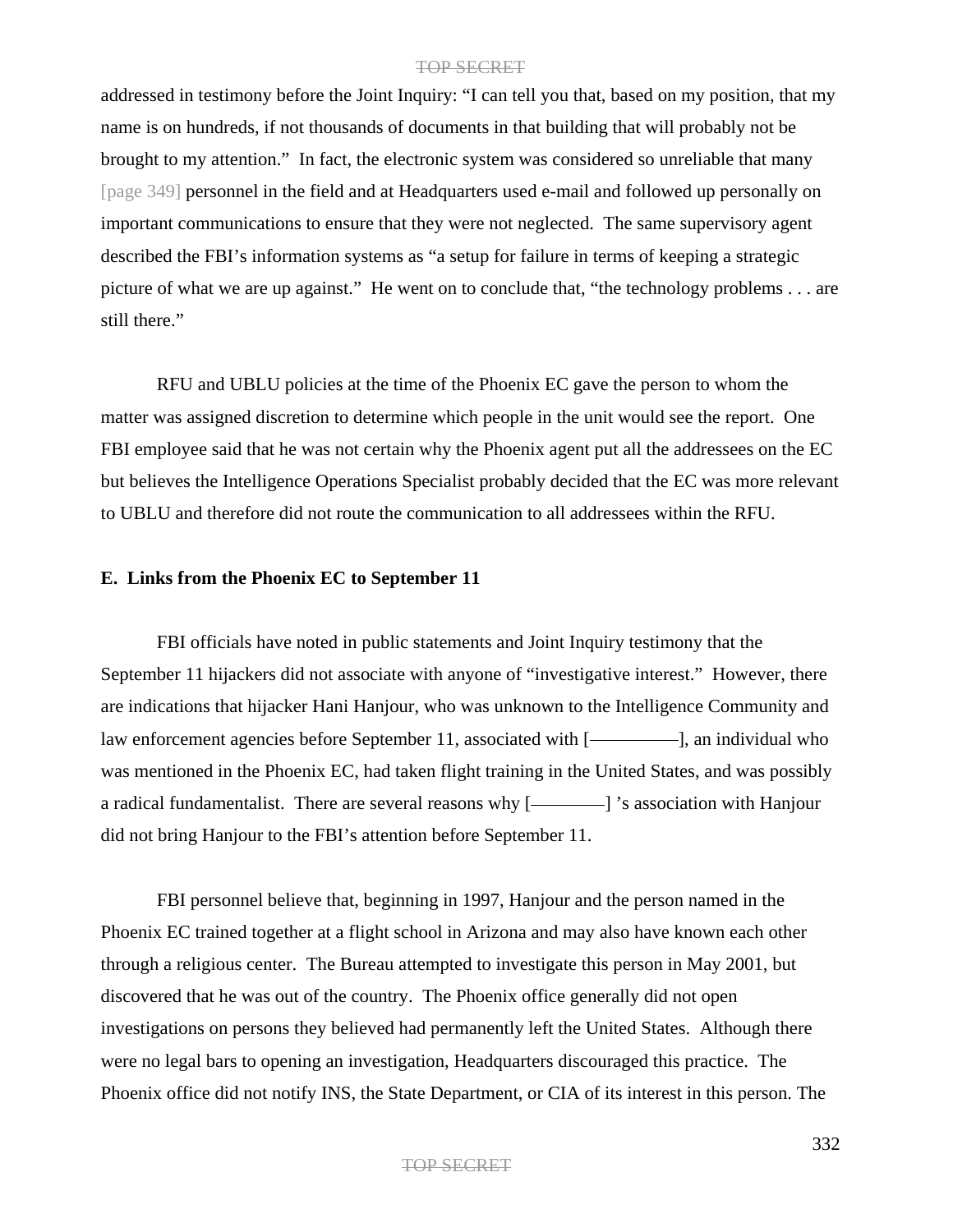addressed in testimony before the Joint Inquiry: "I can tell you that, based on my position, that my name is on hundreds, if not thousands of documents in that building that will probably not be brought to my attention." In fact, the electronic system was considered so unreliable that many [page 349] personnel in the field and at Headquarters used e-mail and followed up personally on important communications to ensure that they were not neglected. The same supervisory agent described the FBI's information systems as "a setup for failure in terms of keeping a strategic picture of what we are up against." He went on to conclude that, "the technology problems . . . are still there."

RFU and UBLU policies at the time of the Phoenix EC gave the person to whom the matter was assigned discretion to determine which people in the unit would see the report. One FBI employee said that he was not certain why the Phoenix agent put all the addressees on the EC but believes the Intelligence Operations Specialist probably decided that the EC was more relevant to UBLU and therefore did not route the communication to all addressees within the RFU.

**E. Links from the Phoenix EC to September 11**

FBI officials have noted in public statements and Joint Inquiry testimony that the September 11 hijackers did not associate with anyone of "investigative interest." However, there are indications that hijacker Hani Hanjour, who was unknown to the Intelligence Community and law enforcement agencies before September 11, associated with [—————], an individual who was mentioned in the Phoenix EC, had taken flight training in the United States, and was possibly a radical fundamentalist. There are several reasons why [————] 's association with Hanjour did not bring Hanjour to the FBI's attention before September 11.

FBI personnel believe that, beginning in 1997, Hanjour and the person named in the Phoenix EC trained together at a flight school in Arizona and may also have known each other through a religious center. The Bureau attempted to investigate this person in May 2001, but discovered that he was out of the country. The Phoenix office generally did not open investigations on persons they believed had permanently left the United States. Although there were no legal bars to opening an investigation, Headquarters discouraged this practice. The Phoenix office did not notify INS, the State Department, or CIA of its interest in this person. The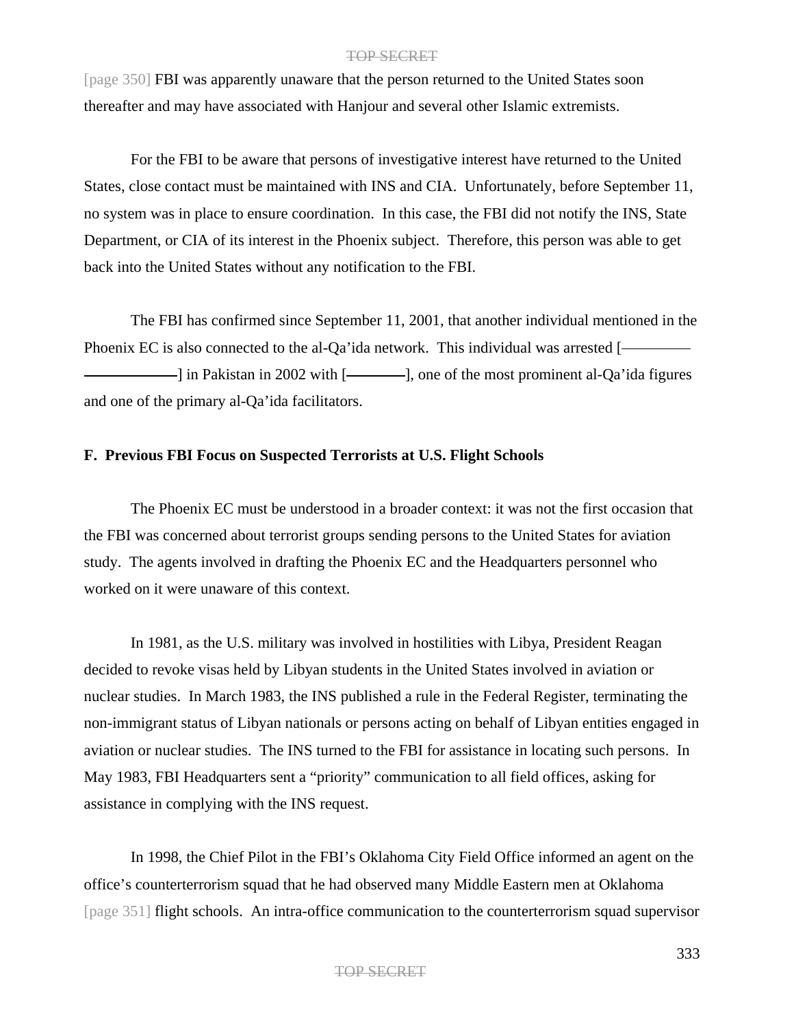[page 350] FBI was apparently unaware that the person returned to the United States soon thereafter and may have associated with Hanjour and several other Islamic extremists.

For the FBI to be aware that persons of investigative interest have returned to the United States, close contact must be maintained with INS and CIA. Unfortunately, before September 11, no system was in place to ensure coordination. In this case, the FBI did not notify the INS, State Department, or CIA of its interest in the Phoenix subject. Therefore, this person was able to get back into the United States without any notification to the FBI.

The FBI has confirmed since September 11, 2001, that another individual mentioned in the Phoenix EC is also connected to the al-Qa'ida network. This individual was arrested [——————————] in Pakistan in 2002 with [————], one of the most prominent al-Qa'ida figures and one of the primary al-Qa'ida facilitators.

**F. Previous FBI Focus on Suspected Terrorists at U.S. Flight Schools**

The Phoenix EC must be understood in a broader context: it was not the first occasion that the FBI was concerned about terrorist groups sending persons to the United States for aviation study. The agents involved in drafting the Phoenix EC and the Headquarters personnel who worked on it were unaware of this context.

In 1981, as the U.S. military was involved in hostilities with Libya, President Reagan decided to revoke visas held by Libyan students in the United States involved in aviation or nuclear studies. In March 1983, the INS published a rule in the Federal Register, terminating the non-immigrant status of Libyan nationals or persons acting on behalf of Libyan entities engaged in aviation or nuclear studies. The INS turned to the FBI for assistance in locating such persons. In May 1983, FBI Headquarters sent a "priority" communication to all field offices, asking for assistance in complying with the INS request.

In 1998, the Chief Pilot in the FBI's Oklahoma City Field Office informed an agent on the office's counterterrorism squad that he had observed many Middle Eastern men at Oklahoma [page 351] flight schools. An intra-office communication to the counterterrorism squad supervisor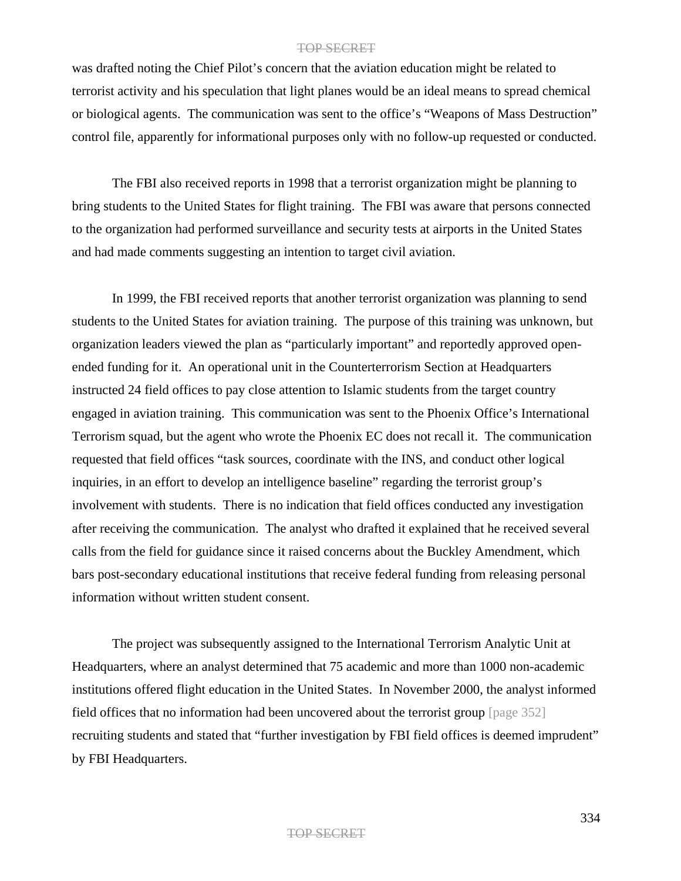was drafted noting the Chief Pilot's concern that the aviation education might be related to terrorist activity and his speculation that light planes would be an ideal means to spread chemical or biological agents. The communication was sent to the office's "Weapons of Mass Destruction" control file, apparently for informational purposes only with no follow-up requested or conducted.

The FBI also received reports in 1998 that a terrorist organization might be planning to bring students to the United States for flight training. The FBI was aware that persons connected to the organization had performed surveillance and security tests at airports in the United States and had made comments suggesting an intention to target civil aviation.

In 1999, the FBI received reports that another terrorist organization was planning to send students to the United States for aviation training. The purpose of this training was unknown, but organization leaders viewed the plan as "particularly important" and reportedly approved open-ended funding for it. An operational unit in the Counterterrorism Section at Headquarters instructed 24 field offices to pay close attention to Islamic students from the target country engaged in aviation training. This communication was sent to the Phoenix Office's International Terrorism squad, but the agent who wrote the Phoenix EC does not recall it. The communication requested that field offices "task sources, coordinate with the INS, and conduct other logical inquiries, in an effort to develop an intelligence baseline" regarding the terrorist group's involvement with students. There is no indication that field offices conducted any investigation after receiving the communication. The analyst who drafted it explained that he received several calls from the field for guidance since it raised concerns about the Buckley Amendment, which bars post-secondary educational institutions that receive federal funding from releasing personal information without written student consent.

The project was subsequently assigned to the International Terrorism Analytic Unit at Headquarters, where an analyst determined that 75 academic and more than 1000 non-academic institutions offered flight education in the United States. In November 2000, the analyst informed field offices that no information had been uncovered about the terrorist group [page 352] recruiting students and stated that "further investigation by FBI field offices is deemed imprudent" by FBI Headquarters.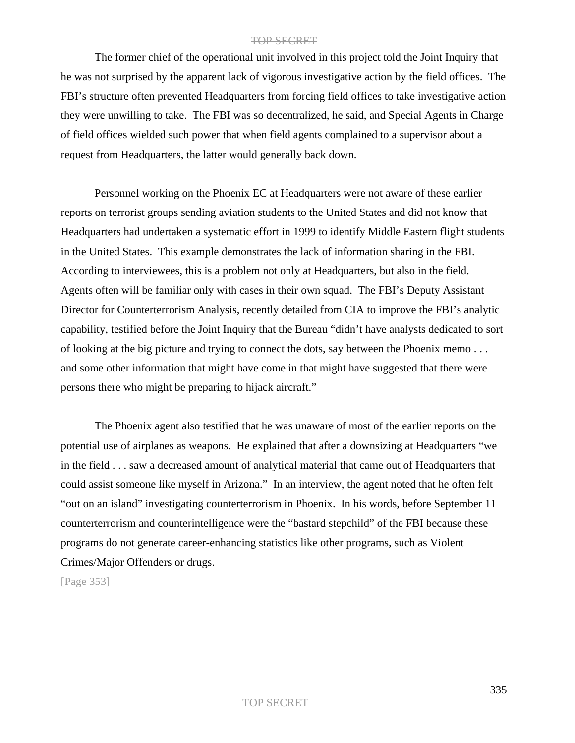The former chief of the operational unit involved in this project told the Joint Inquiry that he was not surprised by the apparent lack of vigorous investigative action by the field offices. The FBI's structure often prevented Headquarters from forcing field offices to take investigative action they were unwilling to take. The FBI was so decentralized, he said, and Special Agents in Charge of field offices wielded such power that when field agents complained to a supervisor about a request from Headquarters, the latter would generally back down.

Personnel working on the Phoenix EC at Headquarters were not aware of these earlier reports on terrorist groups sending aviation students to the United States and did not know that Headquarters had undertaken a systematic effort in 1999 to identify Middle Eastern flight students in the United States. This example demonstrates the lack of information sharing in the FBI. According to interviewees, this is a problem not only at Headquarters, but also in the field. Agents often will be familiar only with cases in their own squad. The FBI's Deputy Assistant Director for Counterterrorism Analysis, recently detailed from CIA to improve the FBI's analytic capability, testified before the Joint Inquiry that the Bureau "didn't have analysts dedicated to sort of looking at the big picture and trying to connect the dots, say between the Phoenix memo . . . and some other information that might have come in that might have suggested that there were persons there who might be preparing to hijack aircraft."

The Phoenix agent also testified that he was unaware of most of the earlier reports on the potential use of airplanes as weapons. He explained that after a downsizing at Headquarters "we in the field . . . saw a decreased amount of analytical material that came out of Headquarters that could assist someone like myself in Arizona." In an interview, the agent noted that he often felt "out on an island" investigating counterterrorism in Phoenix. In his words, before September 11 counterterrorism and counterintelligence were the "bastard stepchild" of the FBI because these programs do not generate career-enhancing statistics like other programs, such as Violent Crimes/Major Offenders or drugs.

[Page 353]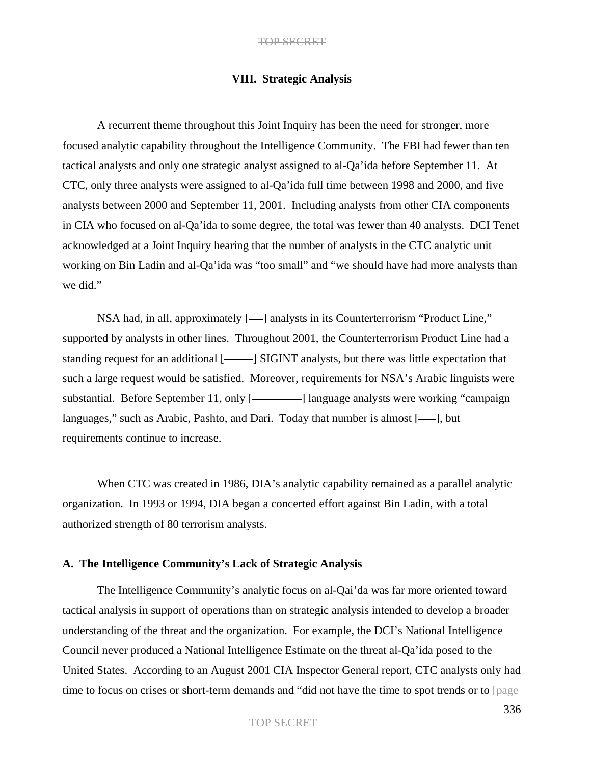## VIII. Strategic Analysis

A recurrent theme throughout this Joint Inquiry has been the need for stronger, more focused analytic capability throughout the Intelligence Community. The FBI had fewer than ten tactical analysts and only one strategic analyst assigned to al-Qa'ida before September 11. At CTC, only three analysts were assigned to al-Qa'ida full time between 1998 and 2000, and five analysts between 2000 and September 11, 2001. Including analysts from other CIA components in CIA who focused on al-Qa'ida to some degree, the total was fewer than 40 analysts. DCI Tenet acknowledged at a Joint Inquiry hearing that the number of analysts in the CTC analytic unit working on Bin Ladin and al-Qa'ida was "too small" and "we should have had more analysts than we did."

NSA had, in all, approximately [—–] analysts in its Counterterrorism "Product Line," supported by analysts in other lines. Throughout 2001, the Counterterrorism Product Line had a standing request for an additional [———] SIGINT analysts, but there was little expectation that such a large request would be satisfied. Moreover, requirements for NSA's Arabic linguists were substantial. Before September 11, only [————–] language analysts were working "campaign languages," such as Arabic, Pashto, and Dari. Today that number is almost [—–], but requirements continue to increase.

When CTC was created in 1986, DIA's analytic capability remained as a parallel analytic organization. In 1993 or 1994, DIA began a concerted effort against Bin Ladin, with a total authorized strength of 80 terrorism analysts.

### A. The Intelligence Community's Lack of Strategic Analysis

The Intelligence Community's analytic focus on al-Qai'da was far more oriented toward tactical analysis in support of operations than on strategic analysis intended to develop a broader understanding of the threat and the organization. For example, the DCI's National Intelligence Council never produced a National Intelligence Estimate on the threat al-Qa'ida posed to the United States. According to an August 2001 CIA Inspector General report, CTC analysts only had time to focus on crises or short-term demands and "did not have the time to spot trends or to [page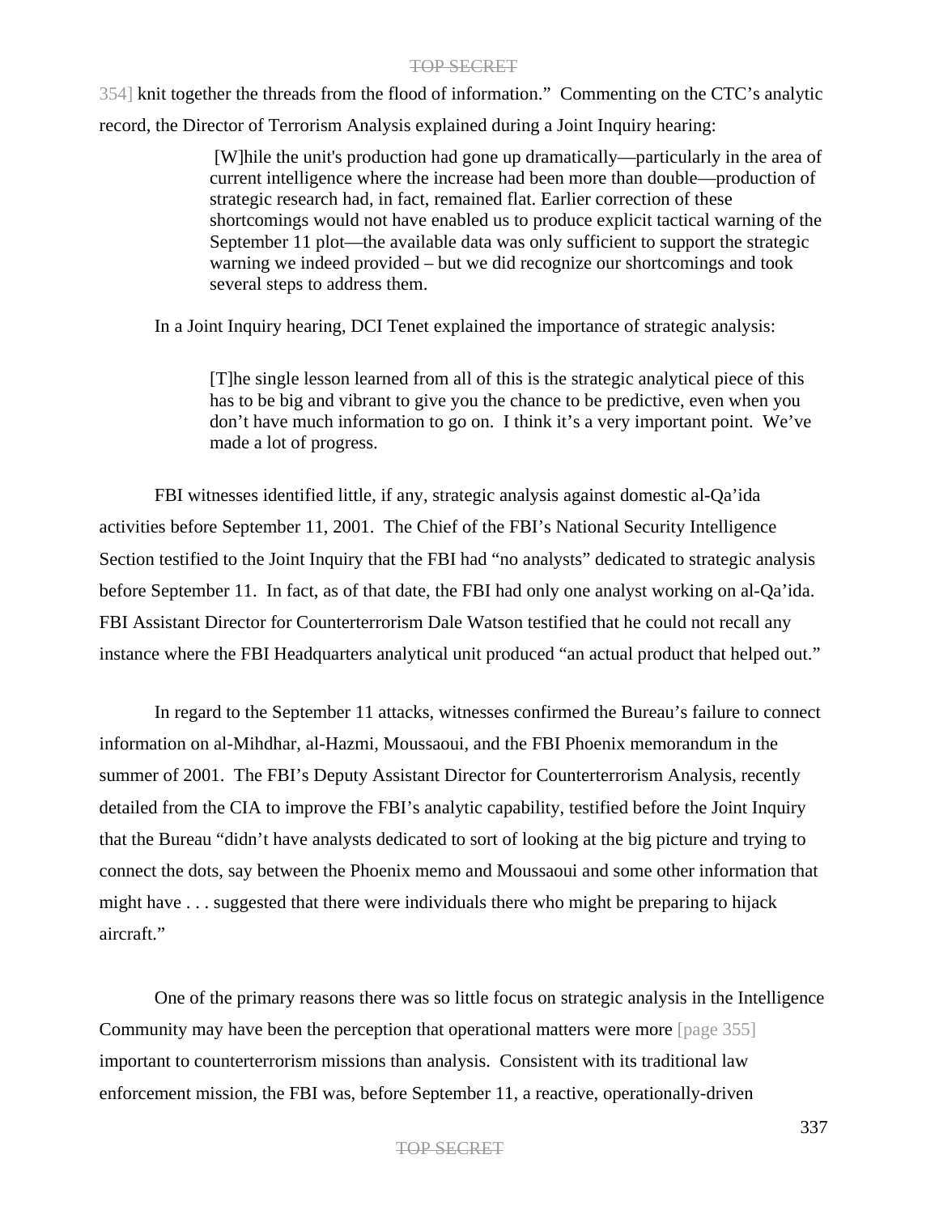354] knit together the threads from the flood of information." Commenting on the CTC's analytic record, the Director of Terrorism Analysis explained during a Joint Inquiry hearing:

> [W]hile the unit's production had gone up dramatically—particularly in the area of current intelligence where the increase had been more than double—production of strategic research had, in fact, remained flat. Earlier correction of these shortcomings would not have enabled us to produce explicit tactical warning of the September 11 plot—the available data was only sufficient to support the strategic warning we indeed provided – but we did recognize our shortcomings and took several steps to address them.

In a Joint Inquiry hearing, DCI Tenet explained the importance of strategic analysis:

> [T]he single lesson learned from all of this is the strategic analytical piece of this has to be big and vibrant to give you the chance to be predictive, even when you don't have much information to go on. I think it's a very important point. We've made a lot of progress.

FBI witnesses identified little, if any, strategic analysis against domestic al-Qa'ida activities before September 11, 2001. The Chief of the FBI's National Security Intelligence Section testified to the Joint Inquiry that the FBI had "no analysts" dedicated to strategic analysis before September 11. In fact, as of that date, the FBI had only one analyst working on al-Qa'ida. FBI Assistant Director for Counterterrorism Dale Watson testified that he could not recall any instance where the FBI Headquarters analytical unit produced "an actual product that helped out."

In regard to the September 11 attacks, witnesses confirmed the Bureau's failure to connect information on al-Mihdhar, al-Hazmi, Moussaoui, and the FBI Phoenix memorandum in the summer of 2001. The FBI's Deputy Assistant Director for Counterterrorism Analysis, recently detailed from the CIA to improve the FBI's analytic capability, testified before the Joint Inquiry that the Bureau "didn't have analysts dedicated to sort of looking at the big picture and trying to connect the dots, say between the Phoenix memo and Moussaoui and some other information that might have . . . suggested that there were individuals there who might be preparing to hijack aircraft."

One of the primary reasons there was so little focus on strategic analysis in the Intelligence Community may have been the perception that operational matters were more [page 355] important to counterterrorism missions than analysis. Consistent with its traditional law enforcement mission, the FBI was, before September 11, a reactive, operationally-driven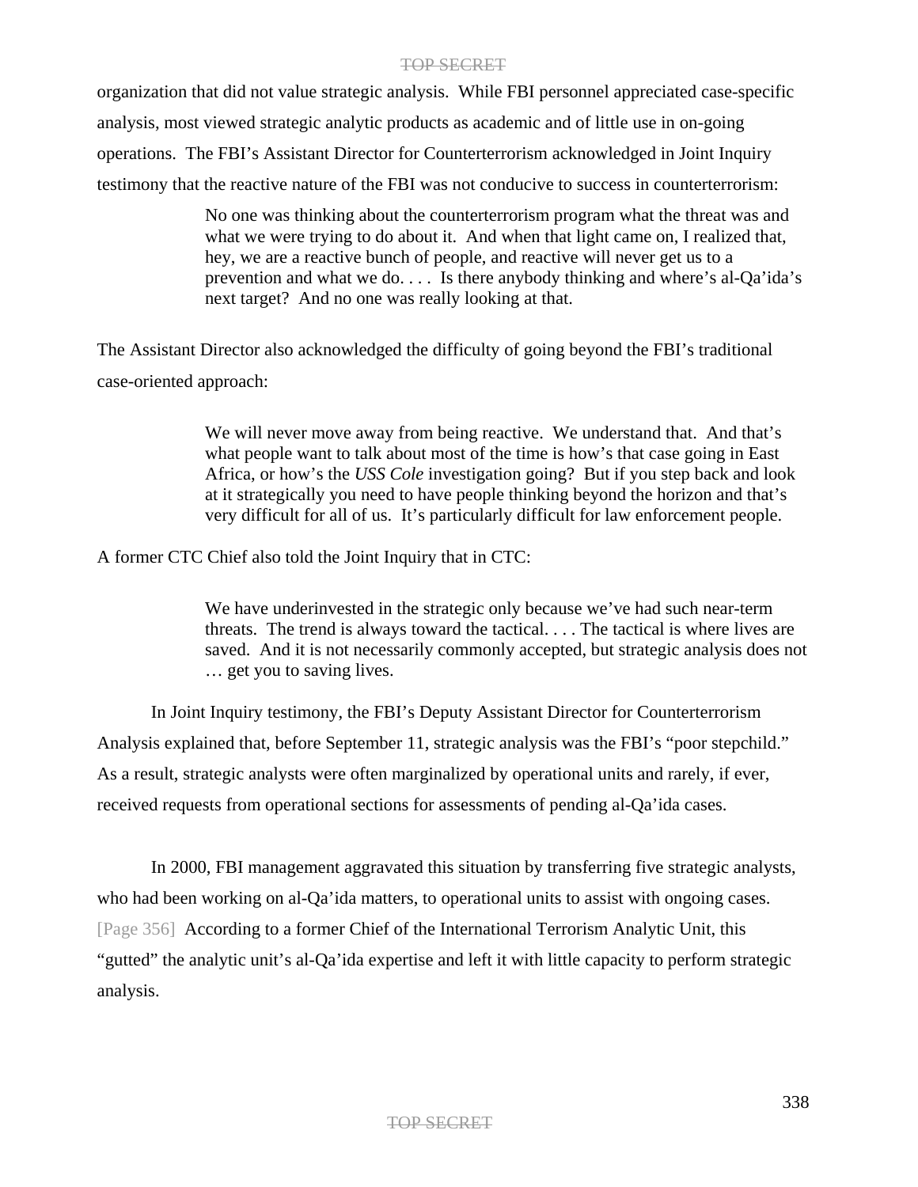organization that did not value strategic analysis. While FBI personnel appreciated case-specific analysis, most viewed strategic analytic products as academic and of little use in on-going operations. The FBI's Assistant Director for Counterterrorism acknowledged in Joint Inquiry testimony that the reactive nature of the FBI was not conducive to success in counterterrorism:

> No one was thinking about the counterterrorism program what the threat was and what we were trying to do about it. And when that light came on, I realized that, hey, we are a reactive bunch of people, and reactive will never get us to a prevention and what we do. . . . Is there anybody thinking and where's al-Qa'ida's next target? And no one was really looking at that.

The Assistant Director also acknowledged the difficulty of going beyond the FBI's traditional case-oriented approach:

> We will never move away from being reactive. We understand that. And that's what people want to talk about most of the time is how's that case going in East Africa, or how's the *USS Cole* investigation going? But if you step back and look at it strategically you need to have people thinking beyond the horizon and that's very difficult for all of us. It's particularly difficult for law enforcement people.

A former CTC Chief also told the Joint Inquiry that in CTC:

> We have underinvested in the strategic only because we've had such near-term threats. The trend is always toward the tactical. . . . The tactical is where lives are saved. And it is not necessarily commonly accepted, but strategic analysis does not … get you to saving lives.

In Joint Inquiry testimony, the FBI's Deputy Assistant Director for Counterterrorism Analysis explained that, before September 11, strategic analysis was the FBI's "poor stepchild." As a result, strategic analysts were often marginalized by operational units and rarely, if ever, received requests from operational sections for assessments of pending al-Qa'ida cases.

In 2000, FBI management aggravated this situation by transferring five strategic analysts, who had been working on al-Qa'ida matters, to operational units to assist with ongoing cases. [Page 356] According to a former Chief of the International Terrorism Analytic Unit, this "gutted" the analytic unit's al-Qa'ida expertise and left it with little capacity to perform strategic analysis.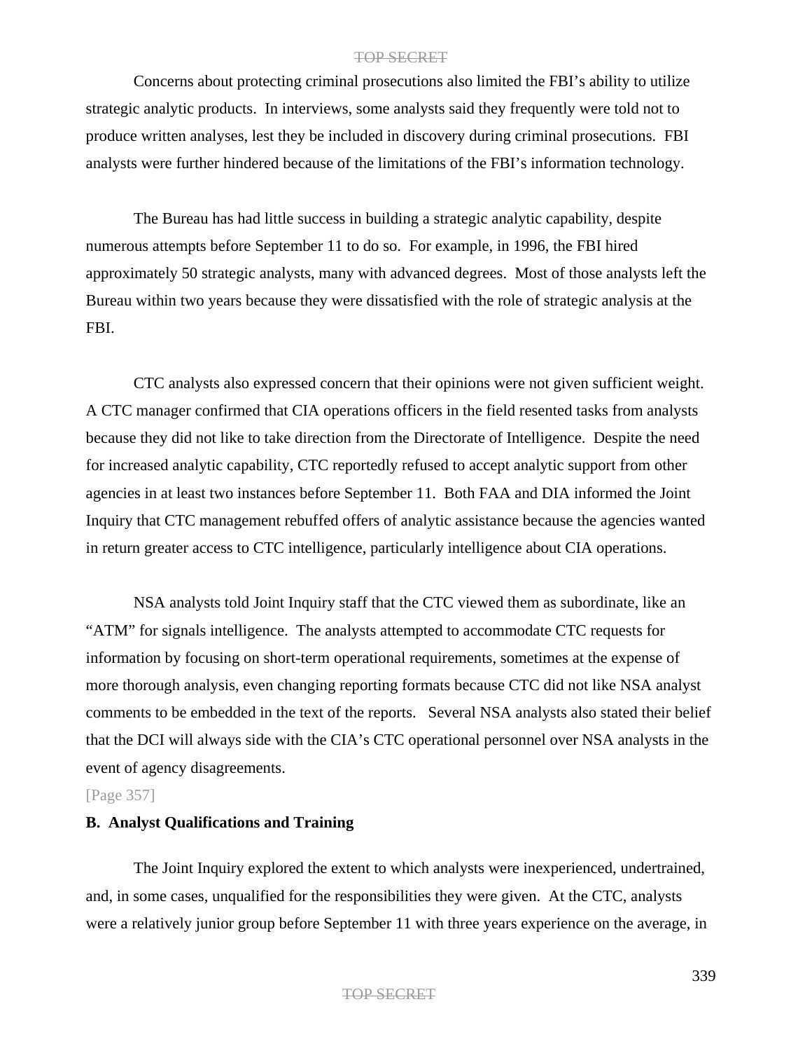Concerns about protecting criminal prosecutions also limited the FBI's ability to utilize strategic analytic products. In interviews, some analysts said they frequently were told not to produce written analyses, lest they be included in discovery during criminal prosecutions. FBI analysts were further hindered because of the limitations of the FBI's information technology.

The Bureau has had little success in building a strategic analytic capability, despite numerous attempts before September 11 to do so. For example, in 1996, the FBI hired approximately 50 strategic analysts, many with advanced degrees. Most of those analysts left the Bureau within two years because they were dissatisfied with the role of strategic analysis at the FBI.

CTC analysts also expressed concern that their opinions were not given sufficient weight. A CTC manager confirmed that CIA operations officers in the field resented tasks from analysts because they did not like to take direction from the Directorate of Intelligence. Despite the need for increased analytic capability, CTC reportedly refused to accept analytic support from other agencies in at least two instances before September 11. Both FAA and DIA informed the Joint Inquiry that CTC management rebuffed offers of analytic assistance because the agencies wanted in return greater access to CTC intelligence, particularly intelligence about CIA operations.

NSA analysts told Joint Inquiry staff that the CTC viewed them as subordinate, like an "ATM" for signals intelligence. The analysts attempted to accommodate CTC requests for information by focusing on short-term operational requirements, sometimes at the expense of more thorough analysis, even changing reporting formats because CTC did not like NSA analyst comments to be embedded in the text of the reports. Several NSA analysts also stated their belief that the DCI will always side with the CIA's CTC operational personnel over NSA analysts in the event of agency disagreements.

[Page 357]

**B. Analyst Qualifications and Training**

The Joint Inquiry explored the extent to which analysts were inexperienced, undertrained, and, in some cases, unqualified for the responsibilities they were given. At the CTC, analysts were a relatively junior group before September 11 with three years experience on the average, in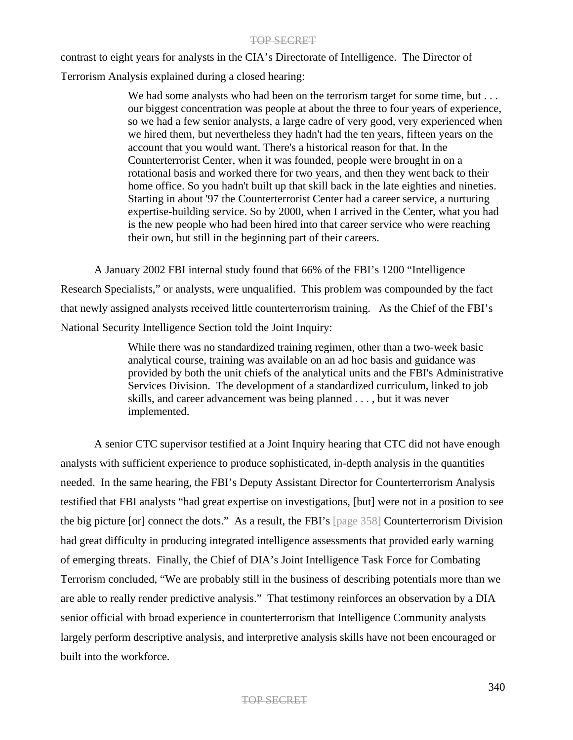contrast to eight years for analysts in the CIA's Directorate of Intelligence. The Director of Terrorism Analysis explained during a closed hearing:

> We had some analysts who had been on the terrorism target for some time, but . . . our biggest concentration was people at about the three to four years of experience, so we had a few senior analysts, a large cadre of very good, very experienced when we hired them, but nevertheless they hadn't had the ten years, fifteen years on the account that you would want. There's a historical reason for that. In the Counterterrorist Center, when it was founded, people were brought in on a rotational basis and worked there for two years, and then they went back to their home office. So you hadn't built up that skill back in the late eighties and nineties. Starting in about '97 the Counterterrorist Center had a career service, a nurturing expertise-building service. So by 2000, when I arrived in the Center, what you had is the new people who had been hired into that career service who were reaching their own, but still in the beginning part of their careers.

A January 2002 FBI internal study found that 66% of the FBI's 1200 "Intelligence Research Specialists," or analysts, were unqualified. This problem was compounded by the fact that newly assigned analysts received little counterterrorism training. As the Chief of the FBI's National Security Intelligence Section told the Joint Inquiry:

> While there was no standardized training regimen, other than a two-week basic analytical course, training was available on an ad hoc basis and guidance was provided by both the unit chiefs of the analytical units and the FBI's Administrative Services Division. The development of a standardized curriculum, linked to job skills, and career advancement was being planned . . . , but it was never implemented.

A senior CTC supervisor testified at a Joint Inquiry hearing that CTC did not have enough analysts with sufficient experience to produce sophisticated, in-depth analysis in the quantities needed. In the same hearing, the FBI's Deputy Assistant Director for Counterterrorism Analysis testified that FBI analysts "had great expertise on investigations, [but] were not in a position to see the big picture [or] connect the dots." As a result, the FBI's [page 358] Counterterrorism Division had great difficulty in producing integrated intelligence assessments that provided early warning of emerging threats. Finally, the Chief of DIA's Joint Intelligence Task Force for Combating Terrorism concluded, "We are probably still in the business of describing potentials more than we are able to really render predictive analysis." That testimony reinforces an observation by a DIA senior official with broad experience in counterterrorism that Intelligence Community analysts largely perform descriptive analysis, and interpretive analysis skills have not been encouraged or built into the workforce.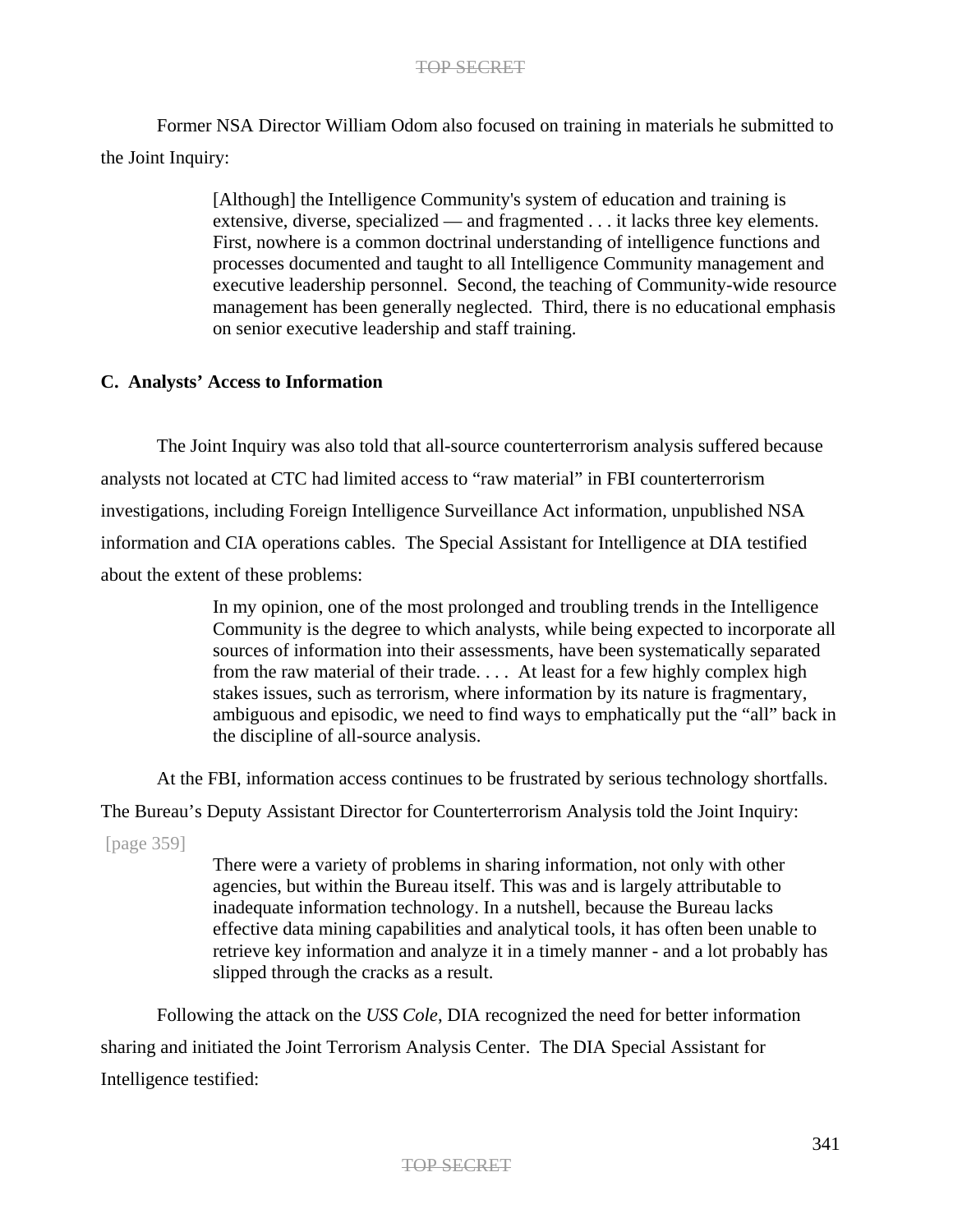Former NSA Director William Odom also focused on training in materials he submitted to the Joint Inquiry:

> [Although] the Intelligence Community's system of education and training is extensive, diverse, specialized — and fragmented . . . it lacks three key elements. First, nowhere is a common doctrinal understanding of intelligence functions and processes documented and taught to all Intelligence Community management and executive leadership personnel. Second, the teaching of Community-wide resource management has been generally neglected. Third, there is no educational emphasis on senior executive leadership and staff training.

**C. Analysts' Access to Information**

The Joint Inquiry was also told that all-source counterterrorism analysis suffered because analysts not located at CTC had limited access to "raw material" in FBI counterterrorism investigations, including Foreign Intelligence Surveillance Act information, unpublished NSA information and CIA operations cables. The Special Assistant for Intelligence at DIA testified about the extent of these problems:

> In my opinion, one of the most prolonged and troubling trends in the Intelligence Community is the degree to which analysts, while being expected to incorporate all sources of information into their assessments, have been systematically separated from the raw material of their trade. . . . At least for a few highly complex high stakes issues, such as terrorism, where information by its nature is fragmentary, ambiguous and episodic, we need to find ways to emphatically put the "all" back in the discipline of all-source analysis.

At the FBI, information access continues to be frustrated by serious technology shortfalls. The Bureau's Deputy Assistant Director for Counterterrorism Analysis told the Joint Inquiry:

[page 359]

> There were a variety of problems in sharing information, not only with other agencies, but within the Bureau itself. This was and is largely attributable to inadequate information technology. In a nutshell, because the Bureau lacks effective data mining capabilities and analytical tools, it has often been unable to retrieve key information and analyze it in a timely manner - and a lot probably has slipped through the cracks as a result.

Following the attack on the *USS Cole*, DIA recognized the need for better information sharing and initiated the Joint Terrorism Analysis Center. The DIA Special Assistant for Intelligence testified: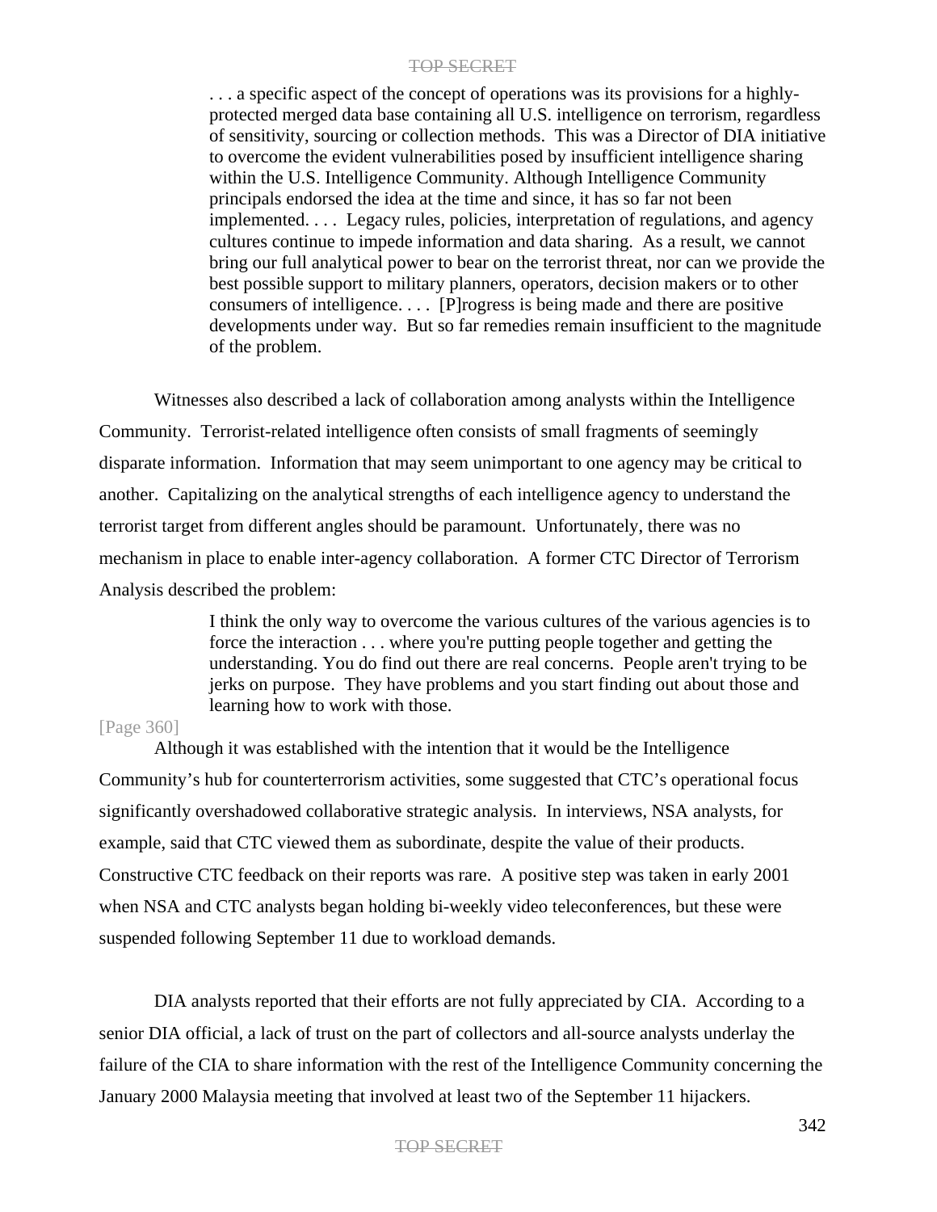> . . . a specific aspect of the concept of operations was its provisions for a highly-protected merged data base containing all U.S. intelligence on terrorism, regardless of sensitivity, sourcing or collection methods. This was a Director of DIA initiative to overcome the evident vulnerabilities posed by insufficient intelligence sharing within the U.S. Intelligence Community. Although Intelligence Community principals endorsed the idea at the time and since, it has so far not been implemented. . . . Legacy rules, policies, interpretation of regulations, and agency cultures continue to impede information and data sharing. As a result, we cannot bring our full analytical power to bear on the terrorist threat, nor can we provide the best possible support to military planners, operators, decision makers or to other consumers of intelligence. . . . [P]rogress is being made and there are positive developments under way. But so far remedies remain insufficient to the magnitude of the problem.

Witnesses also described a lack of collaboration among analysts within the Intelligence Community. Terrorist-related intelligence often consists of small fragments of seemingly disparate information. Information that may seem unimportant to one agency may be critical to another. Capitalizing on the analytical strengths of each intelligence agency to understand the terrorist target from different angles should be paramount. Unfortunately, there was no mechanism in place to enable inter-agency collaboration. A former CTC Director of Terrorism Analysis described the problem:

> I think the only way to overcome the various cultures of the various agencies is to force the interaction . . . where you're putting people together and getting the understanding. You do find out there are real concerns. People aren't trying to be jerks on purpose. They have problems and you start finding out about those and learning how to work with those.

[Page 360]

Although it was established with the intention that it would be the Intelligence Community's hub for counterterrorism activities, some suggested that CTC's operational focus significantly overshadowed collaborative strategic analysis. In interviews, NSA analysts, for example, said that CTC viewed them as subordinate, despite the value of their products. Constructive CTC feedback on their reports was rare. A positive step was taken in early 2001 when NSA and CTC analysts began holding bi-weekly video teleconferences, but these were suspended following September 11 due to workload demands.

DIA analysts reported that their efforts are not fully appreciated by CIA. According to a senior DIA official, a lack of trust on the part of collectors and all-source analysts underlay the failure of the CIA to share information with the rest of the Intelligence Community concerning the January 2000 Malaysia meeting that involved at least two of the September 11 hijackers.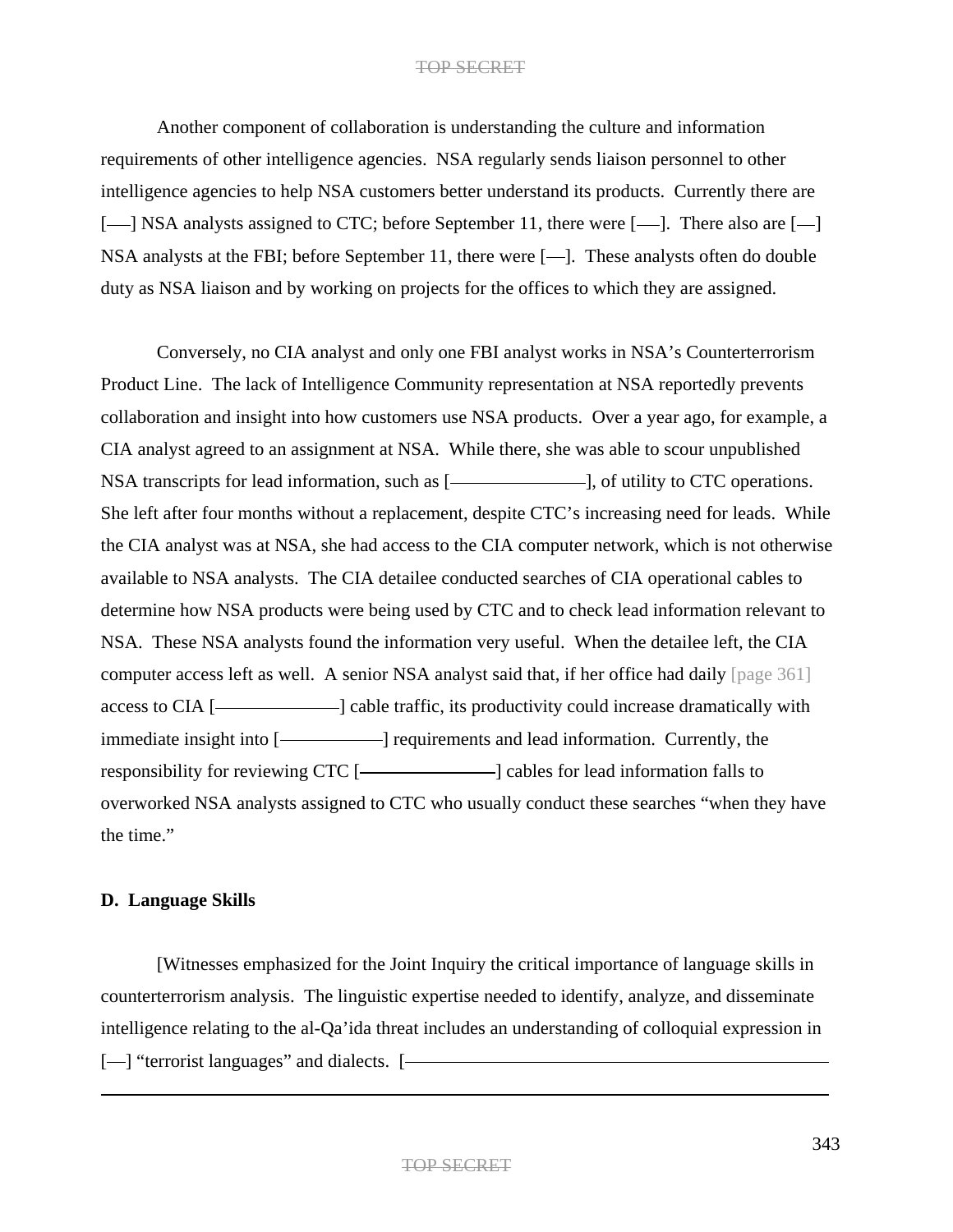Another component of collaboration is understanding the culture and information requirements of other intelligence agencies. NSA regularly sends liaison personnel to other intelligence agencies to help NSA customers better understand its products. Currently there are [—] NSA analysts assigned to CTC; before September 11, there were [—]. There also are [—] NSA analysts at the FBI; before September 11, there were [—]. These analysts often do double duty as NSA liaison and by working on projects for the offices to which they are assigned.

Conversely, no CIA analyst and only one FBI analyst works in NSA's Counterterrorism Product Line. The lack of Intelligence Community representation at NSA reportedly prevents collaboration and insight into how customers use NSA products. Over a year ago, for example, a CIA analyst agreed to an assignment at NSA. While there, she was able to scour unpublished NSA transcripts for lead information, such as [——————], of utility to CTC operations. She left after four months without a replacement, despite CTC's increasing need for leads. While the CIA analyst was at NSA, she had access to the CIA computer network, which is not otherwise available to NSA analysts. The CIA detailee conducted searches of CIA operational cables to determine how NSA products were being used by CTC and to check lead information relevant to NSA. These NSA analysts found the information very useful. When the detailee left, the CIA computer access left as well. A senior NSA analyst said that, if her office had daily [page 361] access to CIA [——————] cable traffic, its productivity could increase dramatically with immediate insight into [——————] requirements and lead information. Currently, the responsibility for reviewing CTC [——————] cables for lead information falls to overworked NSA analysts assigned to CTC who usually conduct these searches "when they have the time."

**D. Language Skills**

[Witnesses emphasized for the Joint Inquiry the critical importance of language skills in counterterrorism analysis. The linguistic expertise needed to identify, analyze, and disseminate intelligence relating to the al-Qa'ida threat includes an understanding of colloquial expression in [—] "terrorist languages" and dialects. [——————————————————————————————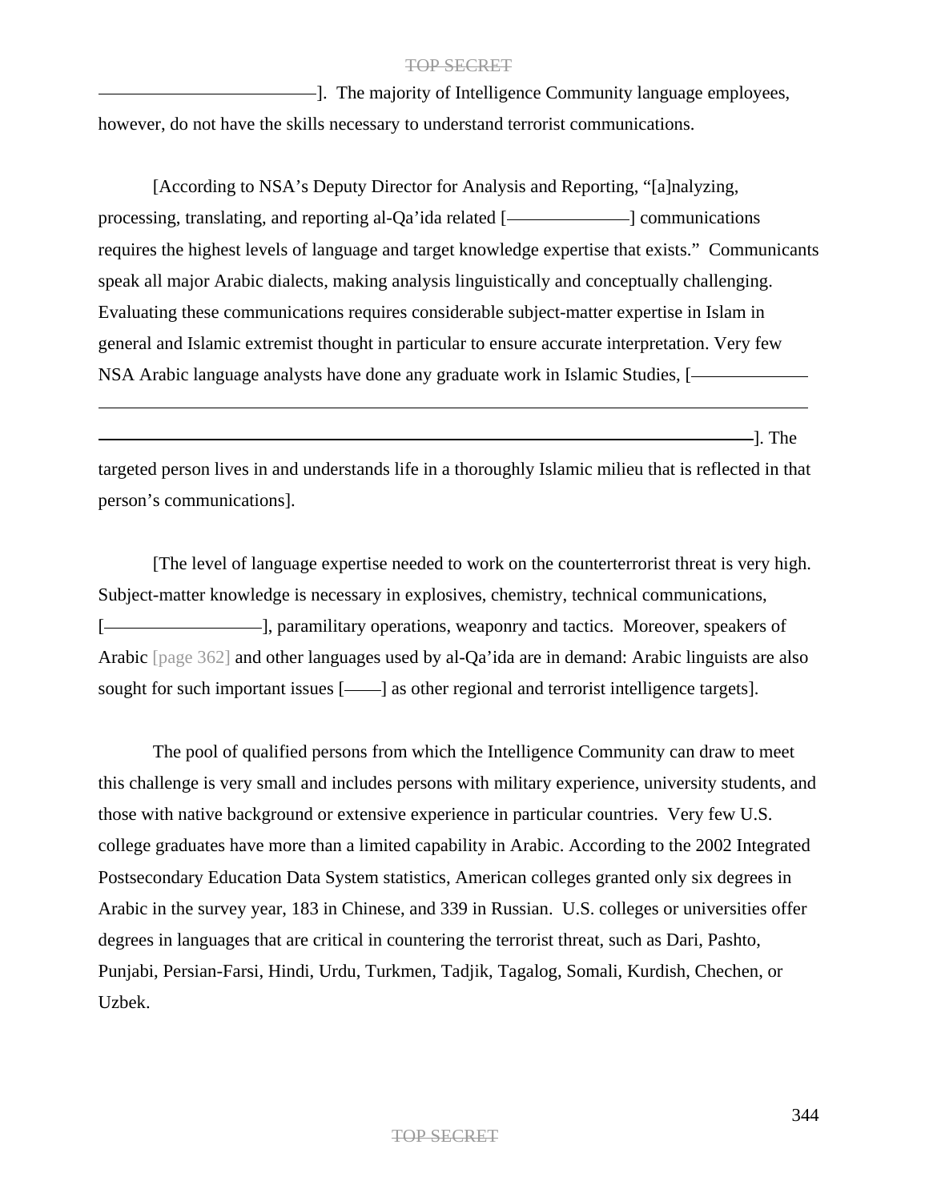______________]. The majority of Intelligence Community language employees, however, do not have the skills necessary to understand terrorist communications.

[According to NSA's Deputy Director for Analysis and Reporting, "[a]nalyzing, processing, translating, and reporting al-Qa'ida related [__________] communications requires the highest levels of language and target knowledge expertise that exists." Communicants speak all major Arabic dialects, making analysis linguistically and conceptually challenging. Evaluating these communications requires considerable subject-matter expertise in Islam in general and Islamic extremist thought in particular to ensure accurate interpretation. Very few NSA Arabic language analysts have done any graduate work in Islamic Studies, [__________ ______________________________________________________________________ ______________________________________________________________________]. The targeted person lives in and understands life in a thoroughly Islamic milieu that is reflected in that person's communications].

[The level of language expertise needed to work on the counterterrorist threat is very high. Subject-matter knowledge is necessary in explosives, chemistry, technical communications, [______________], paramilitary operations, weaponry and tactics. Moreover, speakers of Arabic [page 362] and other languages used by al-Qa'ida are in demand: Arabic linguists are also sought for such important issues [____] as other regional and terrorist intelligence targets].

The pool of qualified persons from which the Intelligence Community can draw to meet this challenge is very small and includes persons with military experience, university students, and those with native background or extensive experience in particular countries. Very few U.S. college graduates have more than a limited capability in Arabic. According to the 2002 Integrated Postsecondary Education Data System statistics, American colleges granted only six degrees in Arabic in the survey year, 183 in Chinese, and 339 in Russian. U.S. colleges or universities offer degrees in languages that are critical in countering the terrorist threat, such as Dari, Pashto, Punjabi, Persian-Farsi, Hindi, Urdu, Turkmen, Tadjik, Tagalog, Somali, Kurdish, Chechen, or Uzbek.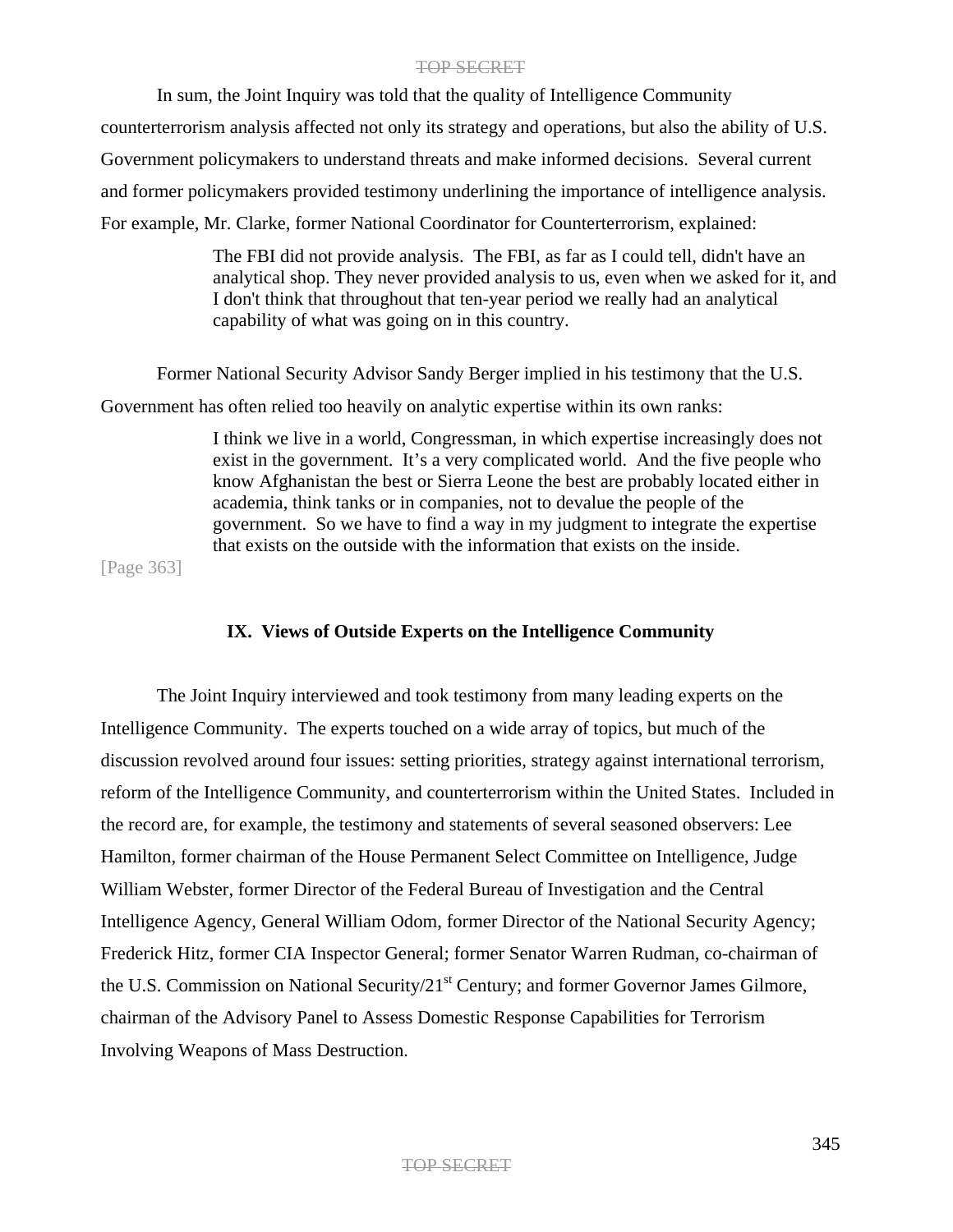In sum, the Joint Inquiry was told that the quality of Intelligence Community counterterrorism analysis affected not only its strategy and operations, but also the ability of U.S. Government policymakers to understand threats and make informed decisions. Several current and former policymakers provided testimony underlining the importance of intelligence analysis. For example, Mr. Clarke, former National Coordinator for Counterterrorism, explained:

> The FBI did not provide analysis. The FBI, as far as I could tell, didn't have an analytical shop. They never provided analysis to us, even when we asked for it, and I don't think that throughout that ten-year period we really had an analytical capability of what was going on in this country.

Former National Security Advisor Sandy Berger implied in his testimony that the U.S. Government has often relied too heavily on analytic expertise within its own ranks:

> I think we live in a world, Congressman, in which expertise increasingly does not exist in the government. It's a very complicated world. And the five people who know Afghanistan the best or Sierra Leone the best are probably located either in academia, think tanks or in companies, not to devalue the people of the government. So we have to find a way in my judgment to integrate the expertise that exists on the outside with the information that exists on the inside.

[Page 363]

### IX. Views of Outside Experts on the Intelligence Community

The Joint Inquiry interviewed and took testimony from many leading experts on the Intelligence Community. The experts touched on a wide array of topics, but much of the discussion revolved around four issues: setting priorities, strategy against international terrorism, reform of the Intelligence Community, and counterterrorism within the United States. Included in the record are, for example, the testimony and statements of several seasoned observers: Lee Hamilton, former chairman of the House Permanent Select Committee on Intelligence, Judge William Webster, former Director of the Federal Bureau of Investigation and the Central Intelligence Agency, General William Odom, former Director of the National Security Agency; Frederick Hitz, former CIA Inspector General; former Senator Warren Rudman, co-chairman of the U.S. Commission on National Security/21st Century; and former Governor James Gilmore, chairman of the Advisory Panel to Assess Domestic Response Capabilities for Terrorism Involving Weapons of Mass Destruction.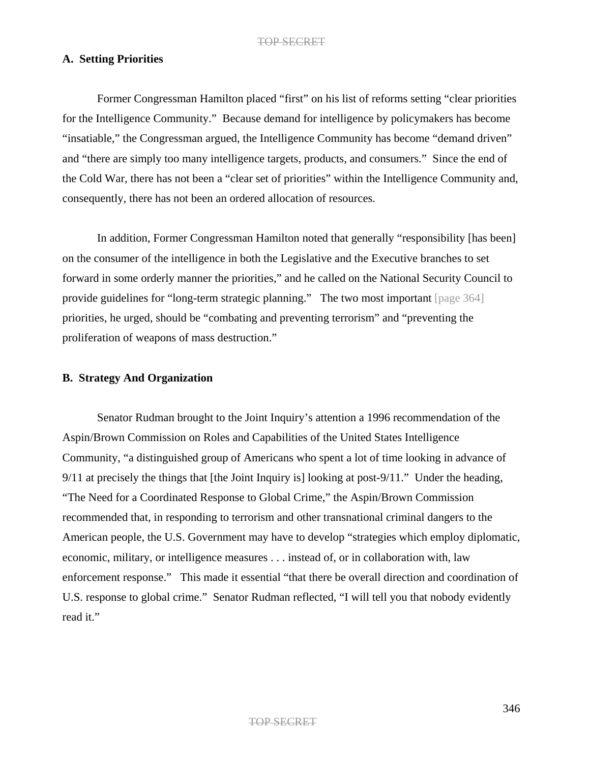### A. Setting Priorities

Former Congressman Hamilton placed "first" on his list of reforms setting "clear priorities for the Intelligence Community." Because demand for intelligence by policymakers has become "insatiable," the Congressman argued, the Intelligence Community has become "demand driven" and "there are simply too many intelligence targets, products, and consumers." Since the end of the Cold War, there has not been a "clear set of priorities" within the Intelligence Community and, consequently, there has not been an ordered allocation of resources.

In addition, Former Congressman Hamilton noted that generally "responsibility [has been] on the consumer of the intelligence in both the Legislative and the Executive branches to set forward in some orderly manner the priorities," and he called on the National Security Council to provide guidelines for "long-term strategic planning." The two most important [page 364] priorities, he urged, should be "combating and preventing terrorism" and "preventing the proliferation of weapons of mass destruction."

### B. Strategy And Organization

Senator Rudman brought to the Joint Inquiry's attention a 1996 recommendation of the Aspin/Brown Commission on Roles and Capabilities of the United States Intelligence Community, "a distinguished group of Americans who spent a lot of time looking in advance of 9/11 at precisely the things that [the Joint Inquiry is] looking at post-9/11." Under the heading, "The Need for a Coordinated Response to Global Crime," the Aspin/Brown Commission recommended that, in responding to terrorism and other transnational criminal dangers to the American people, the U.S. Government may have to develop "strategies which employ diplomatic, economic, military, or intelligence measures . . . instead of, or in collaboration with, law enforcement response." This made it essential "that there be overall direction and coordination of U.S. response to global crime." Senator Rudman reflected, "I will tell you that nobody evidently read it."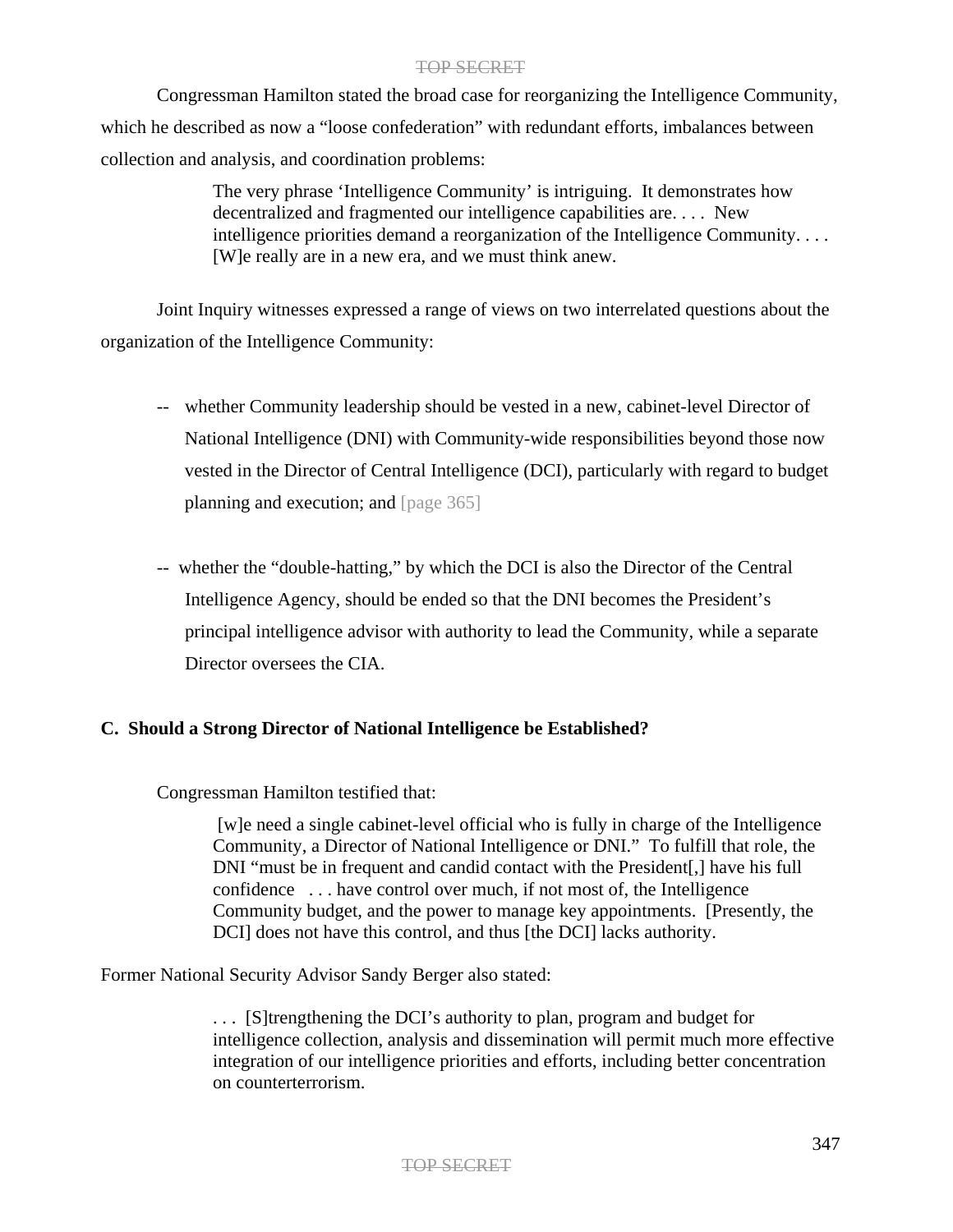Congressman Hamilton stated the broad case for reorganizing the Intelligence Community, which he described as now a "loose confederation" with redundant efforts, imbalances between collection and analysis, and coordination problems:

> The very phrase 'Intelligence Community' is intriguing. It demonstrates how decentralized and fragmented our intelligence capabilities are. . . . New intelligence priorities demand a reorganization of the Intelligence Community. . . . [W]e really are in a new era, and we must think anew.

Joint Inquiry witnesses expressed a range of views on two interrelated questions about the organization of the Intelligence Community:

-- whether Community leadership should be vested in a new, cabinet-level Director of National Intelligence (DNI) with Community-wide responsibilities beyond those now vested in the Director of Central Intelligence (DCI), particularly with regard to budget planning and execution; and [page 365]

-- whether the "double-hatting," by which the DCI is also the Director of the Central Intelligence Agency, should be ended so that the DNI becomes the President's principal intelligence advisor with authority to lead the Community, while a separate Director oversees the CIA.

**C. Should a Strong Director of National Intelligence be Established?**

Congressman Hamilton testified that:

> [w]e need a single cabinet-level official who is fully in charge of the Intelligence Community, a Director of National Intelligence or DNI." To fulfill that role, the DNI "must be in frequent and candid contact with the President[,] have his full confidence . . . have control over much, if not most of, the Intelligence Community budget, and the power to manage key appointments. [Presently, the DCI] does not have this control, and thus [the DCI] lacks authority.

Former National Security Advisor Sandy Berger also stated:

> . . . [S]trengthening the DCI's authority to plan, program and budget for intelligence collection, analysis and dissemination will permit much more effective integration of our intelligence priorities and efforts, including better concentration on counterterrorism.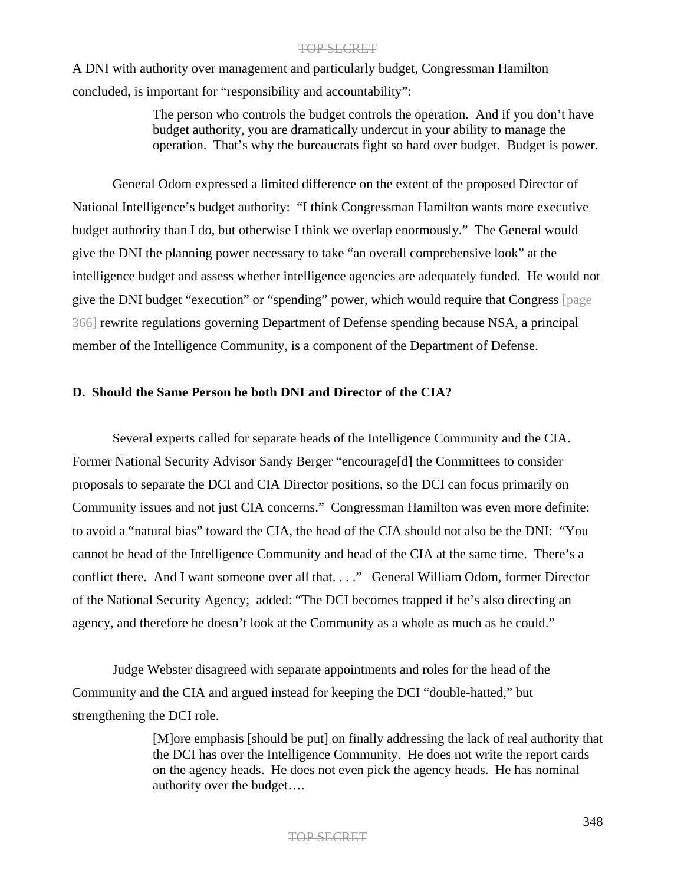A DNI with authority over management and particularly budget, Congressman Hamilton concluded, is important for "responsibility and accountability":

> The person who controls the budget controls the operation. And if you don't have budget authority, you are dramatically undercut in your ability to manage the operation. That's why the bureaucrats fight so hard over budget. Budget is power.

General Odom expressed a limited difference on the extent of the proposed Director of National Intelligence's budget authority: "I think Congressman Hamilton wants more executive budget authority than I do, but otherwise I think we overlap enormously." The General would give the DNI the planning power necessary to take "an overall comprehensive look" at the intelligence budget and assess whether intelligence agencies are adequately funded. He would not give the DNI budget "execution" or "spending" power, which would require that Congress [page 366] rewrite regulations governing Department of Defense spending because NSA, a principal member of the Intelligence Community, is a component of the Department of Defense.

### D. Should the Same Person be both DNI and Director of the CIA?

Several experts called for separate heads of the Intelligence Community and the CIA. Former National Security Advisor Sandy Berger "encourage[d] the Committees to consider proposals to separate the DCI and CIA Director positions, so the DCI can focus primarily on Community issues and not just CIA concerns." Congressman Hamilton was even more definite: to avoid a "natural bias" toward the CIA, the head of the CIA should not also be the DNI: "You cannot be head of the Intelligence Community and head of the CIA at the same time. There's a conflict there. And I want someone over all that. . . ." General William Odom, former Director of the National Security Agency; added: "The DCI becomes trapped if he's also directing an agency, and therefore he doesn't look at the Community as a whole as much as he could."

Judge Webster disagreed with separate appointments and roles for the head of the Community and the CIA and argued instead for keeping the DCI "double-hatted," but strengthening the DCI role.

> [M]ore emphasis [should be put] on finally addressing the lack of real authority that the DCI has over the Intelligence Community. He does not write the report cards on the agency heads. He does not even pick the agency heads. He has nominal authority over the budget….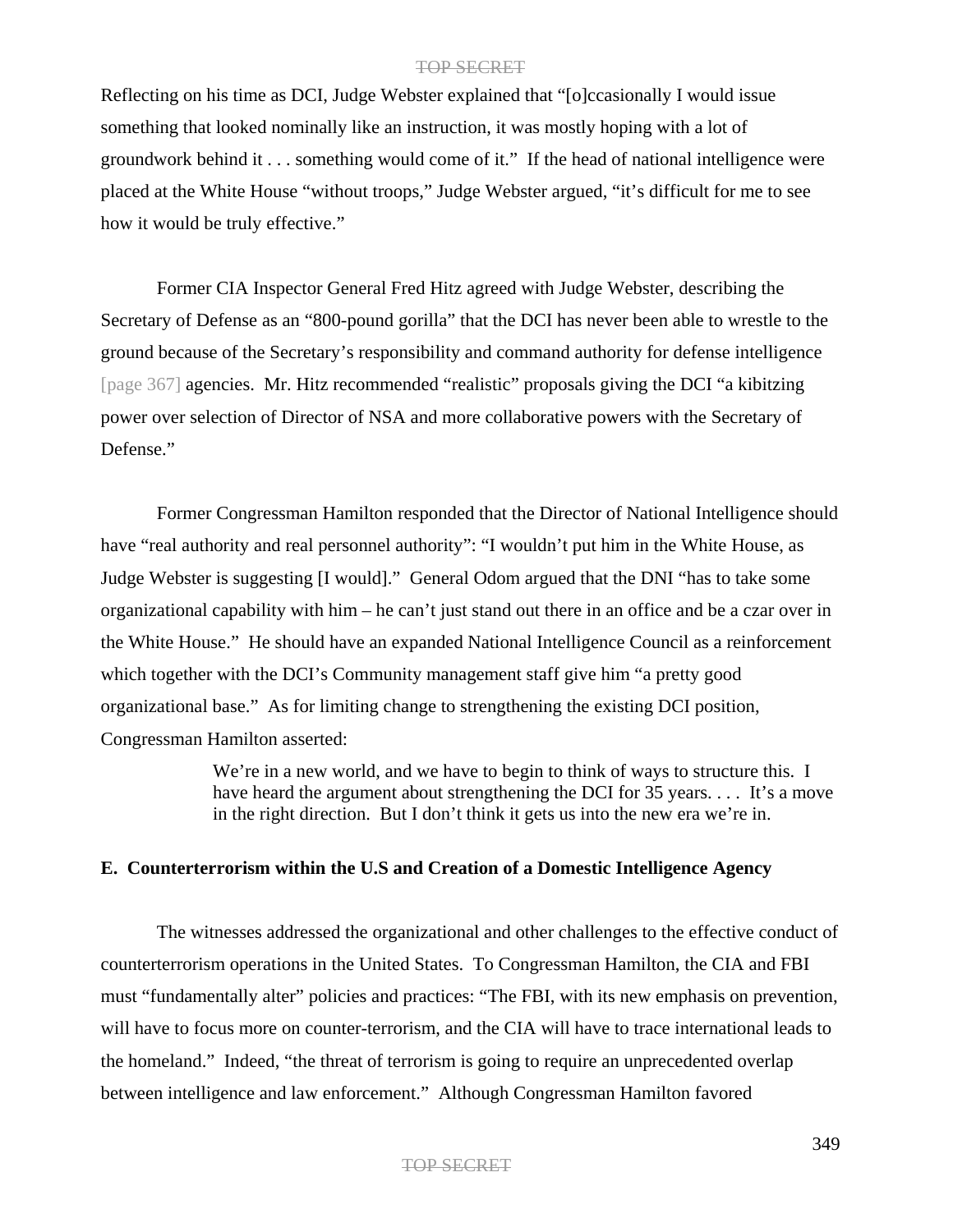Reflecting on his time as DCI, Judge Webster explained that "[o]ccasionally I would issue something that looked nominally like an instruction, it was mostly hoping with a lot of groundwork behind it . . . something would come of it." If the head of national intelligence were placed at the White House "without troops," Judge Webster argued, "it's difficult for me to see how it would be truly effective."

Former CIA Inspector General Fred Hitz agreed with Judge Webster, describing the Secretary of Defense as an "800-pound gorilla" that the DCI has never been able to wrestle to the ground because of the Secretary's responsibility and command authority for defense intelligence [page 367] agencies. Mr. Hitz recommended "realistic" proposals giving the DCI "a kibitzing power over selection of Director of NSA and more collaborative powers with the Secretary of Defense."

Former Congressman Hamilton responded that the Director of National Intelligence should have "real authority and real personnel authority": "I wouldn't put him in the White House, as Judge Webster is suggesting [I would]." General Odom argued that the DNI "has to take some organizational capability with him – he can't just stand out there in an office and be a czar over in the White House." He should have an expanded National Intelligence Council as a reinforcement which together with the DCI's Community management staff give him "a pretty good organizational base." As for limiting change to strengthening the existing DCI position, Congressman Hamilton asserted:

> We're in a new world, and we have to begin to think of ways to structure this. I have heard the argument about strengthening the DCI for 35 years. . . . It's a move in the right direction. But I don't think it gets us into the new era we're in.

**E. Counterterrorism within the U.S and Creation of a Domestic Intelligence Agency**

The witnesses addressed the organizational and other challenges to the effective conduct of counterterrorism operations in the United States. To Congressman Hamilton, the CIA and FBI must "fundamentally alter" policies and practices: "The FBI, with its new emphasis on prevention, will have to focus more on counter-terrorism, and the CIA will have to trace international leads to the homeland." Indeed, "the threat of terrorism is going to require an unprecedented overlap between intelligence and law enforcement." Although Congressman Hamilton favored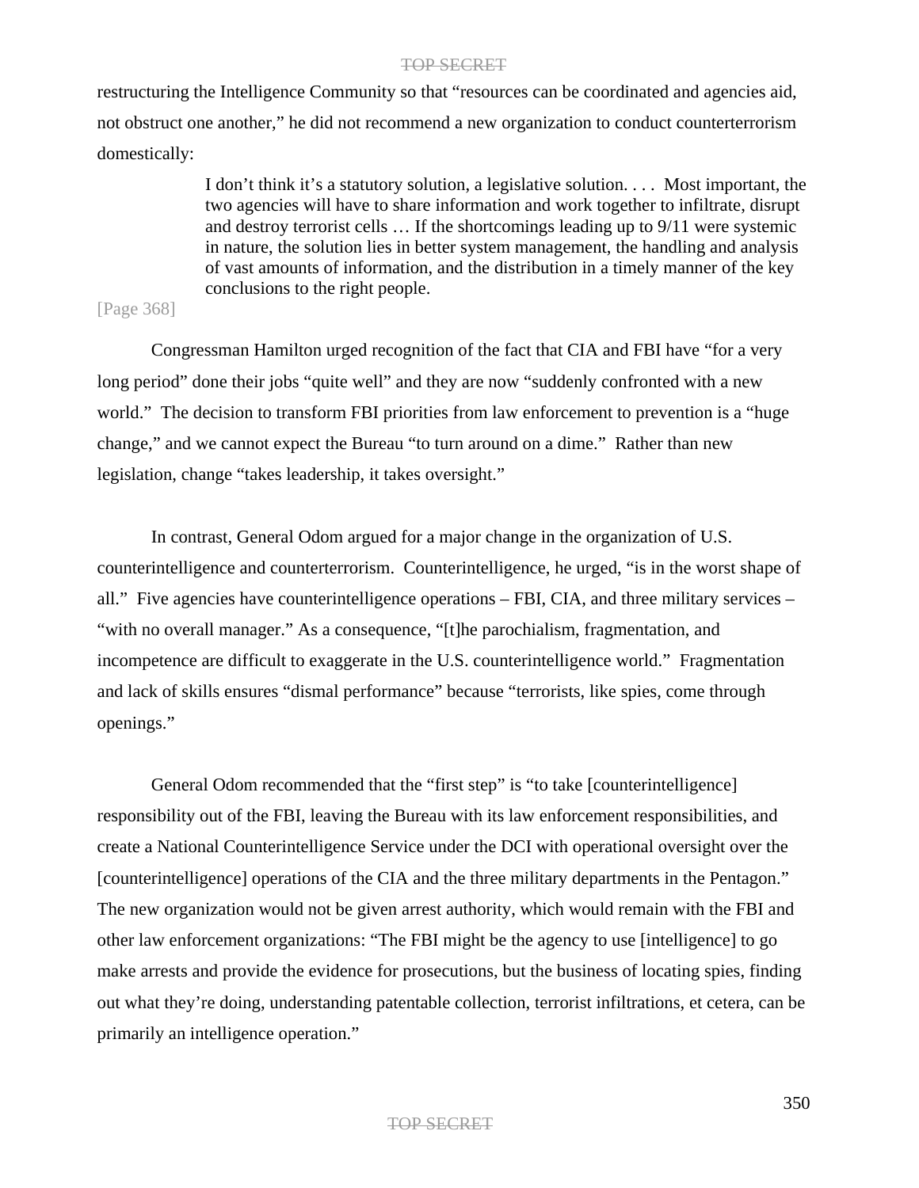restructuring the Intelligence Community so that "resources can be coordinated and agencies aid, not obstruct one another," he did not recommend a new organization to conduct counterterrorism domestically:

> I don't think it's a statutory solution, a legislative solution. . . . Most important, the two agencies will have to share information and work together to infiltrate, disrupt and destroy terrorist cells … If the shortcomings leading up to 9/11 were systemic in nature, the solution lies in better system management, the handling and analysis of vast amounts of information, and the distribution in a timely manner of the key conclusions to the right people.

[Page 368]

Congressman Hamilton urged recognition of the fact that CIA and FBI have "for a very long period" done their jobs "quite well" and they are now "suddenly confronted with a new world." The decision to transform FBI priorities from law enforcement to prevention is a "huge change," and we cannot expect the Bureau "to turn around on a dime." Rather than new legislation, change "takes leadership, it takes oversight."

In contrast, General Odom argued for a major change in the organization of U.S. counterintelligence and counterterrorism. Counterintelligence, he urged, "is in the worst shape of all." Five agencies have counterintelligence operations – FBI, CIA, and three military services – "with no overall manager." As a consequence, "[t]he parochialism, fragmentation, and incompetence are difficult to exaggerate in the U.S. counterintelligence world." Fragmentation and lack of skills ensures "dismal performance" because "terrorists, like spies, come through openings."

General Odom recommended that the "first step" is "to take [counterintelligence] responsibility out of the FBI, leaving the Bureau with its law enforcement responsibilities, and create a National Counterintelligence Service under the DCI with operational oversight over the [counterintelligence] operations of the CIA and the three military departments in the Pentagon." The new organization would not be given arrest authority, which would remain with the FBI and other law enforcement organizations: "The FBI might be the agency to use [intelligence] to go make arrests and provide the evidence for prosecutions, but the business of locating spies, finding out what they're doing, understanding patentable collection, terrorist infiltrations, et cetera, can be primarily an intelligence operation."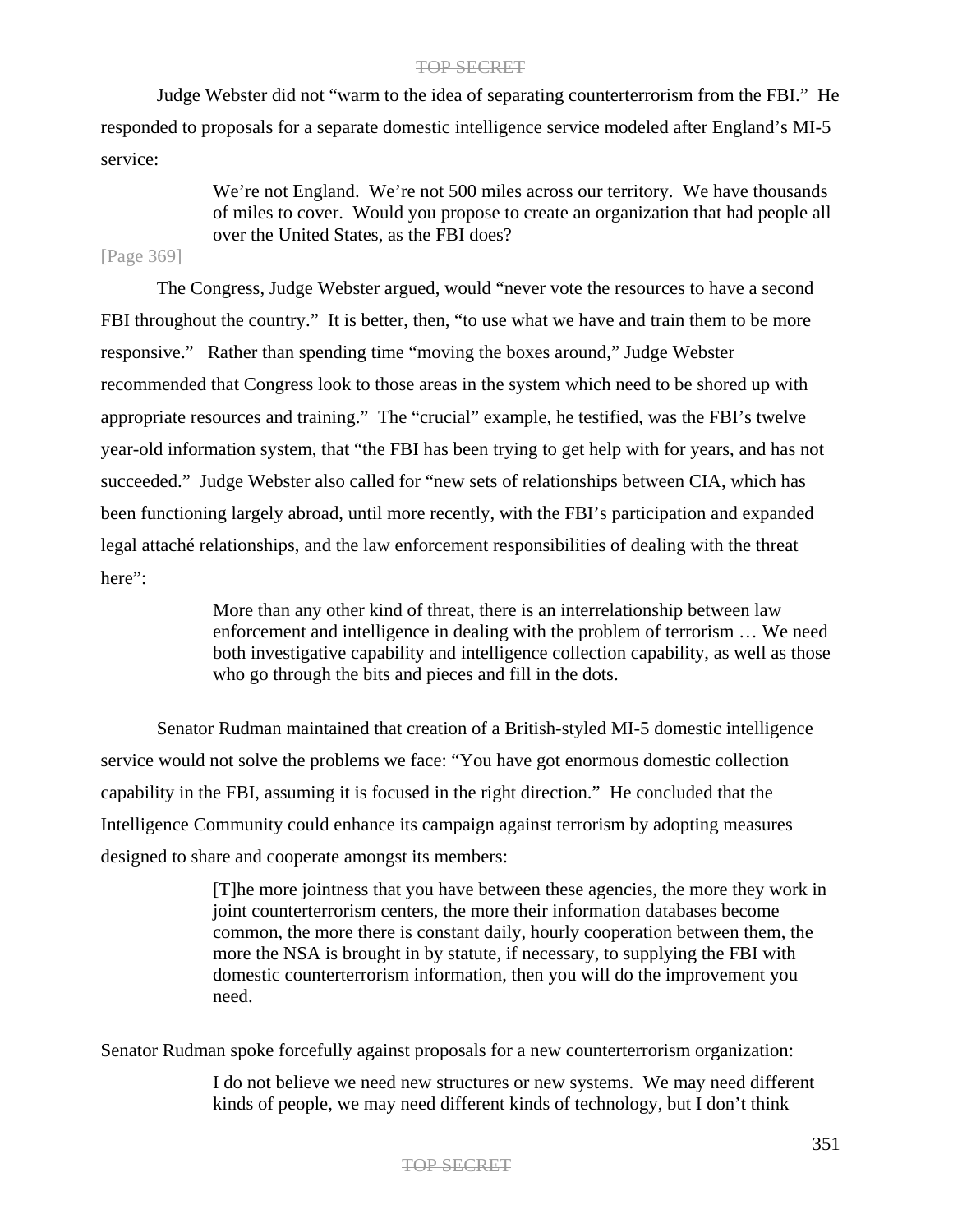Judge Webster did not "warm to the idea of separating counterterrorism from the FBI." He responded to proposals for a separate domestic intelligence service modeled after England's MI-5 service:

> We're not England. We're not 500 miles across our territory. We have thousands of miles to cover. Would you propose to create an organization that had people all over the United States, as the FBI does?

[Page 369]

The Congress, Judge Webster argued, would "never vote the resources to have a second FBI throughout the country." It is better, then, "to use what we have and train them to be more responsive." Rather than spending time "moving the boxes around," Judge Webster recommended that Congress look to those areas in the system which need to be shored up with appropriate resources and training." The "crucial" example, he testified, was the FBI's twelve year-old information system, that "the FBI has been trying to get help with for years, and has not succeeded." Judge Webster also called for "new sets of relationships between CIA, which has been functioning largely abroad, until more recently, with the FBI's participation and expanded legal attaché relationships, and the law enforcement responsibilities of dealing with the threat here":

> More than any other kind of threat, there is an interrelationship between law enforcement and intelligence in dealing with the problem of terrorism … We need both investigative capability and intelligence collection capability, as well as those who go through the bits and pieces and fill in the dots.

Senator Rudman maintained that creation of a British-styled MI-5 domestic intelligence service would not solve the problems we face: "You have got enormous domestic collection capability in the FBI, assuming it is focused in the right direction." He concluded that the Intelligence Community could enhance its campaign against terrorism by adopting measures designed to share and cooperate amongst its members:

> [T]he more jointness that you have between these agencies, the more they work in joint counterterrorism centers, the more their information databases become common, the more there is constant daily, hourly cooperation between them, the more the NSA is brought in by statute, if necessary, to supplying the FBI with domestic counterterrorism information, then you will do the improvement you need.

Senator Rudman spoke forcefully against proposals for a new counterterrorism organization:

> I do not believe we need new structures or new systems. We may need different kinds of people, we may need different kinds of technology, but I don't think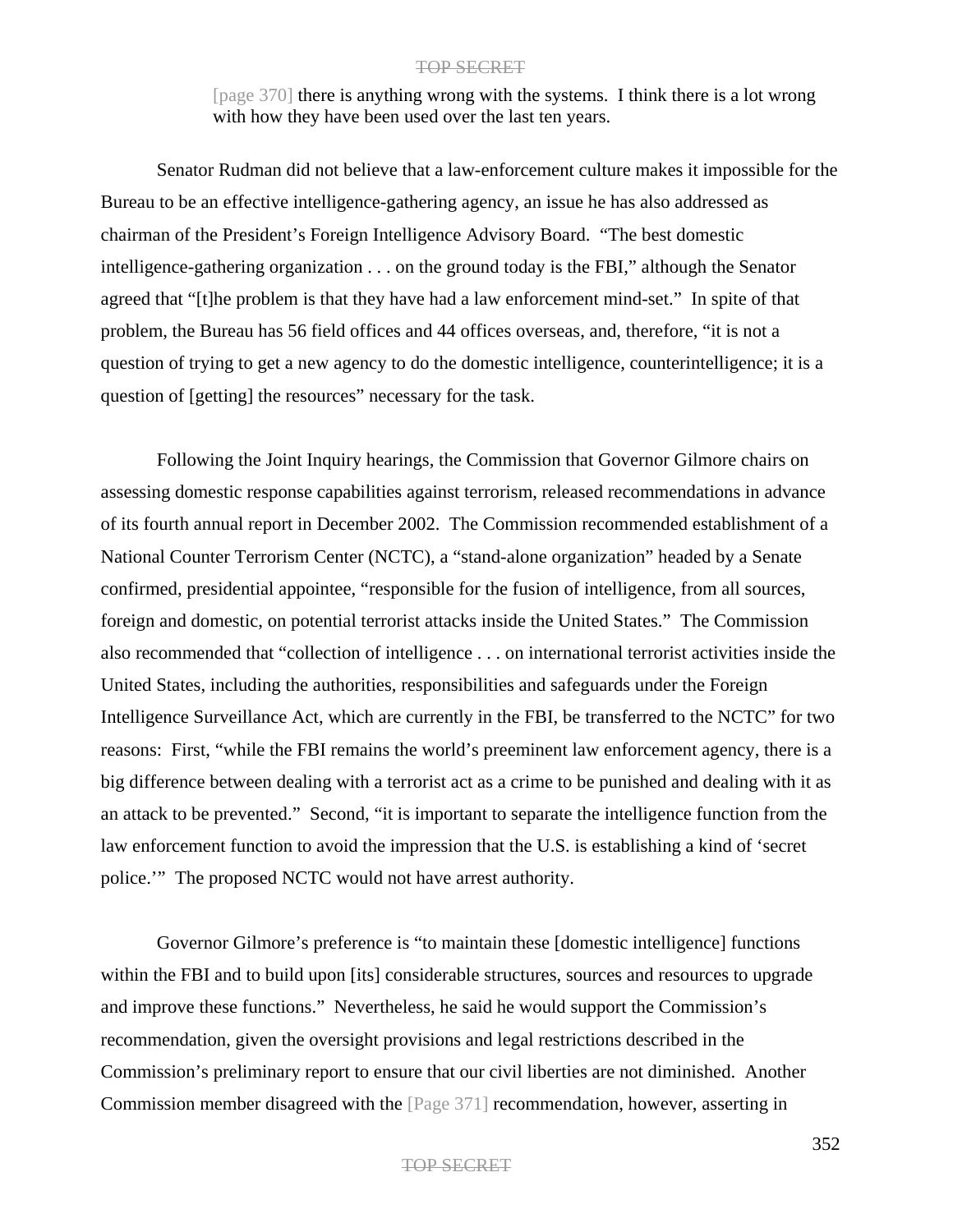[page 370] there is anything wrong with the systems. I think there is a lot wrong with how they have been used over the last ten years.

Senator Rudman did not believe that a law-enforcement culture makes it impossible for the Bureau to be an effective intelligence-gathering agency, an issue he has also addressed as chairman of the President's Foreign Intelligence Advisory Board. "The best domestic intelligence-gathering organization . . . on the ground today is the FBI," although the Senator agreed that "[t]he problem is that they have had a law enforcement mind-set." In spite of that problem, the Bureau has 56 field offices and 44 offices overseas, and, therefore, "it is not a question of trying to get a new agency to do the domestic intelligence, counterintelligence; it is a question of [getting] the resources" necessary for the task.

Following the Joint Inquiry hearings, the Commission that Governor Gilmore chairs on assessing domestic response capabilities against terrorism, released recommendations in advance of its fourth annual report in December 2002. The Commission recommended establishment of a National Counter Terrorism Center (NCTC), a "stand-alone organization" headed by a Senate confirmed, presidential appointee, "responsible for the fusion of intelligence, from all sources, foreign and domestic, on potential terrorist attacks inside the United States." The Commission also recommended that "collection of intelligence . . . on international terrorist activities inside the United States, including the authorities, responsibilities and safeguards under the Foreign Intelligence Surveillance Act, which are currently in the FBI, be transferred to the NCTC" for two reasons: First, "while the FBI remains the world's preeminent law enforcement agency, there is a big difference between dealing with a terrorist act as a crime to be punished and dealing with it as an attack to be prevented." Second, "it is important to separate the intelligence function from the law enforcement function to avoid the impression that the U.S. is establishing a kind of 'secret police.'" The proposed NCTC would not have arrest authority.

Governor Gilmore's preference is "to maintain these [domestic intelligence] functions within the FBI and to build upon [its] considerable structures, sources and resources to upgrade and improve these functions." Nevertheless, he said he would support the Commission's recommendation, given the oversight provisions and legal restrictions described in the Commission's preliminary report to ensure that our civil liberties are not diminished. Another Commission member disagreed with the [Page 371] recommendation, however, asserting in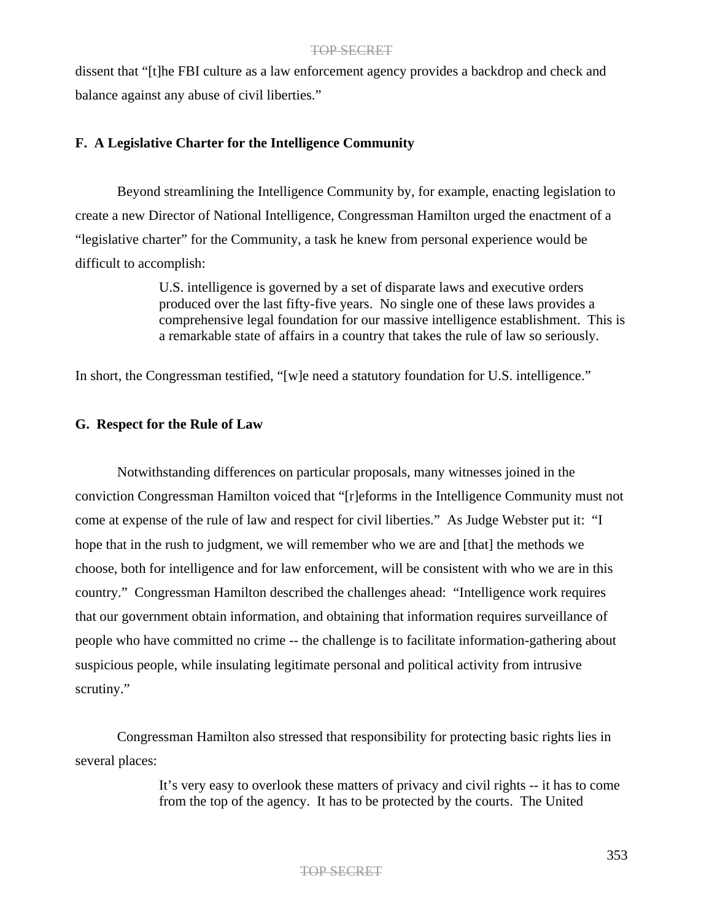dissent that "[t]he FBI culture as a law enforcement agency provides a backdrop and check and balance against any abuse of civil liberties."

### F. A Legislative Charter for the Intelligence Community

Beyond streamlining the Intelligence Community by, for example, enacting legislation to create a new Director of National Intelligence, Congressman Hamilton urged the enactment of a "legislative charter" for the Community, a task he knew from personal experience would be difficult to accomplish:

> U.S. intelligence is governed by a set of disparate laws and executive orders produced over the last fifty-five years. No single one of these laws provides a comprehensive legal foundation for our massive intelligence establishment. This is a remarkable state of affairs in a country that takes the rule of law so seriously.

In short, the Congressman testified, "[w]e need a statutory foundation for U.S. intelligence."

### G. Respect for the Rule of Law

Notwithstanding differences on particular proposals, many witnesses joined in the conviction Congressman Hamilton voiced that "[r]eforms in the Intelligence Community must not come at expense of the rule of law and respect for civil liberties." As Judge Webster put it: "I hope that in the rush to judgment, we will remember who we are and [that] the methods we choose, both for intelligence and for law enforcement, will be consistent with who we are in this country." Congressman Hamilton described the challenges ahead: "Intelligence work requires that our government obtain information, and obtaining that information requires surveillance of people who have committed no crime -- the challenge is to facilitate information-gathering about suspicious people, while insulating legitimate personal and political activity from intrusive scrutiny."

Congressman Hamilton also stressed that responsibility for protecting basic rights lies in several places:

> It's very easy to overlook these matters of privacy and civil rights -- it has to come from the top of the agency. It has to be protected by the courts. The United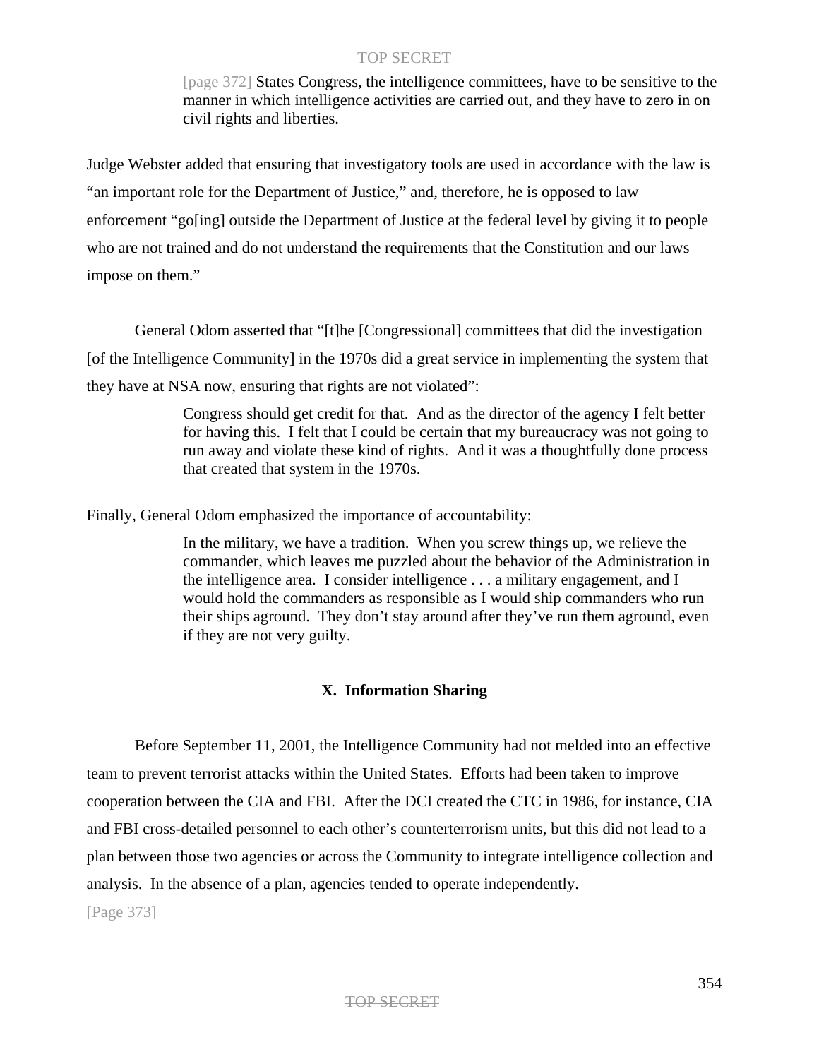> [page 372] States Congress, the intelligence committees, have to be sensitive to the manner in which intelligence activities are carried out, and they have to zero in on civil rights and liberties.

Judge Webster added that ensuring that investigatory tools are used in accordance with the law is "an important role for the Department of Justice," and, therefore, he is opposed to law enforcement "go[ing] outside the Department of Justice at the federal level by giving it to people who are not trained and do not understand the requirements that the Constitution and our laws impose on them."

General Odom asserted that "[t]he [Congressional] committees that did the investigation [of the Intelligence Community] in the 1970s did a great service in implementing the system that they have at NSA now, ensuring that rights are not violated":

> Congress should get credit for that. And as the director of the agency I felt better for having this. I felt that I could be certain that my bureaucracy was not going to run away and violate these kind of rights. And it was a thoughtfully done process that created that system in the 1970s.

Finally, General Odom emphasized the importance of accountability:

> In the military, we have a tradition. When you screw things up, we relieve the commander, which leaves me puzzled about the behavior of the Administration in the intelligence area. I consider intelligence . . . a military engagement, and I would hold the commanders as responsible as I would ship commanders who run their ships aground. They don't stay around after they've run them aground, even if they are not very guilty.

## X. Information Sharing

Before September 11, 2001, the Intelligence Community had not melded into an effective team to prevent terrorist attacks within the United States. Efforts had been taken to improve cooperation between the CIA and FBI. After the DCI created the CTC in 1986, for instance, CIA and FBI cross-detailed personnel to each other's counterterrorism units, but this did not lead to a plan between those two agencies or across the Community to integrate intelligence collection and analysis. In the absence of a plan, agencies tended to operate independently.

[Page 373]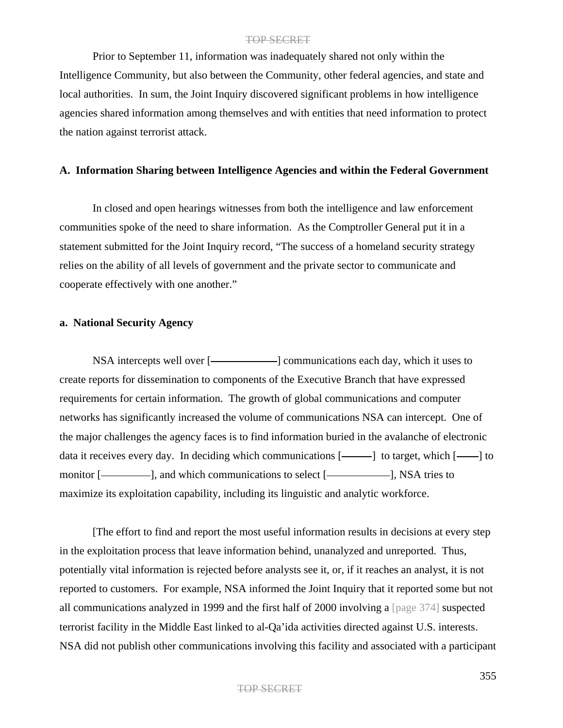Prior to September 11, information was inadequately shared not only within the Intelligence Community, but also between the Community, other federal agencies, and state and local authorities. In sum, the Joint Inquiry discovered significant problems in how intelligence agencies shared information among themselves and with entities that need information to protect the nation against terrorist attack.

### A. Information Sharing between Intelligence Agencies and within the Federal Government

In closed and open hearings witnesses from both the intelligence and law enforcement communities spoke of the need to share information. As the Comptroller General put it in a statement submitted for the Joint Inquiry record, "The success of a homeland security strategy relies on the ability of all levels of government and the private sector to communicate and cooperate effectively with one another."

#### a. National Security Agency

NSA intercepts well over [——————] communications each day, which it uses to create reports for dissemination to components of the Executive Branch that have expressed requirements for certain information. The growth of global communications and computer networks has significantly increased the volume of communications NSA can intercept. One of the major challenges the agency faces is to find information buried in the avalanche of electronic data it receives every day. In deciding which communications [———] to target, which [——] to monitor [—————], and which communications to select [——————], NSA tries to maximize its exploitation capability, including its linguistic and analytic workforce.

[The effort to find and report the most useful information results in decisions at every step in the exploitation process that leave information behind, unanalyzed and unreported. Thus, potentially vital information is rejected before analysts see it, or, if it reaches an analyst, it is not reported to customers. For example, NSA informed the Joint Inquiry that it reported some but not all communications analyzed in 1999 and the first half of 2000 involving a [page 374] suspected terrorist facility in the Middle East linked to al-Qa'ida activities directed against U.S. interests. NSA did not publish other communications involving this facility and associated with a participant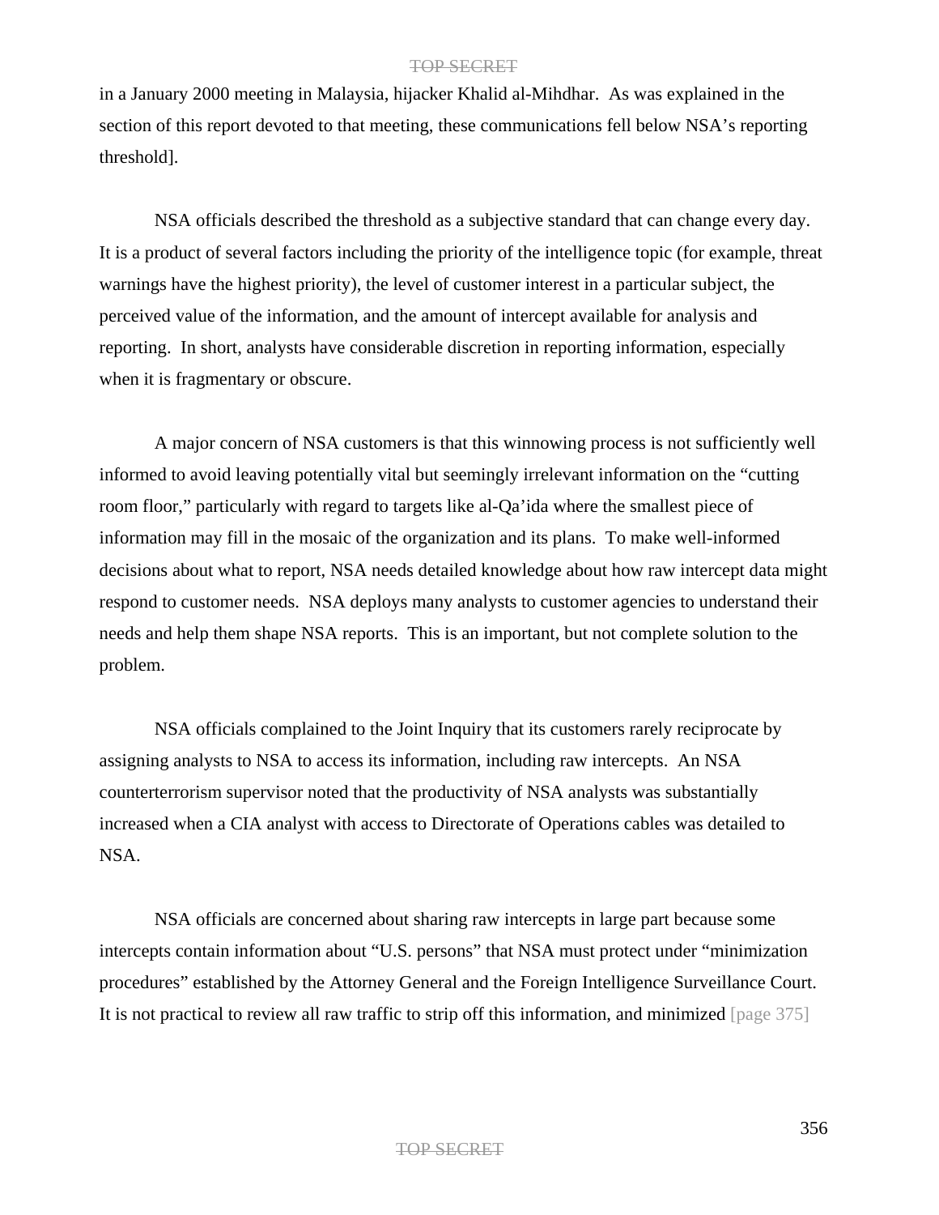in a January 2000 meeting in Malaysia, hijacker Khalid al-Mihdhar. As was explained in the section of this report devoted to that meeting, these communications fell below NSA's reporting threshold].

NSA officials described the threshold as a subjective standard that can change every day. It is a product of several factors including the priority of the intelligence topic (for example, threat warnings have the highest priority), the level of customer interest in a particular subject, the perceived value of the information, and the amount of intercept available for analysis and reporting. In short, analysts have considerable discretion in reporting information, especially when it is fragmentary or obscure.

A major concern of NSA customers is that this winnowing process is not sufficiently well informed to avoid leaving potentially vital but seemingly irrelevant information on the "cutting room floor," particularly with regard to targets like al-Qa'ida where the smallest piece of information may fill in the mosaic of the organization and its plans. To make well-informed decisions about what to report, NSA needs detailed knowledge about how raw intercept data might respond to customer needs. NSA deploys many analysts to customer agencies to understand their needs and help them shape NSA reports. This is an important, but not complete solution to the problem.

NSA officials complained to the Joint Inquiry that its customers rarely reciprocate by assigning analysts to NSA to access its information, including raw intercepts. An NSA counterterrorism supervisor noted that the productivity of NSA analysts was substantially increased when a CIA analyst with access to Directorate of Operations cables was detailed to NSA.

NSA officials are concerned about sharing raw intercepts in large part because some intercepts contain information about "U.S. persons" that NSA must protect under "minimization procedures" established by the Attorney General and the Foreign Intelligence Surveillance Court. It is not practical to review all raw traffic to strip off this information, and minimized [page 375]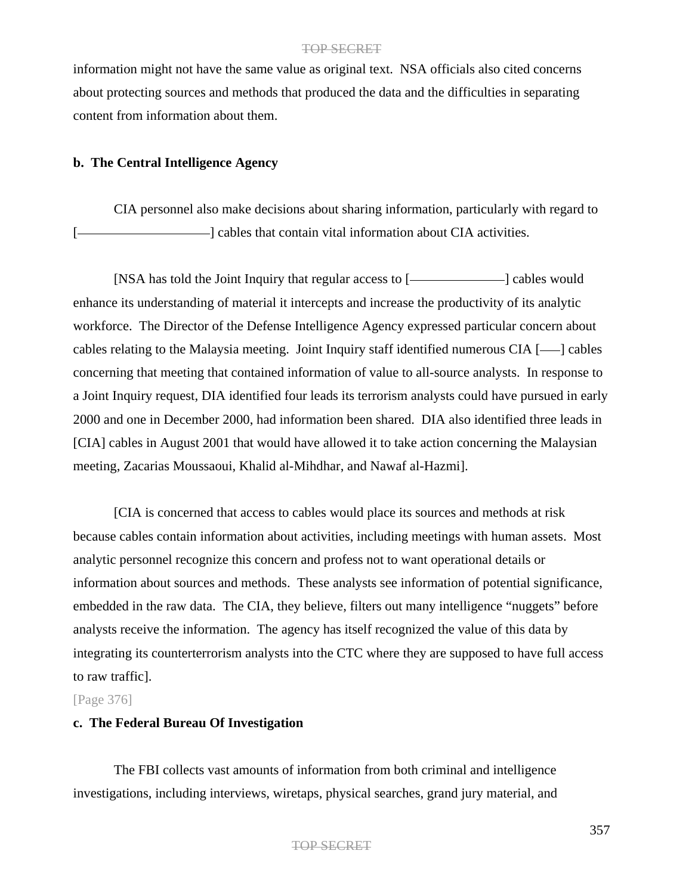information might not have the same value as original text. NSA officials also cited concerns about protecting sources and methods that produced the data and the difficulties in separating content from information about them.

**b. The Central Intelligence Agency**

CIA personnel also make decisions about sharing information, particularly with regard to [――――――――――] cables that contain vital information about CIA activities.

[NSA has told the Joint Inquiry that regular access to [――――――――] cables would enhance its understanding of material it intercepts and increase the productivity of its analytic workforce. The Director of the Defense Intelligence Agency expressed particular concern about cables relating to the Malaysia meeting. Joint Inquiry staff identified numerous CIA [――] cables concerning that meeting that contained information of value to all-source analysts. In response to a Joint Inquiry request, DIA identified four leads its terrorism analysts could have pursued in early 2000 and one in December 2000, had information been shared. DIA also identified three leads in [CIA] cables in August 2001 that would have allowed it to take action concerning the Malaysian meeting, Zacarias Moussaoui, Khalid al-Mihdhar, and Nawaf al-Hazmi].

[CIA is concerned that access to cables would place its sources and methods at risk because cables contain information about activities, including meetings with human assets. Most analytic personnel recognize this concern and profess not to want operational details or information about sources and methods. These analysts see information of potential significance, embedded in the raw data. The CIA, they believe, filters out many intelligence "nuggets" before analysts receive the information. The agency has itself recognized the value of this data by integrating its counterterrorism analysts into the CTC where they are supposed to have full access to raw traffic].

[Page 376]

**c. The Federal Bureau Of Investigation**

The FBI collects vast amounts of information from both criminal and intelligence investigations, including interviews, wiretaps, physical searches, grand jury material, and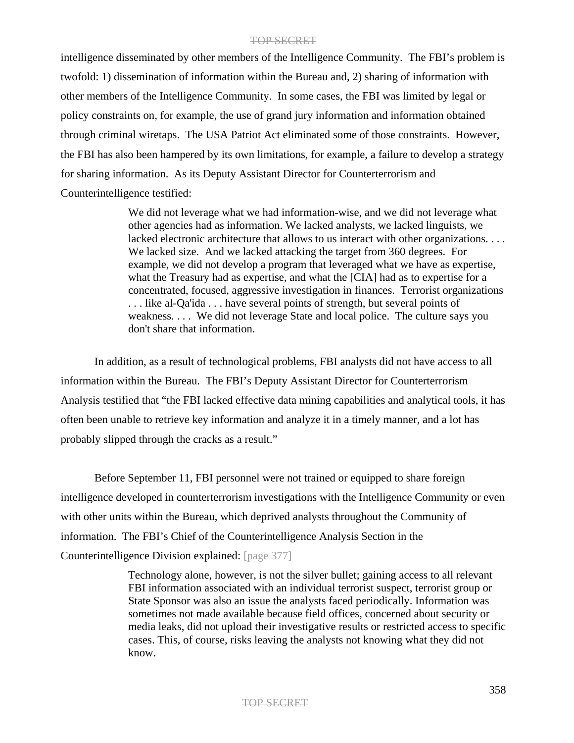intelligence disseminated by other members of the Intelligence Community. The FBI's problem is twofold: 1) dissemination of information within the Bureau and, 2) sharing of information with other members of the Intelligence Community. In some cases, the FBI was limited by legal or policy constraints on, for example, the use of grand jury information and information obtained through criminal wiretaps. The USA Patriot Act eliminated some of those constraints. However, the FBI has also been hampered by its own limitations, for example, a failure to develop a strategy for sharing information. As its Deputy Assistant Director for Counterterrorism and Counterintelligence testified:

> We did not leverage what we had information-wise, and we did not leverage what other agencies had as information. We lacked analysts, we lacked linguists, we lacked electronic architecture that allows to us interact with other organizations. . . . We lacked size. And we lacked attacking the target from 360 degrees. For example, we did not develop a program that leveraged what we have as expertise, what the Treasury had as expertise, and what the [CIA] had as to expertise for a concentrated, focused, aggressive investigation in finances. Terrorist organizations . . . like al-Qa'ida . . . have several points of strength, but several points of weakness. . . . We did not leverage State and local police. The culture says you don't share that information.

In addition, as a result of technological problems, FBI analysts did not have access to all information within the Bureau. The FBI's Deputy Assistant Director for Counterterrorism Analysis testified that "the FBI lacked effective data mining capabilities and analytical tools, it has often been unable to retrieve key information and analyze it in a timely manner, and a lot has probably slipped through the cracks as a result."

Before September 11, FBI personnel were not trained or equipped to share foreign intelligence developed in counterterrorism investigations with the Intelligence Community or even with other units within the Bureau, which deprived analysts throughout the Community of information. The FBI's Chief of the Counterintelligence Analysis Section in the Counterintelligence Division explained: [page 377]

> Technology alone, however, is not the silver bullet; gaining access to all relevant FBI information associated with an individual terrorist suspect, terrorist group or State Sponsor was also an issue the analysts faced periodically. Information was sometimes not made available because field offices, concerned about security or media leaks, did not upload their investigative results or restricted access to specific cases. This, of course, risks leaving the analysts not knowing what they did not know.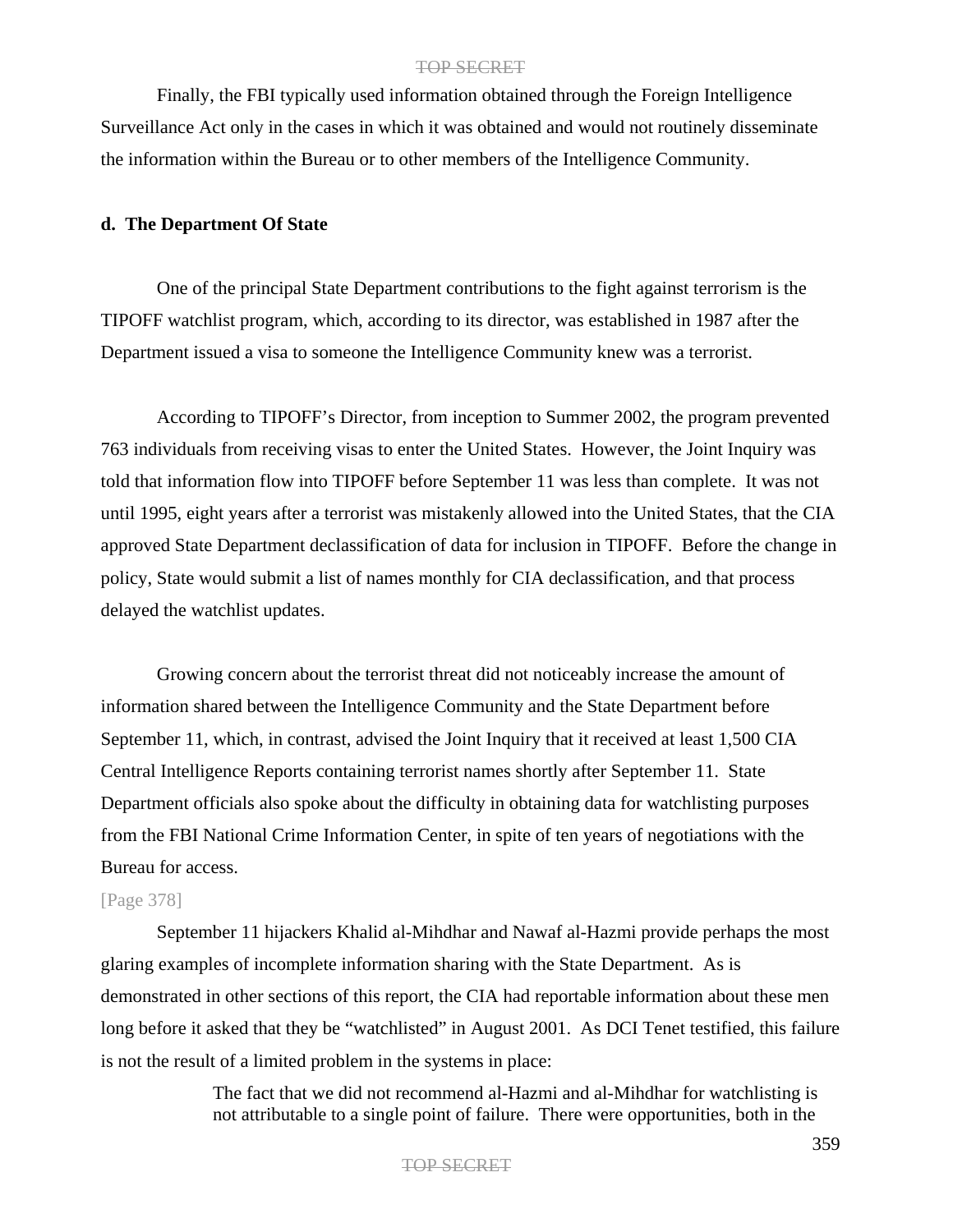Finally, the FBI typically used information obtained through the Foreign Intelligence Surveillance Act only in the cases in which it was obtained and would not routinely disseminate the information within the Bureau or to other members of the Intelligence Community.

**d. The Department Of State**

One of the principal State Department contributions to the fight against terrorism is the TIPOFF watchlist program, which, according to its director, was established in 1987 after the Department issued a visa to someone the Intelligence Community knew was a terrorist.

According to TIPOFF's Director, from inception to Summer 2002, the program prevented 763 individuals from receiving visas to enter the United States. However, the Joint Inquiry was told that information flow into TIPOFF before September 11 was less than complete. It was not until 1995, eight years after a terrorist was mistakenly allowed into the United States, that the CIA approved State Department declassification of data for inclusion in TIPOFF. Before the change in policy, State would submit a list of names monthly for CIA declassification, and that process delayed the watchlist updates.

Growing concern about the terrorist threat did not noticeably increase the amount of information shared between the Intelligence Community and the State Department before September 11, which, in contrast, advised the Joint Inquiry that it received at least 1,500 CIA Central Intelligence Reports containing terrorist names shortly after September 11. State Department officials also spoke about the difficulty in obtaining data for watchlisting purposes from the FBI National Crime Information Center, in spite of ten years of negotiations with the Bureau for access.

[Page 378]

September 11 hijackers Khalid al-Mihdhar and Nawaf al-Hazmi provide perhaps the most glaring examples of incomplete information sharing with the State Department. As is demonstrated in other sections of this report, the CIA had reportable information about these men long before it asked that they be "watchlisted" in August 2001. As DCI Tenet testified, this failure is not the result of a limited problem in the systems in place:

> The fact that we did not recommend al-Hazmi and al-Mihdhar for watchlisting is not attributable to a single point of failure. There were opportunities, both in the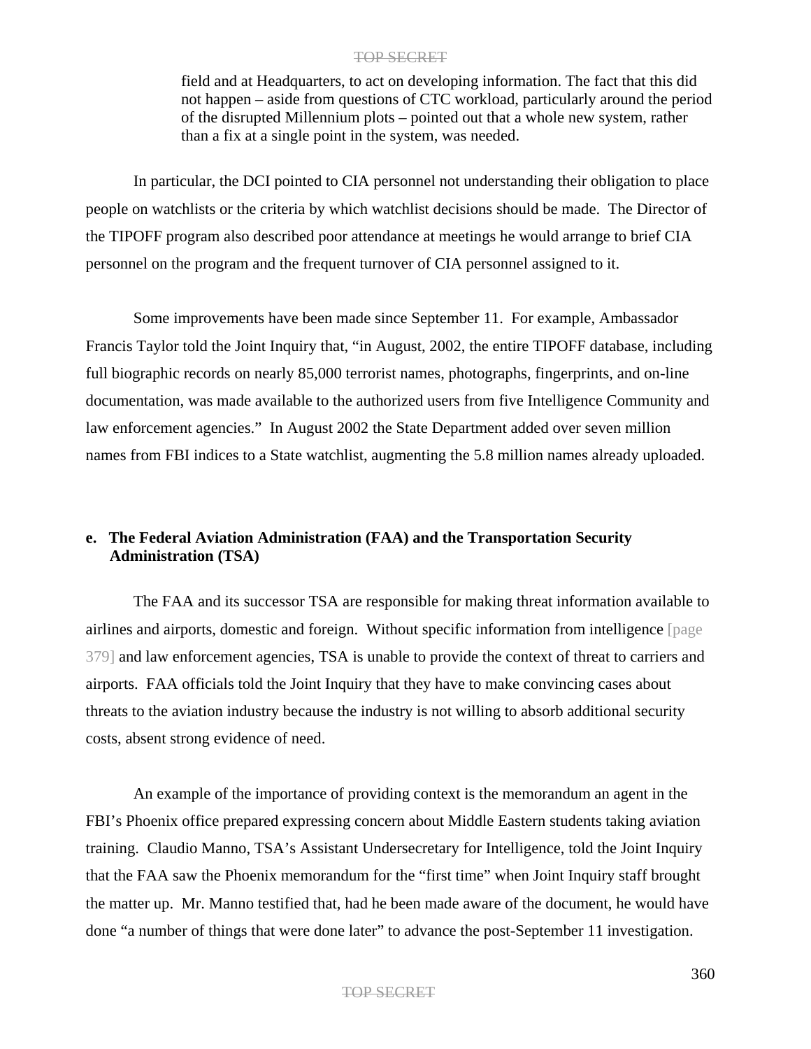> field and at Headquarters, to act on developing information. The fact that this did not happen – aside from questions of CTC workload, particularly around the period of the disrupted Millennium plots – pointed out that a whole new system, rather than a fix at a single point in the system, was needed.

In particular, the DCI pointed to CIA personnel not understanding their obligation to place people on watchlists or the criteria by which watchlist decisions should be made. The Director of the TIPOFF program also described poor attendance at meetings he would arrange to brief CIA personnel on the program and the frequent turnover of CIA personnel assigned to it.

Some improvements have been made since September 11. For example, Ambassador Francis Taylor told the Joint Inquiry that, "in August, 2002, the entire TIPOFF database, including full biographic records on nearly 85,000 terrorist names, photographs, fingerprints, and on-line documentation, was made available to the authorized users from five Intelligence Community and law enforcement agencies." In August 2002 the State Department added over seven million names from FBI indices to a State watchlist, augmenting the 5.8 million names already uploaded.

**e. The Federal Aviation Administration (FAA) and the Transportation Security Administration (TSA)**

The FAA and its successor TSA are responsible for making threat information available to airlines and airports, domestic and foreign. Without specific information from intelligence [page 379] and law enforcement agencies, TSA is unable to provide the context of threat to carriers and airports. FAA officials told the Joint Inquiry that they have to make convincing cases about threats to the aviation industry because the industry is not willing to absorb additional security costs, absent strong evidence of need.

An example of the importance of providing context is the memorandum an agent in the FBI's Phoenix office prepared expressing concern about Middle Eastern students taking aviation training. Claudio Manno, TSA's Assistant Undersecretary for Intelligence, told the Joint Inquiry that the FAA saw the Phoenix memorandum for the "first time" when Joint Inquiry staff brought the matter up. Mr. Manno testified that, had he been made aware of the document, he would have done "a number of things that were done later" to advance the post-September 11 investigation.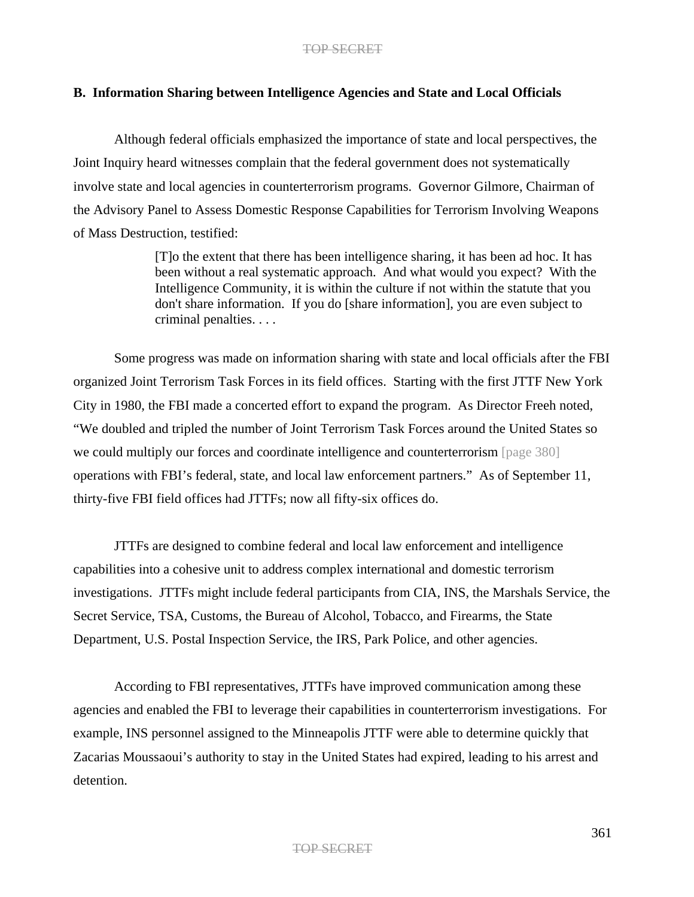### B. Information Sharing between Intelligence Agencies and State and Local Officials

Although federal officials emphasized the importance of state and local perspectives, the Joint Inquiry heard witnesses complain that the federal government does not systematically involve state and local agencies in counterterrorism programs. Governor Gilmore, Chairman of the Advisory Panel to Assess Domestic Response Capabilities for Terrorism Involving Weapons of Mass Destruction, testified:

> [T]o the extent that there has been intelligence sharing, it has been ad hoc. It has been without a real systematic approach. And what would you expect? With the Intelligence Community, it is within the culture if not within the statute that you don't share information. If you do [share information], you are even subject to criminal penalties. . . .

Some progress was made on information sharing with state and local officials after the FBI organized Joint Terrorism Task Forces in its field offices. Starting with the first JTTF New York City in 1980, the FBI made a concerted effort to expand the program. As Director Freeh noted, "We doubled and tripled the number of Joint Terrorism Task Forces around the United States so we could multiply our forces and coordinate intelligence and counterterrorism [page 380] operations with FBI's federal, state, and local law enforcement partners." As of September 11, thirty-five FBI field offices had JTTFs; now all fifty-six offices do.

JTTFs are designed to combine federal and local law enforcement and intelligence capabilities into a cohesive unit to address complex international and domestic terrorism investigations. JTTFs might include federal participants from CIA, INS, the Marshals Service, the Secret Service, TSA, Customs, the Bureau of Alcohol, Tobacco, and Firearms, the State Department, U.S. Postal Inspection Service, the IRS, Park Police, and other agencies.

According to FBI representatives, JTTFs have improved communication among these agencies and enabled the FBI to leverage their capabilities in counterterrorism investigations. For example, INS personnel assigned to the Minneapolis JTTF were able to determine quickly that Zacarias Moussaoui's authority to stay in the United States had expired, leading to his arrest and detention.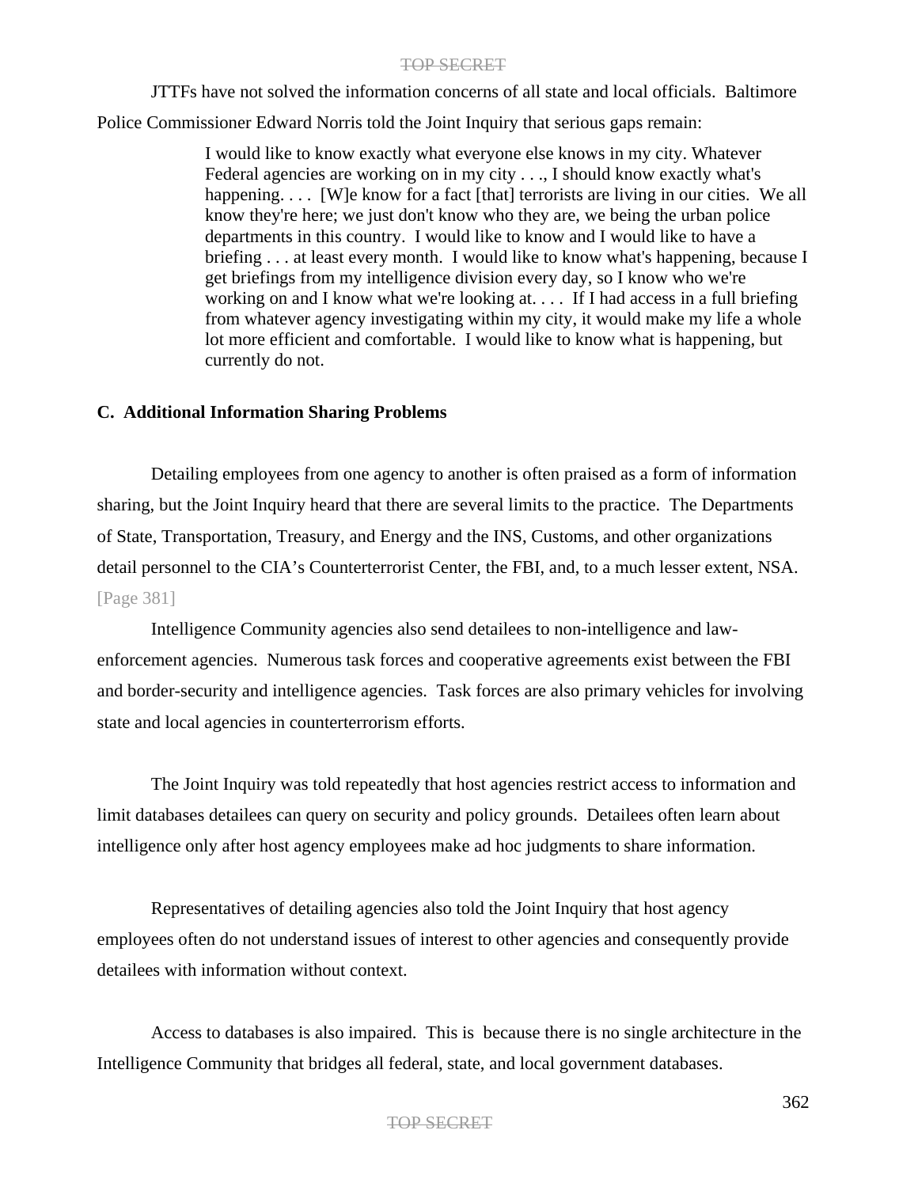JTTFs have not solved the information concerns of all state and local officials. Baltimore Police Commissioner Edward Norris told the Joint Inquiry that serious gaps remain:

> I would like to know exactly what everyone else knows in my city. Whatever Federal agencies are working on in my city . . ., I should know exactly what's happening. . . . [W]e know for a fact [that] terrorists are living in our cities. We all know they're here; we just don't know who they are, we being the urban police departments in this country. I would like to know and I would like to have a briefing . . . at least every month. I would like to know what's happening, because I get briefings from my intelligence division every day, so I know who we're working on and I know what we're looking at. . . . If I had access in a full briefing from whatever agency investigating within my city, it would make my life a whole lot more efficient and comfortable. I would like to know what is happening, but currently do not.

### C. Additional Information Sharing Problems

Detailing employees from one agency to another is often praised as a form of information sharing, but the Joint Inquiry heard that there are several limits to the practice. The Departments of State, Transportation, Treasury, and Energy and the INS, Customs, and other organizations detail personnel to the CIA's Counterterrorist Center, the FBI, and, to a much lesser extent, NSA. [Page 381]

Intelligence Community agencies also send detailees to non-intelligence and law-enforcement agencies. Numerous task forces and cooperative agreements exist between the FBI and border-security and intelligence agencies. Task forces are also primary vehicles for involving state and local agencies in counterterrorism efforts.

The Joint Inquiry was told repeatedly that host agencies restrict access to information and limit databases detailees can query on security and policy grounds. Detailees often learn about intelligence only after host agency employees make ad hoc judgments to share information.

Representatives of detailing agencies also told the Joint Inquiry that host agency employees often do not understand issues of interest to other agencies and consequently provide detailees with information without context.

Access to databases is also impaired. This is because there is no single architecture in the Intelligence Community that bridges all federal, state, and local government databases.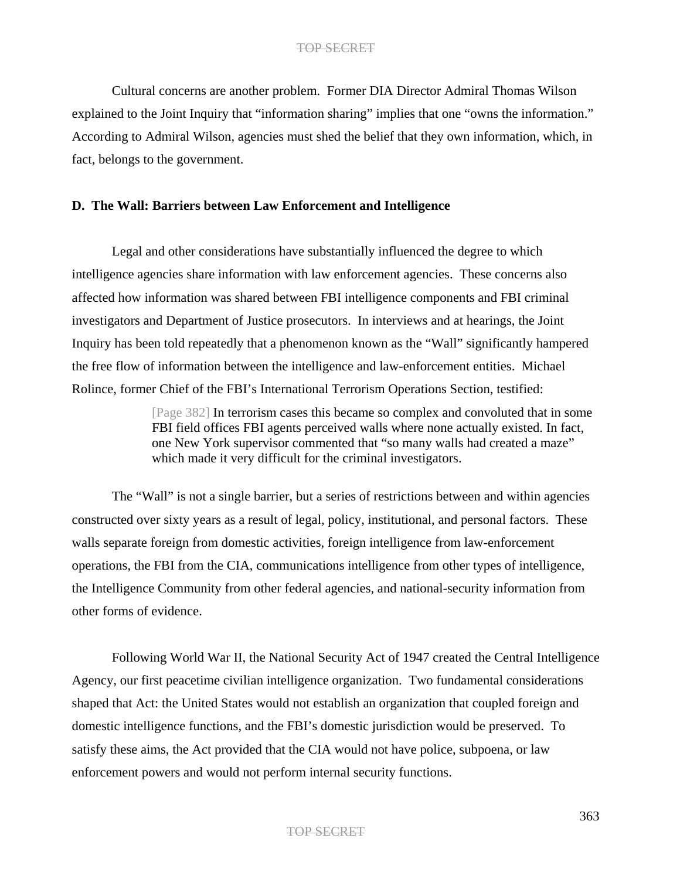Cultural concerns are another problem. Former DIA Director Admiral Thomas Wilson explained to the Joint Inquiry that "information sharing" implies that one "owns the information." According to Admiral Wilson, agencies must shed the belief that they own information, which, in fact, belongs to the government.

### D. The Wall: Barriers between Law Enforcement and Intelligence

Legal and other considerations have substantially influenced the degree to which intelligence agencies share information with law enforcement agencies. These concerns also affected how information was shared between FBI intelligence components and FBI criminal investigators and Department of Justice prosecutors. In interviews and at hearings, the Joint Inquiry has been told repeatedly that a phenomenon known as the "Wall" significantly hampered the free flow of information between the intelligence and law-enforcement entities. Michael Rolince, former Chief of the FBI's International Terrorism Operations Section, testified:

> [Page 382] In terrorism cases this became so complex and convoluted that in some FBI field offices FBI agents perceived walls where none actually existed. In fact, one New York supervisor commented that "so many walls had created a maze" which made it very difficult for the criminal investigators.

The "Wall" is not a single barrier, but a series of restrictions between and within agencies constructed over sixty years as a result of legal, policy, institutional, and personal factors. These walls separate foreign from domestic activities, foreign intelligence from law-enforcement operations, the FBI from the CIA, communications intelligence from other types of intelligence, the Intelligence Community from other federal agencies, and national-security information from other forms of evidence.

Following World War II, the National Security Act of 1947 created the Central Intelligence Agency, our first peacetime civilian intelligence organization. Two fundamental considerations shaped that Act: the United States would not establish an organization that coupled foreign and domestic intelligence functions, and the FBI's domestic jurisdiction would be preserved. To satisfy these aims, the Act provided that the CIA would not have police, subpoena, or law enforcement powers and would not perform internal security functions.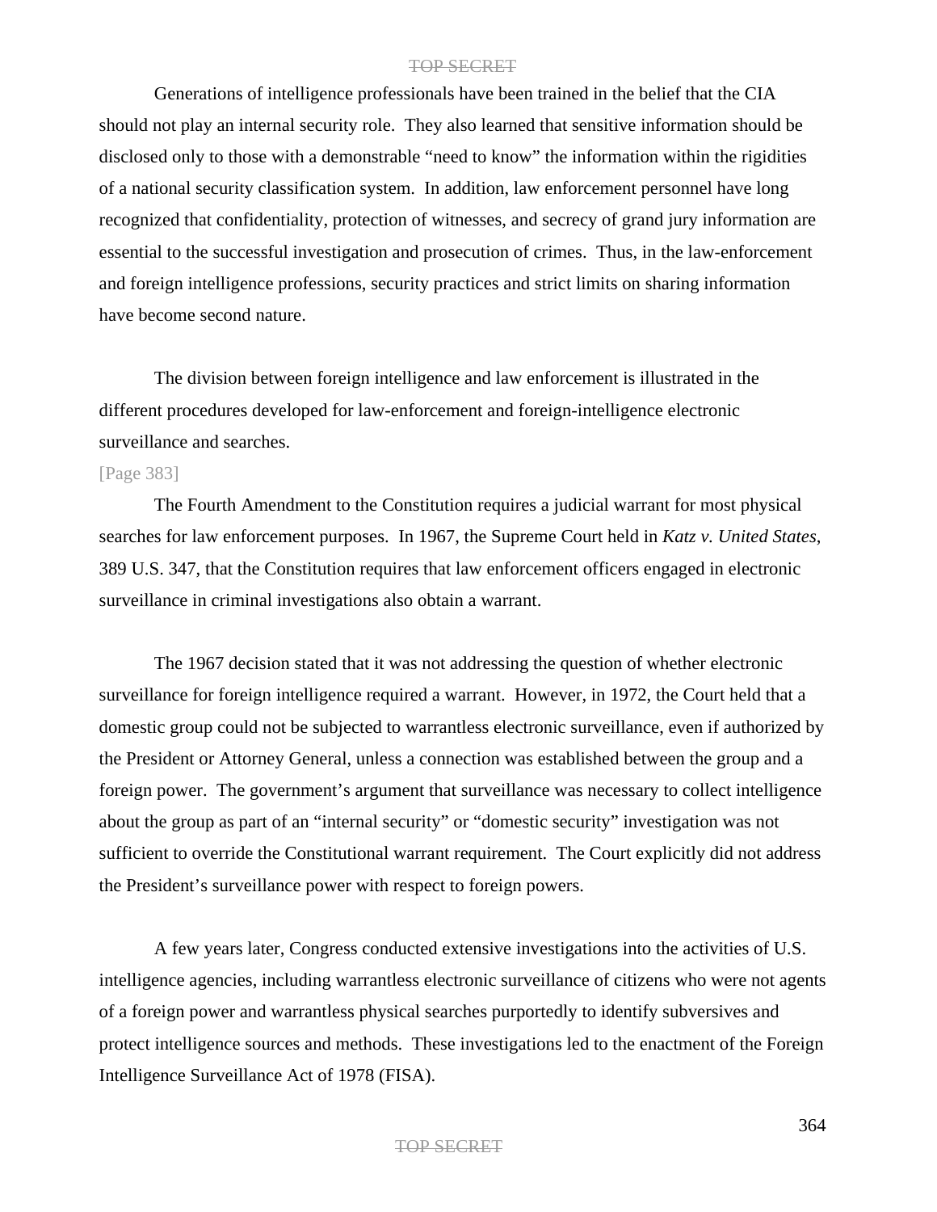Generations of intelligence professionals have been trained in the belief that the CIA should not play an internal security role. They also learned that sensitive information should be disclosed only to those with a demonstrable “need to know” the information within the rigidities of a national security classification system. In addition, law enforcement personnel have long recognized that confidentiality, protection of witnesses, and secrecy of grand jury information are essential to the successful investigation and prosecution of crimes. Thus, in the law-enforcement and foreign intelligence professions, security practices and strict limits on sharing information have become second nature.

The division between foreign intelligence and law enforcement is illustrated in the different procedures developed for law-enforcement and foreign-intelligence electronic surveillance and searches.

[Page 383]

The Fourth Amendment to the Constitution requires a judicial warrant for most physical searches for law enforcement purposes. In 1967, the Supreme Court held in *Katz v. United States*, 389 U.S. 347, that the Constitution requires that law enforcement officers engaged in electronic surveillance in criminal investigations also obtain a warrant.

The 1967 decision stated that it was not addressing the question of whether electronic surveillance for foreign intelligence required a warrant. However, in 1972, the Court held that a domestic group could not be subjected to warrantless electronic surveillance, even if authorized by the President or Attorney General, unless a connection was established between the group and a foreign power. The government’s argument that surveillance was necessary to collect intelligence about the group as part of an “internal security” or “domestic security” investigation was not sufficient to override the Constitutional warrant requirement. The Court explicitly did not address the President’s surveillance power with respect to foreign powers.

A few years later, Congress conducted extensive investigations into the activities of U.S. intelligence agencies, including warrantless electronic surveillance of citizens who were not agents of a foreign power and warrantless physical searches purportedly to identify subversives and protect intelligence sources and methods. These investigations led to the enactment of the Foreign Intelligence Surveillance Act of 1978 (FISA).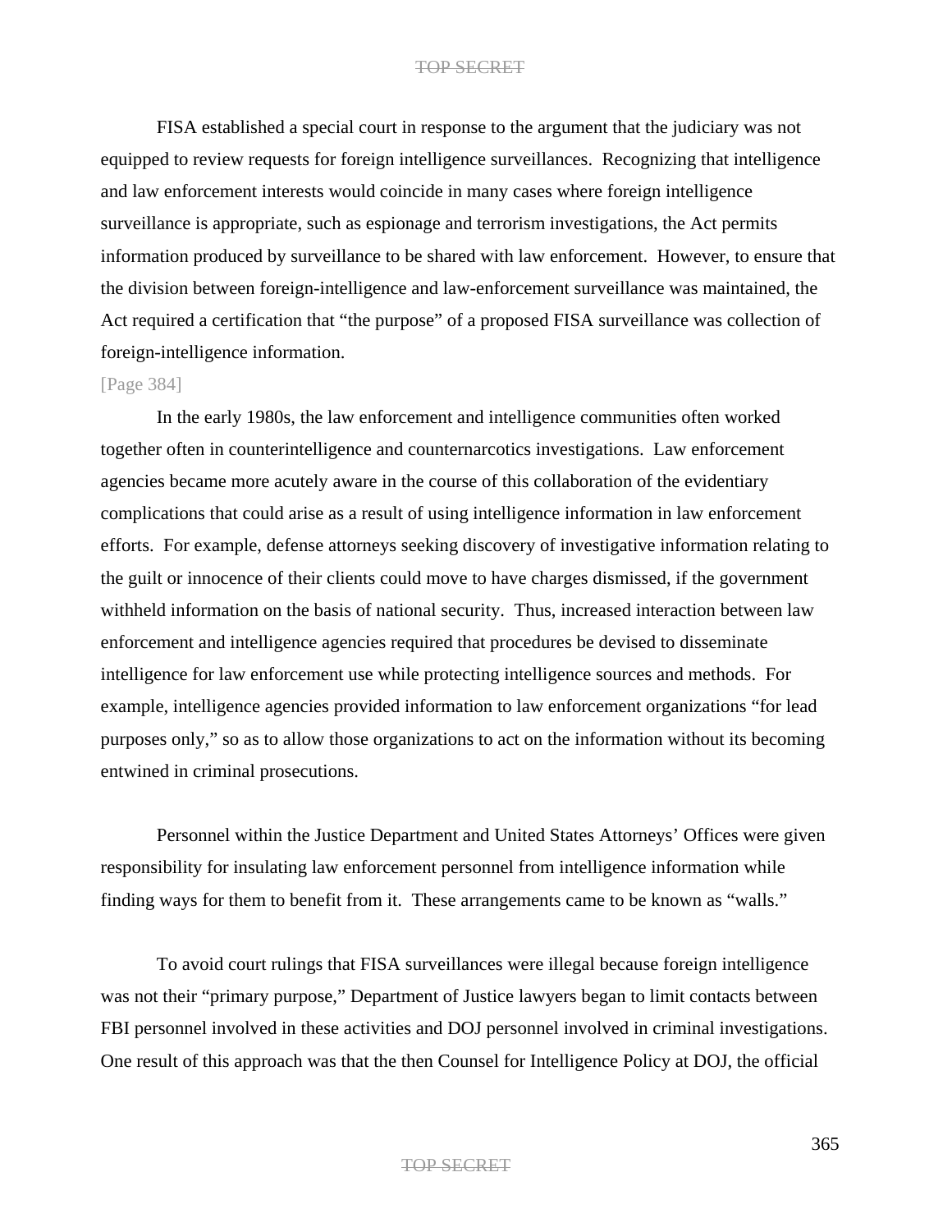FISA established a special court in response to the argument that the judiciary was not equipped to review requests for foreign intelligence surveillances. Recognizing that intelligence and law enforcement interests would coincide in many cases where foreign intelligence surveillance is appropriate, such as espionage and terrorism investigations, the Act permits information produced by surveillance to be shared with law enforcement. However, to ensure that the division between foreign-intelligence and law-enforcement surveillance was maintained, the Act required a certification that "the purpose" of a proposed FISA surveillance was collection of foreign-intelligence information.

[Page 384]

In the early 1980s, the law enforcement and intelligence communities often worked together often in counterintelligence and counternarcotics investigations. Law enforcement agencies became more acutely aware in the course of this collaboration of the evidentiary complications that could arise as a result of using intelligence information in law enforcement efforts. For example, defense attorneys seeking discovery of investigative information relating to the guilt or innocence of their clients could move to have charges dismissed, if the government withheld information on the basis of national security. Thus, increased interaction between law enforcement and intelligence agencies required that procedures be devised to disseminate intelligence for law enforcement use while protecting intelligence sources and methods. For example, intelligence agencies provided information to law enforcement organizations "for lead purposes only," so as to allow those organizations to act on the information without its becoming entwined in criminal prosecutions.

Personnel within the Justice Department and United States Attorneys' Offices were given responsibility for insulating law enforcement personnel from intelligence information while finding ways for them to benefit from it. These arrangements came to be known as "walls."

To avoid court rulings that FISA surveillances were illegal because foreign intelligence was not their "primary purpose," Department of Justice lawyers began to limit contacts between FBI personnel involved in these activities and DOJ personnel involved in criminal investigations. One result of this approach was that the then Counsel for Intelligence Policy at DOJ, the official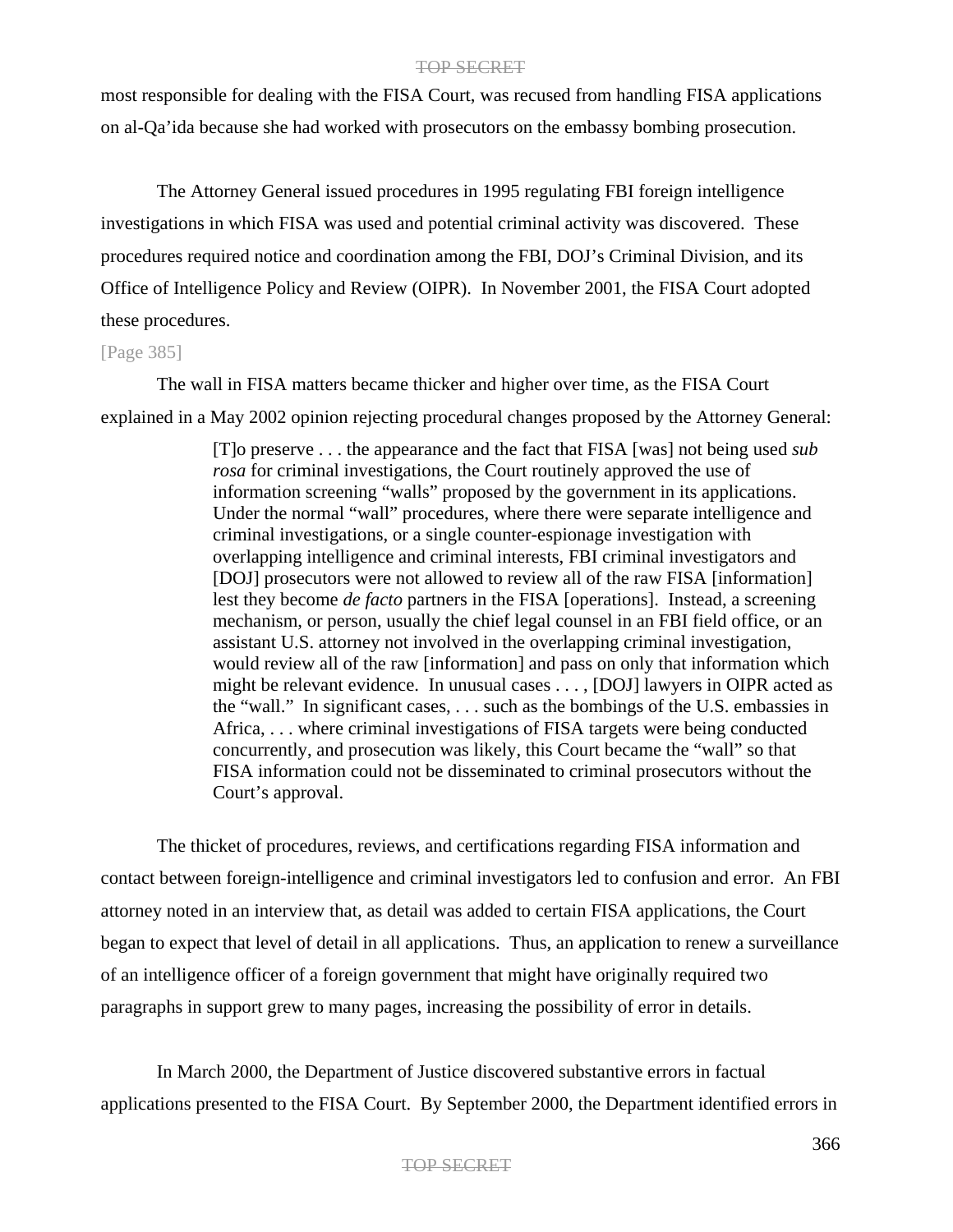most responsible for dealing with the FISA Court, was recused from handling FISA applications on al-Qa'ida because she had worked with prosecutors on the embassy bombing prosecution.

The Attorney General issued procedures in 1995 regulating FBI foreign intelligence investigations in which FISA was used and potential criminal activity was discovered. These procedures required notice and coordination among the FBI, DOJ's Criminal Division, and its Office of Intelligence Policy and Review (OIPR). In November 2001, the FISA Court adopted these procedures.

[Page 385]

The wall in FISA matters became thicker and higher over time, as the FISA Court explained in a May 2002 opinion rejecting procedural changes proposed by the Attorney General:

> [T]o preserve . . . the appearance and the fact that FISA [was] not being used *sub rosa* for criminal investigations, the Court routinely approved the use of information screening "walls" proposed by the government in its applications. Under the normal "wall" procedures, where there were separate intelligence and criminal investigations, or a single counter-espionage investigation with overlapping intelligence and criminal interests, FBI criminal investigators and [DOJ] prosecutors were not allowed to review all of the raw FISA [information] lest they become *de facto* partners in the FISA [operations]. Instead, a screening mechanism, or person, usually the chief legal counsel in an FBI field office, or an assistant U.S. attorney not involved in the overlapping criminal investigation, would review all of the raw [information] and pass on only that information which might be relevant evidence. In unusual cases . . . , [DOJ] lawyers in OIPR acted as the "wall." In significant cases, . . . such as the bombings of the U.S. embassies in Africa, . . . where criminal investigations of FISA targets were being conducted concurrently, and prosecution was likely, this Court became the "wall" so that FISA information could not be disseminated to criminal prosecutors without the Court's approval.

The thicket of procedures, reviews, and certifications regarding FISA information and contact between foreign-intelligence and criminal investigators led to confusion and error. An FBI attorney noted in an interview that, as detail was added to certain FISA applications, the Court began to expect that level of detail in all applications. Thus, an application to renew a surveillance of an intelligence officer of a foreign government that might have originally required two paragraphs in support grew to many pages, increasing the possibility of error in details.

In March 2000, the Department of Justice discovered substantive errors in factual applications presented to the FISA Court. By September 2000, the Department identified errors in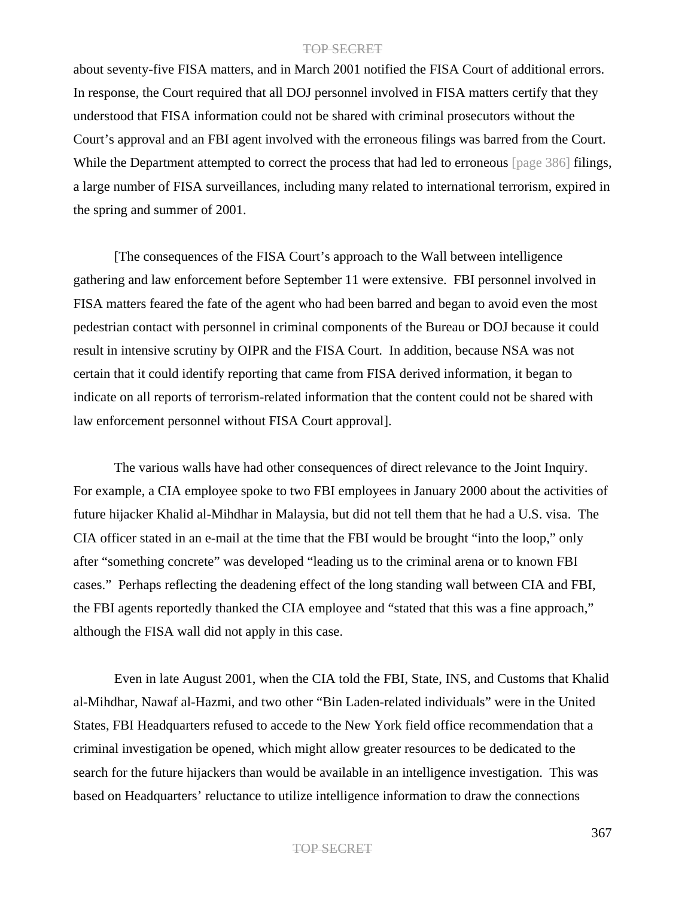about seventy-five FISA matters, and in March 2001 notified the FISA Court of additional errors. In response, the Court required that all DOJ personnel involved in FISA matters certify that they understood that FISA information could not be shared with criminal prosecutors without the Court's approval and an FBI agent involved with the erroneous filings was barred from the Court. While the Department attempted to correct the process that had led to erroneous [page 386] filings, a large number of FISA surveillances, including many related to international terrorism, expired in the spring and summer of 2001.

[The consequences of the FISA Court's approach to the Wall between intelligence gathering and law enforcement before September 11 were extensive. FBI personnel involved in FISA matters feared the fate of the agent who had been barred and began to avoid even the most pedestrian contact with personnel in criminal components of the Bureau or DOJ because it could result in intensive scrutiny by OIPR and the FISA Court. In addition, because NSA was not certain that it could identify reporting that came from FISA derived information, it began to indicate on all reports of terrorism-related information that the content could not be shared with law enforcement personnel without FISA Court approval].

The various walls have had other consequences of direct relevance to the Joint Inquiry. For example, a CIA employee spoke to two FBI employees in January 2000 about the activities of future hijacker Khalid al-Mihdhar in Malaysia, but did not tell them that he had a U.S. visa. The CIA officer stated in an e-mail at the time that the FBI would be brought "into the loop," only after "something concrete" was developed "leading us to the criminal arena or to known FBI cases." Perhaps reflecting the deadening effect of the long standing wall between CIA and FBI, the FBI agents reportedly thanked the CIA employee and "stated that this was a fine approach," although the FISA wall did not apply in this case.

Even in late August 2001, when the CIA told the FBI, State, INS, and Customs that Khalid al-Mihdhar, Nawaf al-Hazmi, and two other "Bin Laden-related individuals" were in the United States, FBI Headquarters refused to accede to the New York field office recommendation that a criminal investigation be opened, which might allow greater resources to be dedicated to the search for the future hijackers than would be available in an intelligence investigation. This was based on Headquarters' reluctance to utilize intelligence information to draw the connections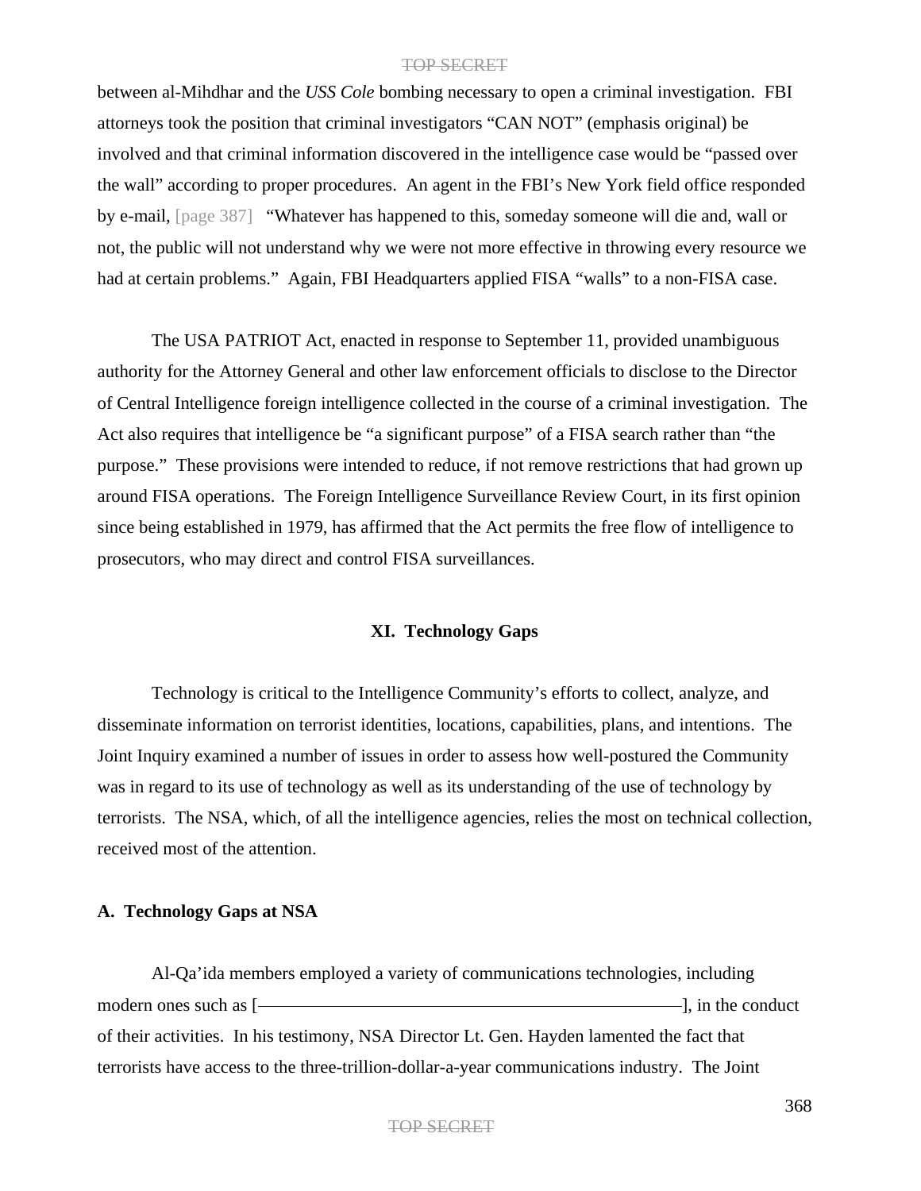between al-Mihdhar and the *USS Cole* bombing necessary to open a criminal investigation. FBI attorneys took the position that criminal investigators "CAN NOT" (emphasis original) be involved and that criminal information discovered in the intelligence case would be "passed over the wall" according to proper procedures. An agent in the FBI's New York field office responded by e-mail, [page 387] "Whatever has happened to this, someday someone will die and, wall or not, the public will not understand why we were not more effective in throwing every resource we had at certain problems." Again, FBI Headquarters applied FISA "walls" to a non-FISA case.

The USA PATRIOT Act, enacted in response to September 11, provided unambiguous authority for the Attorney General and other law enforcement officials to disclose to the Director of Central Intelligence foreign intelligence collected in the course of a criminal investigation. The Act also requires that intelligence be "a significant purpose" of a FISA search rather than "the purpose." These provisions were intended to reduce, if not remove restrictions that had grown up around FISA operations. The Foreign Intelligence Surveillance Review Court, in its first opinion since being established in 1979, has affirmed that the Act permits the free flow of intelligence to prosecutors, who may direct and control FISA surveillances.

## XI. Technology Gaps

Technology is critical to the Intelligence Community's efforts to collect, analyze, and disseminate information on terrorist identities, locations, capabilities, plans, and intentions. The Joint Inquiry examined a number of issues in order to assess how well-postured the Community was in regard to its use of technology as well as its understanding of the use of technology by terrorists. The NSA, which, of all the intelligence agencies, relies the most on technical collection, received most of the attention.

### A. Technology Gaps at NSA

Al-Qa'ida members employed a variety of communications technologies, including modern ones such as [————————————————], in the conduct of their activities. In his testimony, NSA Director Lt. Gen. Hayden lamented the fact that terrorists have access to the three-trillion-dollar-a-year communications industry. The Joint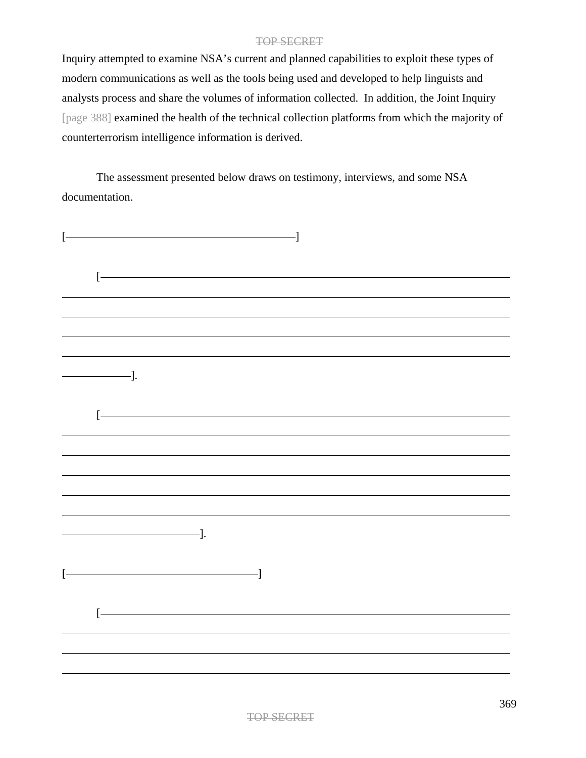Inquiry attempted to examine NSA's current and planned capabilities to exploit these types of modern communications as well as the tools being used and developed to help linguists and analysts process and share the volumes of information collected. In addition, the Joint Inquiry [page 388] examined the health of the technical collection platforms from which the majority of counterterrorism intelligence information is derived.

The assessment presented below draws on testimony, interviews, and some NSA documentation.

[———————————————————————]

[———————————————————————————————————————————————————————————————————————————————————————————————————————————————————————————————————————————————].

[———————————————————————————————————————————————————————————————————————————————————————————————————————————————————————————————————————————————————————————————].

**[———————————————————]**

[———————————————————————————————————————————————————————————————————————————————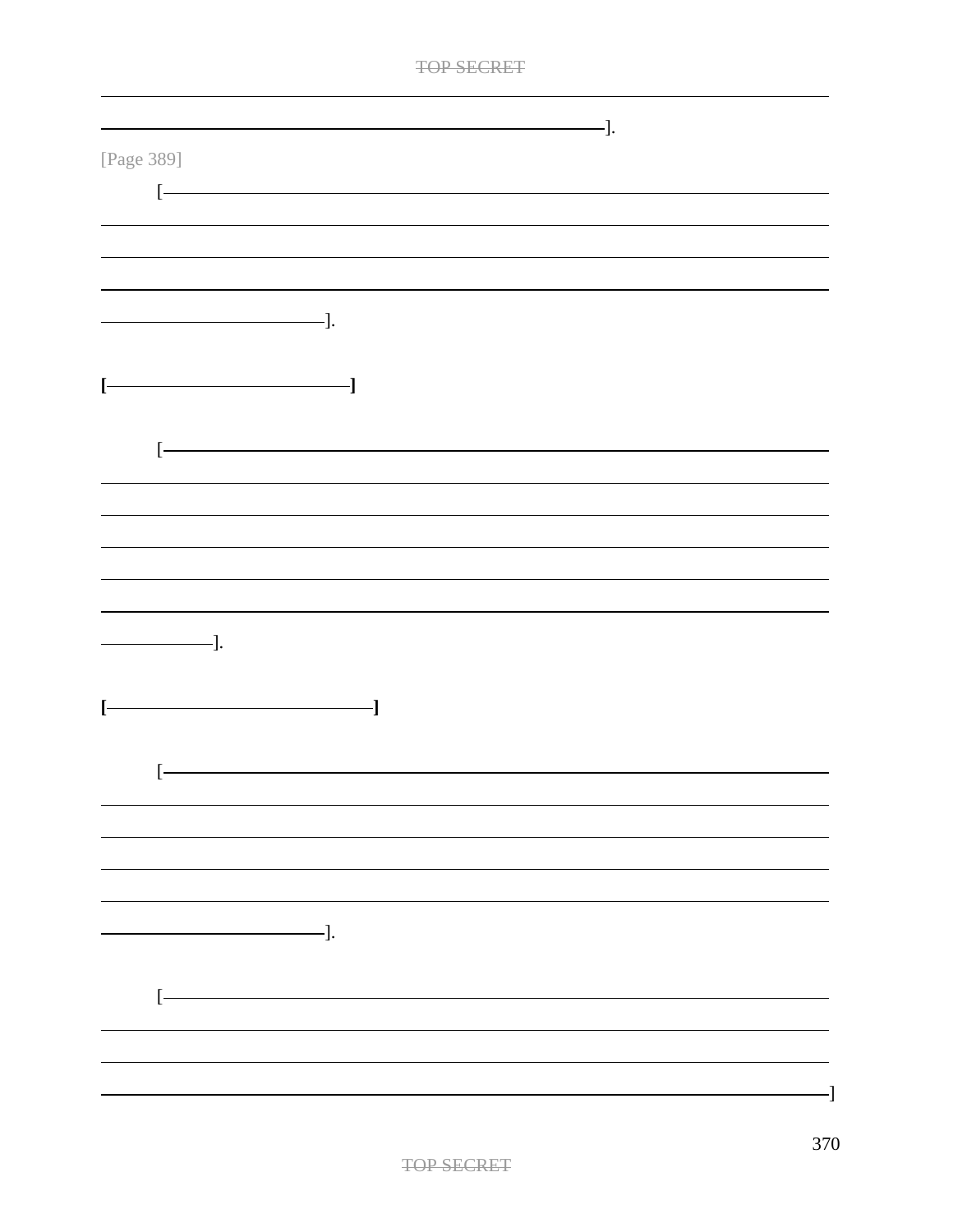[Page 389]

[——————————————————————————————————————————————].

**[——————————————————]**

[——————————————————————————————————————————————].

**[——————————————————]**

[——————————————————————————————————————————————].

[——————————————————————————————————————————————]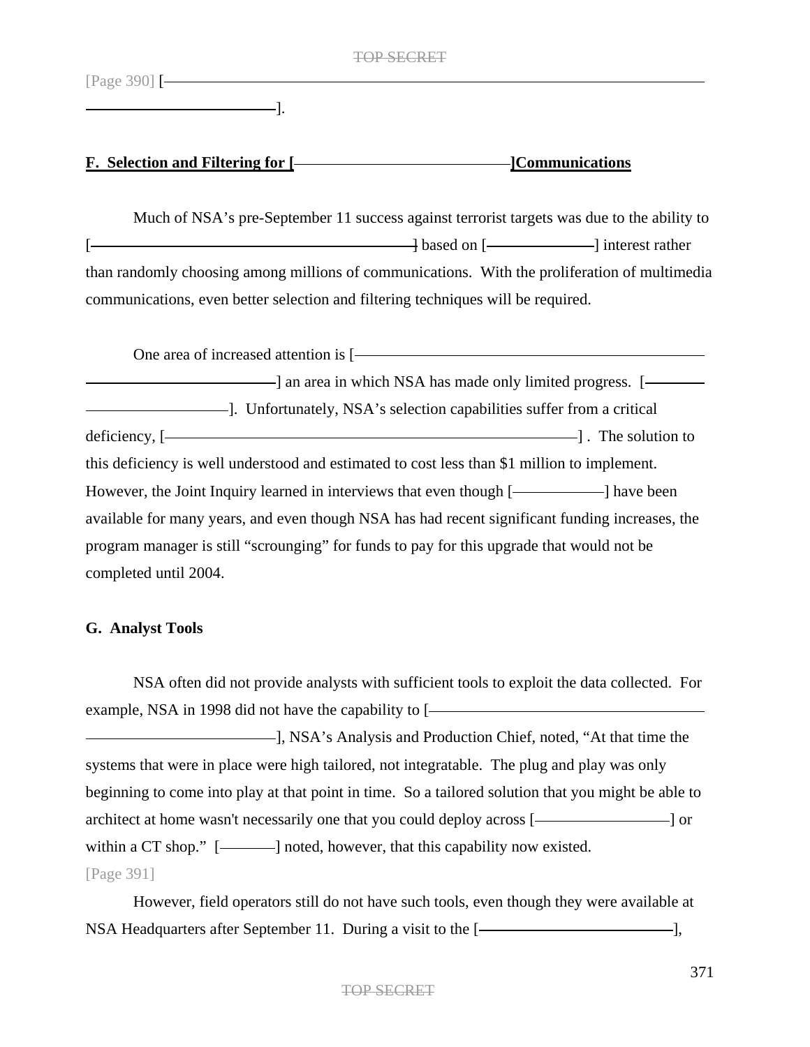[Page 390] [———————————————————————————————————————].

**F. Selection and Filtering for [———————————————]Communications**

Much of NSA's pre-September 11 success against terrorist targets was due to the ability to [———————————————————] based on [——————] interest rather than randomly choosing among millions of communications. With the proliferation of multimedia communications, even better selection and filtering techniques will be required.

One area of increased attention is [———————————————————————————————] an area in which NSA has made only limited progress. [—————————————]. Unfortunately, NSA's selection capabilities suffer from a critical deficiency, [———————————————————————] . The solution to this deficiency is well understood and estimated to cost less than $1 million to implement. However, the Joint Inquiry learned in interviews that even though [—————] have been available for many years, and even though NSA has had recent significant funding increases, the program manager is still "scrounging" for funds to pay for this upgrade that would not be completed until 2004.

**G. Analyst Tools**

NSA often did not provide analysts with sufficient tools to exploit the data collected. For example, NSA in 1998 did not have the capability to [————————————————————————————], NSA's Analysis and Production Chief, noted, "At that time the systems that were in place were high tailored, not integratable. The plug and play was only beginning to come into play at that point in time. So a tailored solution that you might be able to architect at home wasn't necessarily one that you could deploy across [————————] or within a CT shop." [———] noted, however, that this capability now existed.

[Page 391]

However, field operators still do not have such tools, even though they were available at NSA Headquarters after September 11. During a visit to the [————————————],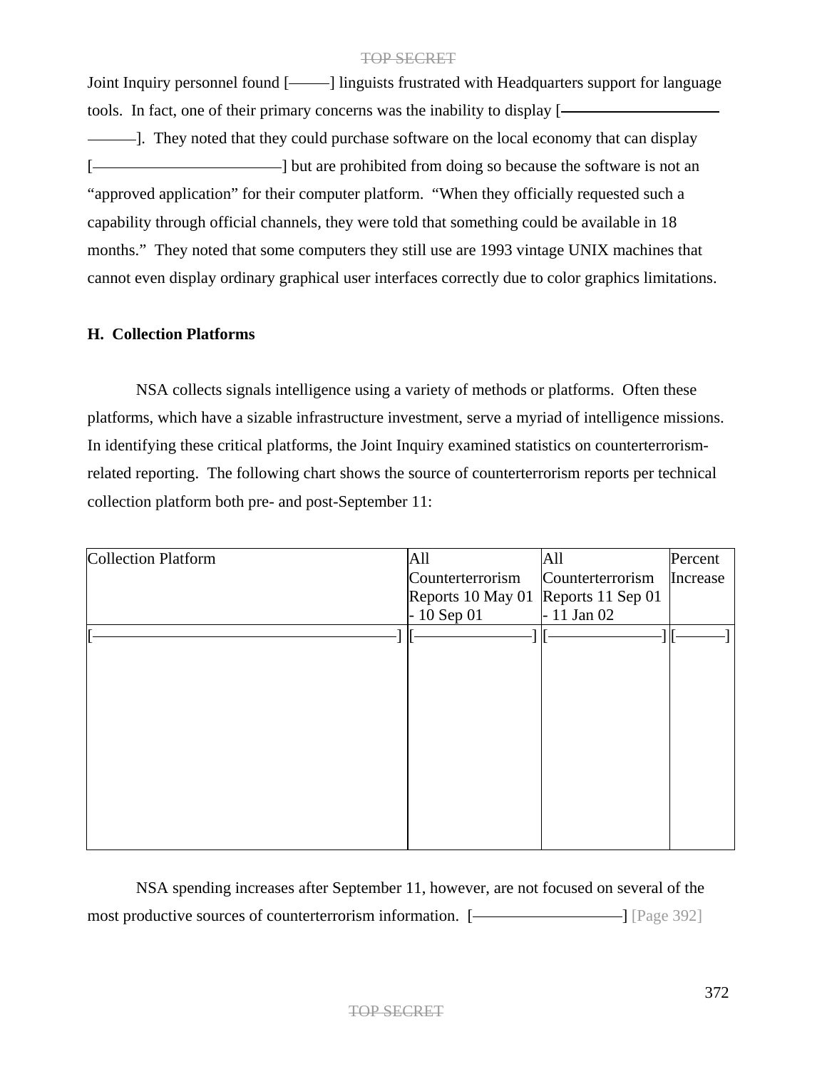Joint Inquiry personnel found [———] linguists frustrated with Headquarters support for language tools. In fact, one of their primary concerns was the inability to display [——————————————]. They noted that they could purchase software on the local economy that can display [————————————] but are prohibited from doing so because the software is not an "approved application" for their computer platform. "When they officially requested such a capability through official channels, they were told that something could be available in 18 months." They noted that some computers they still use are 1993 vintage UNIX machines that cannot even display ordinary graphical user interfaces correctly due to color graphics limitations.

### H. Collection Platforms

NSA collects signals intelligence using a variety of methods or platforms. Often these platforms, which have a sizable infrastructure investment, serve a myriad of intelligence missions. In identifying these critical platforms, the Joint Inquiry examined statistics on counterterrorism-related reporting. The following chart shows the source of counterterrorism reports per technical collection platform both pre- and post-September 11:

| Collection Platform | All Counterterrorism Reports 10 May 01 - 10 Sep 01 | All Counterterrorism Reports 11 Sep 01 - 11 Jan 02 | Percent Increase |
|---|---|---|---|
| [————————————] | [————] | [————] | [———] |

NSA spending increases after September 11, however, are not focused on several of the most productive sources of counterterrorism information. [——————————] [Page 392]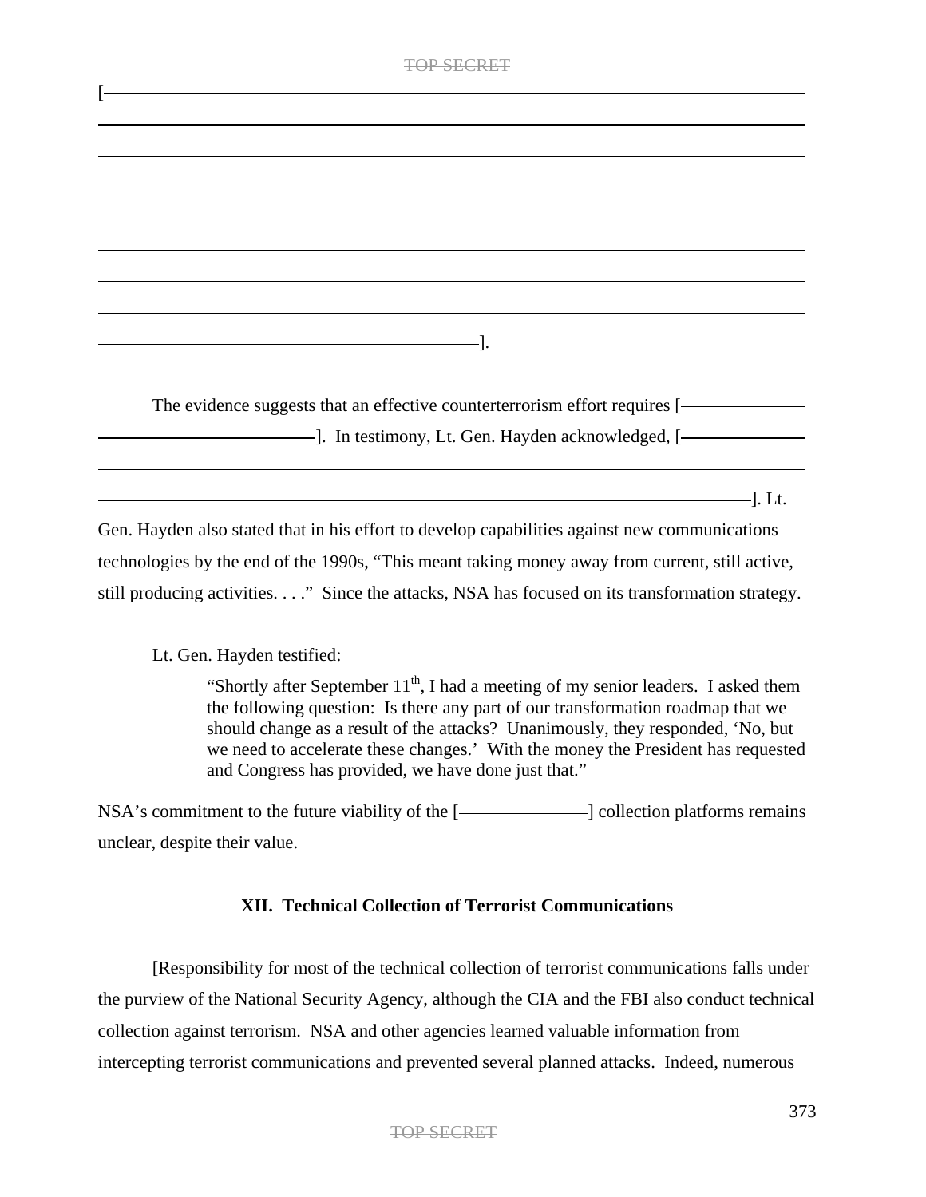[\_\_\_\_\_\_\_\_\_\_\_\_\_\_\_\_\_\_\_\_\_\_\_\_\_\_\_\_\_\_\_\_\_\_\_\_\_\_\_\_\_\_\_\_\_\_\_\_\_\_\_\_\_\_\_\_\_\_\_\_\_\_\_\_\_\_\_\_\_\_\_\_\_\_\_\_\_\_\_\_\_\_\_\_\_\_\_\_\_\_\_\_\_\_\_\_\_\_\_\_\_\_\_\_\_\_\_\_\_\_\_\_\_\_\_\_\_\_\_\_\_\_\_\_\_\_\_\_\_\_\_\_\_\_\_\_\_\_\_\_\_\_\_\_\_\_\_\_\_\_\_\_\_\_\_\_\_\_\_\_\_\_\_\_\_\_\_\_\_\_\_\_\_\_\_\_\_\_\_\_\_\_\_\_\_\_\_\_\_\_\_\_\_\_\_\_\_\_\_\_\_\_\_\_\_\_\_\_\_\_\_\_\_\_\_\_\_\_\_\_\_\_\_\_\_\_\_\_\_\_\_\_\_\_\_\_\_\_\_\_\_\_\_\_\_\_\_\_\_\_\_\_\_\_\_\_\_\_\_\_\_\_\_\_\_\_\_\_\_\_\_\_\_\_\_\_\_\_\_\_\_\_\_\_\_\_\_\_\_\_\_\_\_\_\_\_\_\_\_\_\_\_\_\_\_\_\_\_\_\_\_\_\_\_\_\_\_\_\_\_\_\_\_\_\_\_\_\_\_\_\_\_\_\_\_\_\_\_\_\_\_\_\_\_\_\_\_\_\_\_\_\_\_\_\_\_\_\_\_].

The evidence suggests that an effective counterterrorism effort requires [\_\_\_\_\_\_\_\_\_\_\_\_\_\_\_\_\_\_\_\_\_\_\_\_\_\_\_\_\_\_\_\_\_\_\_\_\_\_\_\_]. In testimony, Lt. Gen. Hayden acknowledged, [\_\_\_\_\_\_\_\_\_\_\_\_\_\_\_\_\_\_\_\_\_\_\_\_\_\_\_\_\_\_\_\_\_\_\_\_\_\_\_\_\_\_\_\_\_\_\_\_\_\_\_\_\_\_\_\_\_\_\_\_\_\_\_\_\_\_\_\_\_\_\_\_\_\_\_\_\_\_\_\_\_\_\_\_\_\_\_\_\_\_\_\_\_\_\_\_\_\_\_\_\_\_\_\_\_\_\_\_\_\_\_\_\_\_\_\_\_]. Lt. Gen. Hayden also stated that in his effort to develop capabilities against new communications technologies by the end of the 1990s, "This meant taking money away from current, still active, still producing activities. . . ." Since the attacks, NSA has focused on its transformation strategy.

Lt. Gen. Hayden testified:

> "Shortly after September 11th, I had a meeting of my senior leaders. I asked them the following question: Is there any part of our transformation roadmap that we should change as a result of the attacks? Unanimously, they responded, 'No, but we need to accelerate these changes.' With the money the President has requested and Congress has provided, we have done just that."

NSA's commitment to the future viability of the [\_\_\_\_\_\_\_\_\_\_\_\_\_\_\_] collection platforms remains unclear, despite their value.

## XII. Technical Collection of Terrorist Communications

[Responsibility for most of the technical collection of terrorist communications falls under the purview of the National Security Agency, although the CIA and the FBI also conduct technical collection against terrorism. NSA and other agencies learned valuable information from intercepting terrorist communications and prevented several planned attacks. Indeed, numerous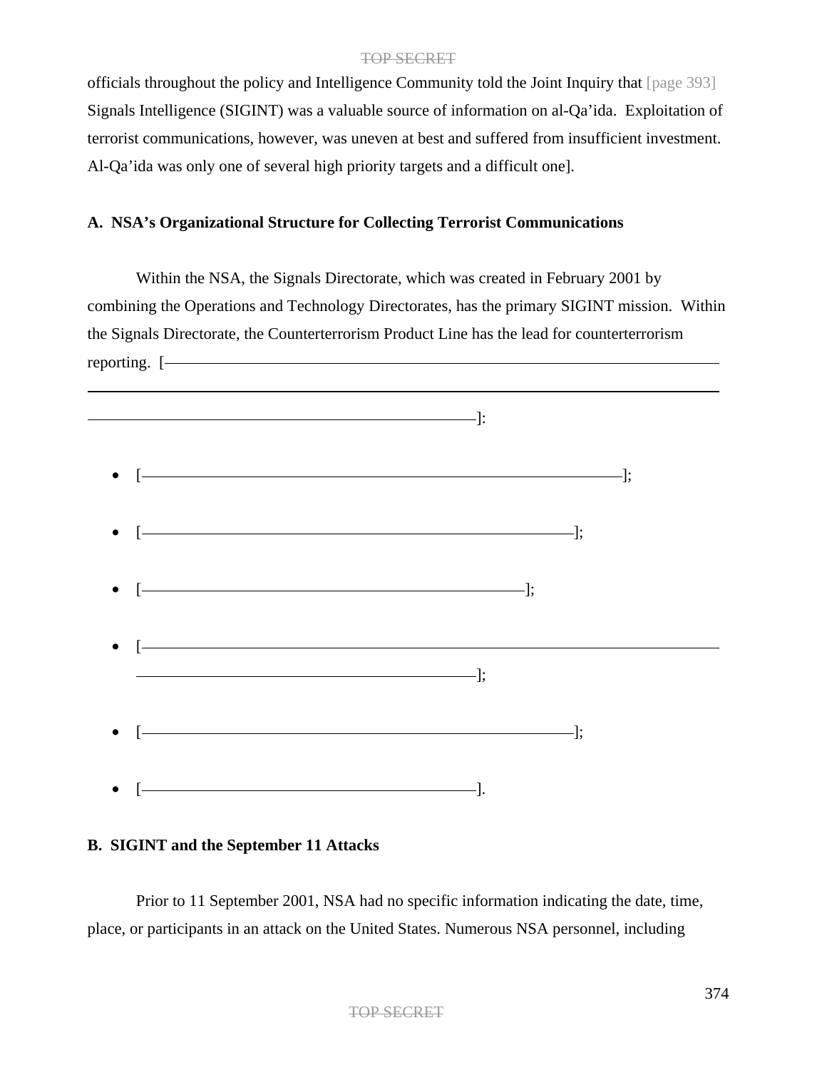officials throughout the policy and Intelligence Community told the Joint Inquiry that [page 393] Signals Intelligence (SIGINT) was a valuable source of information on al-Qa'ida. Exploitation of terrorist communications, however, was uneven at best and suffered from insufficient investment. Al-Qa'ida was only one of several high priority targets and a difficult one].

**A. NSA's Organizational Structure for Collecting Terrorist Communications**

Within the NSA, the Signals Directorate, which was created in February 2001 by combining the Operations and Technology Directorates, has the primary SIGINT mission. Within the Signals Directorate, the Counterterrorism Product Line has the lead for counterterrorism reporting. [———————————————————————————————————————————————————————————————————————————————————————————————————]:

- [———————————————————————————];
- [————————————————————————];
- [—————————————————————];
- [—————————————————————————————————————————————————];
- [————————————————————————];
- [———————————————————].

**B. SIGINT and the September 11 Attacks**

Prior to 11 September 2001, NSA had no specific information indicating the date, time, place, or participants in an attack on the United States. Numerous NSA personnel, including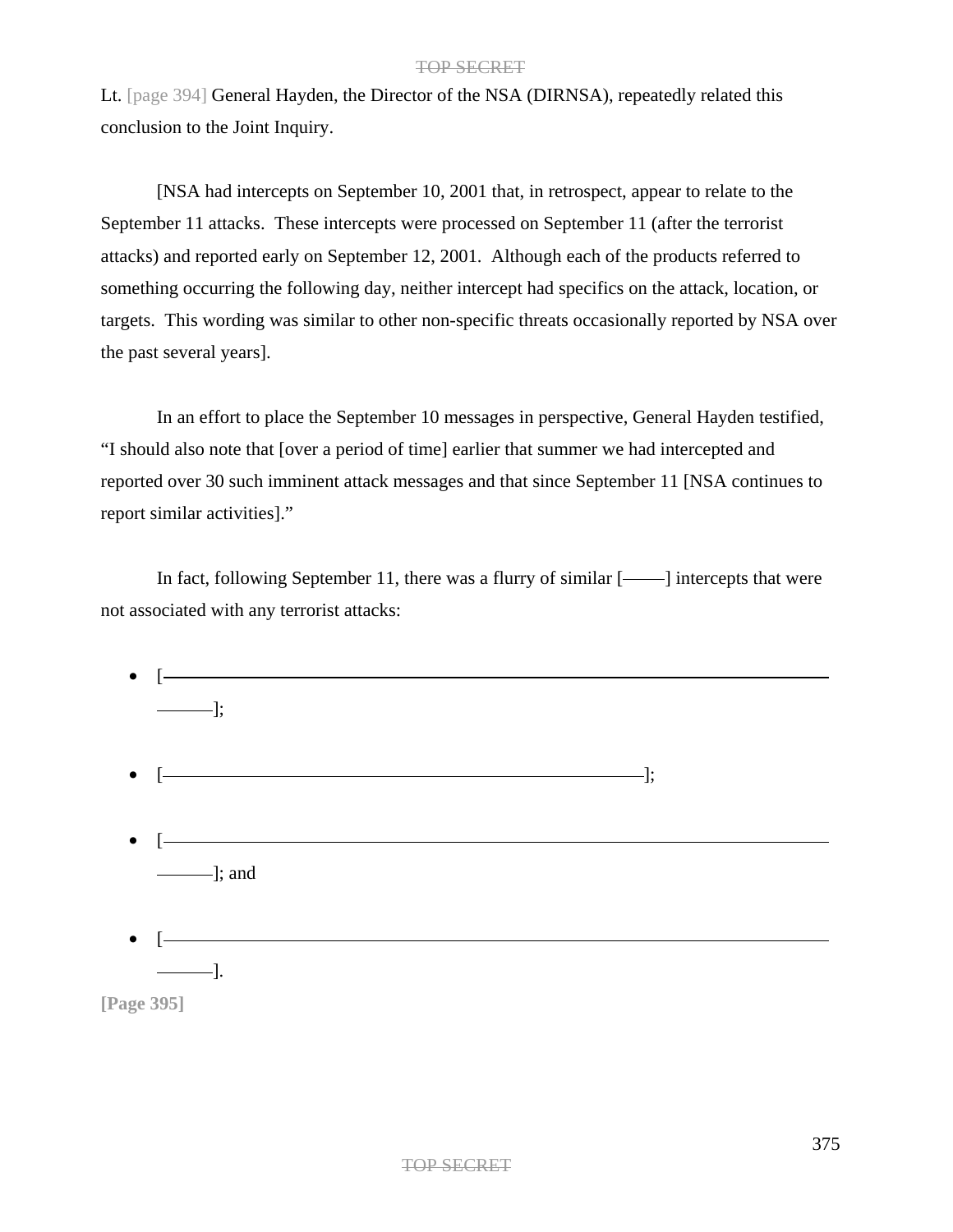Lt. [page 394] General Hayden, the Director of the NSA (DIRNSA), repeatedly related this conclusion to the Joint Inquiry.

[NSA had intercepts on September 10, 2001 that, in retrospect, appear to relate to the September 11 attacks. These intercepts were processed on September 11 (after the terrorist attacks) and reported early on September 12, 2001. Although each of the products referred to something occurring the following day, neither intercept had specifics on the attack, location, or targets. This wording was similar to other non-specific threats occasionally reported by NSA over the past several years].

In an effort to place the September 10 messages in perspective, General Hayden testified, "I should also note that [over a period of time] earlier that summer we had intercepted and reported over 30 such imminent attack messages and that since September 11 [NSA continues to report similar activities]."

In fact, following September 11, there was a flurry of similar [——] intercepts that were not associated with any terrorist attacks:

- [————————————————————————————————];
- [————————————————————];
- [————————————————————————————————]; and
- [————————————————————————————————].

[Page 395]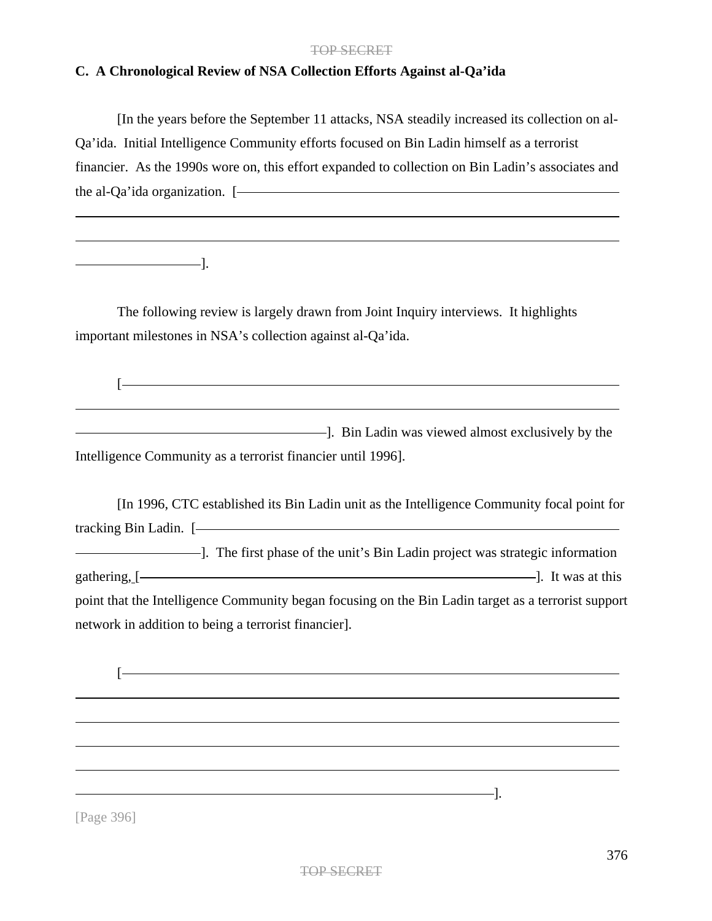### C. A Chronological Review of NSA Collection Efforts Against al-Qa'ida

[In the years before the September 11 attacks, NSA steadily increased its collection on al-Qa'ida. Initial Intelligence Community efforts focused on Bin Ladin himself as a terrorist financier. As the 1990s wore on, this effort expanded to collection on Bin Ladin's associates and the al-Qa'ida organization. [————————————————————————————————————————————————————————————————————————————————————————].

The following review is largely drawn from Joint Inquiry interviews. It highlights important milestones in NSA's collection against al-Qa'ida.

[————————————————————————————————————————————————————————————]. Bin Ladin was viewed almost exclusively by the Intelligence Community as a terrorist financier until 1996].

[In 1996, CTC established its Bin Ladin unit as the Intelligence Community focal point for tracking Bin Ladin. [————————————————————————]. The first phase of the unit's Bin Ladin project was strategic information gathering, [————————————————————]. It was at this point that the Intelligence Community began focusing on the Bin Ladin target as a terrorist support network in addition to being a terrorist financier].

[————————————————————————————————————————————————————————————————————————————————————————————————————————].

[Page 396]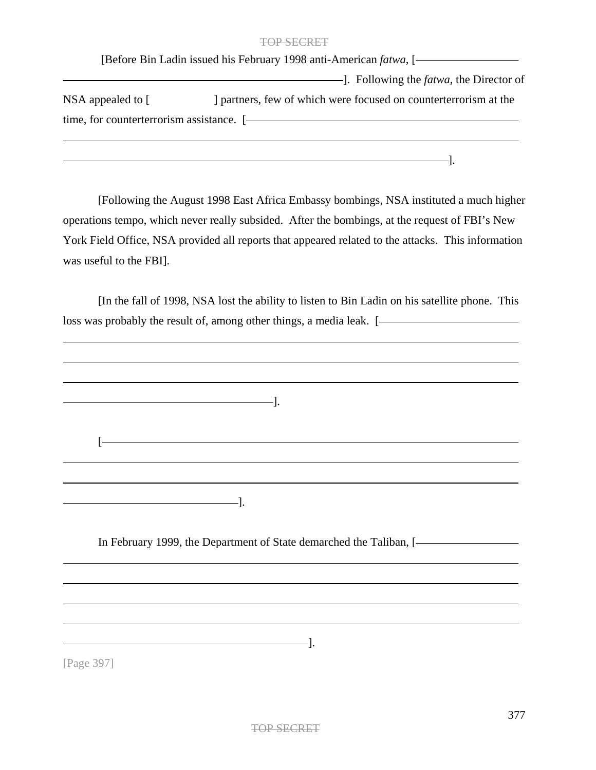[Before Bin Ladin issued his February 1998 anti-American *fatwa*, [———————————————————]. Following the *fatwa*, the Director of NSA appealed to [ ] partners, few of which were focused on counterterrorism at the time, for counterterrorism assistance. [———————————————————].

[Following the August 1998 East Africa Embassy bombings, NSA instituted a much higher operations tempo, which never really subsided. After the bombings, at the request of FBI's New York Field Office, NSA provided all reports that appeared related to the attacks. This information was useful to the FBI].

[In the fall of 1998, NSA lost the ability to listen to Bin Ladin on his satellite phone. This loss was probably the result of, among other things, a media leak. [———————————————————].

[———————————————————].

In February 1999, the Department of State demarched the Taliban, [———————————————————].

[Page 397]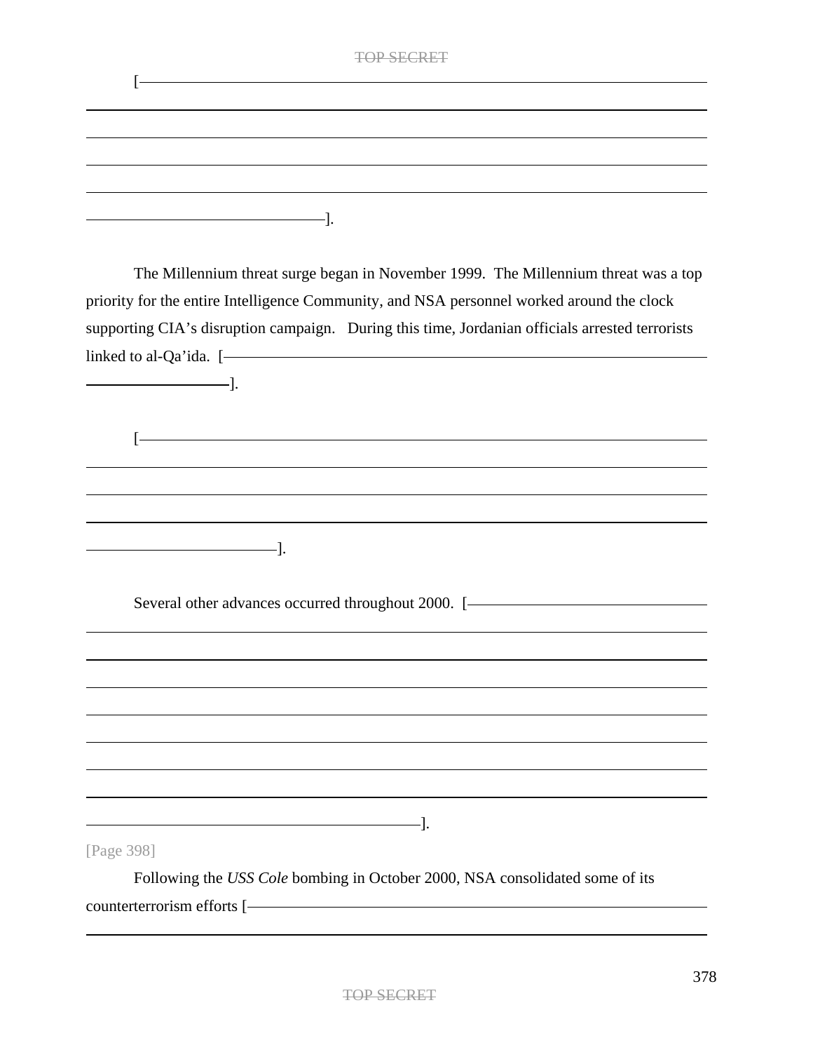[ ].

The Millennium threat surge began in November 1999. The Millennium threat was a top priority for the entire Intelligence Community, and NSA personnel worked around the clock supporting CIA's disruption campaign. During this time, Jordanian officials arrested terrorists linked to al-Qa'ida. [ ].

[ ].

Several other advances occurred throughout 2000. [ ].

[Page 398]

Following the *USS Cole* bombing in October 2000, NSA consolidated some of its counterterrorism efforts [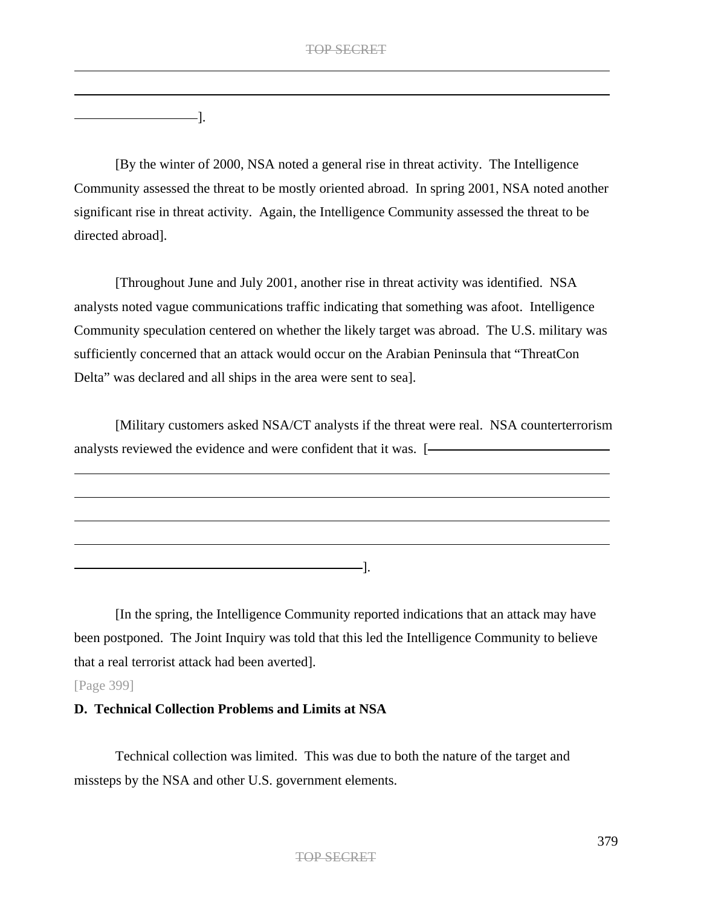].

[By the winter of 2000, NSA noted a general rise in threat activity. The Intelligence Community assessed the threat to be mostly oriented abroad. In spring 2001, NSA noted another significant rise in threat activity. Again, the Intelligence Community assessed the threat to be directed abroad].

[Throughout June and July 2001, another rise in threat activity was identified. NSA analysts noted vague communications traffic indicating that something was afoot. Intelligence Community speculation centered on whether the likely target was abroad. The U.S. military was sufficiently concerned that an attack would occur on the Arabian Peninsula that "ThreatCon Delta" was declared and all ships in the area were sent to sea].

[Military customers asked NSA/CT analysts if the threat were real. NSA counterterrorism analysts reviewed the evidence and were confident that it was. [

].

[In the spring, the Intelligence Community reported indications that an attack may have been postponed. The Joint Inquiry was told that this led the Intelligence Community to believe that a real terrorist attack had been averted].

[Page 399]

**D. Technical Collection Problems and Limits at NSA**

Technical collection was limited. This was due to both the nature of the target and missteps by the NSA and other U.S. government elements.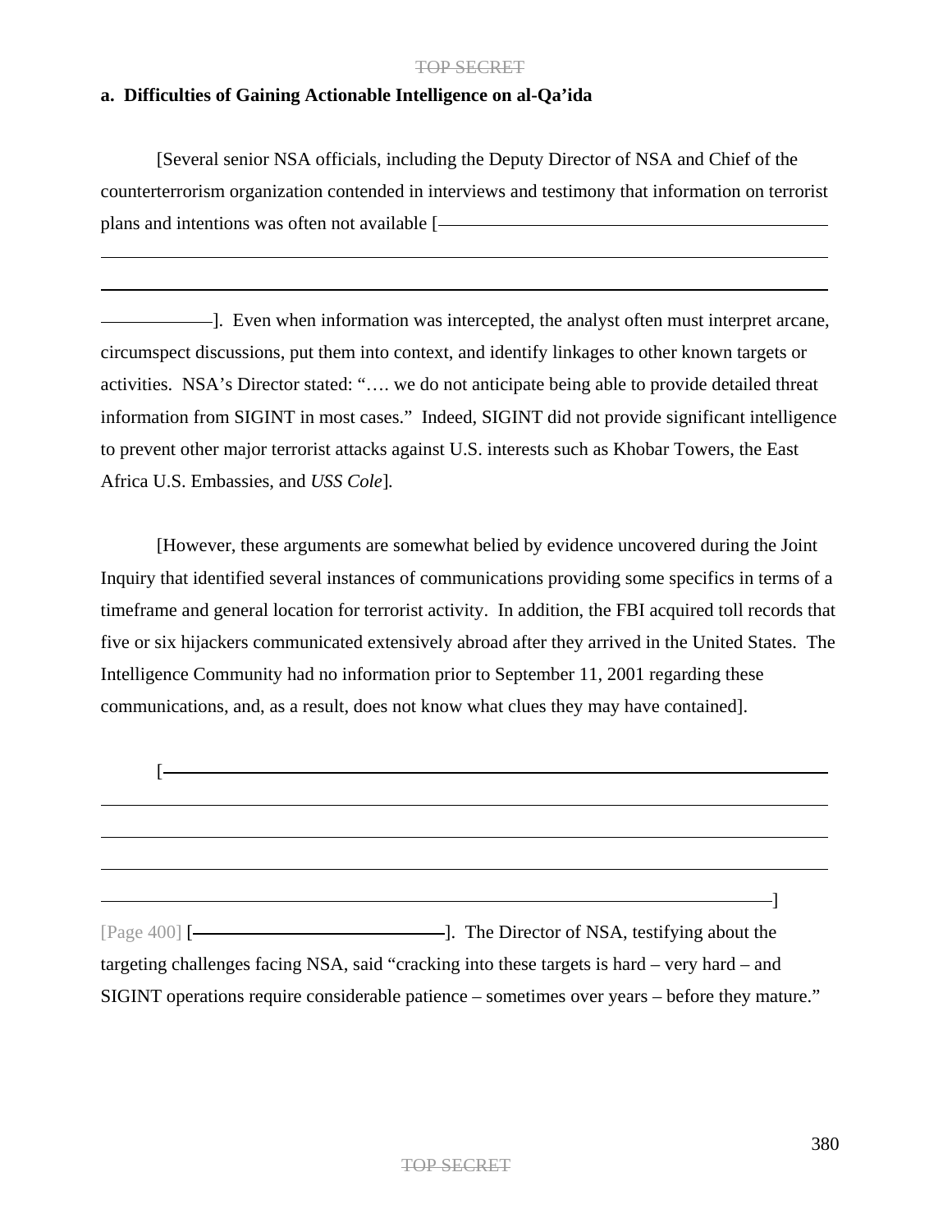**a. Difficulties of Gaining Actionable Intelligence on al-Qa'ida**

[Several senior NSA officials, including the Deputy Director of NSA and Chief of the counterterrorism organization contended in interviews and testimony that information on terrorist plans and intentions was often not available [\_\_\_\_\_\_\_\_\_\_\_\_\_\_\_\_\_\_\_\_\_\_\_\_\_\_\_\_\_\_\_\_\_\_\_\_\_\_\_\_\_\_\_\_\_\_\_\_\_\_\_\_\_\_\_\_\_\_\_\_\_\_\_\_\_\_\_\_\_\_\_\_\_\_\_\_\_\_\_\_\_\_\_\_\_\_\_\_\_\_\_\_\_\_\_\_\_\_\_\_\_\_\_\_\_\_\_\_\_\_\_\_\_\_\_\_\_\_\_\_\_\_\_\_\_\_\_\_\_\_\_\_\_\_\_\_\_\_\_\_\_\_\_\_\_\_\_\_\_\_\_\_\_\_\_\_\_\_\_\_\_\_\_\_\_\_\_\_\_\_\_\_\_\_\_\_\_\_\_\_\_\_\_\_\_\_\_\_\_\_\_\_\_\_\_\_\_\_\_\_\_\_\_\_\_\_\_\_\_]. Even when information was intercepted, the analyst often must interpret arcane, circumspect discussions, put them into context, and identify linkages to other known targets or activities. NSA's Director stated: "…. we do not anticipate being able to provide detailed threat information from SIGINT in most cases." Indeed, SIGINT did not provide significant intelligence to prevent other major terrorist attacks against U.S. interests such as Khobar Towers, the East Africa U.S. Embassies, and *USS Cole*].

[However, these arguments are somewhat belied by evidence uncovered during the Joint Inquiry that identified several instances of communications providing some specifics in terms of a timeframe and general location for terrorist activity. In addition, the FBI acquired toll records that five or six hijackers communicated extensively abroad after they arrived in the United States. The Intelligence Community had no information prior to September 11, 2001 regarding these communications, and, as a result, does not know what clues they may have contained].

[\_\_\_\_\_\_\_\_\_\_\_\_\_\_\_\_\_\_\_\_\_\_\_\_\_\_\_\_\_\_\_\_\_\_\_\_\_\_\_\_\_\_\_\_\_\_\_\_\_\_\_\_\_\_\_\_\_\_\_\_\_\_\_\_\_\_\_\_\_\_\_\_\_\_\_\_\_\_\_\_\_\_\_\_\_\_\_\_\_\_\_\_\_\_\_\_\_\_\_\_\_\_\_\_\_\_\_\_\_\_\_\_\_\_\_\_\_\_\_\_\_\_\_\_\_\_\_\_\_\_\_\_\_\_\_\_\_\_\_\_\_\_\_\_\_\_\_\_\_\_\_\_\_\_\_\_\_\_\_\_\_\_\_\_\_\_\_\_\_\_\_\_\_\_\_\_\_\_\_\_\_\_\_\_\_\_\_\_\_\_\_\_\_\_\_\_\_\_\_\_\_\_\_\_\_\_\_\_\_\_\_\_\_\_\_\_\_\_\_\_\_\_\_\_\_\_\_\_\_\_\_\_\_\_\_\_\_\_\_\_\_\_\_\_\_\_\_\_\_\_\_\_\_\_\_\_\_\_\_\_\_\_\_\_\_\_\_\_\_\_\_\_\_\_\_\_\_\_\_\_\_\_\_\_\_\_\_\_\_\_\_\_\_\_\_\_\_\_\_\_\_\_\_\_\_\_\_\_\_\_\_\_\_\_\_\_\_\_\_\_\_\_\_\_\_\_\_\_\_\_\_\_\_\_\_\_\_\_\_\_\_\_\_\_\_\_\_\_\_\_\_\_\_\_\_\_\_\_\_\_\_\_\_\_\_\_\_\_\_\_\_\_\_\_\_\_\_\_\_\_\_\_\_\_\_\_]

[Page 400] [\_\_\_\_\_\_\_\_\_\_\_\_\_\_\_\_\_\_\_\_\_\_\_\_\_\_\_\_\_\_\_\_\_\_\_\_\_\_\_\_\_\_]. The Director of NSA, testifying about the targeting challenges facing NSA, said "cracking into these targets is hard – very hard – and SIGINT operations require considerable patience – sometimes over years – before they mature."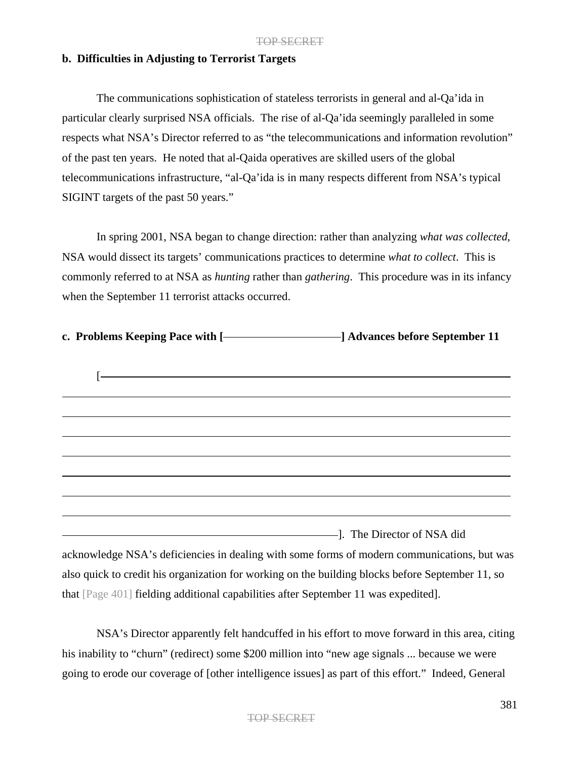### b. Difficulties in Adjusting to Terrorist Targets

The communications sophistication of stateless terrorists in general and al-Qa'ida in particular clearly surprised NSA officials. The rise of al-Qa'ida seemingly paralleled in some respects what NSA's Director referred to as "the telecommunications and information revolution" of the past ten years. He noted that al-Qaida operatives are skilled users of the global telecommunications infrastructure, "al-Qa'ida is in many respects different from NSA's typical SIGINT targets of the past 50 years."

In spring 2001, NSA began to change direction: rather than analyzing *what was collected*, NSA would dissect its targets' communications practices to determine *what to collect*. This is commonly referred to at NSA as *hunting* rather than *gathering*. This procedure was in its infancy when the September 11 terrorist attacks occurred.

### c. Problems Keeping Pace with [——————] Advances before September 11

[——————————————————————————————————————————————————————————————————————————————————————————————————————————————————————————————————]. The Director of NSA did acknowledge NSA's deficiencies in dealing with some forms of modern communications, but was also quick to credit his organization for working on the building blocks before September 11, so that [Page 401] fielding additional capabilities after September 11 was expedited].

NSA's Director apparently felt handcuffed in his effort to move forward in this area, citing his inability to "churn" (redirect) some $200 million into "new age signals ... because we were going to erode our coverage of [other intelligence issues] as part of this effort." Indeed, General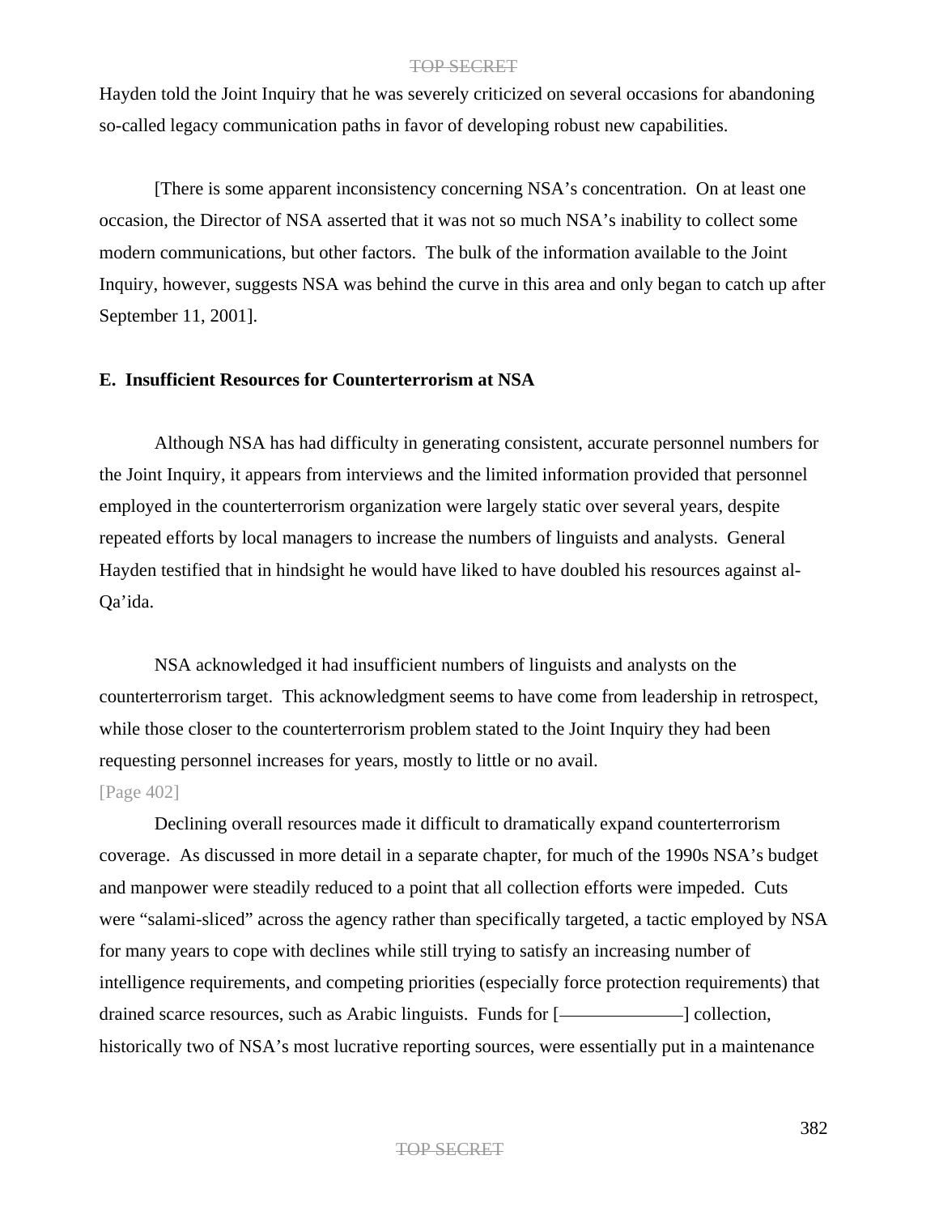Hayden told the Joint Inquiry that he was severely criticized on several occasions for abandoning so-called legacy communication paths in favor of developing robust new capabilities.

[There is some apparent inconsistency concerning NSA's concentration. On at least one occasion, the Director of NSA asserted that it was not so much NSA's inability to collect some modern communications, but other factors. The bulk of the information available to the Joint Inquiry, however, suggests NSA was behind the curve in this area and only began to catch up after September 11, 2001].

**E. Insufficient Resources for Counterterrorism at NSA**

Although NSA has had difficulty in generating consistent, accurate personnel numbers for the Joint Inquiry, it appears from interviews and the limited information provided that personnel employed in the counterterrorism organization were largely static over several years, despite repeated efforts by local managers to increase the numbers of linguists and analysts. General Hayden testified that in hindsight he would have liked to have doubled his resources against al-Qa'ida.

NSA acknowledged it had insufficient numbers of linguists and analysts on the counterterrorism target. This acknowledgment seems to have come from leadership in retrospect, while those closer to the counterterrorism problem stated to the Joint Inquiry they had been requesting personnel increases for years, mostly to little or no avail.

[Page 402]

Declining overall resources made it difficult to dramatically expand counterterrorism coverage. As discussed in more detail in a separate chapter, for much of the 1990s NSA's budget and manpower were steadily reduced to a point that all collection efforts were impeded. Cuts were "salami-sliced" across the agency rather than specifically targeted, a tactic employed by NSA for many years to cope with declines while still trying to satisfy an increasing number of intelligence requirements, and competing priorities (especially force protection requirements) that drained scarce resources, such as Arabic linguists. Funds for [————————] collection, historically two of NSA's most lucrative reporting sources, were essentially put in a maintenance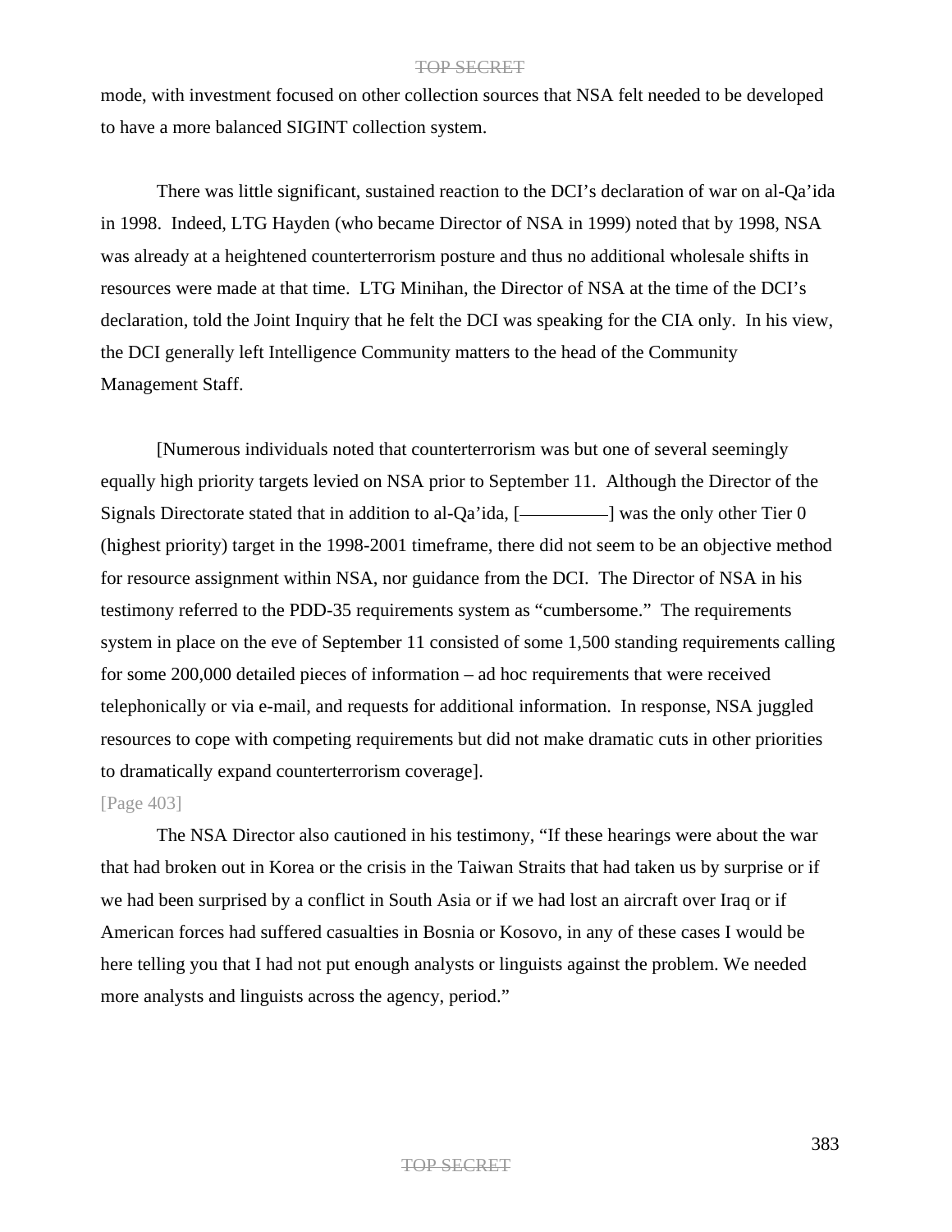mode, with investment focused on other collection sources that NSA felt needed to be developed to have a more balanced SIGINT collection system.

There was little significant, sustained reaction to the DCI's declaration of war on al-Qa'ida in 1998. Indeed, LTG Hayden (who became Director of NSA in 1999) noted that by 1998, NSA was already at a heightened counterterrorism posture and thus no additional wholesale shifts in resources were made at that time. LTG Minihan, the Director of NSA at the time of the DCI's declaration, told the Joint Inquiry that he felt the DCI was speaking for the CIA only. In his view, the DCI generally left Intelligence Community matters to the head of the Community Management Staff.

[Numerous individuals noted that counterterrorism was but one of several seemingly equally high priority targets levied on NSA prior to September 11. Although the Director of the Signals Directorate stated that in addition to al-Qa'ida, [—————] was the only other Tier 0 (highest priority) target in the 1998-2001 timeframe, there did not seem to be an objective method for resource assignment within NSA, nor guidance from the DCI. The Director of NSA in his testimony referred to the PDD-35 requirements system as "cumbersome." The requirements system in place on the eve of September 11 consisted of some 1,500 standing requirements calling for some 200,000 detailed pieces of information – ad hoc requirements that were received telephonically or via e-mail, and requests for additional information. In response, NSA juggled resources to cope with competing requirements but did not make dramatic cuts in other priorities to dramatically expand counterterrorism coverage].

[Page 403]

The NSA Director also cautioned in his testimony, "If these hearings were about the war that had broken out in Korea or the crisis in the Taiwan Straits that had taken us by surprise or if we had been surprised by a conflict in South Asia or if we had lost an aircraft over Iraq or if American forces had suffered casualties in Bosnia or Kosovo, in any of these cases I would be here telling you that I had not put enough analysts or linguists against the problem. We needed more analysts and linguists across the agency, period."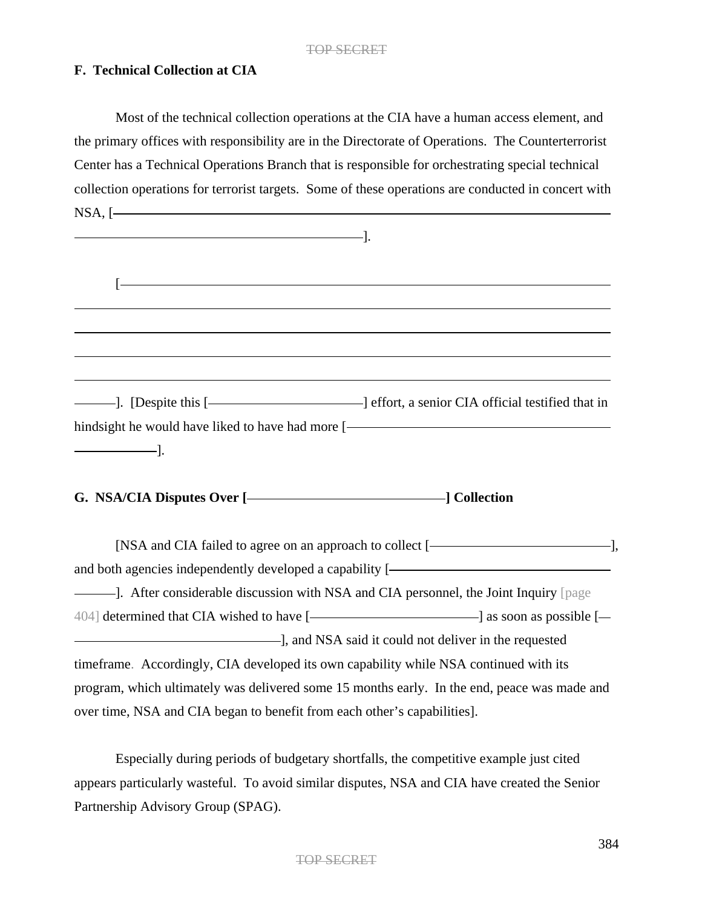### F. Technical Collection at CIA

Most of the technical collection operations at the CIA have a human access element, and the primary offices with responsibility are in the Directorate of Operations. The Counterterrorist Center has a Technical Operations Branch that is responsible for orchestrating special technical collection operations for terrorist targets. Some of these operations are conducted in concert with NSA, [\_\_\_\_\_\_\_\_\_\_\_\_\_\_\_\_\_\_\_\_\_\_\_\_\_\_\_\_\_\_\_\_\_\_\_\_\_\_\_\_\_\_\_\_\_\_\_\_\_\_\_\_\_\_\_\_\_\_\_\_\_\_\_\_\_\_\_\_\_\_].

[\_\_\_\_\_\_\_\_\_\_\_\_\_\_\_\_\_\_\_\_\_\_\_\_\_\_\_\_\_\_\_\_\_\_\_\_\_\_\_\_\_\_\_\_\_\_\_\_\_\_\_\_\_\_\_\_\_\_\_\_\_\_\_\_\_\_\_\_\_\_\_\_\_\_\_\_\_\_\_\_\_\_\_\_\_\_\_\_\_\_\_\_\_\_\_\_\_\_\_\_\_\_\_\_\_\_\_\_\_\_\_\_\_\_\_\_\_\_\_\_\_\_\_\_\_\_\_\_\_\_\_\_\_\_\_\_\_\_\_\_\_\_\_\_\_\_\_\_\_\_\_\_\_\_\_\_\_\_\_\_\_\_\_\_\_\_\_\_\_\_\_\_\_\_]. [Despite this [\_\_\_\_\_\_\_\_\_\_\_\_\_\_\_\_\_\_\_\_\_\_\_\_] effort, a senior CIA official testified that in hindsight he would have liked to have had more [\_\_\_\_\_\_\_\_\_\_\_\_\_\_\_\_\_\_\_\_\_\_\_\_\_\_\_\_\_\_\_\_\_\_\_\_\_\_\_\_\_\_\_\_\_\_\_\_\_\_\_\_\_].

### G. NSA/CIA Disputes Over [\_\_\_\_\_\_\_\_\_\_\_\_\_\_\_\_\_\_\_\_\_\_\_\_\_\_\_\_\_\_\_] Collection

[NSA and CIA failed to agree on an approach to collect [\_\_\_\_\_\_\_\_\_\_\_\_\_\_\_\_\_\_\_\_\_\_\_\_\_\_\_\_\_\_\_], and both agencies independently developed a capability [\_\_\_\_\_\_\_\_\_\_\_\_\_\_\_\_\_\_\_\_\_\_\_\_\_\_\_\_\_\_\_\_\_\_\_\_\_\_\_\_\_\_\_\_]. After considerable discussion with NSA and CIA personnel, the Joint Inquiry [page 404] determined that CIA wished to have [\_\_\_\_\_\_\_\_\_\_\_\_\_\_\_\_\_\_\_\_\_\_\_\_\_\_\_\_\_\_] as soon as possible [\_\_\_\_\_\_\_\_\_\_\_\_\_\_\_\_\_\_\_\_\_\_\_\_\_\_\_\_\_\_\_\_\_\_\_\_\_\_\_], and NSA said it could not deliver in the requested timeframe. Accordingly, CIA developed its own capability while NSA continued with its program, which ultimately was delivered some 15 months early. In the end, peace was made and over time, NSA and CIA began to benefit from each other's capabilities].

Especially during periods of budgetary shortfalls, the competitive example just cited appears particularly wasteful. To avoid similar disputes, NSA and CIA have created the Senior Partnership Advisory Group (SPAG).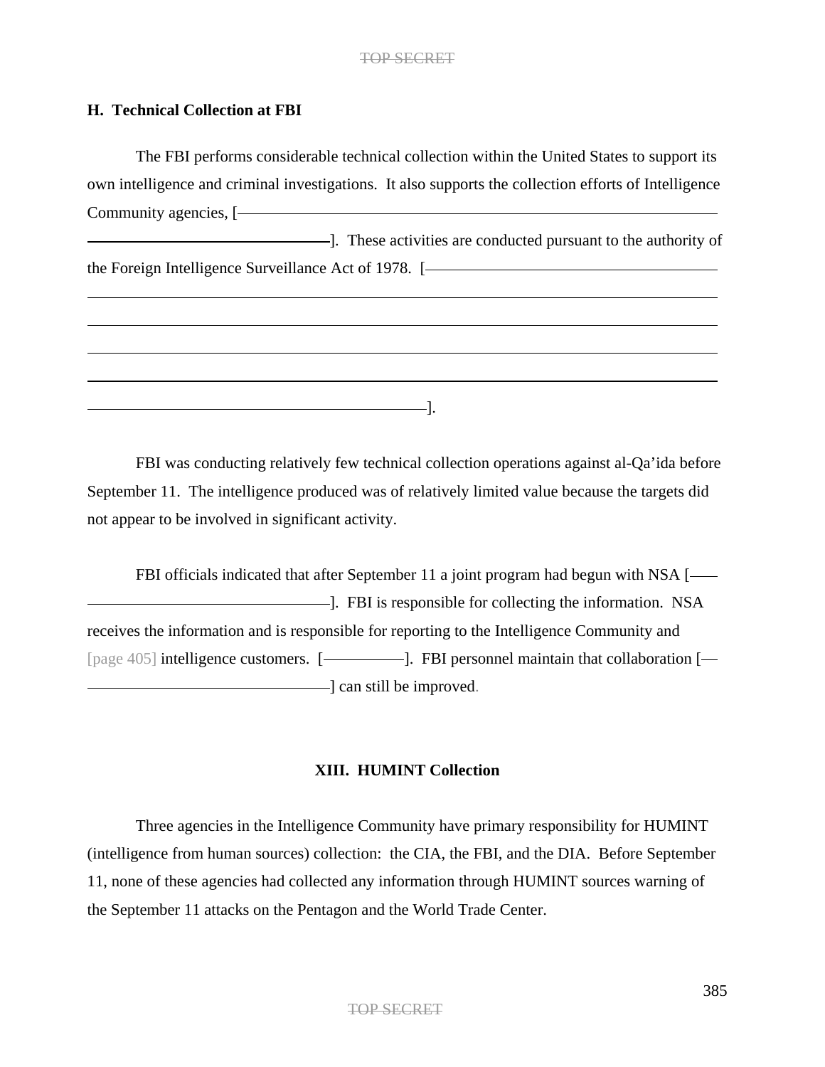## H. Technical Collection at FBI

The FBI performs considerable technical collection within the United States to support its own intelligence and criminal investigations. It also supports the collection efforts of Intelligence Community agencies, [——————————————————————————————————————]. These activities are conducted pursuant to the authority of the Foreign Intelligence Surveillance Act of 1978. [——————————————————————————————————————————————————————————————————————————————————————————].

FBI was conducting relatively few technical collection operations against al-Qa'ida before September 11. The intelligence produced was of relatively limited value because the targets did not appear to be involved in significant activity.

FBI officials indicated that after September 11 a joint program had begun with NSA [——————————————]. FBI is responsible for collecting the information. NSA receives the information and is responsible for reporting to the Intelligence Community and [page 405] intelligence customers. [——————]. FBI personnel maintain that collaboration [——————————————] can still be improved.

## XIII. HUMINT Collection

Three agencies in the Intelligence Community have primary responsibility for HUMINT (intelligence from human sources) collection: the CIA, the FBI, and the DIA. Before September 11, none of these agencies had collected any information through HUMINT sources warning of the September 11 attacks on the Pentagon and the World Trade Center.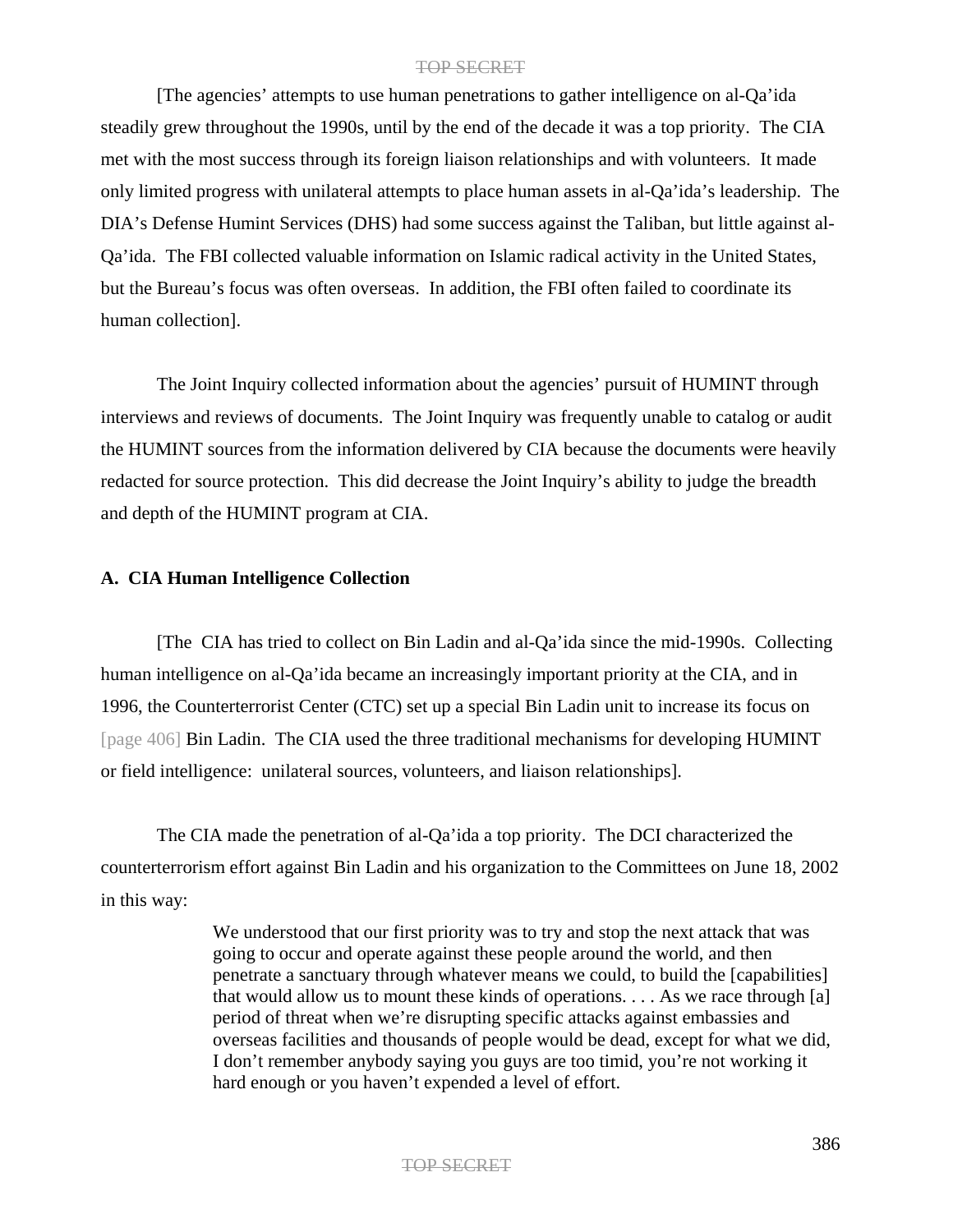[The agencies' attempts to use human penetrations to gather intelligence on al-Qa'ida steadily grew throughout the 1990s, until by the end of the decade it was a top priority. The CIA met with the most success through its foreign liaison relationships and with volunteers. It made only limited progress with unilateral attempts to place human assets in al-Qa'ida's leadership. The DIA's Defense Humint Services (DHS) had some success against the Taliban, but little against al-Qa'ida. The FBI collected valuable information on Islamic radical activity in the United States, but the Bureau's focus was often overseas. In addition, the FBI often failed to coordinate its human collection].

The Joint Inquiry collected information about the agencies' pursuit of HUMINT through interviews and reviews of documents. The Joint Inquiry was frequently unable to catalog or audit the HUMINT sources from the information delivered by CIA because the documents were heavily redacted for source protection. This did decrease the Joint Inquiry's ability to judge the breadth and depth of the HUMINT program at CIA.

**A. CIA Human Intelligence Collection**

[The CIA has tried to collect on Bin Ladin and al-Qa'ida since the mid-1990s. Collecting human intelligence on al-Qa'ida became an increasingly important priority at the CIA, and in 1996, the Counterterrorist Center (CTC) set up a special Bin Ladin unit to increase its focus on [page 406] Bin Ladin. The CIA used the three traditional mechanisms for developing HUMINT or field intelligence: unilateral sources, volunteers, and liaison relationships].

The CIA made the penetration of al-Qa'ida a top priority. The DCI characterized the counterterrorism effort against Bin Ladin and his organization to the Committees on June 18, 2002 in this way:

> We understood that our first priority was to try and stop the next attack that was going to occur and operate against these people around the world, and then penetrate a sanctuary through whatever means we could, to build the [capabilities] that would allow us to mount these kinds of operations. . . . As we race through [a] period of threat when we're disrupting specific attacks against embassies and overseas facilities and thousands of people would be dead, except for what we did, I don't remember anybody saying you guys are too timid, you're not working it hard enough or you haven't expended a level of effort.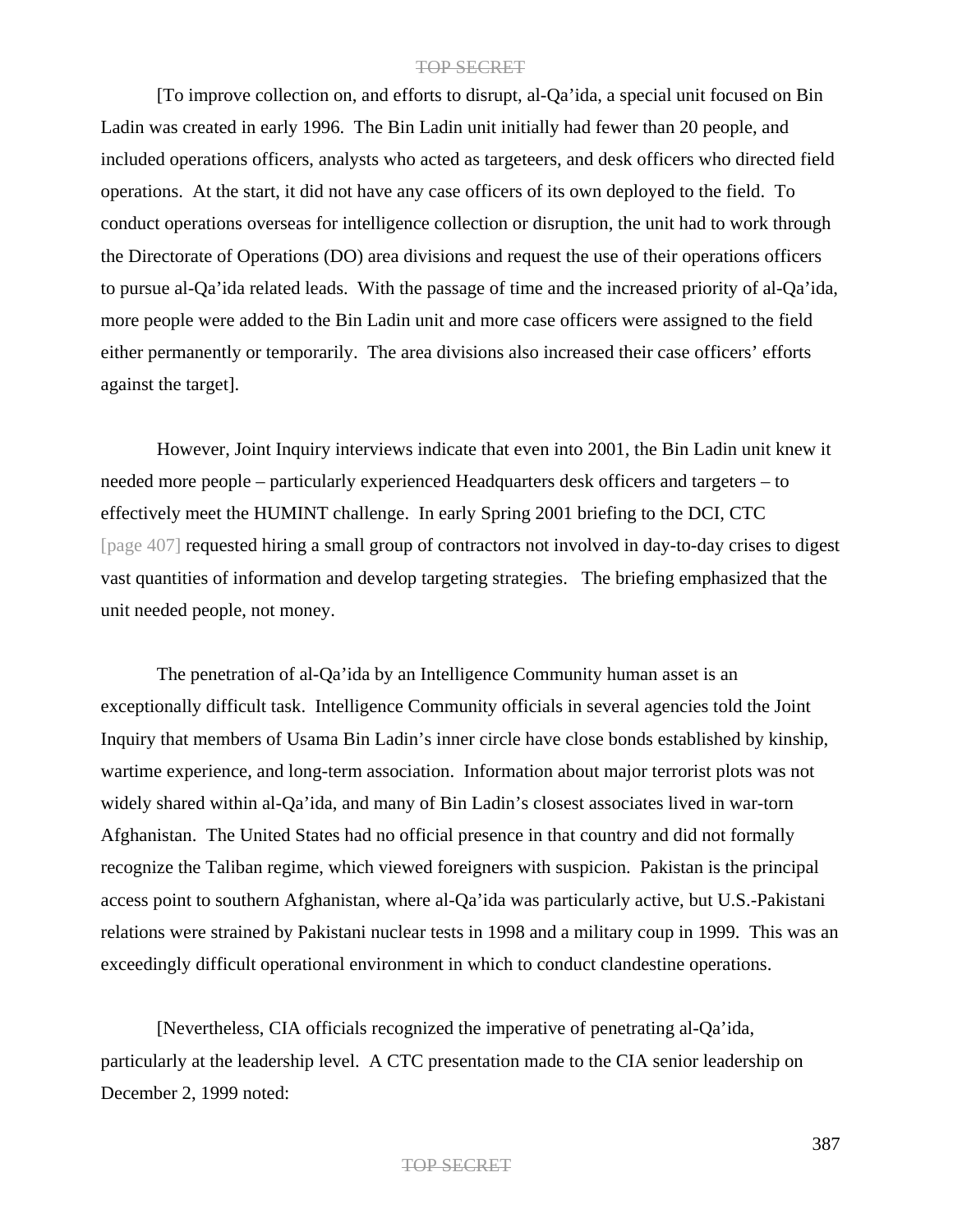[To improve collection on, and efforts to disrupt, al-Qa'ida, a special unit focused on Bin Ladin was created in early 1996. The Bin Ladin unit initially had fewer than 20 people, and included operations officers, analysts who acted as targeteers, and desk officers who directed field operations. At the start, it did not have any case officers of its own deployed to the field. To conduct operations overseas for intelligence collection or disruption, the unit had to work through the Directorate of Operations (DO) area divisions and request the use of their operations officers to pursue al-Qa'ida related leads. With the passage of time and the increased priority of al-Qa'ida, more people were added to the Bin Ladin unit and more case officers were assigned to the field either permanently or temporarily. The area divisions also increased their case officers' efforts against the target].

However, Joint Inquiry interviews indicate that even into 2001, the Bin Ladin unit knew it needed more people – particularly experienced Headquarters desk officers and targeters – to effectively meet the HUMINT challenge. In early Spring 2001 briefing to the DCI, CTC [page 407] requested hiring a small group of contractors not involved in day-to-day crises to digest vast quantities of information and develop targeting strategies. The briefing emphasized that the unit needed people, not money.

The penetration of al-Qa'ida by an Intelligence Community human asset is an exceptionally difficult task. Intelligence Community officials in several agencies told the Joint Inquiry that members of Usama Bin Ladin's inner circle have close bonds established by kinship, wartime experience, and long-term association. Information about major terrorist plots was not widely shared within al-Qa'ida, and many of Bin Ladin's closest associates lived in war-torn Afghanistan. The United States had no official presence in that country and did not formally recognize the Taliban regime, which viewed foreigners with suspicion. Pakistan is the principal access point to southern Afghanistan, where al-Qa'ida was particularly active, but U.S.-Pakistani relations were strained by Pakistani nuclear tests in 1998 and a military coup in 1999. This was an exceedingly difficult operational environment in which to conduct clandestine operations.

[Nevertheless, CIA officials recognized the imperative of penetrating al-Qa'ida, particularly at the leadership level. A CTC presentation made to the CIA senior leadership on December 2, 1999 noted: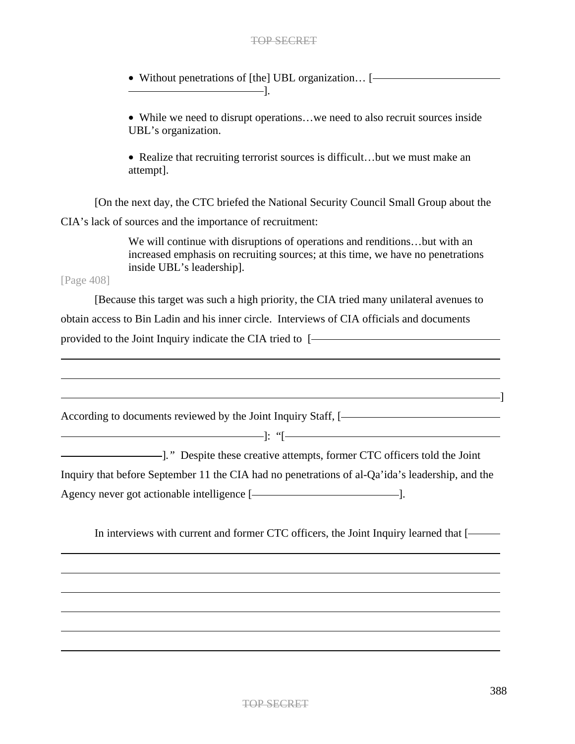- Without penetrations of [the] UBL organization… [———————————————————].

- While we need to disrupt operations…we need to also recruit sources inside UBL's organization.

- Realize that recruiting terrorist sources is difficult…but we must make an attempt].

[On the next day, the CTC briefed the National Security Council Small Group about the CIA's lack of sources and the importance of recruitment:

> We will continue with disruptions of operations and renditions…but with an increased emphasis on recruiting sources; at this time, we have no penetrations inside UBL's leadership].

[Page 408]

[Because this target was such a high priority, the CIA tried many unilateral avenues to obtain access to Bin Ladin and his inner circle. Interviews of CIA officials and documents provided to the Joint Inquiry indicate the CIA tried to [———————————————————————————————————————————————————————————]

According to documents reviewed by the Joint Inquiry Staff, [———————————————————]: "[———————————————————]." Despite these creative attempts, former CTC officers told the Joint Inquiry that before September 11 the CIA had no penetrations of al-Qa'ida's leadership, and the Agency never got actionable intelligence [———————————].

In interviews with current and former CTC officers, the Joint Inquiry learned that [———————————————————————————————————————————————————————————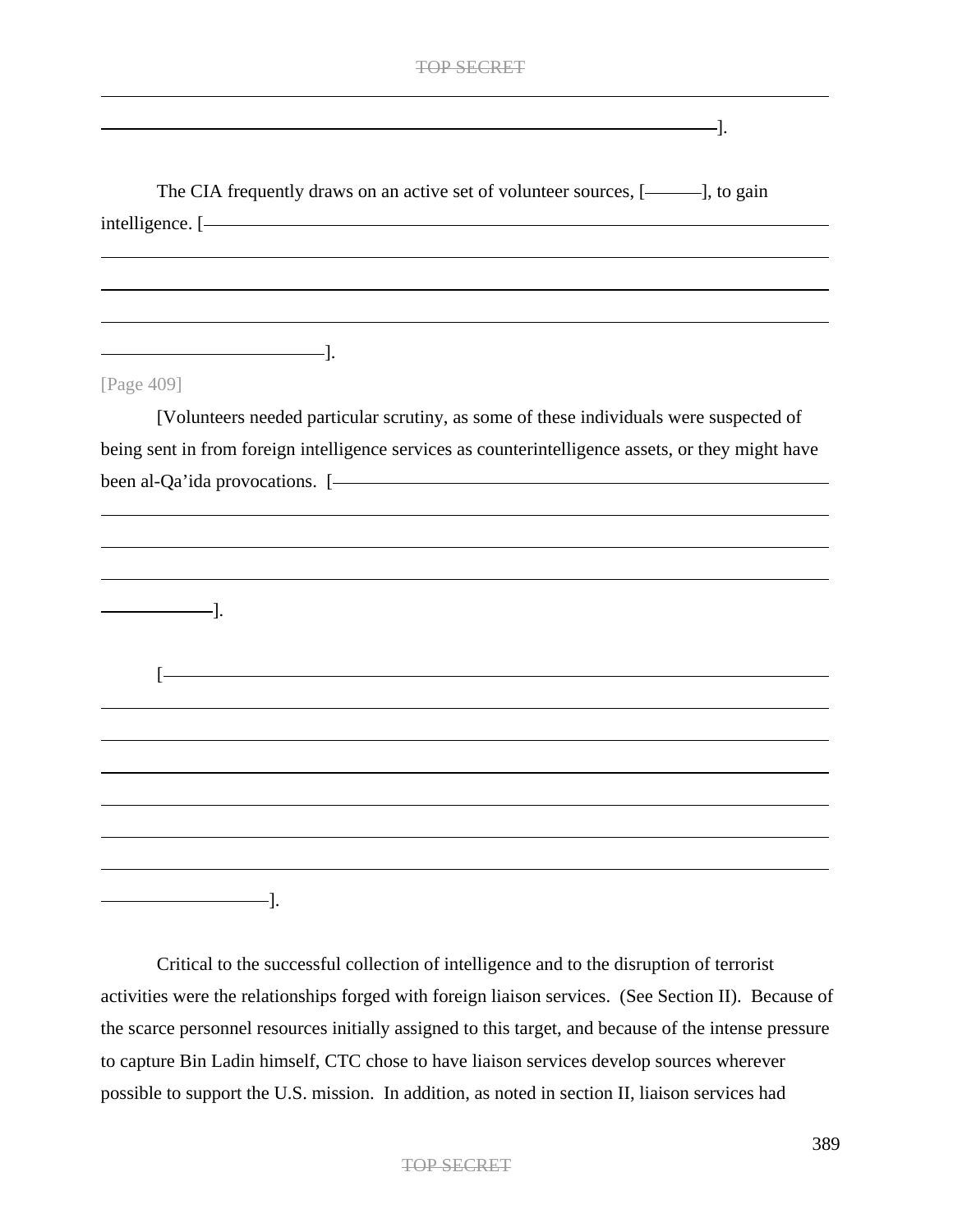[———————————————————————————————————————].

The CIA frequently draws on an active set of volunteer sources, [———], to gain intelligence. [———————————————————————————————————————].

[Page 409]

[Volunteers needed particular scrutiny, as some of these individuals were suspected of being sent in from foreign intelligence services as counterintelligence assets, or they might have been al-Qa'ida provocations. [———————————————————————————————————————].

[———————————————————————————————————————].

Critical to the successful collection of intelligence and to the disruption of terrorist activities were the relationships forged with foreign liaison services. (See Section II). Because of the scarce personnel resources initially assigned to this target, and because of the intense pressure to capture Bin Ladin himself, CTC chose to have liaison services develop sources wherever possible to support the U.S. mission. In addition, as noted in section II, liaison services had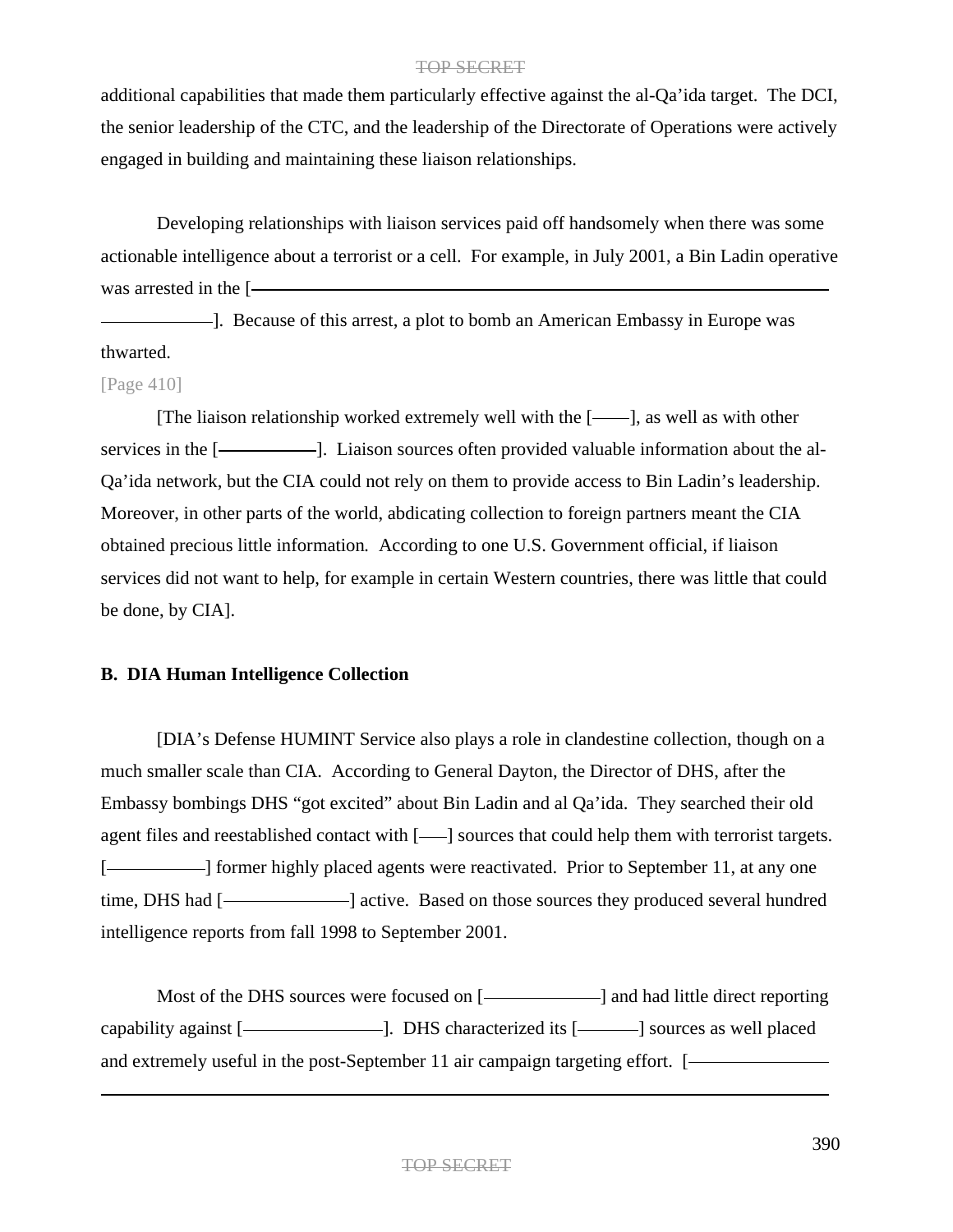additional capabilities that made them particularly effective against the al-Qa'ida target. The DCI, the senior leadership of the CTC, and the leadership of the Directorate of Operations were actively engaged in building and maintaining these liaison relationships.

Developing relationships with liaison services paid off handsomely when there was some actionable intelligence about a terrorist or a cell. For example, in July 2001, a Bin Ladin operative was arrested in the [———————————————————————————————]. Because of this arrest, a plot to bomb an American Embassy in Europe was thwarted.

[Page 410]

[The liaison relationship worked extremely well with the [——], as well as with other services in the [—————]. Liaison sources often provided valuable information about the al-Qa'ida network, but the CIA could not rely on them to provide access to Bin Ladin's leadership. Moreover, in other parts of the world, abdicating collection to foreign partners meant the CIA obtained precious little information. According to one U.S. Government official, if liaison services did not want to help, for example in certain Western countries, there was little that could be done, by CIA].

**B. DIA Human Intelligence Collection**

[DIA's Defense HUMINT Service also plays a role in clandestine collection, though on a much smaller scale than CIA. According to General Dayton, the Director of DHS, after the Embassy bombings DHS "got excited" about Bin Ladin and al Qa'ida. They searched their old agent files and reestablished contact with [——] sources that could help them with terrorist targets. [—————] former highly placed agents were reactivated. Prior to September 11, at any one time, DHS had [——————] active. Based on those sources they produced several hundred intelligence reports from fall 1998 to September 2001.

Most of the DHS sources were focused on [——————] and had little direct reporting capability against [———————]. DHS characterized its [———] sources as well placed and extremely useful in the post-September 11 air campaign targeting effort. [———————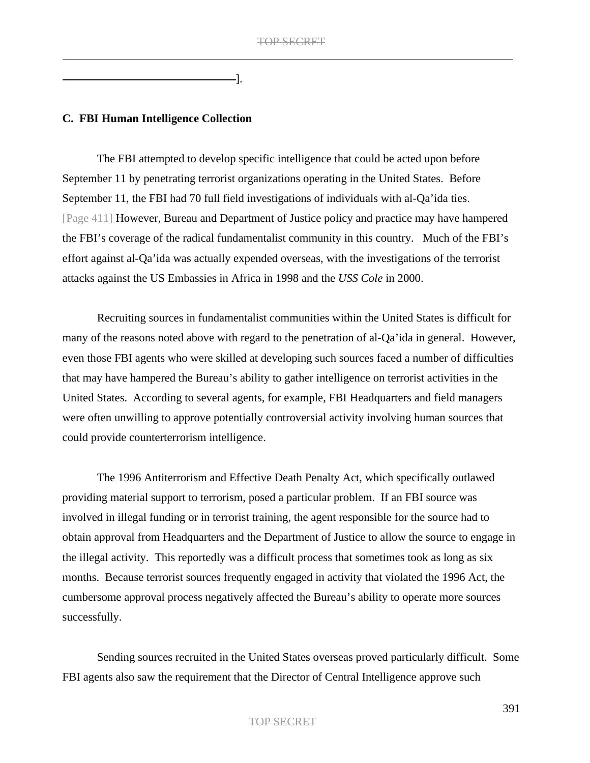].

**C. FBI Human Intelligence Collection**

The FBI attempted to develop specific intelligence that could be acted upon before September 11 by penetrating terrorist organizations operating in the United States. Before September 11, the FBI had 70 full field investigations of individuals with al-Qa'ida ties. [Page 411] However, Bureau and Department of Justice policy and practice may have hampered the FBI's coverage of the radical fundamentalist community in this country. Much of the FBI's effort against al-Qa'ida was actually expended overseas, with the investigations of the terrorist attacks against the US Embassies in Africa in 1998 and the *USS Cole* in 2000.

Recruiting sources in fundamentalist communities within the United States is difficult for many of the reasons noted above with regard to the penetration of al-Qa'ida in general. However, even those FBI agents who were skilled at developing such sources faced a number of difficulties that may have hampered the Bureau's ability to gather intelligence on terrorist activities in the United States. According to several agents, for example, FBI Headquarters and field managers were often unwilling to approve potentially controversial activity involving human sources that could provide counterterrorism intelligence.

The 1996 Antiterrorism and Effective Death Penalty Act, which specifically outlawed providing material support to terrorism, posed a particular problem. If an FBI source was involved in illegal funding or in terrorist training, the agent responsible for the source had to obtain approval from Headquarters and the Department of Justice to allow the source to engage in the illegal activity. This reportedly was a difficult process that sometimes took as long as six months. Because terrorist sources frequently engaged in activity that violated the 1996 Act, the cumbersome approval process negatively affected the Bureau's ability to operate more sources successfully.

Sending sources recruited in the United States overseas proved particularly difficult. Some FBI agents also saw the requirement that the Director of Central Intelligence approve such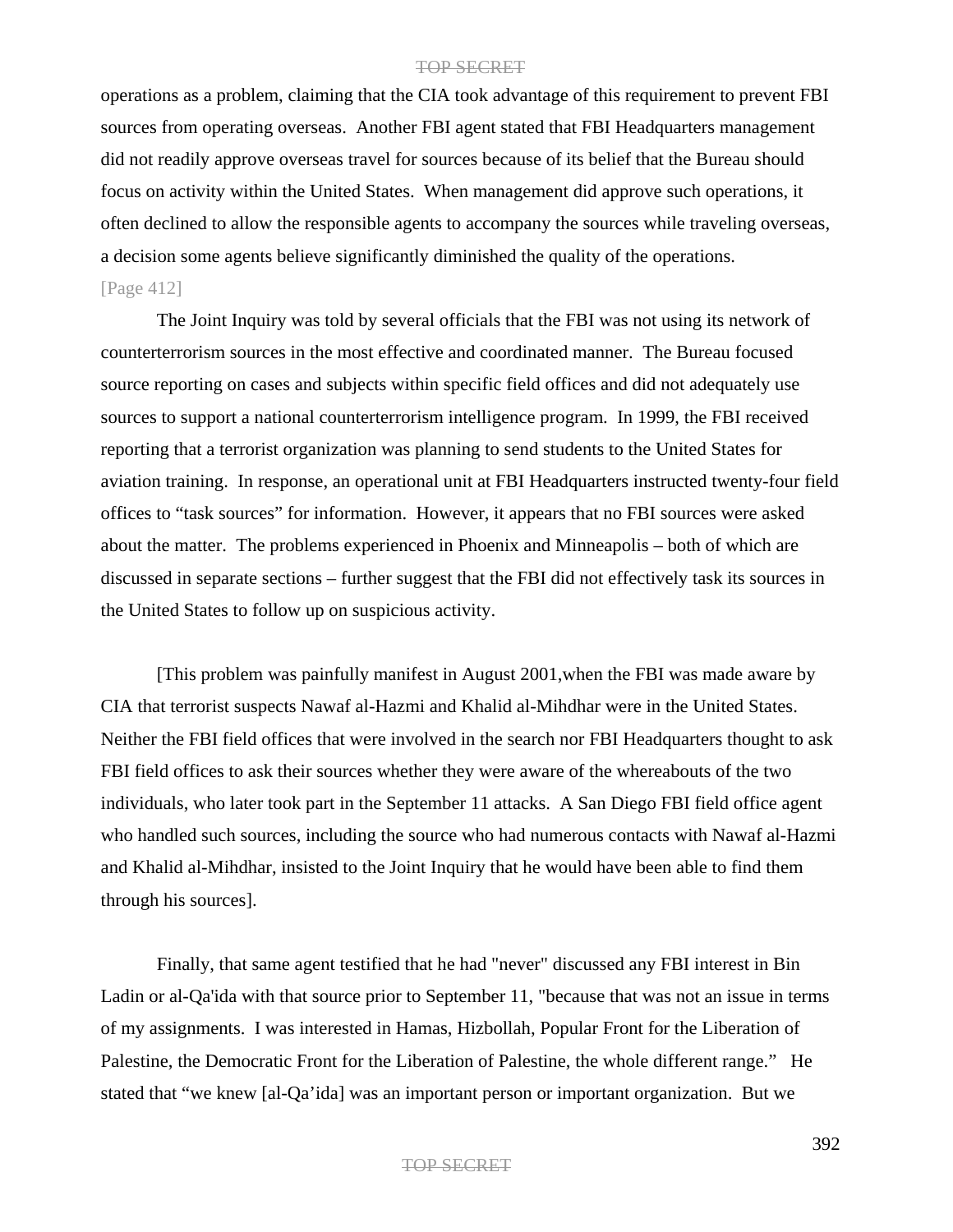operations as a problem, claiming that the CIA took advantage of this requirement to prevent FBI sources from operating overseas. Another FBI agent stated that FBI Headquarters management did not readily approve overseas travel for sources because of its belief that the Bureau should focus on activity within the United States. When management did approve such operations, it often declined to allow the responsible agents to accompany the sources while traveling overseas, a decision some agents believe significantly diminished the quality of the operations.

[Page 412]

The Joint Inquiry was told by several officials that the FBI was not using its network of counterterrorism sources in the most effective and coordinated manner. The Bureau focused source reporting on cases and subjects within specific field offices and did not adequately use sources to support a national counterterrorism intelligence program. In 1999, the FBI received reporting that a terrorist organization was planning to send students to the United States for aviation training. In response, an operational unit at FBI Headquarters instructed twenty-four field offices to "task sources" for information. However, it appears that no FBI sources were asked about the matter. The problems experienced in Phoenix and Minneapolis – both of which are discussed in separate sections – further suggest that the FBI did not effectively task its sources in the United States to follow up on suspicious activity.

[This problem was painfully manifest in August 2001,when the FBI was made aware by CIA that terrorist suspects Nawaf al-Hazmi and Khalid al-Mihdhar were in the United States. Neither the FBI field offices that were involved in the search nor FBI Headquarters thought to ask FBI field offices to ask their sources whether they were aware of the whereabouts of the two individuals, who later took part in the September 11 attacks. A San Diego FBI field office agent who handled such sources, including the source who had numerous contacts with Nawaf al-Hazmi and Khalid al-Mihdhar, insisted to the Joint Inquiry that he would have been able to find them through his sources].

Finally, that same agent testified that he had "never" discussed any FBI interest in Bin Ladin or al-Qa'ida with that source prior to September 11, "because that was not an issue in terms of my assignments. I was interested in Hamas, Hizbollah, Popular Front for the Liberation of Palestine, the Democratic Front for the Liberation of Palestine, the whole different range." He stated that "we knew [al-Qa'ida] was an important person or important organization. But we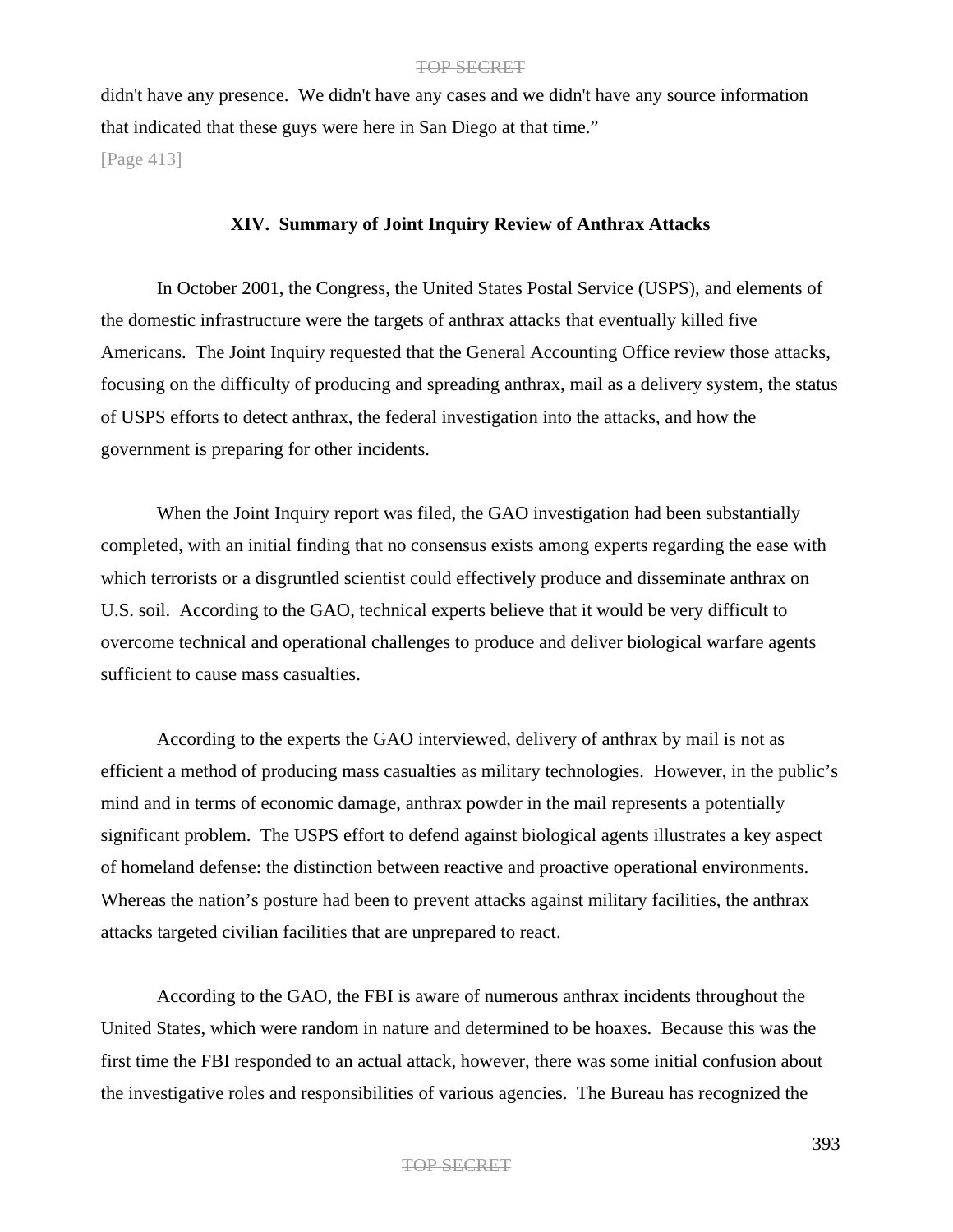didn't have any presence. We didn't have any cases and we didn't have any source information that indicated that these guys were here in San Diego at that time."

[Page 413]

### XIV. Summary of Joint Inquiry Review of Anthrax Attacks

In October 2001, the Congress, the United States Postal Service (USPS), and elements of the domestic infrastructure were the targets of anthrax attacks that eventually killed five Americans. The Joint Inquiry requested that the General Accounting Office review those attacks, focusing on the difficulty of producing and spreading anthrax, mail as a delivery system, the status of USPS efforts to detect anthrax, the federal investigation into the attacks, and how the government is preparing for other incidents.

When the Joint Inquiry report was filed, the GAO investigation had been substantially completed, with an initial finding that no consensus exists among experts regarding the ease with which terrorists or a disgruntled scientist could effectively produce and disseminate anthrax on U.S. soil. According to the GAO, technical experts believe that it would be very difficult to overcome technical and operational challenges to produce and deliver biological warfare agents sufficient to cause mass casualties.

According to the experts the GAO interviewed, delivery of anthrax by mail is not as efficient a method of producing mass casualties as military technologies. However, in the public's mind and in terms of economic damage, anthrax powder in the mail represents a potentially significant problem. The USPS effort to defend against biological agents illustrates a key aspect of homeland defense: the distinction between reactive and proactive operational environments. Whereas the nation's posture had been to prevent attacks against military facilities, the anthrax attacks targeted civilian facilities that are unprepared to react.

According to the GAO, the FBI is aware of numerous anthrax incidents throughout the United States, which were random in nature and determined to be hoaxes. Because this was the first time the FBI responded to an actual attack, however, there was some initial confusion about the investigative roles and responsibilities of various agencies. The Bureau has recognized the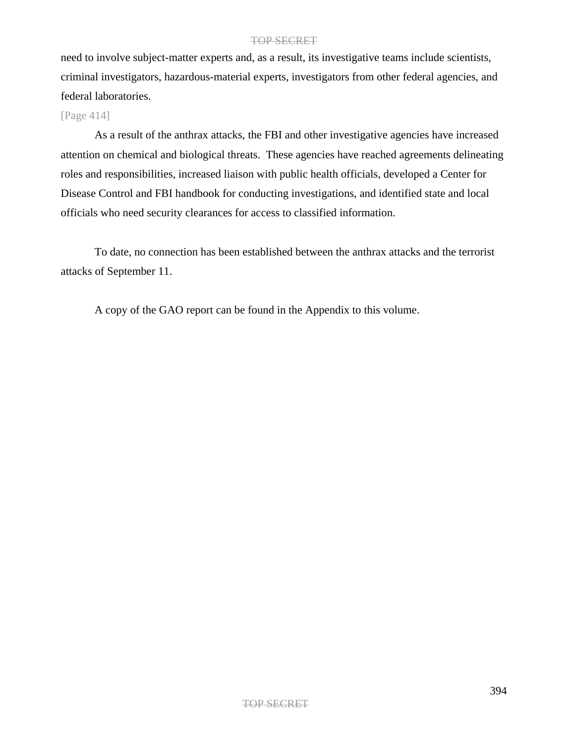need to involve subject-matter experts and, as a result, its investigative teams include scientists, criminal investigators, hazardous-material experts, investigators from other federal agencies, and federal laboratories.

[Page 414]

As a result of the anthrax attacks, the FBI and other investigative agencies have increased attention on chemical and biological threats. These agencies have reached agreements delineating roles and responsibilities, increased liaison with public health officials, developed a Center for Disease Control and FBI handbook for conducting investigations, and identified state and local officials who need security clearances for access to classified information.

To date, no connection has been established between the anthrax attacks and the terrorist attacks of September 11.

A copy of the GAO report can be found in the Appendix to this volume.